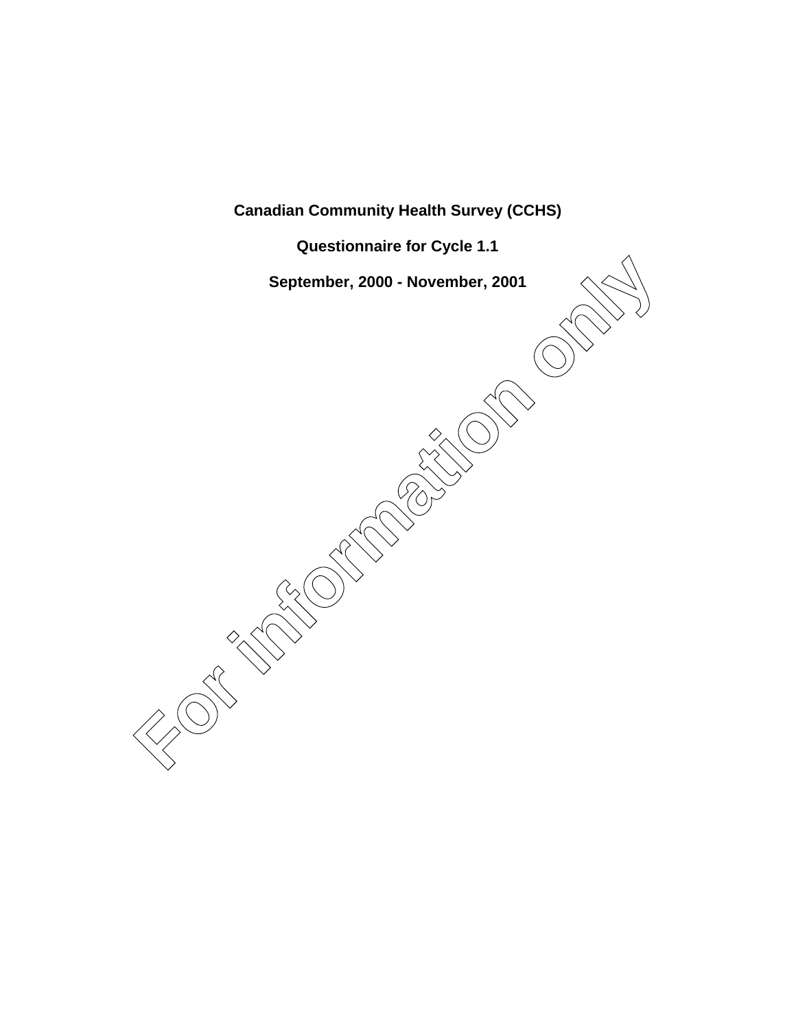# Canadian Community Health Survey (CCHS)

## Questionnaire for Cycle 1.1

## September, 2000 - November, 2001

For information only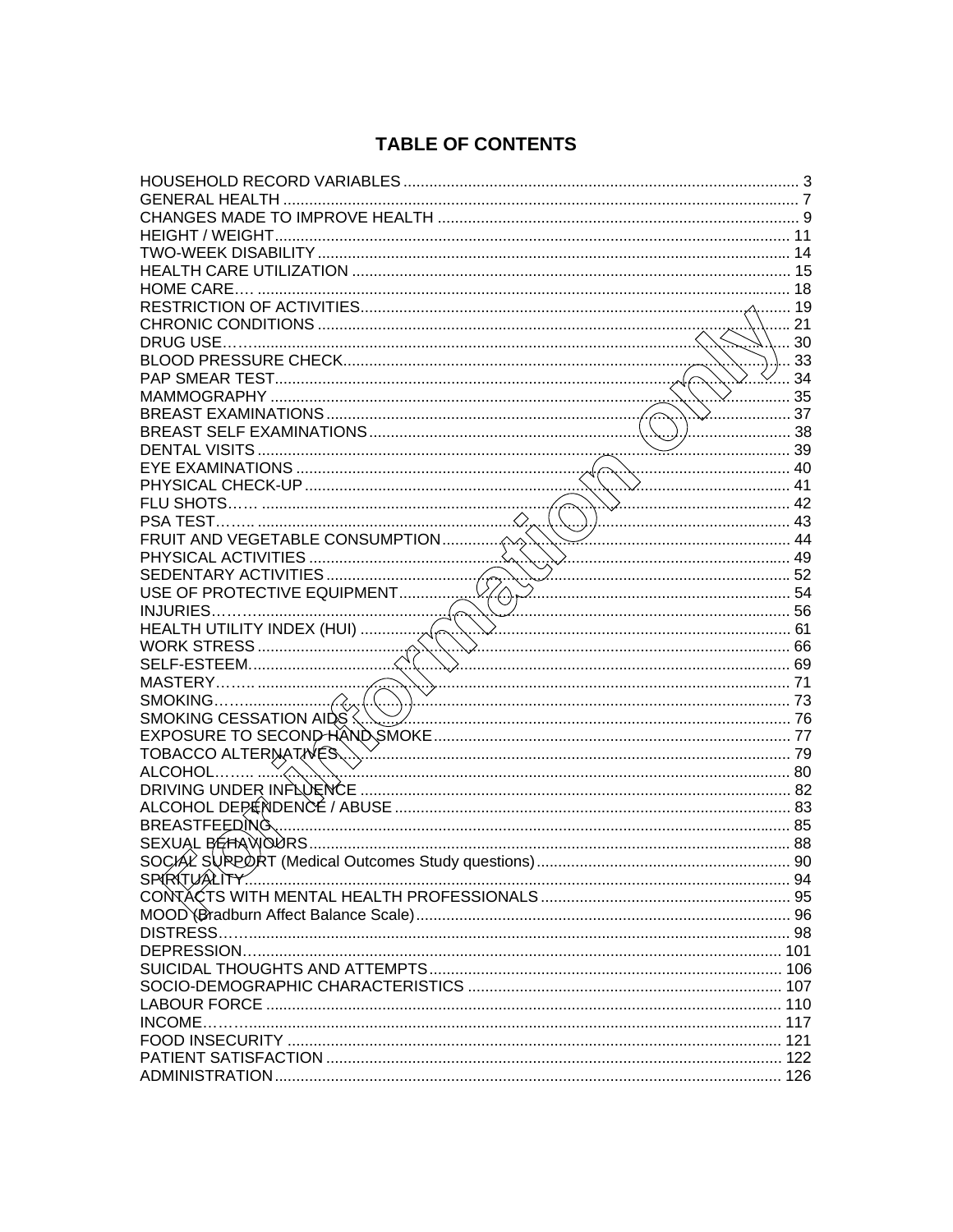# TABLE OF CONTENTS

| Section | Page |
|---|---|
| HOUSEHOLD RECORD VARIABLES | 3 |
| GENERAL HEALTH | 7 |
| CHANGES MADE TO IMPROVE HEALTH | 9 |
| HEIGHT / WEIGHT | 11 |
| TWO-WEEK DISABILITY | 14 |
| HEALTH CARE UTILIZATION | 15 |
| HOME CARE | 18 |
| RESTRICTION OF ACTIVITIES | 19 |
| CHRONIC CONDITIONS | 21 |
| DRUG USE | 30 |
| BLOOD PRESSURE CHECK | 33 |
| PAP SMEAR TEST | 34 |
| MAMMOGRAPHY | 35 |
| BREAST EXAMINATIONS | 37 |
| BREAST SELF EXAMINATIONS | 38 |
| DENTAL VISITS | 39 |
| EYE EXAMINATIONS | 40 |
| PHYSICAL CHECK-UP | 41 |
| FLU SHOTS | 42 |
| PSA TEST | 43 |
| FRUIT AND VEGETABLE CONSUMPTION | 44 |
| PHYSICAL ACTIVITIES | 49 |
| SEDENTARY ACTIVITIES | 52 |
| USE OF PROTECTIVE EQUIPMENT | 54 |
| INJURIES | 56 |
| HEALTH UTILITY INDEX (HUI) | 61 |
| WORK STRESS | 66 |
| SELF-ESTEEM | 69 |
| MASTERY | 71 |
| SMOKING | 73 |
| SMOKING CESSATION AIDS | 76 |
| EXPOSURE TO SECOND-HAND SMOKE | 77 |
| TOBACCO ALTERNATIVES | 79 |
| ALCOHOL | 80 |
| DRIVING UNDER INFLUENCE | 82 |
| ALCOHOL DEPENDENCE / ABUSE | 83 |
| BREASTFEEDING | 85 |
| SEXUAL BEHAVIOURS | 88 |
| SOCIAL SUPPORT (Medical Outcomes Study questions) | 90 |
| SPIRITUALITY | 94 |
| CONTACTS WITH MENTAL HEALTH PROFESSIONALS | 95 |
| MOOD (Bradburn Affect Balance Scale) | 96 |
| DISTRESS | 98 |
| DEPRESSION | 101 |
| SUICIDAL THOUGHTS AND ATTEMPTS | 106 |
| SOCIO-DEMOGRAPHIC CHARACTERISTICS | 107 |
| LABOUR FORCE | 110 |
| INCOME | 117 |
| FOOD INSECURITY | 121 |
| PATIENT SATISFACTION | 122 |
| ADMINISTRATION | 126 |

For information only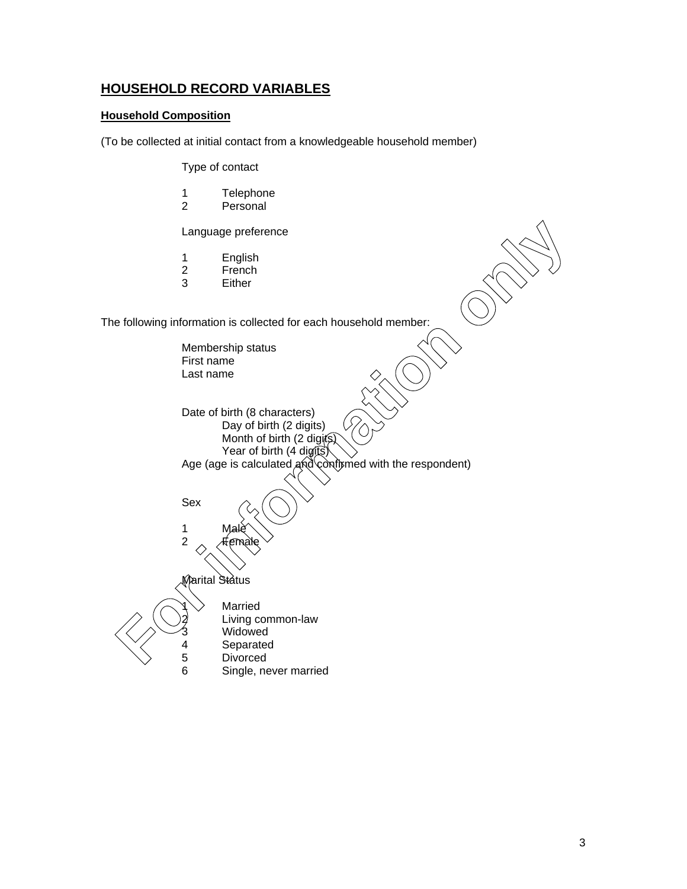# HOUSEHOLD RECORD VARIABLES

## Household Composition

(To be collected at initial contact from a knowledgeable household member)

Type of contact

1 Telephone
2 Personal

Language preference

1 English
2 French
3 Either

The following information is collected for each household member:

Membership status
First name
Last name

Date of birth (8 characters)
  Day of birth (2 digits)
  Month of birth (2 digits)
  Year of birth (4 digits)
Age (age is calculated and confirmed with the respondent)

Sex

1 Male
2 Female

Marital Status

1 Married
2 Living common-law
3 Widowed
4 Separated
5 Divorced
6 Single, never married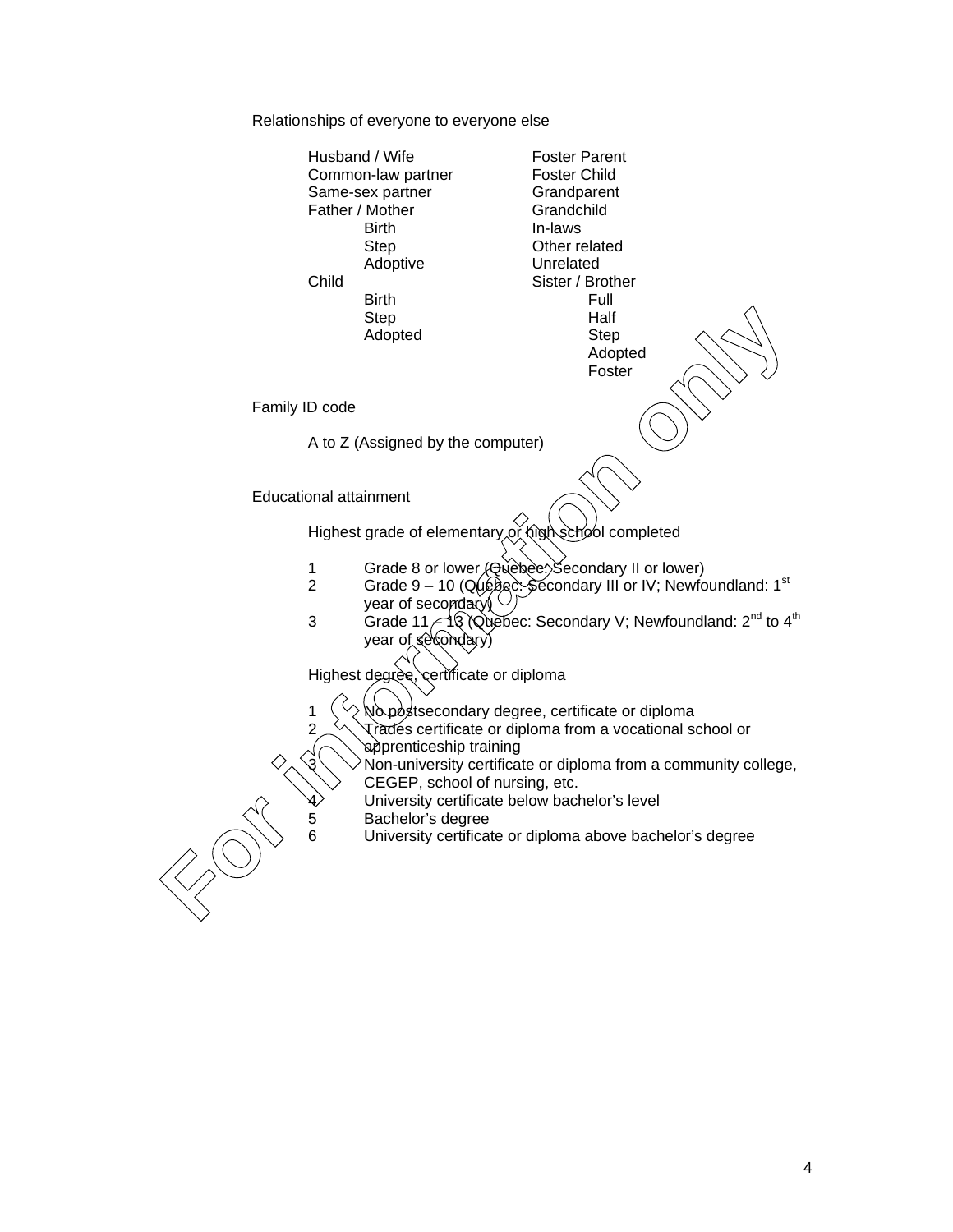Relationships of everyone to everyone else

- Husband / Wife
- Common-law partner
- Same-sex partner
- Father / Mother
  - Birth
  - Step
  - Adoptive
- Child
  - Birth
  - Step
  - Adopted
- Foster Parent
- Foster Child
- Grandparent
- Grandchild
- In-laws
- Other related
- Unrelated
- Sister / Brother
  - Full
  - Half
  - Step
  - Adopted
  - Foster

Family ID code

A to Z (Assigned by the computer)

Educational attainment

Highest grade of elementary or high school completed

1 Grade 8 or lower (Quebec: Secondary II or lower)
2 Grade 9 – 10 (Quebec: Secondary III or IV; Newfoundland: 1st year of secondary)
3 Grade 11 – 13 (Quebec: Secondary V; Newfoundland: 2nd to 4th year of secondary)

Highest degree, certificate or diploma

1 No postsecondary degree, certificate or diploma
2 Trades certificate or diploma from a vocational school or apprenticeship training
3 Non-university certificate or diploma from a community college, CEGEP, school of nursing, etc.
4 University certificate below bachelor's level
5 Bachelor's degree
6 University certificate or diploma above bachelor's degree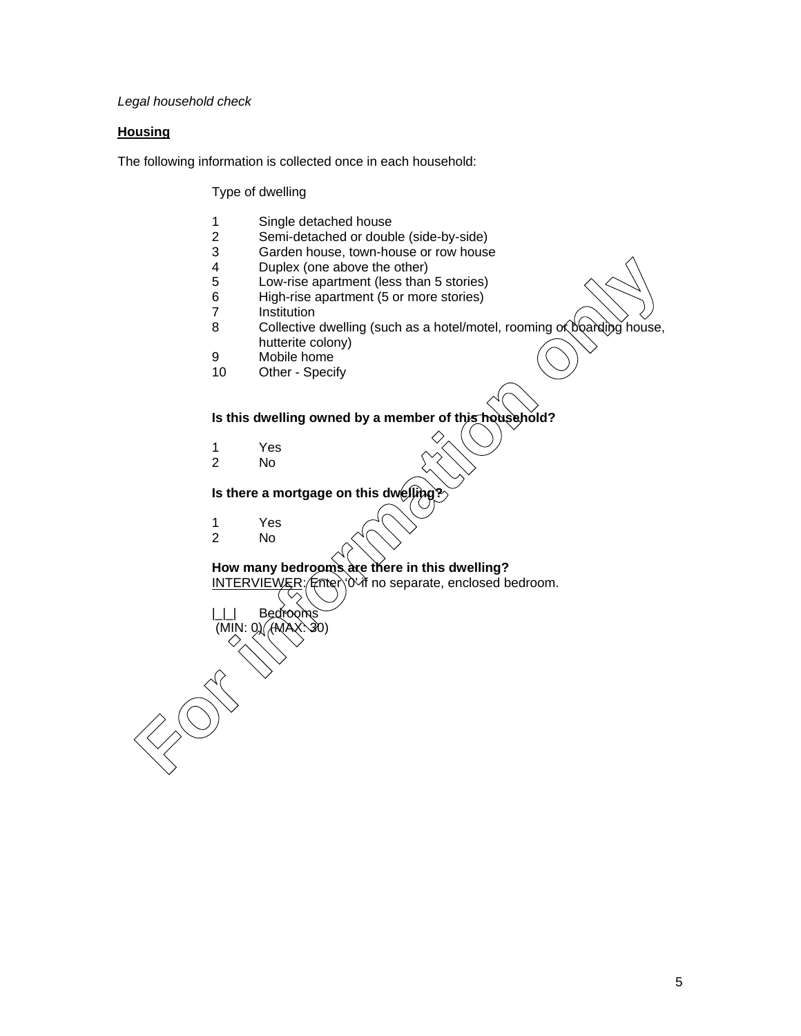*Legal household check*

**Housing**

The following information is collected once in each household:

Type of dwelling

1 Single detached house
2 Semi-detached or double (side-by-side)
3 Garden house, town-house or row house
4 Duplex (one above the other)
5 Low-rise apartment (less than 5 stories)
6 High-rise apartment (5 or more stories)
7 Institution
8 Collective dwelling (such as a hotel/motel, rooming or boarding house, hutterite colony)
9 Mobile home
10 Other - Specify

**Is this dwelling owned by a member of this household?**

1 Yes
2 No

**Is there a mortgage on this dwelling?**

1 Yes
2 No

**How many bedrooms are there in this dwelling?**
INTERVIEWER: Enter '0' if no separate, enclosed bedroom.

|_|_| Bedrooms
(MIN: 0) (MAX: 30)

For information only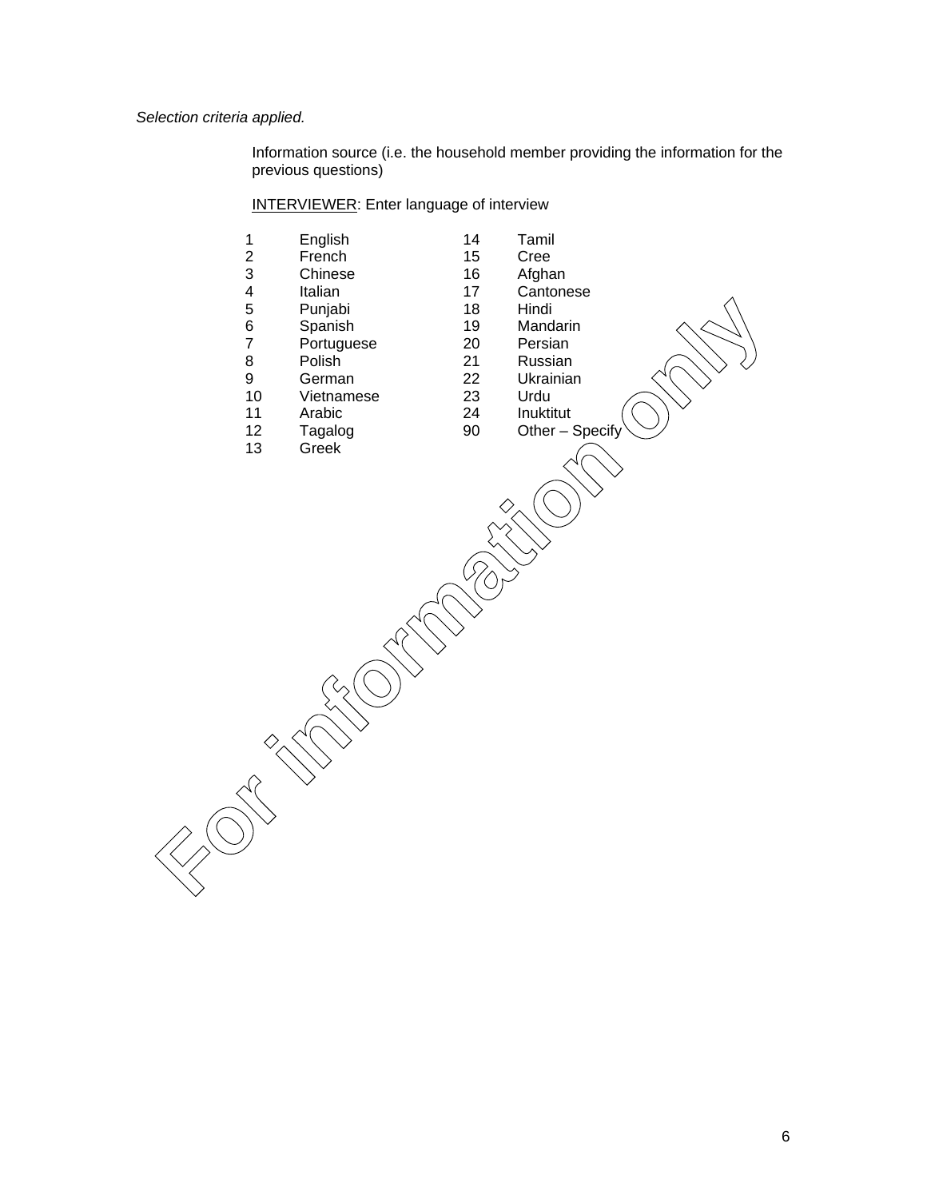*Selection criteria applied.*

Information source (i.e. the household member providing the information for the previous questions)

INTERVIEWER: Enter language of interview

| | | | |
|---|---|---|---|
| 1 | English | 14 | Tamil |
| 2 | French | 15 | Cree |
| 3 | Chinese | 16 | Afghan |
| 4 | Italian | 17 | Cantonese |
| 5 | Punjabi | 18 | Hindi |
| 6 | Spanish | 19 | Mandarin |
| 7 | Portuguese | 20 | Persian |
| 8 | Polish | 21 | Russian |
| 9 | German | 22 | Ukrainian |
| 10 | Vietnamese | 23 | Urdu |
| 11 | Arabic | 24 | Inuktitut |
| 12 | Tagalog | 90 | Other – Specify |
| 13 | Greek | | |

For information only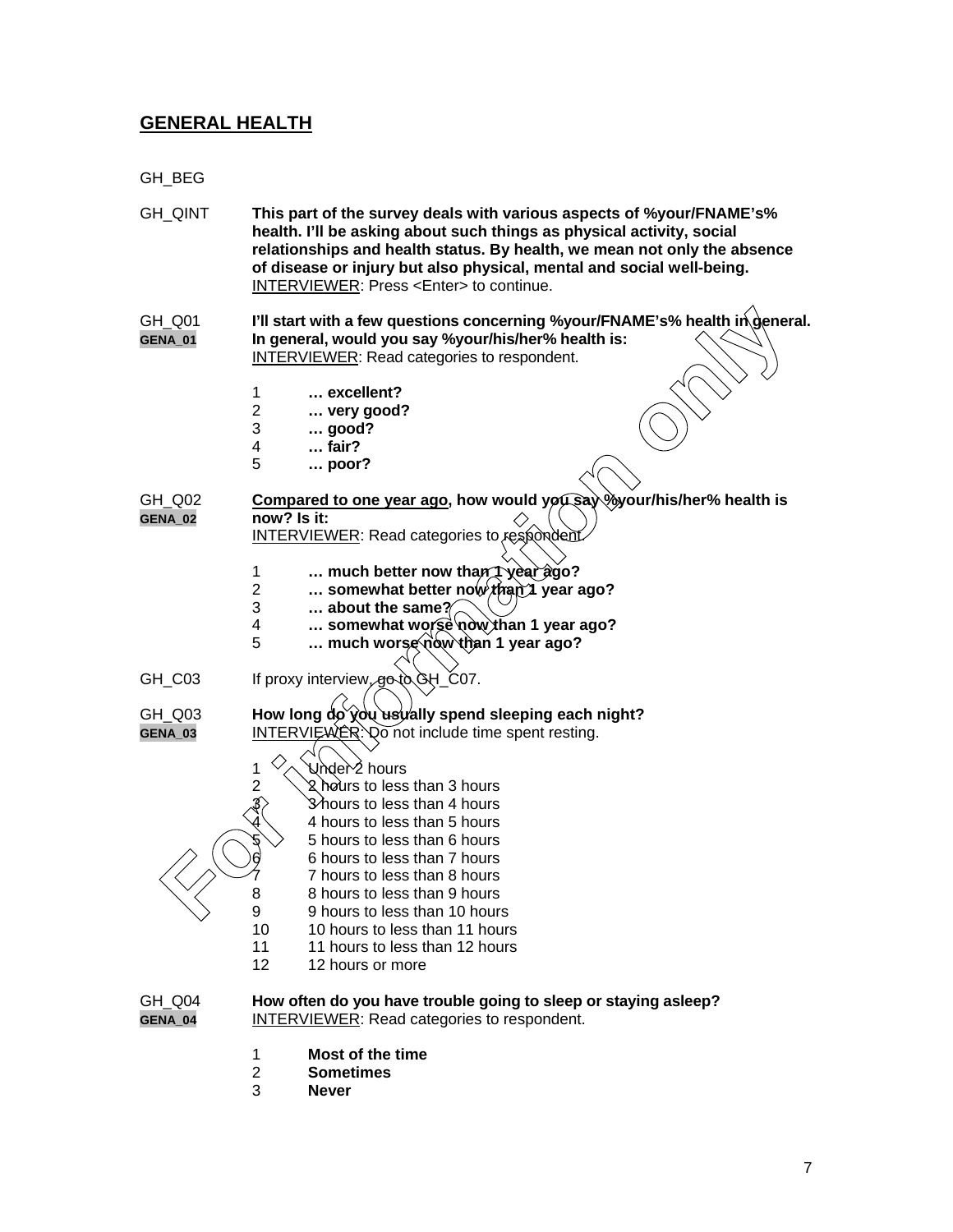## GENERAL HEALTH

GH_BEG

GH_QINT **This part of the survey deals with various aspects of %your/FNAME's% health. I'll be asking about such things as physical activity, social relationships and health status. By health, we mean not only the absence of disease or injury but also physical, mental and social well-being.**
INTERVIEWER: Press <Enter> to continue.

GH_Q01 **I'll start with a few questions concerning %your/FNAME's% health in general.**
GENA_01 **In general, would you say %your/his/her% health is:**
INTERVIEWER: Read categories to respondent.

1 **… excellent?**
2 **… very good?**
3 **… good?**
4 **… fair?**
5 **… poor?**

GH_Q02 **Compared to one year ago, how would you say %your/his/her% health is**
GENA_02 **now? Is it:**
INTERVIEWER: Read categories to respondent.

1 **… much better now than 1 year ago?**
2 **… somewhat better now than 1 year ago?**
3 **… about the same?**
4 **… somewhat worse now than 1 year ago?**
5 **… much worse now than 1 year ago?**

GH_C03 If proxy interview, go to GH_C07.

GH_Q03 **How long do you usually spend sleeping each night?**
GENA_03 INTERVIEWER: Do not include time spent resting.

1 Under 2 hours
2 2 hours to less than 3 hours
3 3 hours to less than 4 hours
4 4 hours to less than 5 hours
5 5 hours to less than 6 hours
6 6 hours to less than 7 hours
7 7 hours to less than 8 hours
8 8 hours to less than 9 hours
9 9 hours to less than 10 hours
10 10 hours to less than 11 hours
11 11 hours to less than 12 hours
12 12 hours or more

GH_Q04 **How often do you have trouble going to sleep or staying asleep?**
GENA_04 INTERVIEWER: Read categories to respondent.

1 **Most of the time**
2 **Sometimes**
3 **Never**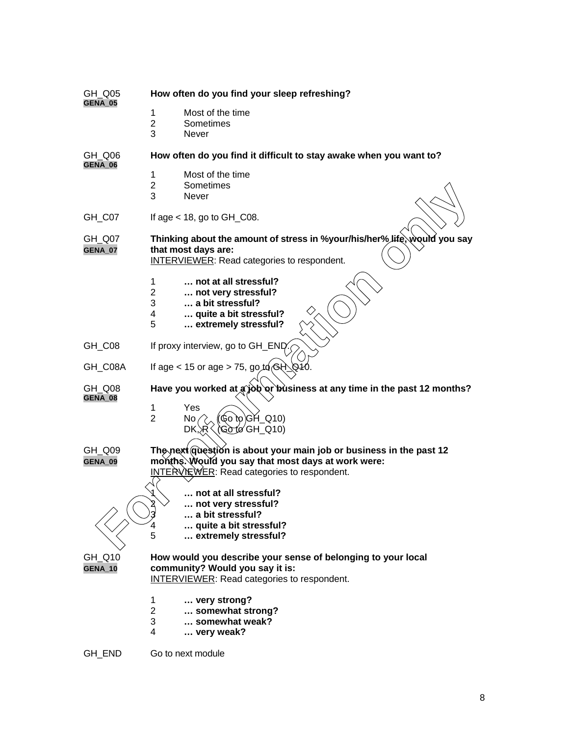GH_Q05
GENA_05

**How often do you find your sleep refreshing?**

1 Most of the time
2 Sometimes
3 Never

GH_Q06
GENA_06

**How often do you find it difficult to stay awake when you want to?**

1 Most of the time
2 Sometimes
3 Never

GH_C07 If age < 18, go to GH_C08.

GH_Q07
GENA_07

**Thinking about the amount of stress in %your/his/her% life, would you say that most days are:**
INTERVIEWER: Read categories to respondent.

1 **… not at all stressful?**
2 **… not very stressful?**
3 **… a bit stressful?**
4 **… quite a bit stressful?**
5 **… extremely stressful?**

GH_C08 If proxy interview, go to GH_END.

GH_C08A If age < 15 or age > 75, go to GH_Q10.

GH_Q08
GENA_08

**Have you worked at a job or business at any time in the past 12 months?**

1 Yes
2 No (Go to GH_Q10)
DK, R (Go to GH_Q10)

GH_Q09
GENA_09

**The next question is about your main job or business in the past 12 months. Would you say that most days at work were:**
INTERVIEWER: Read categories to respondent.

1 **… not at all stressful?**
2 **… not very stressful?**
3 **… a bit stressful?**
4 **… quite a bit stressful?**
5 **… extremely stressful?**

GH_Q10
GENA_10

**How would you describe your sense of belonging to your local community? Would you say it is:**
INTERVIEWER: Read categories to respondent.

1 **… very strong?**
2 **… somewhat strong?**
3 **… somewhat weak?**
4 **… very weak?**

GH_END Go to next module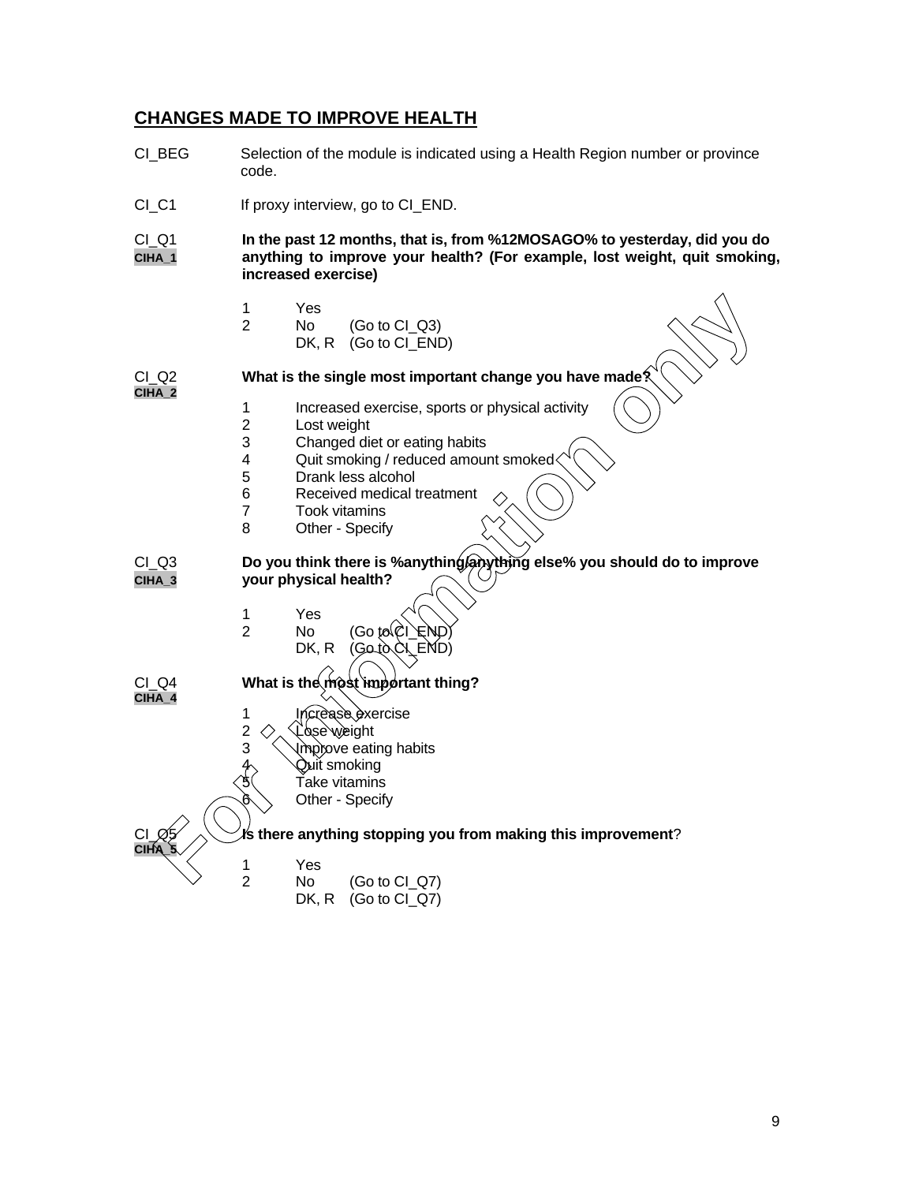## CHANGES MADE TO IMPROVE HEALTH

CI_BEG Selection of the module is indicated using a Health Region number or province code.

CI_C1 If proxy interview, go to CI_END.

CI_Q1
CIHA_1
**In the past 12 months, that is, from %12MOSAGO% to yesterday, did you do anything to improve your health? (For example, lost weight, quit smoking, increased exercise)**

1 Yes
2 No (Go to CI_Q3)
DK, R (Go to CI_END)

CI_Q2
CIHA_2
**What is the single most important change you have made?**

1 Increased exercise, sports or physical activity
2 Lost weight
3 Changed diet or eating habits
4 Quit smoking / reduced amount smoked
5 Drank less alcohol
6 Received medical treatment
7 Took vitamins
8 Other - Specify

CI_Q3
CIHA_3
**Do you think there is %anything/anything else% you should do to improve your physical health?**

1 Yes
2 No (Go to CI_END)
DK, R (Go to CI_END)

CI_Q4
CIHA_4
**What is the most important thing?**

1 Increase exercise
2 Lose weight
3 Improve eating habits
4 Quit smoking
5 Take vitamins
6 Other - Specify

CI_Q5
CIHA_5
**Is there anything stopping you from making this improvement**?

1 Yes
2 No (Go to CI_Q7)
DK, R (Go to CI_Q7)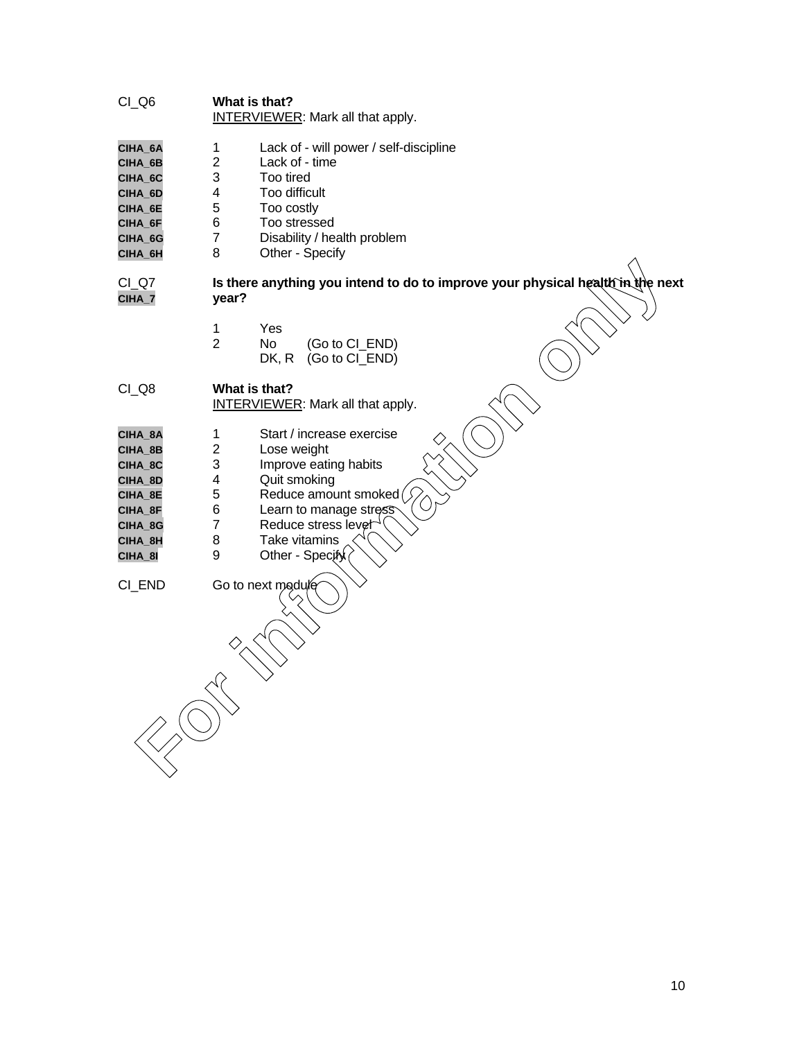CI_Q6 **What is that?**
<u>INTERVIEWER</u>: Mark all that apply.

| | | |
|---|---|---|
| CIHA_6A | 1 | Lack of - will power / self-discipline |
| CIHA_6B | 2 | Lack of - time |
| CIHA_6C | 3 | Too tired |
| CIHA_6D | 4 | Too difficult |
| CIHA_6E | 5 | Too costly |
| CIHA_6F | 6 | Too stressed |
| CIHA_6G | 7 | Disability / health problem |
| CIHA_6H | 8 | Other - Specify |

CI_Q7
CIHA_7 **Is there anything you intend to do to improve your physical health in the next year?**

1 Yes
2 No (Go to CI_END)
DK, R (Go to CI_END)

CI_Q8 **What is that?**
<u>INTERVIEWER</u>: Mark all that apply.

| | | |
|---|---|---|
| CIHA_8A | 1 | Start / increase exercise |
| CIHA_8B | 2 | Lose weight |
| CIHA_8C | 3 | Improve eating habits |
| CIHA_8D | 4 | Quit smoking |
| CIHA_8E | 5 | Reduce amount smoked |
| CIHA_8F | 6 | Learn to manage stress |
| CIHA_8G | 7 | Reduce stress level |
| CIHA_8H | 8 | Take vitamins |
| CIHA_8I | 9 | Other - Specify |

CI_END Go to next module

For information only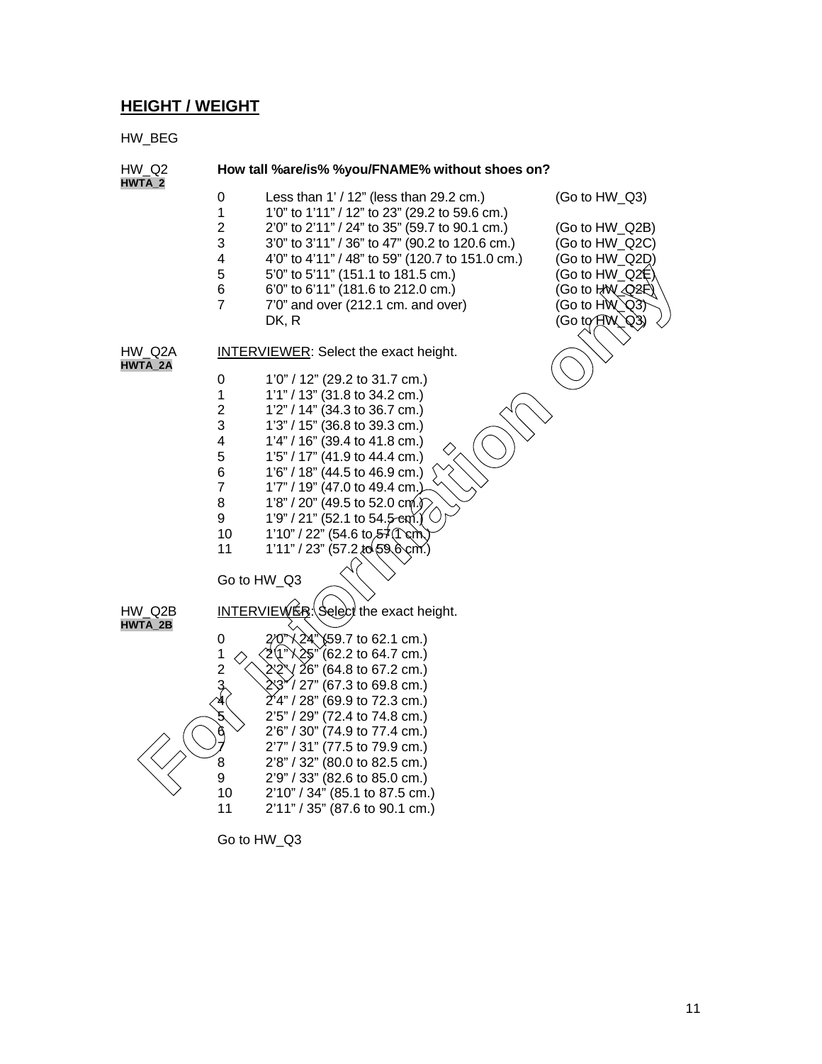## HEIGHT / WEIGHT

HW_BEG

HW_Q2
HWTA_2

**How tall %are/is% %you/FNAME% without shoes on?**

| | | |
|---|---|---|
| 0 | Less than 1' / 12" (less than 29.2 cm.) | (Go to HW_Q3) |
| 1 | 1'0" to 1'11" / 12" to 23" (29.2 to 59.6 cm.) | |
| 2 | 2'0" to 2'11" / 24" to 35" (59.7 to 90.1 cm.) | (Go to HW_Q2B) |
| 3 | 3'0" to 3'11" / 36" to 47" (90.2 to 120.6 cm.) | (Go to HW_Q2C) |
| 4 | 4'0" to 4'11" / 48" to 59" (120.7 to 151.0 cm.) | (Go to HW_Q2D) |
| 5 | 5'0" to 5'11" (151.1 to 181.5 cm.) | (Go to HW_Q2E) |
| 6 | 6'0" to 6'11" (181.6 to 212.0 cm.) | (Go to HW_Q2F) |
| 7 | 7'0" and over (212.1 cm. and over) | (Go to HW_Q3) |
| | DK, R | (Go to HW_Q3) |

HW_Q2A
HWTA_2A

INTERVIEWER: Select the exact height.

| | |
|---|---|
| 0 | 1'0" / 12" (29.2 to 31.7 cm.) |
| 1 | 1'1" / 13" (31.8 to 34.2 cm.) |
| 2 | 1'2" / 14" (34.3 to 36.7 cm.) |
| 3 | 1'3" / 15" (36.8 to 39.3 cm.) |
| 4 | 1'4" / 16" (39.4 to 41.8 cm.) |
| 5 | 1'5" / 17" (41.9 to 44.4 cm.) |
| 6 | 1'6" / 18" (44.5 to 46.9 cm.) |
| 7 | 1'7" / 19" (47.0 to 49.4 cm.) |
| 8 | 1'8" / 20" (49.5 to 52.0 cm.) |
| 9 | 1'9" / 21" (52.1 to 54.5 cm.) |
| 10 | 1'10" / 22" (54.6 to 57.1 cm.) |
| 11 | 1'11" / 23" (57.2 to 59.6 cm.) |

Go to HW_Q3

HW_Q2B
HWTA_2B

INTERVIEWER: Select the exact height.

| | |
|---|---|
| 0 | 2'0" / 24" (59.7 to 62.1 cm.) |
| 1 | 2'1" / 25" (62.2 to 64.7 cm.) |
| 2 | 2'2" / 26" (64.8 to 67.2 cm.) |
| 3 | 2'3" / 27" (67.3 to 69.8 cm.) |
| 4 | 2'4" / 28" (69.9 to 72.3 cm.) |
| 5 | 2'5" / 29" (72.4 to 74.8 cm.) |
| 6 | 2'6" / 30" (74.9 to 77.4 cm.) |
| 7 | 2'7" / 31" (77.5 to 79.9 cm.) |
| 8 | 2'8" / 32" (80.0 to 82.5 cm.) |
| 9 | 2'9" / 33" (82.6 to 85.0 cm.) |
| 10 | 2'10" / 34" (85.1 to 87.5 cm.) |
| 11 | 2'11" / 35" (87.6 to 90.1 cm.) |

Go to HW_Q3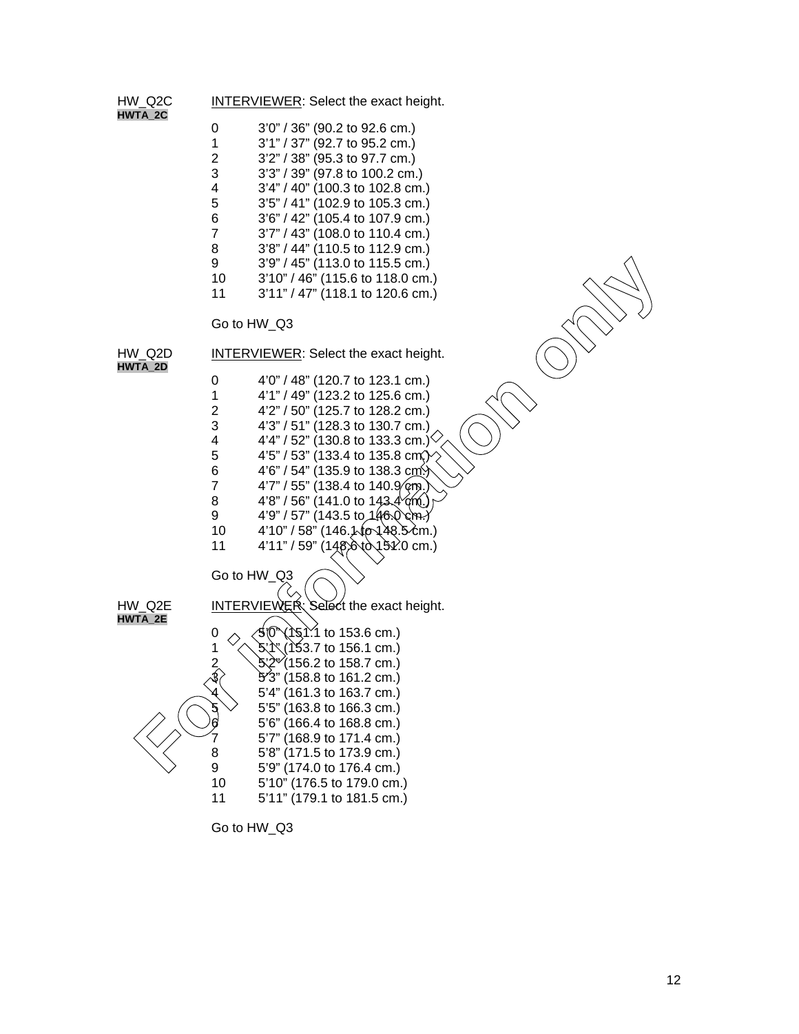HW_Q2C
**HWTA_2C**

INTERVIEWER: Select the exact height.

0 3’0” / 36” (90.2 to 92.6 cm.)
1 3’1” / 37” (92.7 to 95.2 cm.)
2 3’2” / 38” (95.3 to 97.7 cm.)
3 3’3” / 39” (97.8 to 100.2 cm.)
4 3’4” / 40” (100.3 to 102.8 cm.)
5 3’5” / 41” (102.9 to 105.3 cm.)
6 3’6” / 42” (105.4 to 107.9 cm.)
7 3’7” / 43” (108.0 to 110.4 cm.)
8 3’8” / 44” (110.5 to 112.9 cm.)
9 3’9” / 45” (113.0 to 115.5 cm.)
10 3’10” / 46” (115.6 to 118.0 cm.)
11 3’11” / 47” (118.1 to 120.6 cm.)

Go to HW_Q3

HW_Q2D
**HWTA_2D**

INTERVIEWER: Select the exact height.

0 4’0” / 48” (120.7 to 123.1 cm.)
1 4’1” / 49” (123.2 to 125.6 cm.)
2 4’2” / 50” (125.7 to 128.2 cm.)
3 4’3” / 51” (128.3 to 130.7 cm.)
4 4’4” / 52” (130.8 to 133.3 cm.)
5 4’5” / 53” (133.4 to 135.8 cm.)
6 4’6” / 54” (135.9 to 138.3 cm.)
7 4’7” / 55” (138.4 to 140.9 cm.)
8 4’8” / 56” (141.0 to 143.4 cm.)
9 4’9” / 57” (143.5 to 146.0 cm.)
10 4’10” / 58” (146.1 to 148.5 cm.)
11 4’11” / 59” (148.6 to 151.0 cm.)

Go to HW_Q3

HW_Q2E
**HWTA_2E**

INTERVIEWER: Select the exact height.

0 5’0” (151.1 to 153.6 cm.)
1 5’1” (153.7 to 156.1 cm.)
2 5’2” (156.2 to 158.7 cm.)
3 5’3” (158.8 to 161.2 cm.)
4 5’4” (161.3 to 163.7 cm.)
5 5’5” (163.8 to 166.3 cm.)
6 5’6” (166.4 to 168.8 cm.)
7 5’7” (168.9 to 171.4 cm.)
8 5’8” (171.5 to 173.9 cm.)
9 5’9” (174.0 to 176.4 cm.)
10 5’10” (176.5 to 179.0 cm.)
11 5’11” (179.1 to 181.5 cm.)

Go to HW_Q3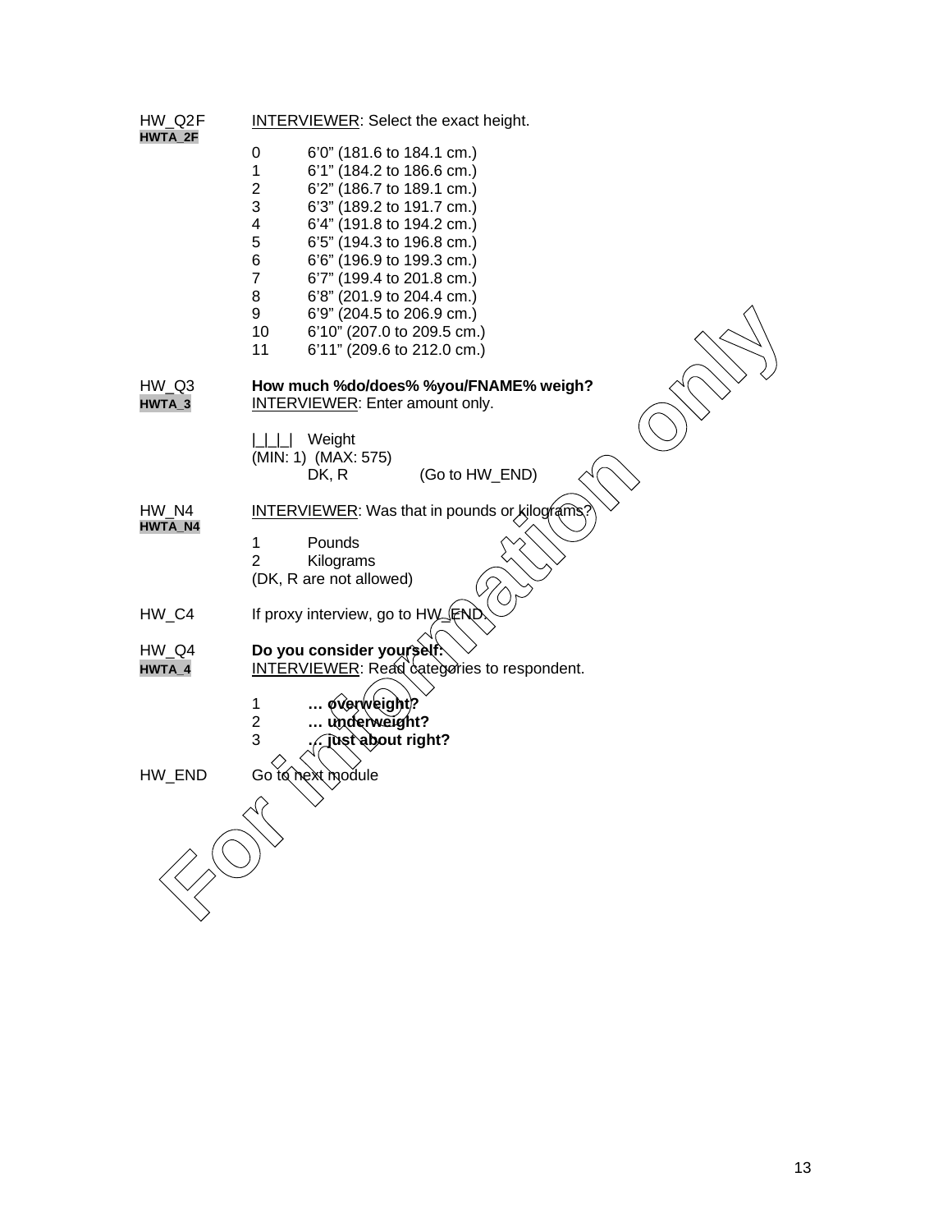HW_Q2F **HWTA_2F**

INTERVIEWER: Select the exact height.

0 6’0” (181.6 to 184.1 cm.)
1 6’1” (184.2 to 186.6 cm.)
2 6’2” (186.7 to 189.1 cm.)
3 6’3” (189.2 to 191.7 cm.)
4 6’4” (191.8 to 194.2 cm.)
5 6’5” (194.3 to 196.8 cm.)
6 6’6” (196.9 to 199.3 cm.)
7 6’7” (199.4 to 201.8 cm.)
8 6’8” (201.9 to 204.4 cm.)
9 6’9” (204.5 to 206.9 cm.)
10 6’10” (207.0 to 209.5 cm.)
11 6’11” (209.6 to 212.0 cm.)

HW_Q3 **HWTA_3**

**How much %do/does% %you/FNAME% weigh?**
INTERVIEWER: Enter amount only.

|_|_|_| Weight
(MIN: 1) (MAX: 575)
DK, R (Go to HW_END)

HW_N4 **HWTA_N4**

INTERVIEWER: Was that in pounds or kilograms?

1 Pounds
2 Kilograms
(DK, R are not allowed)

HW_C4 If proxy interview, go to HW_END.

HW_Q4 **HWTA_4**

**Do you consider yourself:**
INTERVIEWER: Read categories to respondent.

1 **… overweight?**
2 **… underweight?**
3 **… just about right?**

HW_END Go to next module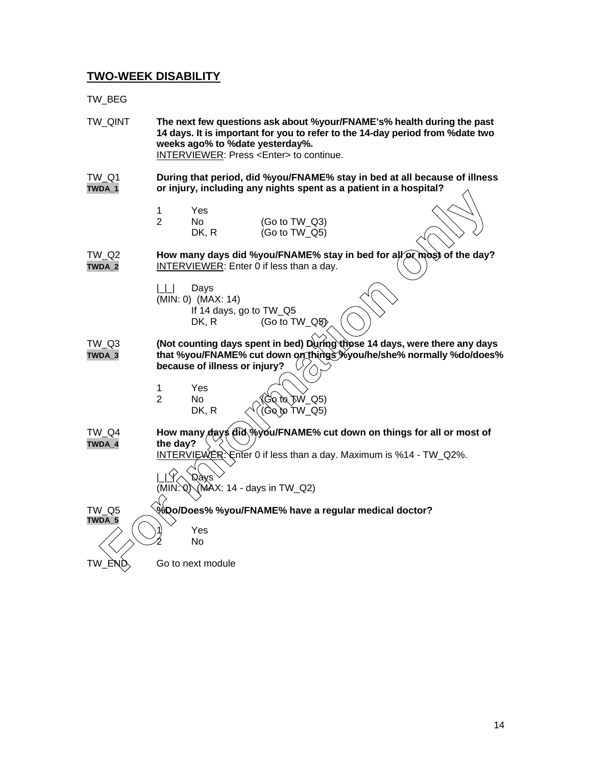## TWO-WEEK DISABILITY

TW_BEG

TW_QINT **The next few questions ask about %your/FNAME's% health during the past 14 days. It is important for you to refer to the 14-day period from %date two weeks ago% to %date yesterday%.**
INTERVIEWER: Press <Enter> to continue.

TW_Q1
TWDA_1
**During that period, did %you/FNAME% stay in bed at all because of illness or injury, including any nights spent as a patient in a hospital?**

1 Yes
2 No (Go to TW_Q3)
DK, R (Go to TW_Q5)

TW_Q2
TWDA_2
**How many days did %you/FNAME% stay in bed for all or most of the day?**
INTERVIEWER: Enter 0 if less than a day.

|_|_| Days
(MIN: 0) (MAX: 14)
If 14 days, go to TW_Q5
DK, R (Go to TW_Q5)

TW_Q3
TWDA_3
**(Not counting days spent in bed) During those 14 days, were there any days that %you/FNAME% cut down on things %you/he/she% normally %do/does% because of illness or injury?**

1 Yes
2 No (Go to TW_Q5)
DK, R (Go to TW_Q5)

TW_Q4
TWDA_4
**How many days did %you/FNAME% cut down on things for all or most of the day?**
INTERVIEWER: Enter 0 if less than a day. Maximum is %14 - TW_Q2%.

|_|_| Days
(MIN: 0) (MAX: 14 - days in TW_Q2)

TW_Q5
TWDA_5
**%Do/Does% %you/FNAME% have a regular medical doctor?**

1 Yes
2 No

TW_END Go to next module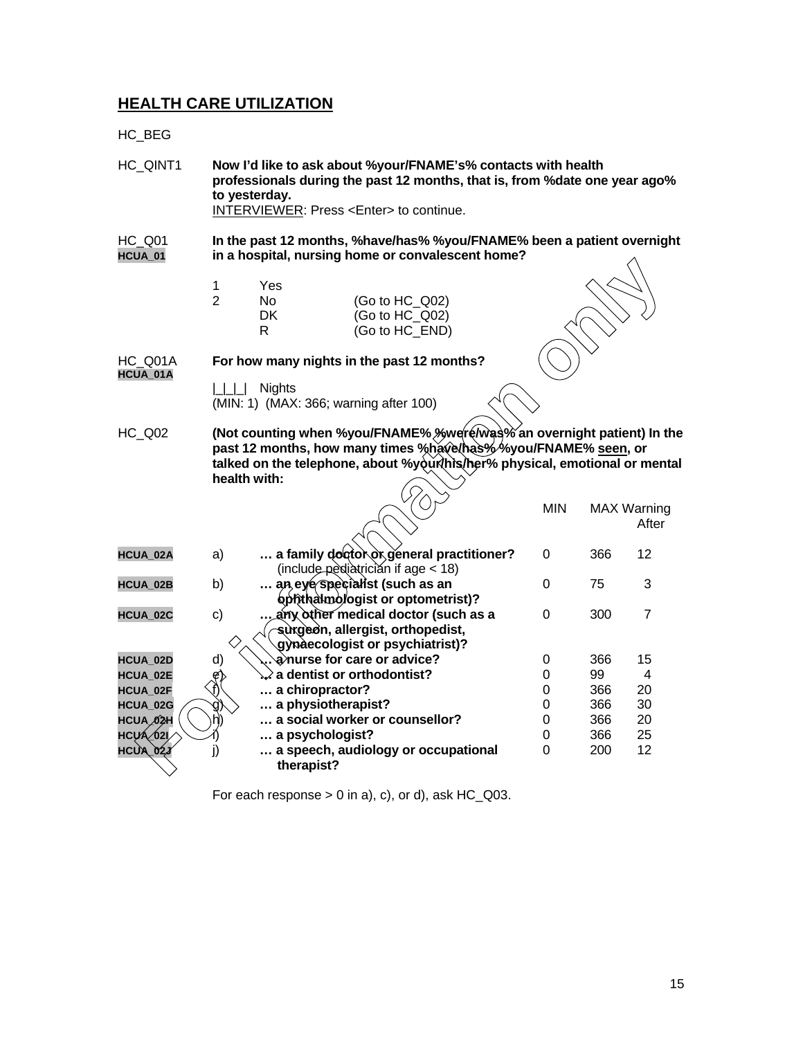## HEALTH CARE UTILIZATION

HC_BEG

HC_QINT1 **Now I'd like to ask about %your/FNAME's% contacts with health professionals during the past 12 months, that is, from %date one year ago% to yesterday.**
INTERVIEWER: Press <Enter> to continue.

HC_Q01
HCUA_01
**In the past 12 months, %have/has% %you/FNAME% been a patient overnight in a hospital, nursing home or convalescent home?**

1 Yes
2 No (Go to HC_Q02)
DK (Go to HC_Q02)
R (Go to HC_END)

HC_Q01A
HCUA_01A
**For how many nights in the past 12 months?**

|_|_|_| Nights
(MIN: 1) (MAX: 366; warning after 100)

HC_Q02 **(Not counting when %you/FNAME% %were/was% an overnight patient) In the past 12 months, how many times %have/has% %you/FNAME% seen, or talked on the telephone, about %your/his/her% physical, emotional or mental health with:**

| | | | MIN | MAX | Warning After |
|---|---|---|---|---|---|
| HCUA_02A | a) | **… a family doctor or general practitioner?** (include pediatrician if age < 18) | 0 | 366 | 12 |
| HCUA_02B | b) | **… an eye specialist (such as an ophthalmologist or optometrist)?** | 0 | 75 | 3 |
| HCUA_02C | c) | **… any other medical doctor (such as a surgeon, allergist, orthopedist, gynaecologist or psychiatrist)?** | 0 | 300 | 7 |
| HCUA_02D | d) | **… a nurse for care or advice?** | 0 | 366 | 15 |
| HCUA_02E | e) | **… a dentist or orthodontist?** | 0 | 99 | 4 |
| HCUA_02F | f) | **… a chiropractor?** | 0 | 366 | 20 |
| HCUA_02G | g) | **… a physiotherapist?** | 0 | 366 | 30 |
| HCUA_02H | h) | **… a social worker or counsellor?** | 0 | 366 | 20 |
| HCUA_02I | i) | **… a psychologist?** | 0 | 366 | 25 |
| HCUA_02J | j) | **… a speech, audiology or occupational therapist?** | 0 | 200 | 12 |

For each response > 0 in a), c), or d), ask HC_Q03.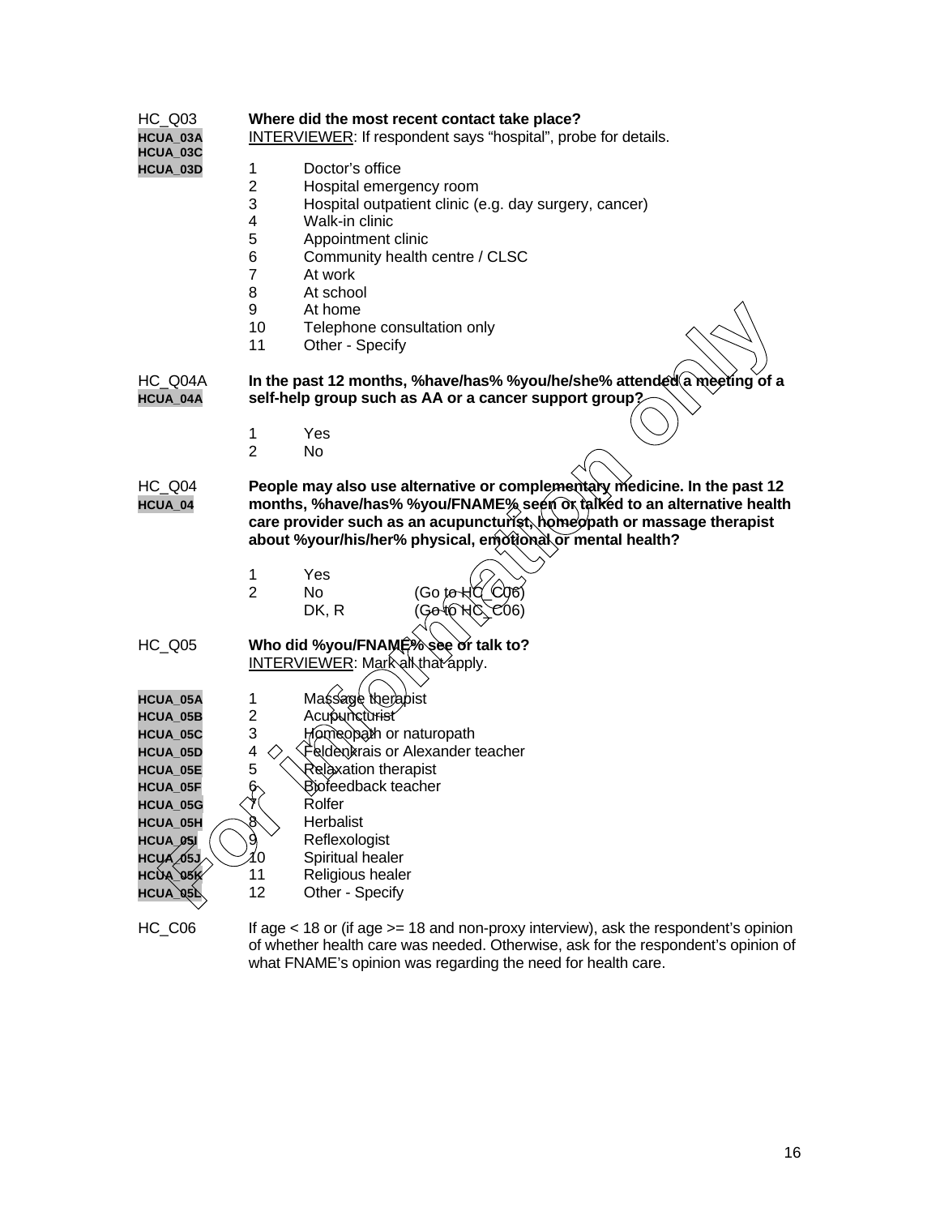HC_Q03 **Where did the most recent contact take place?**
HCUA_03A INTERVIEWER: If respondent says "hospital", probe for details.
HCUA_03C
HCUA_03D

1 Doctor's office
2 Hospital emergency room
3 Hospital outpatient clinic (e.g. day surgery, cancer)
4 Walk-in clinic
5 Appointment clinic
6 Community health centre / CLSC
7 At work
8 At school
9 At home
10 Telephone consultation only
11 Other - Specify

HC_Q04A **In the past 12 months, %have/has% %you/he/she% attended a meeting of a**
HCUA_04A **self-help group such as AA or a cancer support group?**

1 Yes
2 No

HC_Q04 **People may also use alternative or complementary medicine. In the past 12**
HCUA_04 **months, %have/has% %you/FNAME% seen or talked to an alternative health care provider such as an acupuncturist, homeopath or massage therapist about %your/his/her% physical, emotional or mental health?**

1 Yes
2 No (Go to HC_C06)
DK, R (Go to HC_C06)

HC_Q05 **Who did %you/FNAME% see or talk to?**
INTERVIEWER: Mark all that apply.

HCUA_05A 1 Massage therapist
HCUA_05B 2 Acupuncturist
HCUA_05C 3 Homeopath or naturopath
HCUA_05D 4 Feldenkrais or Alexander teacher
HCUA_05E 5 Relaxation therapist
HCUA_05F 6 Biofeedback teacher
HCUA_05G 7 Rolfer
HCUA_05H 8 Herbalist
HCUA_05I 9 Reflexologist
HCUA_05J 10 Spiritual healer
HCUA_05K 11 Religious healer
HCUA_05L 12 Other - Specify

HC_C06 If age < 18 or (if age >= 18 and non-proxy interview), ask the respondent's opinion of whether health care was needed. Otherwise, ask for the respondent's opinion of what FNAME's opinion was regarding the need for health care.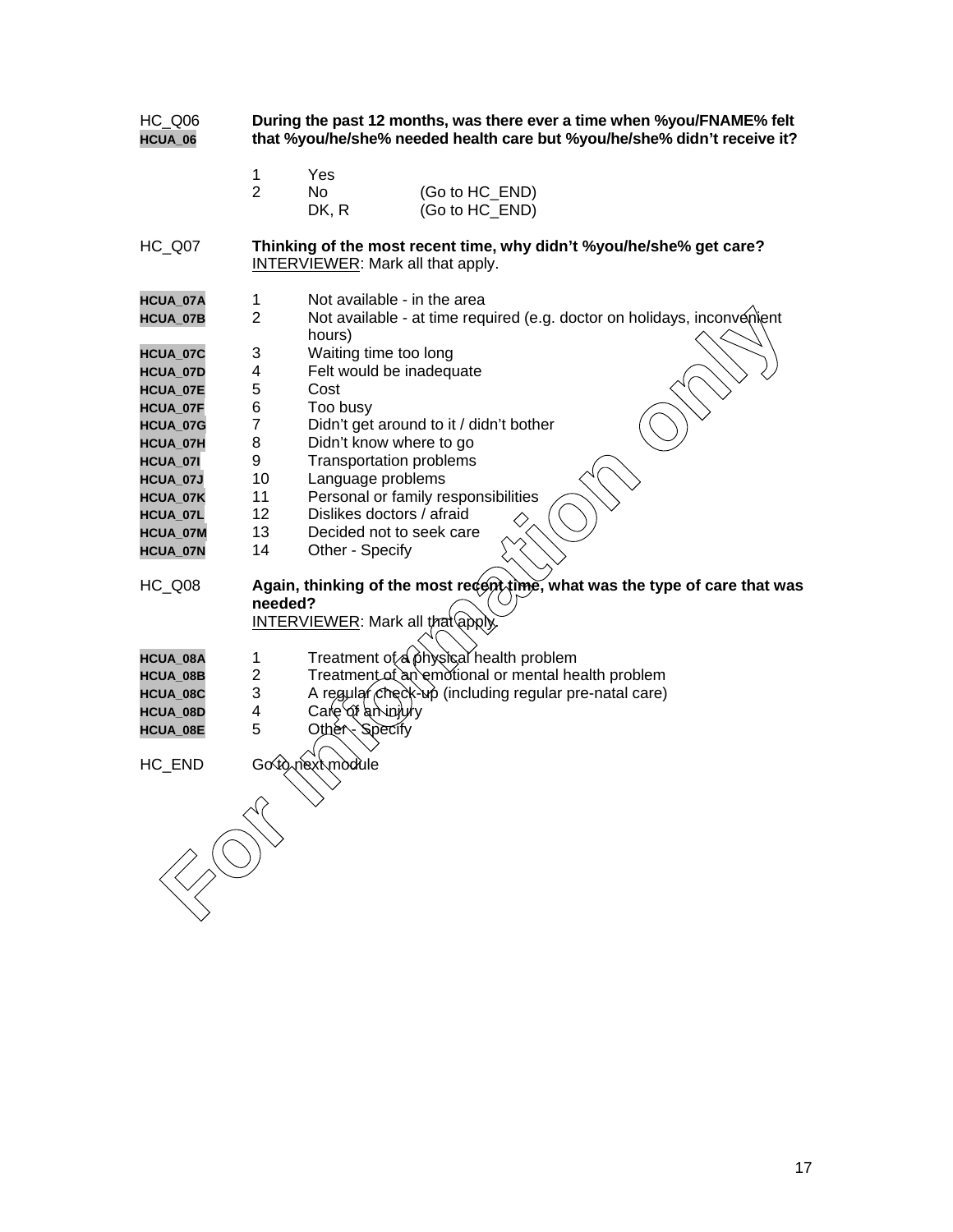HC_Q06
HCUA_06

**During the past 12 months, was there ever a time when %you/FNAME% felt that %you/he/she% needed health care but %you/he/she% didn't receive it?**

1 Yes
2 No (Go to HC_END)
DK, R (Go to HC_END)

HC_Q07 **Thinking of the most recent time, why didn't %you/he/she% get care?**
INTERVIEWER: Mark all that apply.

| | | |
|---|---|---|
| HCUA_07A | 1 | Not available - in the area |
| HCUA_07B | 2 | Not available - at time required (e.g. doctor on holidays, inconvenient hours) |
| HCUA_07C | 3 | Waiting time too long |
| HCUA_07D | 4 | Felt would be inadequate |
| HCUA_07E | 5 | Cost |
| HCUA_07F | 6 | Too busy |
| HCUA_07G | 7 | Didn't get around to it / didn't bother |
| HCUA_07H | 8 | Didn't know where to go |
| HCUA_07I | 9 | Transportation problems |
| HCUA_07J | 10 | Language problems |
| HCUA_07K | 11 | Personal or family responsibilities |
| HCUA_07L | 12 | Dislikes doctors / afraid |
| HCUA_07M | 13 | Decided not to seek care |
| HCUA_07N | 14 | Other - Specify |

HC_Q08 **Again, thinking of the most recent time, what was the type of care that was needed?**
INTERVIEWER: Mark all that apply.

| | | |
|---|---|---|
| HCUA_08A | 1 | Treatment of a physical health problem |
| HCUA_08B | 2 | Treatment of an emotional or mental health problem |
| HCUA_08C | 3 | A regular check-up (including regular pre-natal care) |
| HCUA_08D | 4 | Care of an injury |
| HCUA_08E | 5 | Other - Specify |

HC_END Go to next module

For information only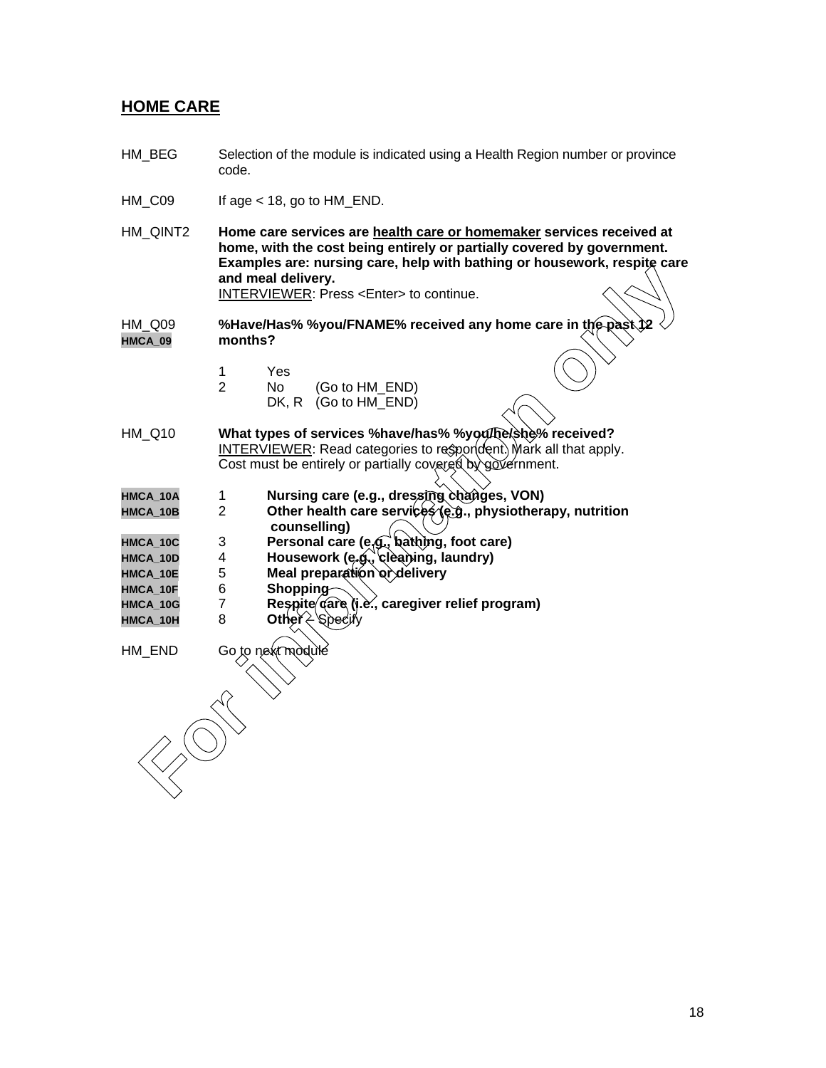## HOME CARE

HM_BEG Selection of the module is indicated using a Health Region number or province code.

HM_C09 If age < 18, go to HM_END.

HM_QINT2 **Home care services are <u>health care or homemaker</u> services received at home, with the cost being entirely or partially covered by government. Examples are: nursing care, help with bathing or housework, respite care and meal delivery.**
<u>INTERVIEWER</u>: Press <Enter> to continue.

HM_Q09 **%Have/Has% %you/FNAME% received any home care in the past 12**
HMCA_09 **months?**

1 Yes
2 No (Go to HM_END)
DK, R (Go to HM_END)

HM_Q10 **What types of services %have/has% %you/he/she% received?**
<u>INTERVIEWER</u>: Read categories to respondent. Mark all that apply.
Cost must be entirely or partially covered by government.

HMCA_10A 1 **Nursing care (e.g., dressing changes, VON)**
HMCA_10B 2 **Other health care services (e.g., physiotherapy, nutrition counselling)**
HMCA_10C 3 **Personal care (e.g., bathing, foot care)**
HMCA_10D 4 **Housework (e.g., cleaning, laundry)**
HMCA_10E 5 **Meal preparation or delivery**
HMCA_10F 6 **Shopping**
HMCA_10G 7 **Respite care (i.e., caregiver relief program)**
HMCA_10H 8 **Other** – Specify

HM_END Go to next module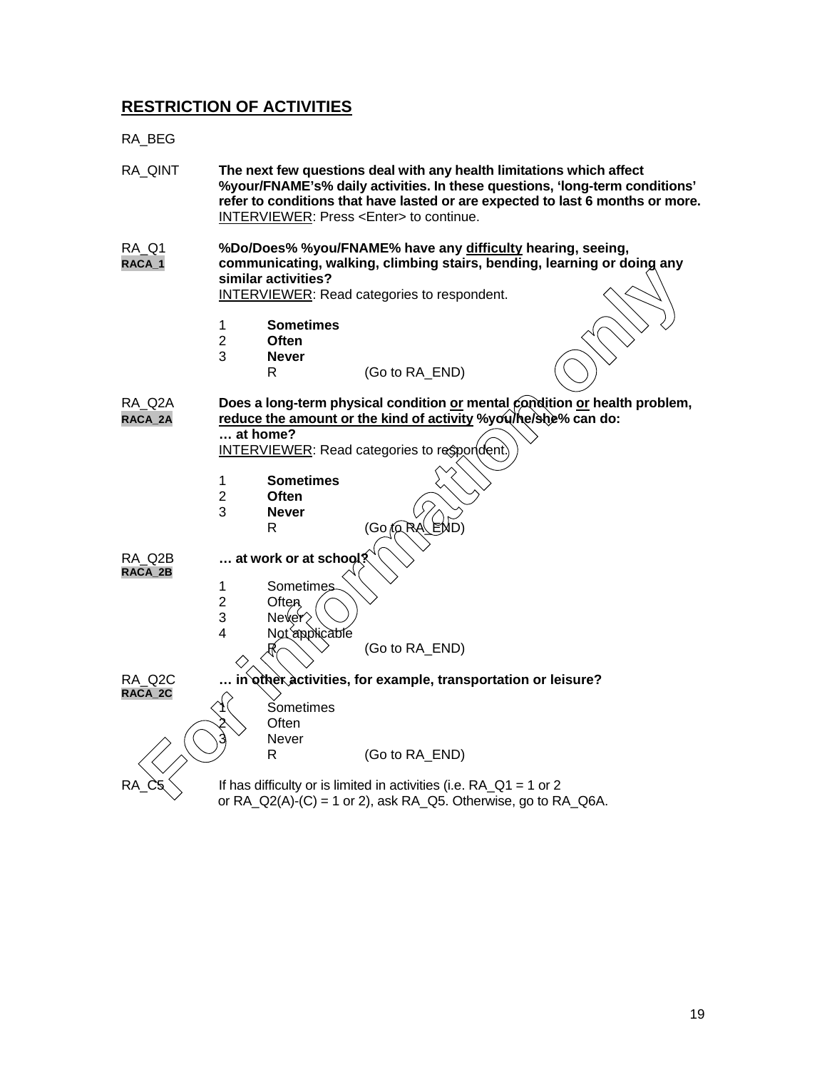## RESTRICTION OF ACTIVITIES

RA_BEG

RA_QINT **The next few questions deal with any health limitations which affect %your/FNAME's% daily activities. In these questions, 'long-term conditions' refer to conditions that have lasted or are expected to last 6 months or more.**
INTERVIEWER: Press <Enter> to continue.

RA_Q1
RACA_1
**%Do/Does% %you/FNAME% have any difficulty hearing, seeing, communicating, walking, climbing stairs, bending, learning or doing any similar activities?**
INTERVIEWER: Read categories to respondent.

1 **Sometimes**
2 **Often**
3 **Never**
R (Go to RA_END)

RA_Q2A
RACA_2A
**Does a long-term physical condition or mental condition or health problem, reduce the amount or the kind of activity %you/he/she% can do:**
**… at home?**
INTERVIEWER: Read categories to respondent.

1 **Sometimes**
2 **Often**
3 **Never**
R (Go to RA_END)

RA_Q2B
RACA_2B
**… at work or at school?**

1 Sometimes
2 Often
3 Never
4 Not applicable
R (Go to RA_END)

RA_Q2C
RACA_2C
**… in other activities, for example, transportation or leisure?**

1 Sometimes
2 Often
3 Never
R (Go to RA_END)

RA_C5 If has difficulty or is limited in activities (i.e. RA_Q1 = 1 or 2 or RA_Q2(A)-(C) = 1 or 2), ask RA_Q5. Otherwise, go to RA_Q6A.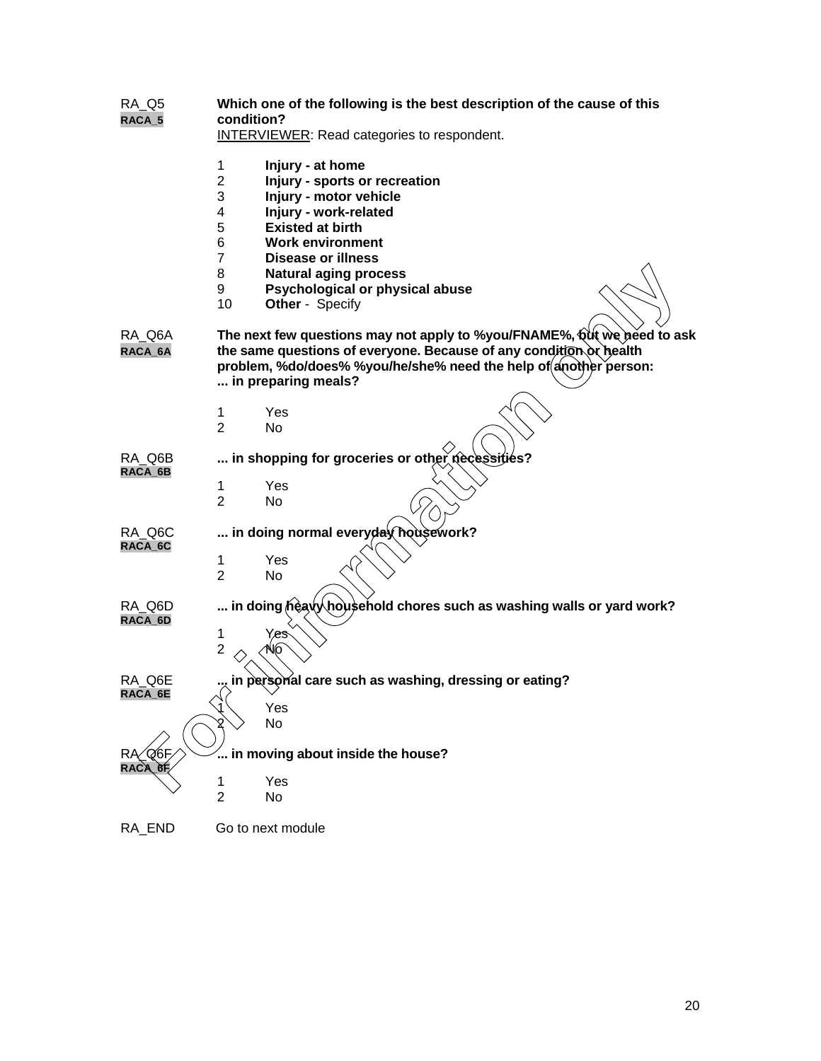RA_Q5
RACA_5

**Which one of the following is the best description of the cause of this condition?**
INTERVIEWER: Read categories to respondent.

1 **Injury - at home**
2 **Injury - sports or recreation**
3 **Injury - motor vehicle**
4 **Injury - work-related**
5 **Existed at birth**
6 **Work environment**
7 **Disease or illness**
8 **Natural aging process**
9 **Psychological or physical abuse**
10 **Other** - Specify

RA_Q6A
RACA_6A

**The next few questions may not apply to %you/FNAME%, but we need to ask the same questions of everyone. Because of any condition or health problem, %do/does% %you/he/she% need the help of another person:**
**... in preparing meals?**

1 Yes
2 No

RA_Q6B
RACA_6B

**... in shopping for groceries or other necessities?**

1 Yes
2 No

RA_Q6C
RACA_6C

**... in doing normal everyday housework?**

1 Yes
2 No

RA_Q6D
RACA_6D

**... in doing heavy household chores such as washing walls or yard work?**

1 Yes
2 No

RA_Q6E
RACA_6E

**... in personal care such as washing, dressing or eating?**

1 Yes
2 No

RA_Q6F
RACA_6F

**... in moving about inside the house?**

1 Yes
2 No

RA_END Go to next module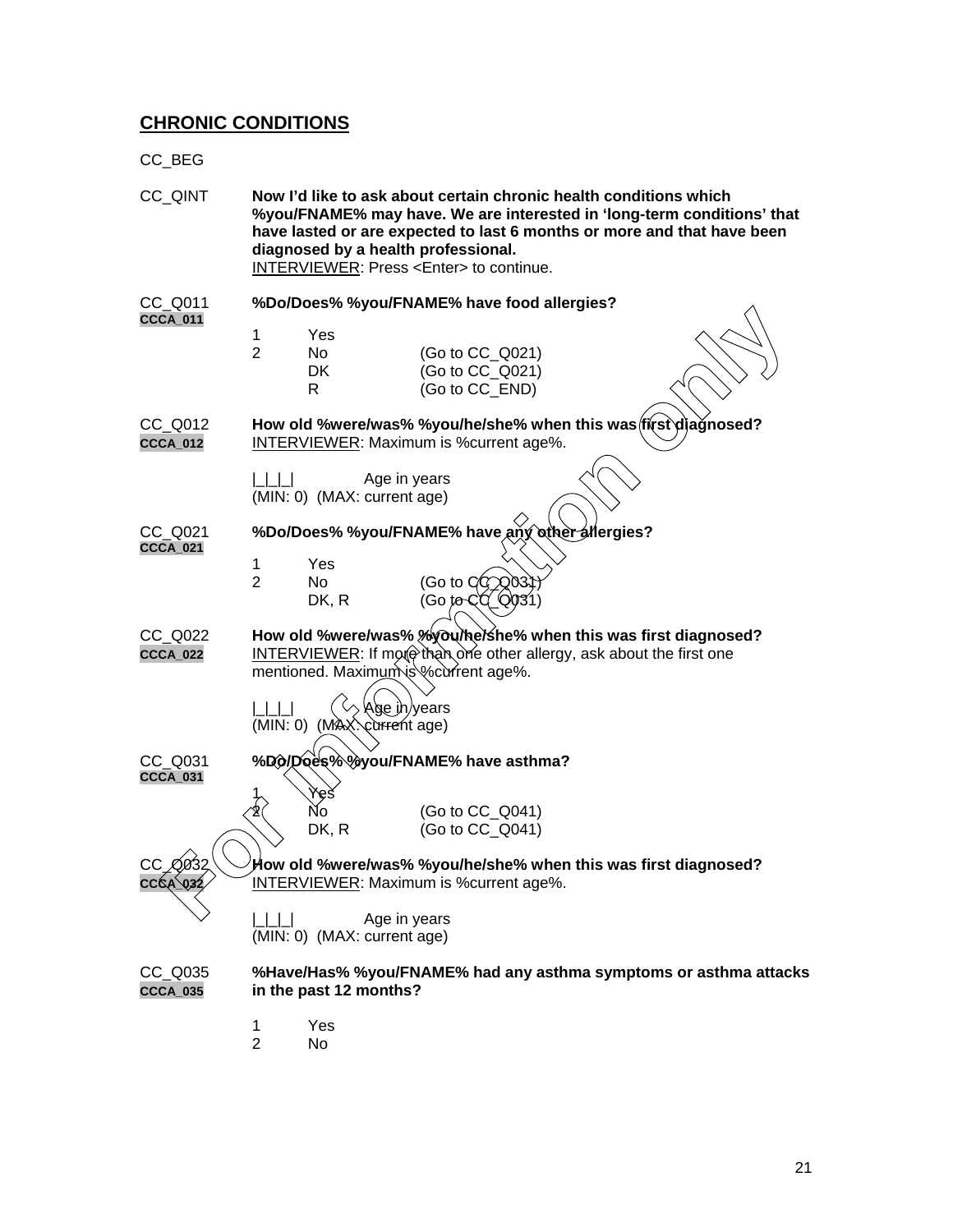## CHRONIC CONDITIONS

CC_BEG

CC_QINT **Now I'd like to ask about certain chronic health conditions which %you/FNAME% may have. We are interested in 'long-term conditions' that have lasted or are expected to last 6 months or more and that have been diagnosed by a health professional.**
INTERVIEWER: Press <Enter> to continue.

CC_Q011 **%Do/Does% %you/FNAME% have food allergies?**
CCCA_011

1 Yes
2 No (Go to CC_Q021)
DK (Go to CC_Q021)
R (Go to CC_END)

CC_Q012 **How old %were/was% %you/he/she% when this was first diagnosed?**
CCCA_012 INTERVIEWER: Maximum is %current age%.

|_|_|_| Age in years
(MIN: 0) (MAX: current age)

CC_Q021 **%Do/Does% %you/FNAME% have any other allergies?**
CCCA_021

1 Yes
2 No (Go to CC_Q031)
DK, R (Go to CC_Q031)

CC_Q022 **How old %were/was% %you/he/she% when this was first diagnosed?**
CCCA_022 INTERVIEWER: If more than one other allergy, ask about the first one mentioned. Maximum is %current age%.

|_|_|_| Age in years
(MIN: 0) (MAX: current age)

CC_Q031 **%Do/Does% %you/FNAME% have asthma?**
CCCA_031

1 Yes
2 No (Go to CC_Q041)
DK, R (Go to CC_Q041)

CC_Q032 **How old %were/was% %you/he/she% when this was first diagnosed?**
CCCA_032 INTERVIEWER: Maximum is %current age%.

|_|_|_| Age in years
(MIN: 0) (MAX: current age)

CC_Q035 **%Have/Has% %you/FNAME% had any asthma symptoms or asthma attacks in the past 12 months?**
CCCA_035

1 Yes
2 No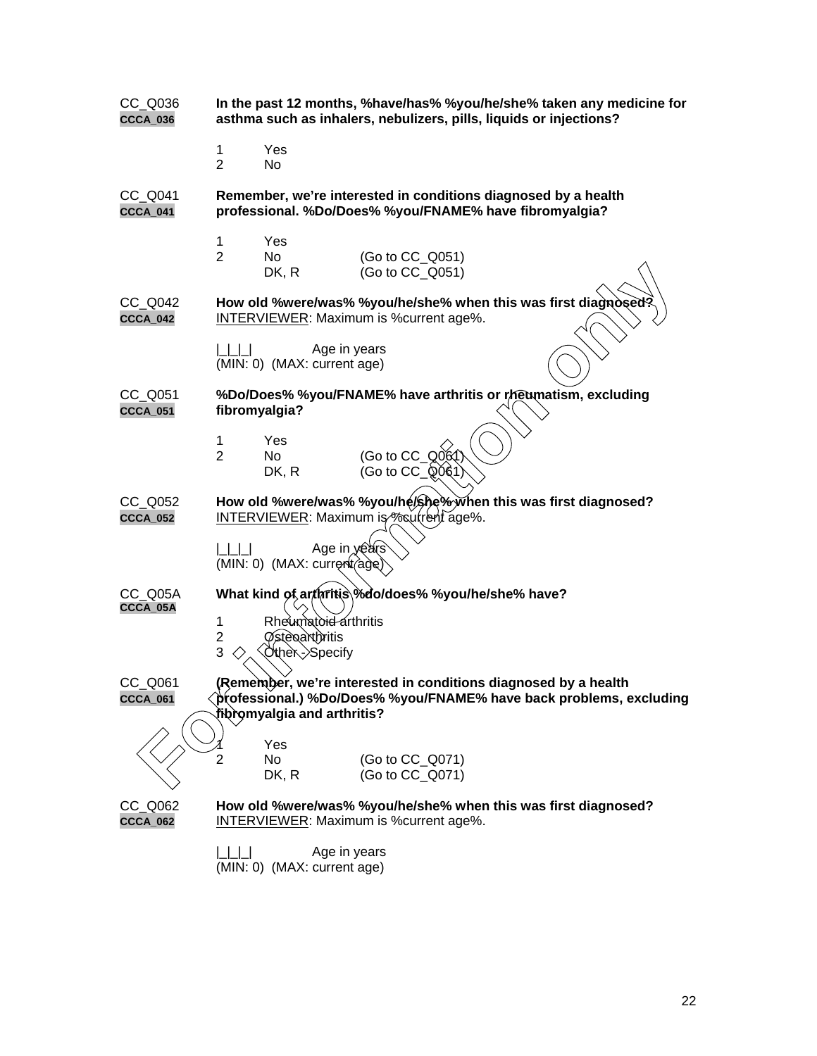CC_Q036 **In the past 12 months, %have/has% %you/he/she% taken any medicine for asthma such as inhalers, nebulizers, pills, liquids or injections?**
CCCA_036

1 Yes
2 No

CC_Q041 **Remember, we're interested in conditions diagnosed by a health professional. %Do/Does% %you/FNAME% have fibromyalgia?**
CCCA_041

1 Yes
2 No (Go to CC_Q051)
DK, R (Go to CC_Q051)

CC_Q042 **How old %were/was% %you/he/she% when this was first diagnosed?**
CCCA_042
INTERVIEWER: Maximum is %current age%.

|_|_|_| Age in years
(MIN: 0) (MAX: current age)

CC_Q051 **%Do/Does% %you/FNAME% have arthritis or rheumatism, excluding fibromyalgia?**
CCCA_051

1 Yes
2 No (Go to CC_Q061)
DK, R (Go to CC_Q061)

CC_Q052 **How old %were/was% %you/he/she% when this was first diagnosed?**
CCCA_052
INTERVIEWER: Maximum is %current age%.

|_|_|_| Age in years
(MIN: 0) (MAX: current age)

CC_Q05A **What kind of arthritis %do/does% %you/he/she% have?**
CCCA_05A

1 Rheumatoid arthritis
2 Osteoarthritis
3 Other - Specify

CC_Q061 **(Remember, we're interested in conditions diagnosed by a health professional.) %Do/Does% %you/FNAME% have back problems, excluding fibromyalgia and arthritis?**
CCCA_061

1 Yes
2 No (Go to CC_Q071)
DK, R (Go to CC_Q071)

CC_Q062 **How old %were/was% %you/he/she% when this was first diagnosed?**
CCCA_062
INTERVIEWER: Maximum is %current age%.

|_|_|_| Age in years
(MIN: 0) (MAX: current age)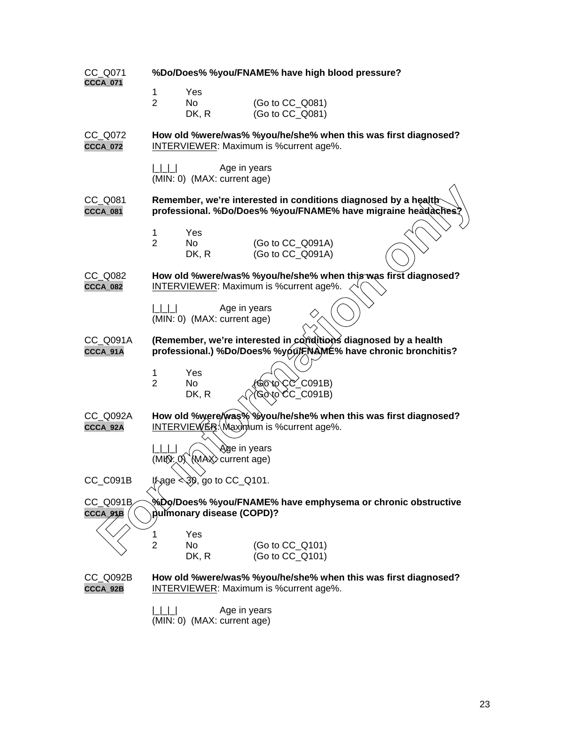CC_Q071 **%Do/Does% %you/FNAME% have high blood pressure?**
CCCA_071

1 Yes
2 No (Go to CC_Q081)
DK, R (Go to CC_Q081)

CC_Q072 **How old %were/was% %you/he/she% when this was first diagnosed?**
CCCA_072 INTERVIEWER: Maximum is %current age%.

|_|_|_| Age in years
(MIN: 0) (MAX: current age)

CC_Q081 **Remember, we're interested in conditions diagnosed by a health professional. %Do/Does% %you/FNAME% have migraine headaches?**
CCCA_081

1 Yes
2 No (Go to CC_Q091A)
DK, R (Go to CC_Q091A)

CC_Q082 **How old %were/was% %you/he/she% when this was first diagnosed?**
CCCA_082 INTERVIEWER: Maximum is %current age%.

|_|_|_| Age in years
(MIN: 0) (MAX: current age)

CC_Q091A **(Remember, we're interested in conditions diagnosed by a health professional.) %Do/Does% %you/FNAME% have chronic bronchitis?**
CCCA_91A

1 Yes
2 No (Go to CC_C091B)
DK, R (Go to CC_C091B)

CC_Q092A **How old %were/was% %you/he/she% when this was first diagnosed?**
CCCA_92A INTERVIEWER: Maximum is %current age%.

|_|_|_| Age in years
(MIN: 0) (MAX: current age)

CC_C091B If age < 30, go to CC_Q101.

CC_Q091B **%Do/Does% %you/FNAME% have emphysema or chronic obstructive pulmonary disease (COPD)?**
CCCA_91B

1 Yes
2 No (Go to CC_Q101)
DK, R (Go to CC_Q101)

CC_Q092B **How old %were/was% %you/he/she% when this was first diagnosed?**
CCCA_92B INTERVIEWER: Maximum is %current age%.

|_|_|_| Age in years
(MIN: 0) (MAX: current age)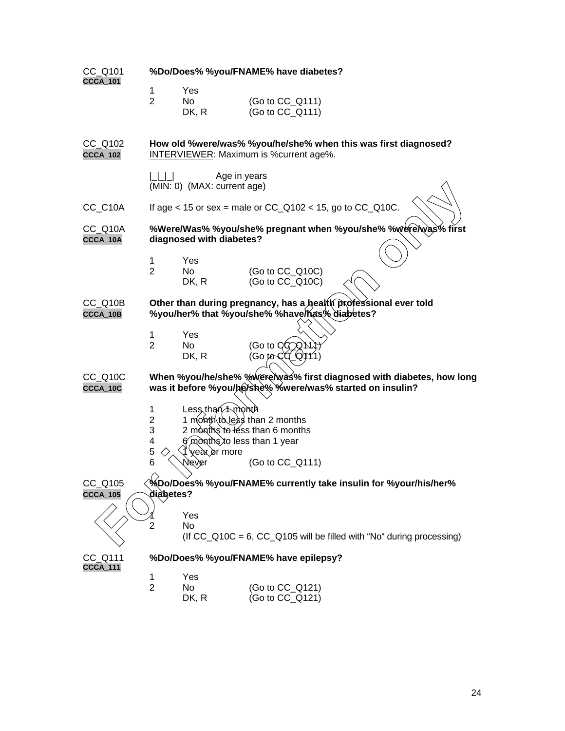CC_Q101 **%Do/Does% %you/FNAME% have diabetes?**
**CCCA_101**

1 Yes
2 No (Go to CC_Q111)
DK, R (Go to CC_Q111)

CC_Q102 **How old %were/was% %you/he/she% when this was first diagnosed?**
**CCCA_102** INTERVIEWER: Maximum is %current age%.

|_|_|_| Age in years
(MIN: 0) (MAX: current age)

CC_C10A If age < 15 or sex = male or CC_Q102 < 15, go to CC_Q10C.

CC_Q10A **%Were/Was% %you/she% pregnant when %you/she% %were/was% first**
**CCCA_10A** **diagnosed with diabetes?**

1 Yes
2 No (Go to CC_Q10C)
DK, R (Go to CC_Q10C)

CC_Q10B **Other than during pregnancy, has a health professional ever told**
**CCCA_10B** **%you/her% that %you/she% %have/has% diabetes?**

1 Yes
2 No (Go to CC_Q111)
DK, R (Go to CC_Q111)

CC_Q10C **When %you/he/she% %were/was% first diagnosed with diabetes, how long**
**CCCA_10C** **was it before %you/he/she% %were/was% started on insulin?**

1 Less than 1 month
2 1 month to less than 2 months
3 2 months to less than 6 months
4 6 months to less than 1 year
5 1 year or more
6 Never (Go to CC_Q111)

CC_Q105 **%Do/Does% %you/FNAME% currently take insulin for %your/his/her%**
**CCCA_105** **diabetes?**

1 Yes
2 No
(If CC_Q10C = 6, CC_Q105 will be filled with "No" during processing)

CC_Q111 **%Do/Does% %you/FNAME% have epilepsy?**
**CCCA_111**

1 Yes
2 No (Go to CC_Q121)
DK, R (Go to CC_Q121)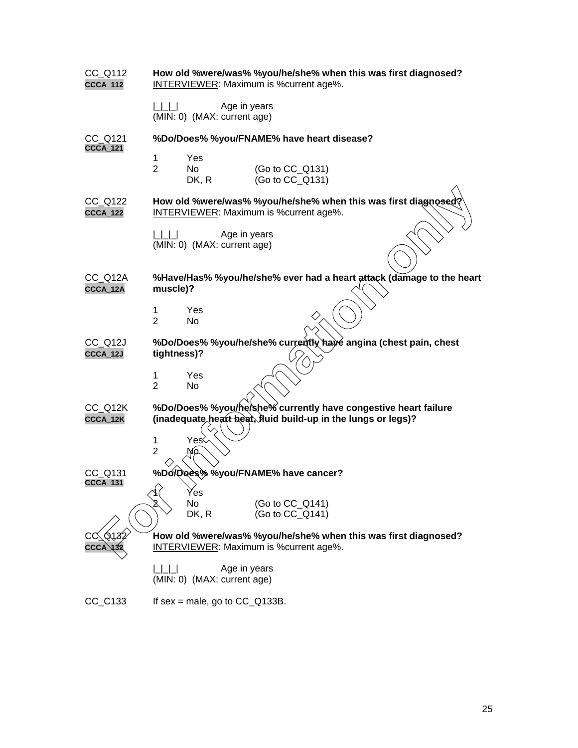CC_Q112 **CCCA_112**

**How old %were/was% %you/he/she% when this was first diagnosed?**
INTERVIEWER: Maximum is %current age%.

|_|_|_| Age in years
(MIN: 0) (MAX: current age)

CC_Q121 **CCCA_121**

**%Do/Does% %you/FNAME% have heart disease?**

1 Yes
2 No (Go to CC_Q131)
DK, R (Go to CC_Q131)

CC_Q122 **CCCA_122**

**How old %were/was% %you/he/she% when this was first diagnosed?**
INTERVIEWER: Maximum is %current age%.

|_|_|_| Age in years
(MIN: 0) (MAX: current age)

CC_Q12A **CCCA_12A**

**%Have/Has% %you/he/she% ever had a heart attack (damage to the heart muscle)?**

1 Yes
2 No

CC_Q12J **CCCA_12J**

**%Do/Does% %you/he/she% currently have angina (chest pain, chest tightness)?**

1 Yes
2 No

CC_Q12K **CCCA_12K**

**%Do/Does% %you/he/she% currently have congestive heart failure (inadequate heart beat, fluid build-up in the lungs or legs)?**

1 Yes
2 No

CC_Q131 **CCCA_131**

**%Do/Does% %you/FNAME% have cancer?**

1 Yes
2 No (Go to CC_Q141)
DK, R (Go to CC_Q141)

CC_Q132 **CCCA_132**

**How old %were/was% %you/he/she% when this was first diagnosed?**
INTERVIEWER: Maximum is %current age%.

|_|_|_| Age in years
(MIN: 0) (MAX: current age)

CC_C133 If sex = male, go to CC_Q133B.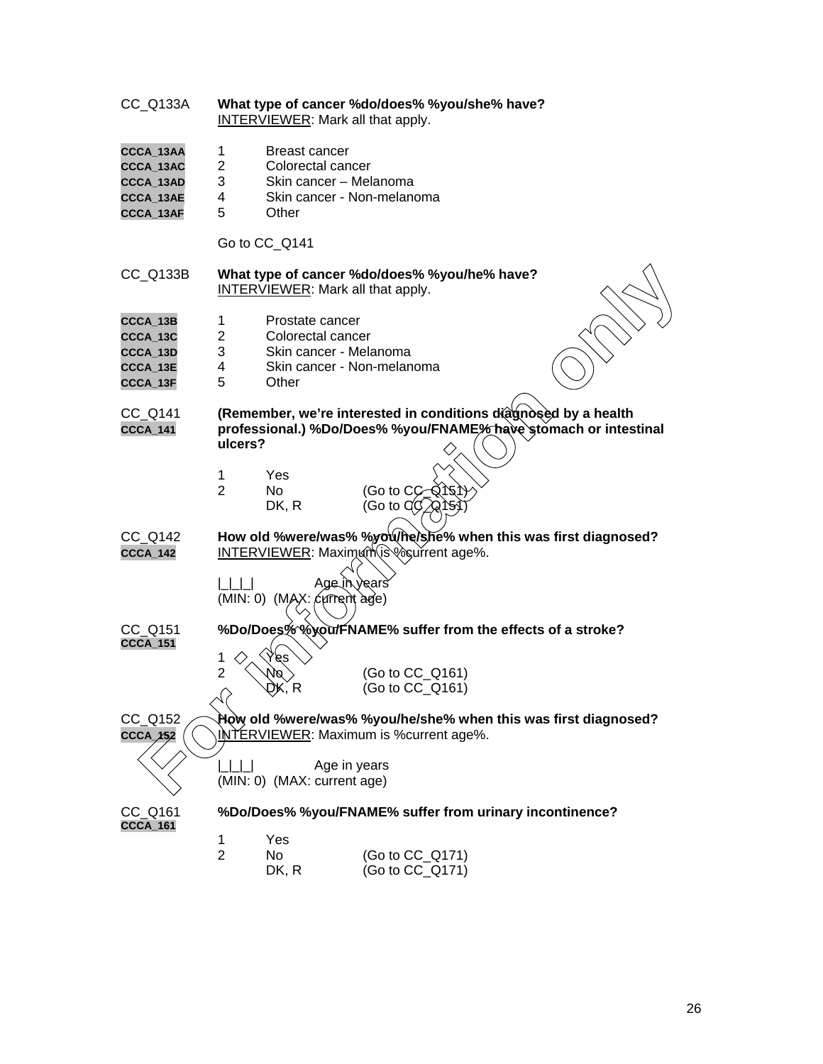CC_Q133A **What type of cancer %do/does% %you/she% have?**
INTERVIEWER: Mark all that apply.

| | | |
|---|---|---|
| CCCA_13AA | 1 | Breast cancer |
| CCCA_13AC | 2 | Colorectal cancer |
| CCCA_13AD | 3 | Skin cancer – Melanoma |
| CCCA_13AE | 4 | Skin cancer - Non-melanoma |
| CCCA_13AF | 5 | Other |

Go to CC_Q141

CC_Q133B **What type of cancer %do/does% %you/he% have?**
INTERVIEWER: Mark all that apply.

| | | |
|---|---|---|
| CCCA_13B | 1 | Prostate cancer |
| CCCA_13C | 2 | Colorectal cancer |
| CCCA_13D | 3 | Skin cancer - Melanoma |
| CCCA_13E | 4 | Skin cancer - Non-melanoma |
| CCCA_13F | 5 | Other |

CC_Q141
CCCA_141
**(Remember, we're interested in conditions diagnosed by a health professional.) %Do/Does% %you/FNAME% have stomach or intestinal ulcers?**

1 Yes
2 No (Go to CC_Q151)
DK, R (Go to CC_Q151)

CC_Q142
CCCA_142
**How old %were/was% %you/he/she% when this was first diagnosed?**
INTERVIEWER: Maximum is %current age%.

|_|_|_| Age in years
(MIN: 0) (MAX: current age)

CC_Q151
CCCA_151
**%Do/Does% %you/FNAME% suffer from the effects of a stroke?**

1 Yes
2 No (Go to CC_Q161)
DK, R (Go to CC_Q161)

CC_Q152
CCCA_152
**How old %were/was% %you/he/she% when this was first diagnosed?**
INTERVIEWER: Maximum is %current age%.

|_|_|_| Age in years
(MIN: 0) (MAX: current age)

CC_Q161
CCCA_161
**%Do/Does% %you/FNAME% suffer from urinary incontinence?**

1 Yes
2 No (Go to CC_Q171)
DK, R (Go to CC_Q171)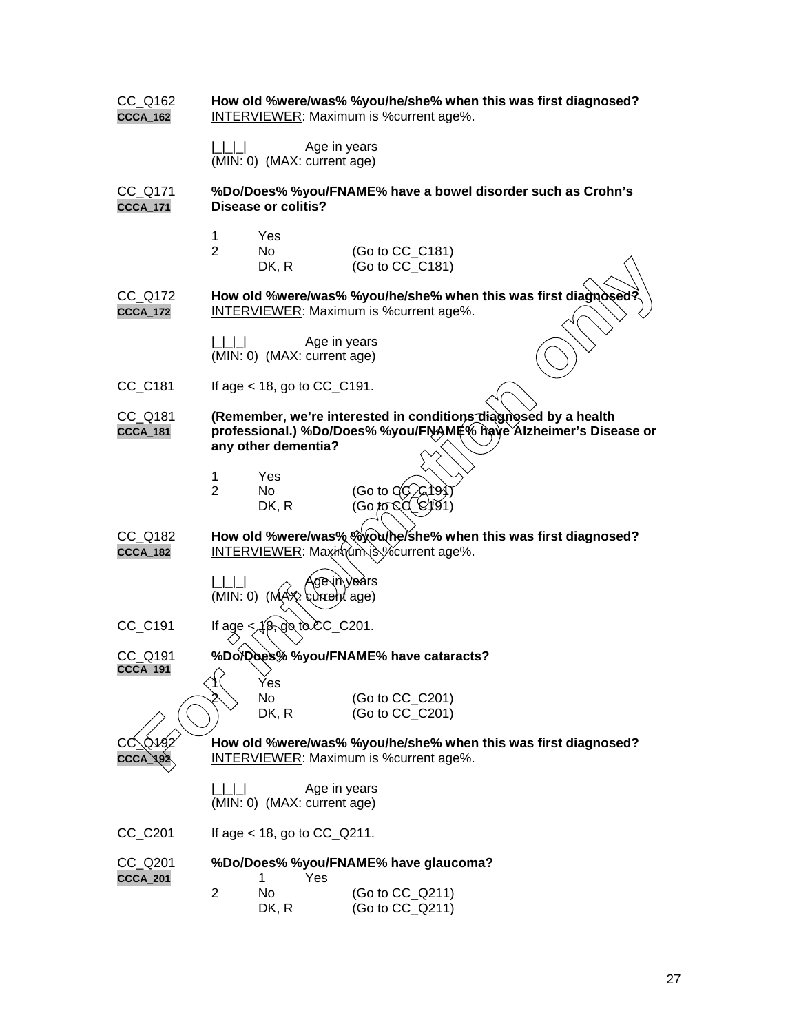CC_Q162 **How old %were/was% %you/he/she% when this was first diagnosed?**
CCCA_162 INTERVIEWER: Maximum is %current age%.

|_|_|_| Age in years
(MIN: 0) (MAX: current age)

CC_Q171 **%Do/Does% %you/FNAME% have a bowel disorder such as Crohn's Disease or colitis?**
CCCA_171

1 Yes
2 No (Go to CC_C181)
DK, R (Go to CC_C181)

CC_Q172 **How old %were/was% %you/he/she% when this was first diagnosed?**
CCCA_172 INTERVIEWER: Maximum is %current age%.

|_|_|_| Age in years
(MIN: 0) (MAX: current age)

CC_C181 If age < 18, go to CC_C191.

CC_Q181 **(Remember, we're interested in conditions diagnosed by a health professional.) %Do/Does% %you/FNAME% have Alzheimer's Disease or any other dementia?**
CCCA_181

1 Yes
2 No (Go to CC_C191)
DK, R (Go to CC_C191)

CC_Q182 **How old %were/was% %you/he/she% when this was first diagnosed?**
CCCA_182 INTERVIEWER: Maximum is %current age%.

|_|_|_| Age in years
(MIN: 0) (MAX: current age)

CC_C191 If age < 18, go to CC_C201.

CC_Q191 **%Do/Does% %you/FNAME% have cataracts?**
CCCA_191

1 Yes
2 No (Go to CC_C201)
DK, R (Go to CC_C201)

CC_Q192 **How old %were/was% %you/he/she% when this was first diagnosed?**
CCCA_192 INTERVIEWER: Maximum is %current age%.

|_|_|_| Age in years
(MIN: 0) (MAX: current age)

CC_C201 If age < 18, go to CC_Q211.

CC_Q201 **%Do/Does% %you/FNAME% have glaucoma?**
CCCA_201

1 Yes
2 No (Go to CC_Q211)
DK, R (Go to CC_Q211)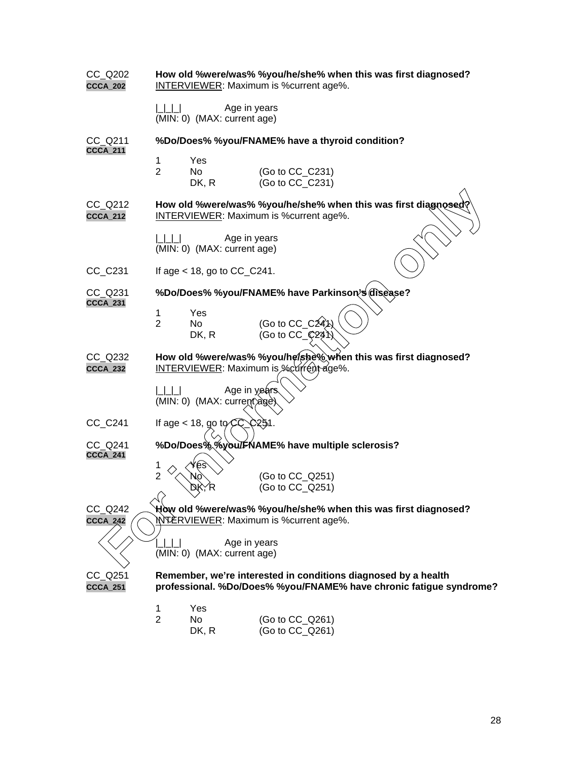CC_Q202
CCCA_202

**How old %were/was% %you/he/she% when this was first diagnosed?**
INTERVIEWER: Maximum is %current age%.

|_|_|_| Age in years
(MIN: 0) (MAX: current age)

CC_Q211
CCCA_211

**%Do/Does% %you/FNAME% have a thyroid condition?**

1 Yes
2 No (Go to CC_C231)
DK, R (Go to CC_C231)

CC_Q212
CCCA_212

**How old %were/was% %you/he/she% when this was first diagnosed?**
INTERVIEWER: Maximum is %current age%.

|_|_|_| Age in years
(MIN: 0) (MAX: current age)

CC_C231 If age < 18, go to CC_C241.

CC_Q231
CCCA_231

**%Do/Does% %you/FNAME% have Parkinson's disease?**

1 Yes
2 No (Go to CC_C241)
DK, R (Go to CC_C241)

CC_Q232
CCCA_232

**How old %were/was% %you/he/she% when this was first diagnosed?**
INTERVIEWER: Maximum is %current age%.

|_|_|_| Age in years
(MIN: 0) (MAX: current age)

CC_C241 If age < 18, go to CC_C251.

CC_Q241
CCCA_241

**%Do/Does% %you/FNAME% have multiple sclerosis?**

1 Yes
2 No (Go to CC_Q251)
DK, R (Go to CC_Q251)

CC_Q242
CCCA_242

**How old %were/was% %you/he/she% when this was first diagnosed?**
INTERVIEWER: Maximum is %current age%.

|_|_|_| Age in years
(MIN: 0) (MAX: current age)

CC_Q251
CCCA_251

**Remember, we're interested in conditions diagnosed by a health professional. %Do/Does% %you/FNAME% have chronic fatigue syndrome?**

1 Yes
2 No (Go to CC_Q261)
DK, R (Go to CC_Q261)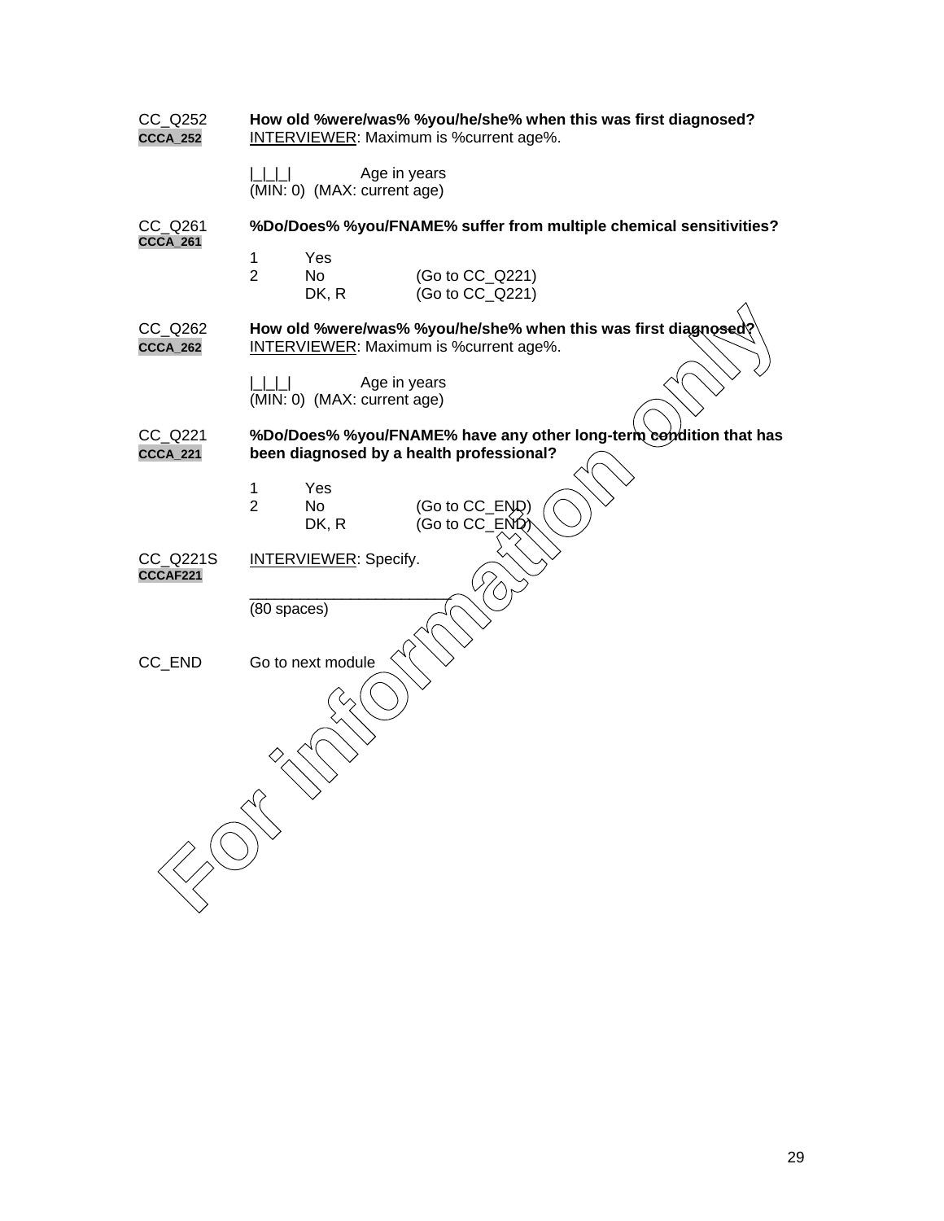CC_Q252 **How old %were/was% %you/he/she% when this was first diagnosed?**
CCCA_252 INTERVIEWER: Maximum is %current age%.

|_|_|_| Age in years
(MIN: 0) (MAX: current age)

CC_Q261 **%Do/Does% %you/FNAME% suffer from multiple chemical sensitivities?**
CCCA_261

1 Yes
2 No (Go to CC_Q221)
DK, R (Go to CC_Q221)

CC_Q262 **How old %were/was% %you/he/she% when this was first diagnosed?**
CCCA_262 INTERVIEWER: Maximum is %current age%.

|_|_|_| Age in years
(MIN: 0) (MAX: current age)

CC_Q221 **%Do/Does% %you/FNAME% have any other long-term condition that has**
CCCA_221 **been diagnosed by a health professional?**

1 Yes
2 No (Go to CC_END)
DK, R (Go to CC_END)

CC_Q221S INTERVIEWER: Specify.
CCCAF221

________________________
(80 spaces)

CC_END Go to next module

For information only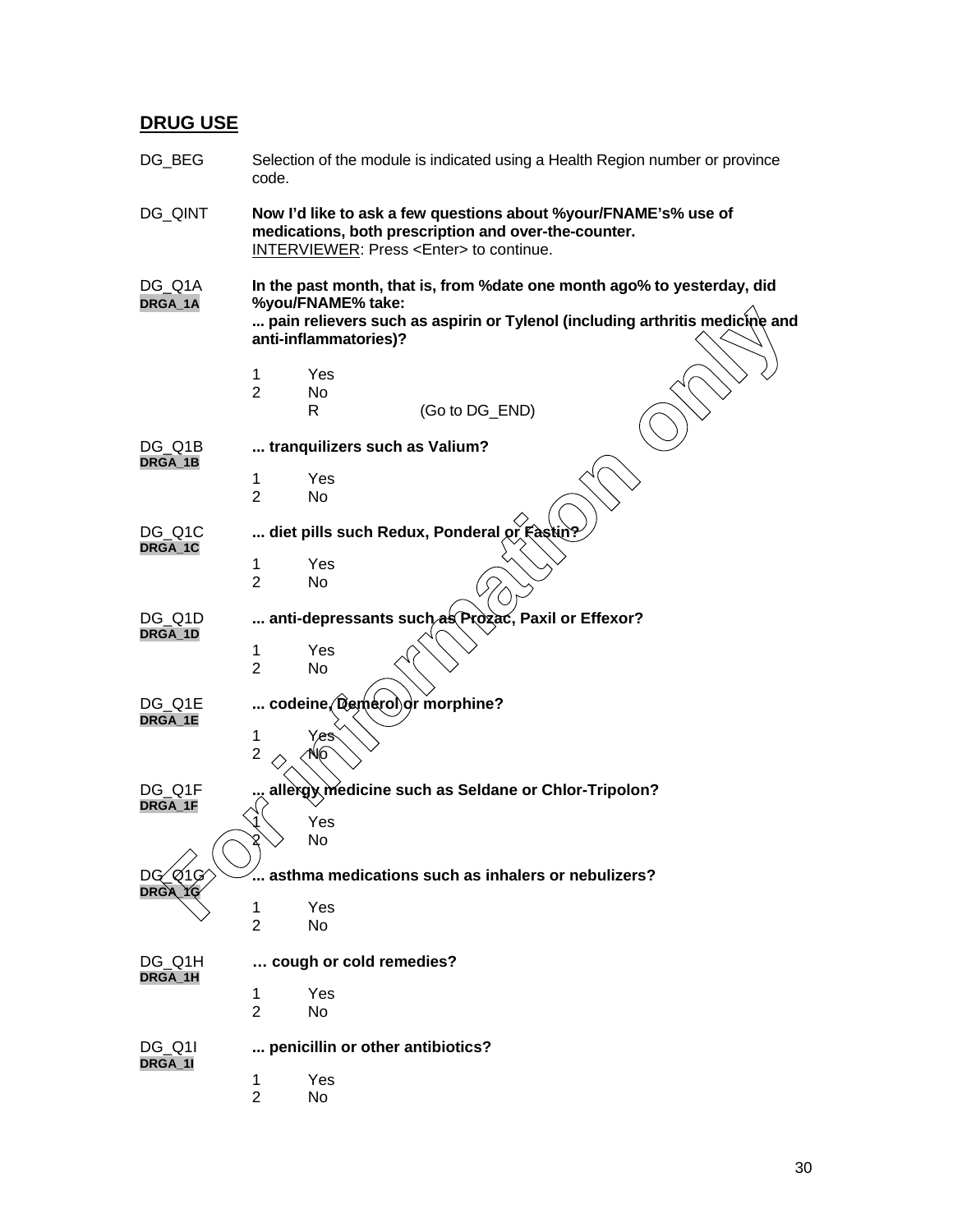## DRUG USE

DG_BEG    Selection of the module is indicated using a Health Region number or province code.

DG_QINT    **Now I'd like to ask a few questions about %your/FNAME's% use of medications, both prescription and over-the-counter.**
INTERVIEWER: Press <Enter> to continue.

DG_Q1A
DRGA_1A    **In the past month, that is, from %date one month ago% to yesterday, did %you/FNAME% take:**
**... pain relievers such as aspirin or Tylenol (including arthritis medicine and anti-inflammatories)?**

1    Yes
2    No
R    (Go to DG_END)

DG_Q1B
DRGA_1B    **... tranquilizers such as Valium?**

1    Yes
2    No

DG_Q1C
DRGA_1C    **... diet pills such Redux, Ponderal or Fastin?**

1    Yes
2    No

DG_Q1D
DRGA_1D    **... anti-depressants such as Prozac, Paxil or Effexor?**

1    Yes
2    No

DG_Q1E
DRGA_1E    **... codeine, Demerol or morphine?**

1    Yes
2    No

DG_Q1F
DRGA_1F    **... allergy medicine such as Seldane or Chlor-Tripolon?**

1    Yes
2    No

DG_Q1G
DRGA_1G    **... asthma medications such as inhalers or nebulizers?**

1    Yes
2    No

DG_Q1H
DRGA_1H    **… cough or cold remedies?**

1    Yes
2    No

DG_Q1I
DRGA_1I    **... penicillin or other antibiotics?**

1    Yes
2    No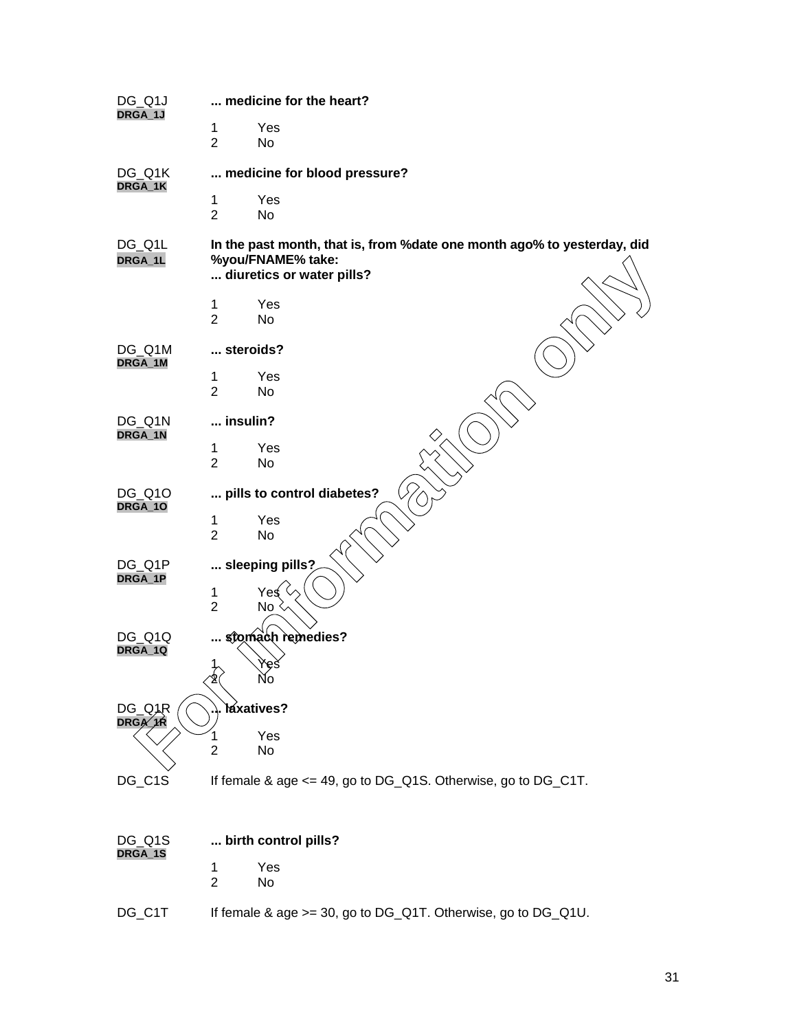DG_Q1J **... medicine for the heart?**
DRGA_1J

1 Yes
2 No

DG_Q1K **... medicine for blood pressure?**
DRGA_1K

1 Yes
2 No

DG_Q1L **In the past month, that is, from %date one month ago% to yesterday, did %you/FNAME% take:**
DRGA_1L **... diuretics or water pills?**

1 Yes
2 No

DG_Q1M **... steroids?**
DRGA_1M

1 Yes
2 No

DG_Q1N **... insulin?**
DRGA_1N

1 Yes
2 No

DG_Q1O **... pills to control diabetes?**
DRGA_1O

1 Yes
2 No

DG_Q1P **... sleeping pills?**
DRGA_1P

1 Yes
2 No

DG_Q1Q **... stomach remedies?**
DRGA_1Q

1 Yes
2 No

DG_Q1R **... laxatives?**
DRGA_1R

1 Yes
2 No

DG_C1S If female & age <= 49, go to DG_Q1S. Otherwise, go to DG_C1T.

DG_Q1S **... birth control pills?**
DRGA_1S

1 Yes
2 No

DG_C1T If female & age >= 30, go to DG_Q1T. Otherwise, go to DG_Q1U.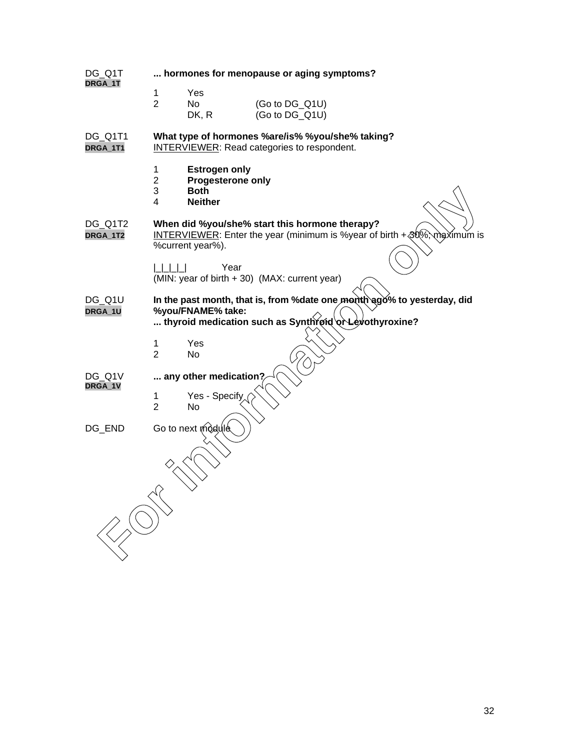DG_Q1T **... hormones for menopause or aging symptoms?**
DRGA_1T

1 Yes
2 No (Go to DG_Q1U)
DK, R (Go to DG_Q1U)

DG_Q1T1 **What type of hormones %are/is% %you/she% taking?**
DRGA_1T1
<u>INTERVIEWER</u>: Read categories to respondent.

1 **Estrogen only**
2 **Progesterone only**
3 **Both**
4 **Neither**

DG_Q1T2 **When did %you/she% start this hormone therapy?**
DRGA_1T2
<u>INTERVIEWER</u>: Enter the year (minimum is %year of birth + 30%; maximum is %current year%).

|_|_|_|_| Year
(MIN: year of birth + 30) (MAX: current year)

DG_Q1U **In the past month, that is, from %date one month ago% to yesterday, did %you/FNAME% take:**
DRGA_1U
**... thyroid medication such as Synthroid or Levothyroxine?**

1 Yes
2 No

DG_Q1V **... any other medication?**
DRGA_1V

1 Yes - Specify
2 No

DG_END Go to next module

For information only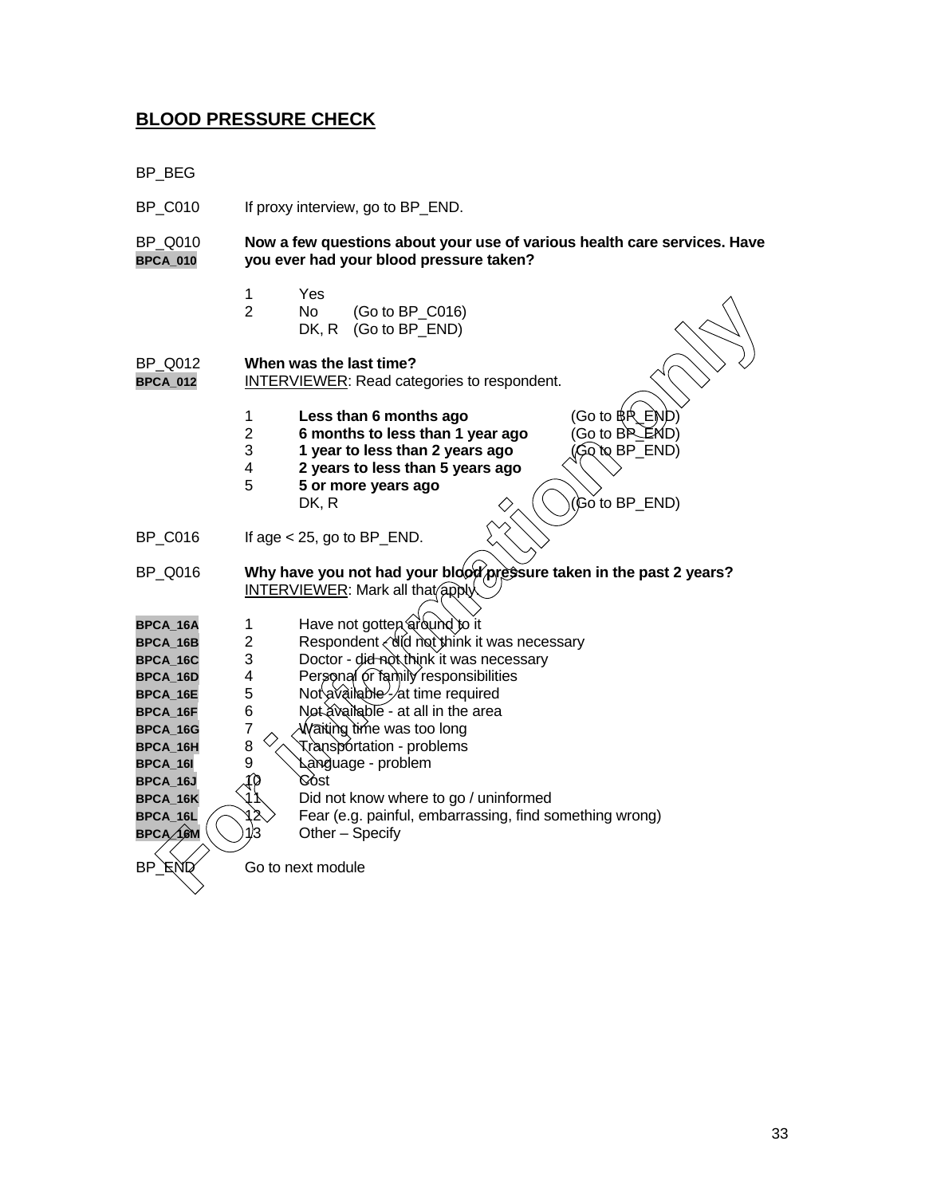## BLOOD PRESSURE CHECK

BP_BEG

BP_C010 If proxy interview, go to BP_END.

BP_Q010
BPCA_010
**Now a few questions about your use of various health care services. Have you ever had your blood pressure taken?**

1 Yes
2 No (Go to BP_C016)
DK, R (Go to BP_END)

BP_Q012
BPCA_012
**When was the last time?**
INTERVIEWER: Read categories to respondent.

1 **Less than 6 months ago** (Go to BP_END)
2 **6 months to less than 1 year ago** (Go to BP_END)
3 **1 year to less than 2 years ago** (Go to BP_END)
4 **2 years to less than 5 years ago**
5 **5 or more years ago**
DK, R (Go to BP_END)

BP_C016 If age < 25, go to BP_END.

BP_Q016 **Why have you not had your blood pressure taken in the past 2 years?**
INTERVIEWER: Mark all that apply.

| | | |
|---|---|---|
| BPCA_16A | 1 | Have not gotten around to it |
| BPCA_16B | 2 | Respondent - did not think it was necessary |
| BPCA_16C | 3 | Doctor - did not think it was necessary |
| BPCA_16D | 4 | Personal or family responsibilities |
| BPCA_16E | 5 | Not available - at time required |
| BPCA_16F | 6 | Not available - at all in the area |
| BPCA_16G | 7 | Waiting time was too long |
| BPCA_16H | 8 | Transportation - problems |
| BPCA_16I | 9 | Language - problem |
| BPCA_16J | 10 | Cost |
| BPCA_16K | 11 | Did not know where to go / uninformed |
| BPCA_16L | 12 | Fear (e.g. painful, embarrassing, find something wrong) |
| BPCA_16M | 13 | Other – Specify |

BP_END Go to next module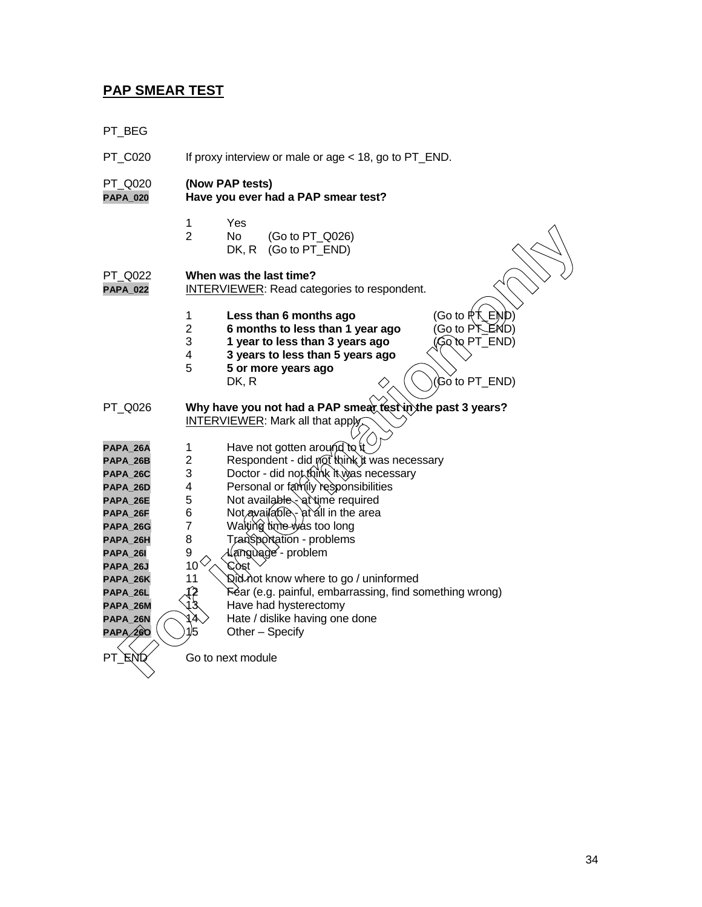## PAP SMEAR TEST

PT_BEG

PT_C020 If proxy interview or male or age < 18, go to PT_END.

PT_Q020 **(Now PAP tests)**
PAPA_020 **Have you ever had a PAP smear test?**

1 Yes
2 No (Go to PT_Q026)
DK, R (Go to PT_END)

PT_Q022 **When was the last time?**
PAPA_022 INTERVIEWER: Read categories to respondent.

1 **Less than 6 months ago** (Go to PT_END)
2 **6 months to less than 1 year ago** (Go to PT_END)
3 **1 year to less than 3 years ago** (Go to PT_END)
4 **3 years to less than 5 years ago**
5 **5 or more years ago**
DK, R (Go to PT_END)

PT_Q026 **Why have you not had a PAP smear test in the past 3 years?**
INTERVIEWER: Mark all that apply.

PAPA_26A 1 Have not gotten around to it
PAPA_26B 2 Respondent - did not think it was necessary
PAPA_26C 3 Doctor - did not think it was necessary
PAPA_26D 4 Personal or family responsibilities
PAPA_26E 5 Not available - at time required
PAPA_26F 6 Not available - at all in the area
PAPA_26G 7 Waiting time was too long
PAPA_26H 8 Transportation - problems
PAPA_26I 9 Language - problem
PAPA_26J 10 Cost
PAPA_26K 11 Did not know where to go / uninformed
PAPA_26L 12 Fear (e.g. painful, embarrassing, find something wrong)
PAPA_26M 13 Have had hysterectomy
PAPA_26N 14 Hate / dislike having one done
PAPA_26O 15 Other – Specify

PT_END Go to next module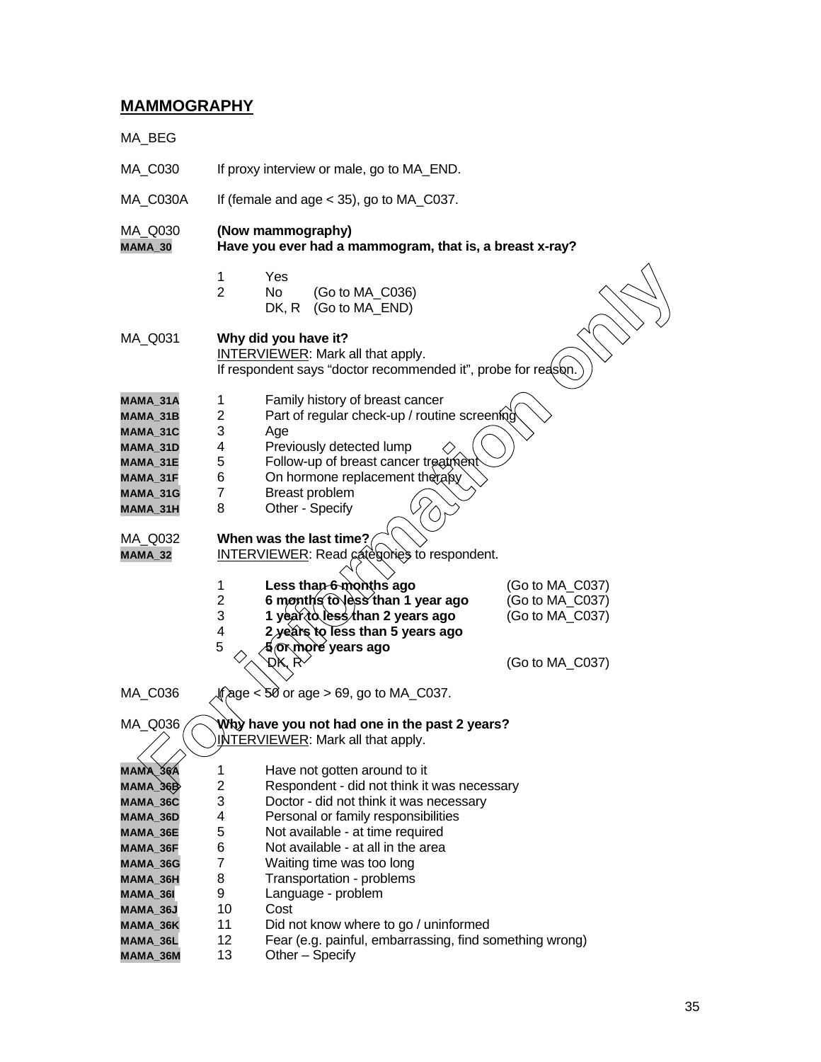## MAMMOGRAPHY

MA_BEG

MA_C030 If proxy interview or male, go to MA_END.

MA_C030A If (female and age < 35), go to MA_C037.

MA_Q030 **(Now mammography)**
MAMA_30 **Have you ever had a mammogram, that is, a breast x-ray?**

1 Yes
2 No (Go to MA_C036)
DK, R (Go to MA_END)

MA_Q031 **Why did you have it?**
INTERVIEWER: Mark all that apply.
If respondent says "doctor recommended it", probe for reason.

| | | |
|---|---|---|
| MAMA_31A | 1 | Family history of breast cancer |
| MAMA_31B | 2 | Part of regular check-up / routine screening |
| MAMA_31C | 3 | Age |
| MAMA_31D | 4 | Previously detected lump |
| MAMA_31E | 5 | Follow-up of breast cancer treatment |
| MAMA_31F | 6 | On hormone replacement therapy |
| MAMA_31G | 7 | Breast problem |
| MAMA_31H | 8 | Other - Specify |

MA_Q032 **When was the last time?**
MAMA_32 INTERVIEWER: Read categories to respondent.

| | | |
|---|---|---|
| 1 | **Less than 6 months ago** | (Go to MA_C037) |
| 2 | **6 months to less than 1 year ago** | (Go to MA_C037) |
| 3 | **1 year to less than 2 years ago** | (Go to MA_C037) |
| 4 | **2 years to less than 5 years ago** | |
| 5 | **5 or more years ago** | |
| | DK, R | (Go to MA_C037) |

MA_C036 If age < 50 or age > 69, go to MA_C037.

MA_Q036 **Why have you not had one in the past 2 years?**
INTERVIEWER: Mark all that apply.

| | | |
|---|---|---|
| MAMA_36A | 1 | Have not gotten around to it |
| MAMA_36B | 2 | Respondent - did not think it was necessary |
| MAMA_36C | 3 | Doctor - did not think it was necessary |
| MAMA_36D | 4 | Personal or family responsibilities |
| MAMA_36E | 5 | Not available - at time required |
| MAMA_36F | 6 | Not available - at all in the area |
| MAMA_36G | 7 | Waiting time was too long |
| MAMA_36H | 8 | Transportation - problems |
| MAMA_36I | 9 | Language - problem |
| MAMA_36J | 10 | Cost |
| MAMA_36K | 11 | Did not know where to go / uninformed |
| MAMA_36L | 12 | Fear (e.g. painful, embarrassing, find something wrong) |
| MAMA_36M | 13 | Other – Specify |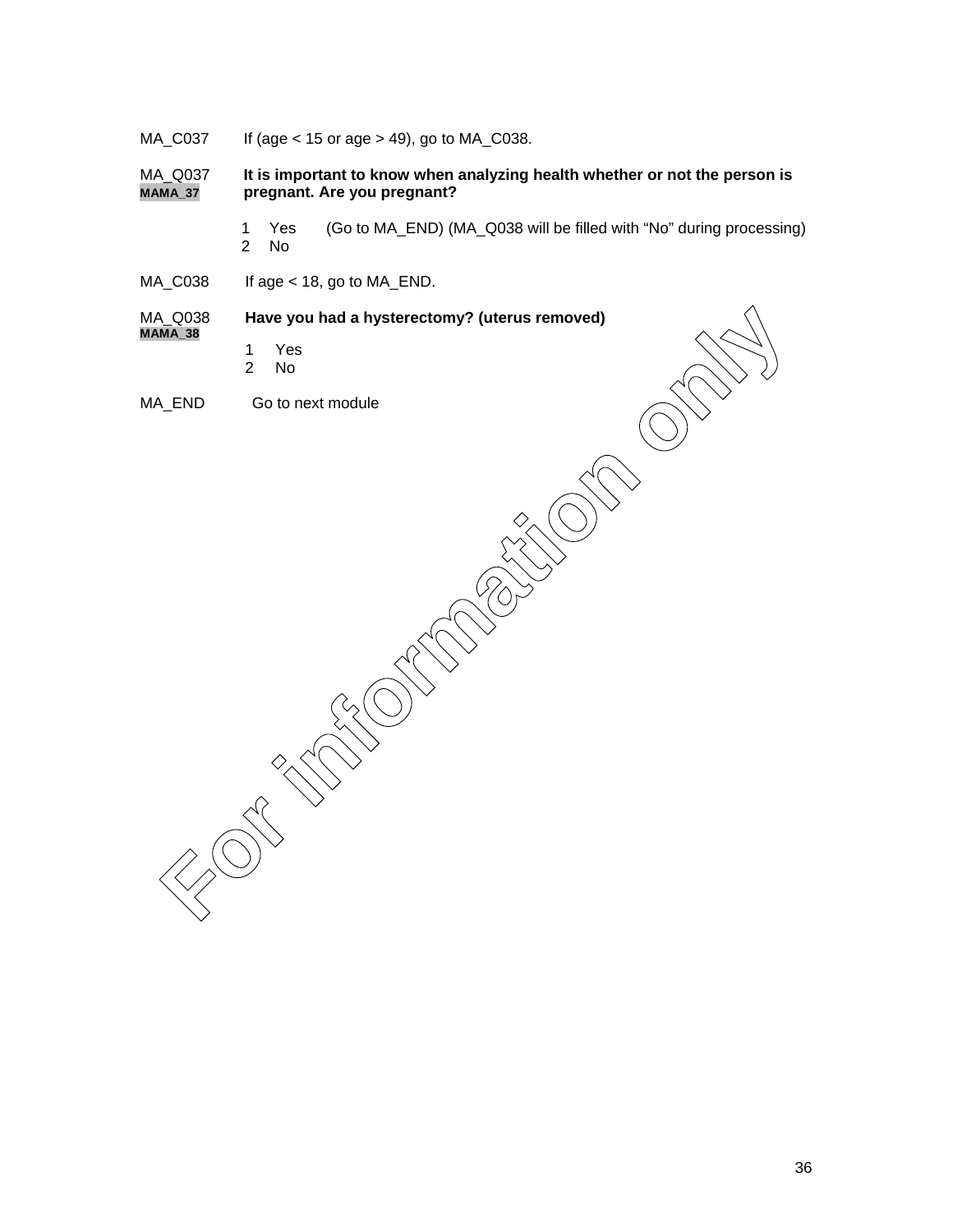MA_C037 If (age < 15 or age > 49), go to MA_C038.

MA_Q037 **It is important to know when analyzing health whether or not the person is pregnant. Are you pregnant?**
MAMA_37

1 Yes (Go to MA_END) (MA_Q038 will be filled with "No" during processing)
2 No

MA_C038 If age < 18, go to MA_END.

MA_Q038 **Have you had a hysterectomy? (uterus removed)**
MAMA_38

1 Yes
2 No

MA_END Go to next module

For information only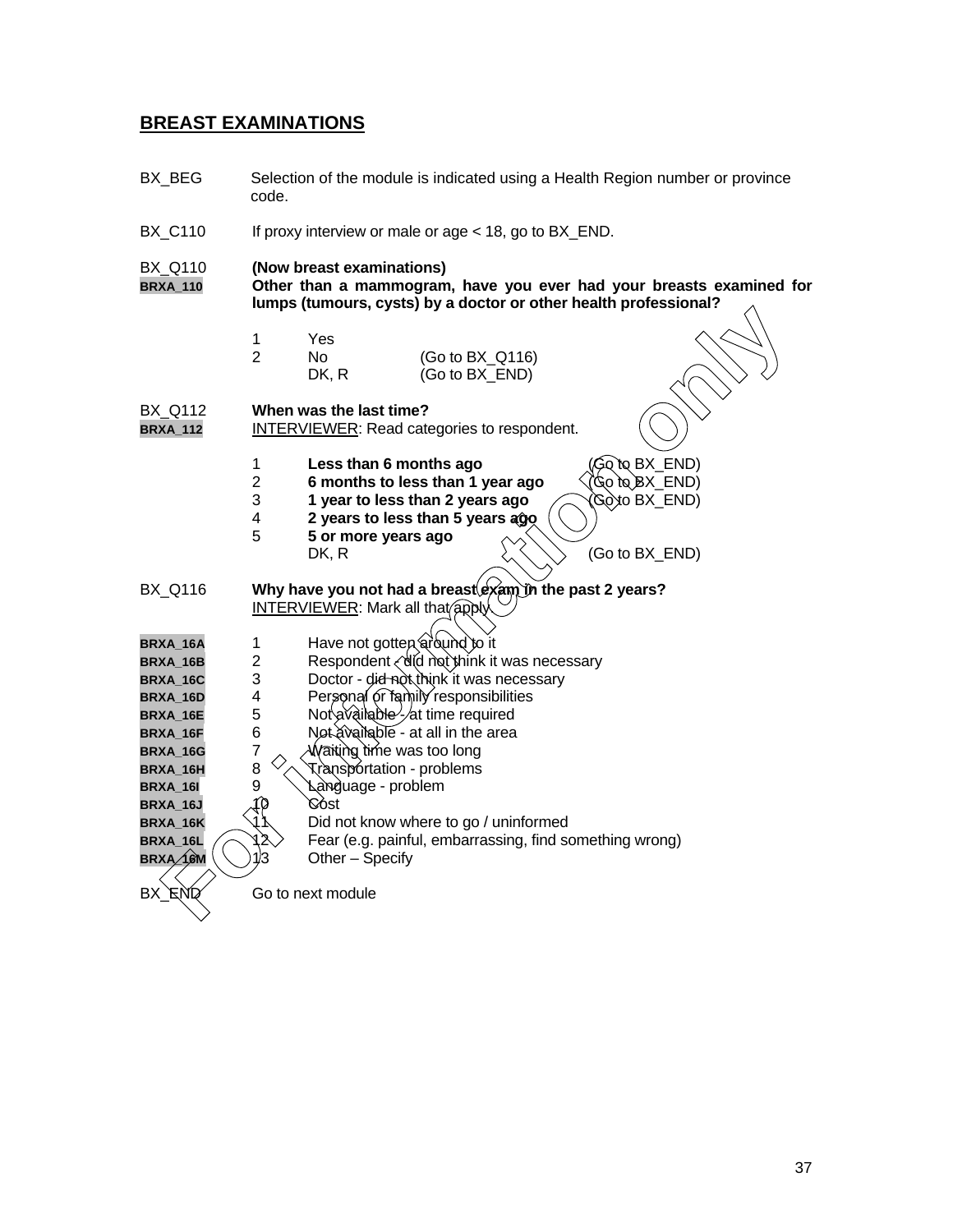## BREAST EXAMINATIONS

BX_BEG Selection of the module is indicated using a Health Region number or province code.

BX_C110 If proxy interview or male or age < 18, go to BX_END.

BX_Q110 **(Now breast examinations)**
BRXA_110 **Other than a mammogram, have you ever had your breasts examined for lumps (tumours, cysts) by a doctor or other health professional?**

| | | |
|---|---|---|
| 1 | Yes | |
| 2 | No | (Go to BX_Q116) |
| | DK, R | (Go to BX_END) |

BX_Q112 **When was the last time?**
BRXA_112 INTERVIEWER: Read categories to respondent.

| | | |
|---|---|---|
| 1 | **Less than 6 months ago** | (Go to BX_END) |
| 2 | **6 months to less than 1 year ago** | (Go to BX_END) |
| 3 | **1 year to less than 2 years ago** | (Go to BX_END) |
| 4 | **2 years to less than 5 years ago** | |
| 5 | **5 or more years ago** | |
| | DK, R | (Go to BX_END) |

BX_Q116 **Why have you not had a breast exam in the past 2 years?**
INTERVIEWER: Mark all that apply.

| | | |
|---|---|---|
| BRXA_16A | 1 | Have not gotten around to it |
| BRXA_16B | 2 | Respondent - did not think it was necessary |
| BRXA_16C | 3 | Doctor - did not think it was necessary |
| BRXA_16D | 4 | Personal or family responsibilities |
| BRXA_16E | 5 | Not available - at time required |
| BRXA_16F | 6 | Not available - at all in the area |
| BRXA_16G | 7 | Waiting time was too long |
| BRXA_16H | 8 | Transportation - problems |
| BRXA_16I | 9 | Language - problem |
| BRXA_16J | 10 | Cost |
| BRXA_16K | 11 | Did not know where to go / uninformed |
| BRXA_16L | 12 | Fear (e.g. painful, embarrassing, find something wrong) |
| BRXA_16M | 13 | Other – Specify |

BX_END Go to next module

For information only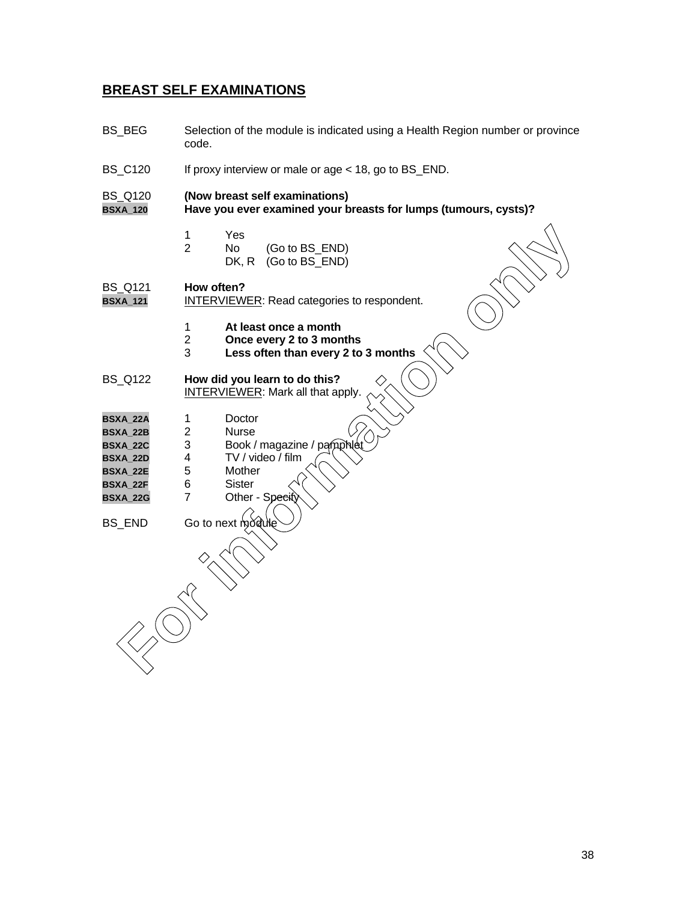## BREAST SELF EXAMINATIONS

BS_BEG Selection of the module is indicated using a Health Region number or province code.

BS_C120 If proxy interview or male or age < 18, go to BS_END.

BS_Q120 **(Now breast self examinations)**
BSXA_120 **Have you ever examined your breasts for lumps (tumours, cysts)?**

1 Yes
2 No (Go to BS_END)
DK, R (Go to BS_END)

BS_Q121 **How often?**
BSXA_121 INTERVIEWER: Read categories to respondent.

1 **At least once a month**
2 **Once every 2 to 3 months**
3 **Less often than every 2 to 3 months**

BS_Q122 **How did you learn to do this?**
INTERVIEWER: Mark all that apply.

BSXA_22A 1 Doctor
BSXA_22B 2 Nurse
BSXA_22C 3 Book / magazine / pamphlet
BSXA_22D 4 TV / video / film
BSXA_22E 5 Mother
BSXA_22F 6 Sister
BSXA_22G 7 Other - Specify

BS_END Go to next module

For information only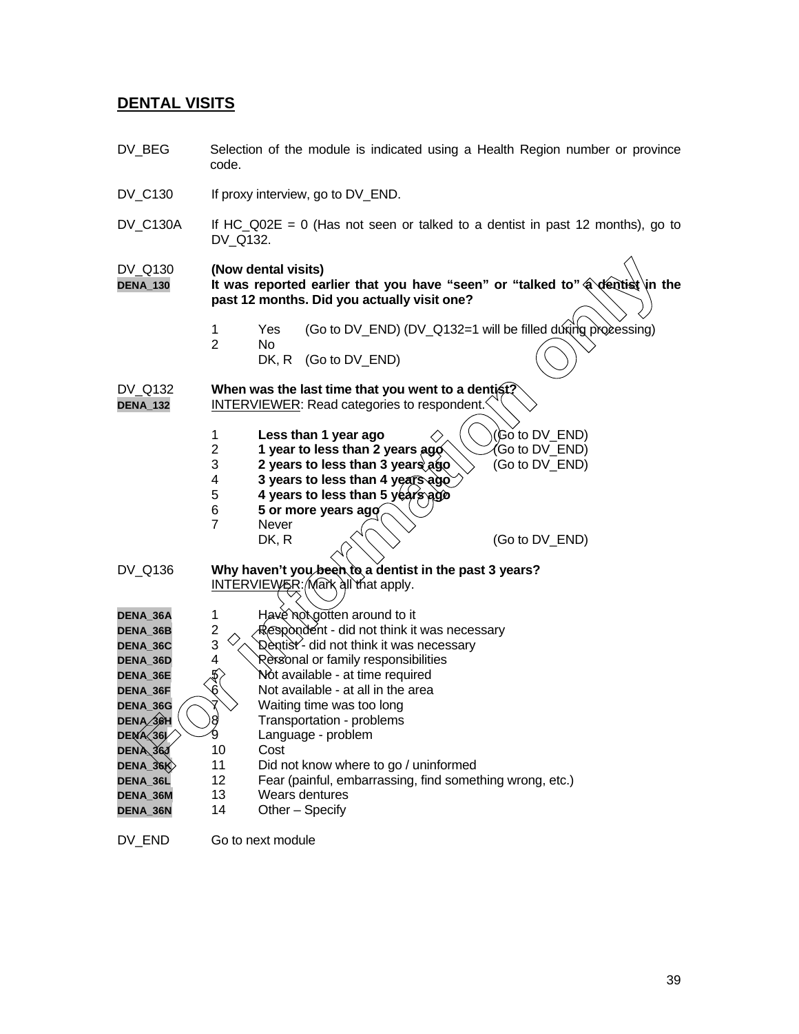## DENTAL VISITS

DV_BEG Selection of the module is indicated using a Health Region number or province code.

DV_C130 If proxy interview, go to DV_END.

DV_C130A If HC_Q02E = 0 (Has not seen or talked to a dentist in past 12 months), go to DV_Q132.

DV_Q130
DENA_130

**(Now dental visits)**
**It was reported earlier that you have "seen" or "talked to" a dentist in the past 12 months. Did you actually visit one?**

1 Yes (Go to DV_END) (DV_Q132=1 will be filled during processing)
2 No
DK, R (Go to DV_END)

DV_Q132
DENA_132

**When was the last time that you went to a dentist?**
INTERVIEWER: Read categories to respondent.

1 **Less than 1 year ago** (Go to DV_END)
2 **1 year to less than 2 years ago** (Go to DV_END)
3 **2 years to less than 3 years ago** (Go to DV_END)
4 **3 years to less than 4 years ago**
5 **4 years to less than 5 years ago**
6 **5 or more years ago**
7 Never
DK, R (Go to DV_END)

DV_Q136 **Why haven't you been to a dentist in the past 3 years?**
INTERVIEWER: Mark all that apply.

DENA_36A 1 Have not gotten around to it
DENA_36B 2 Respondent - did not think it was necessary
DENA_36C 3 Dentist - did not think it was necessary
DENA_36D 4 Personal or family responsibilities
DENA_36E 5 Not available - at time required
DENA_36F 6 Not available - at all in the area
DENA_36G 7 Waiting time was too long
DENA_36H 8 Transportation - problems
DENA_36I 9 Language - problem
DENA_36J 10 Cost
DENA_36K 11 Did not know where to go / uninformed
DENA_36L 12 Fear (painful, embarrassing, find something wrong, etc.)
DENA_36M 13 Wears dentures
DENA_36N 14 Other – Specify

DV_END Go to next module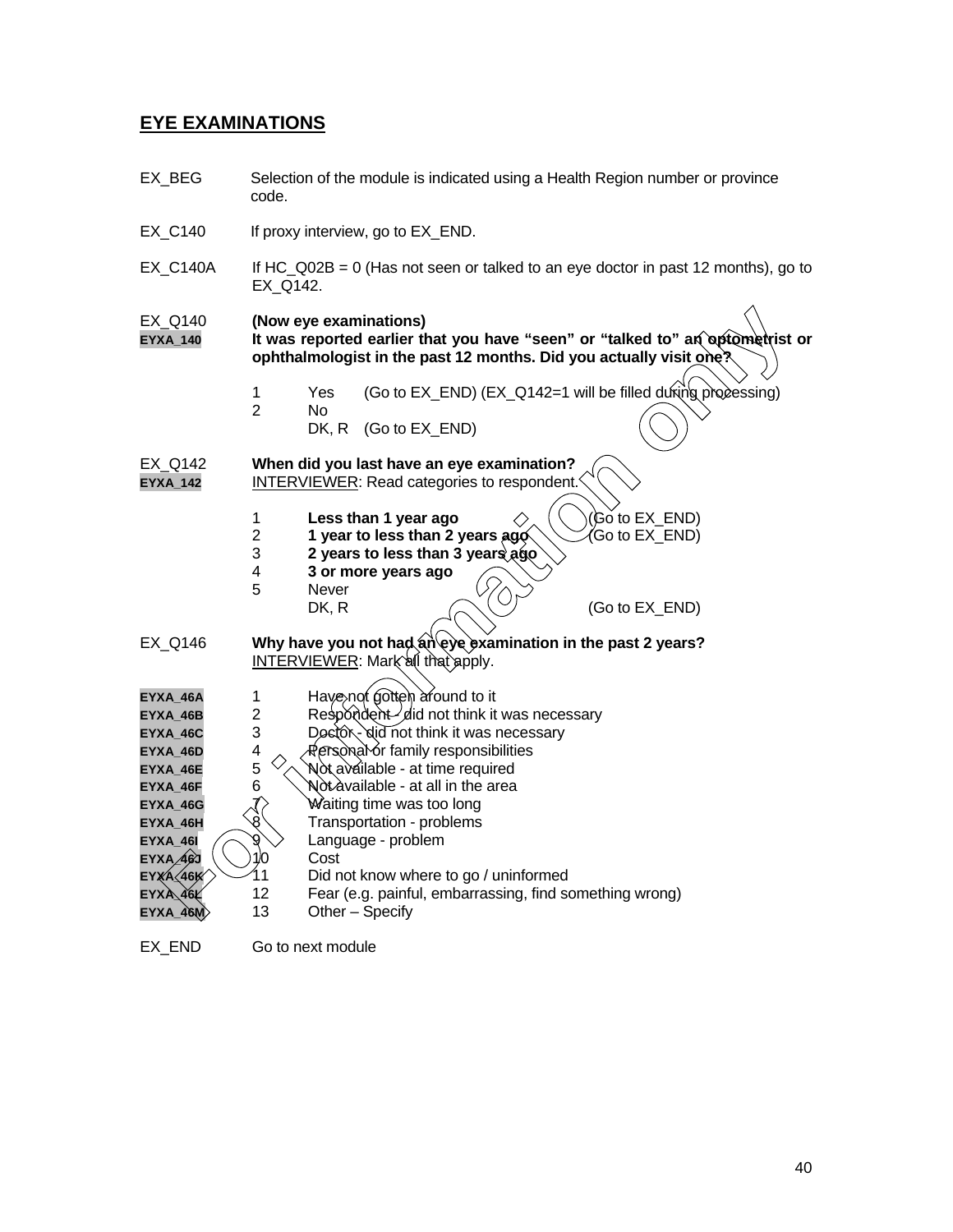## EYE EXAMINATIONS

EX_BEG Selection of the module is indicated using a Health Region number or province code.

EX_C140 If proxy interview, go to EX_END.

EX_C140A If HC_Q02B = 0 (Has not seen or talked to an eye doctor in past 12 months), go to EX_Q142.

EX_Q140 **(Now eye examinations)**
EYXA_140 **It was reported earlier that you have "seen" or "talked to" an optometrist or ophthalmologist in the past 12 months. Did you actually visit one?**

1 Yes (Go to EX_END) (EX_Q142=1 will be filled during processing)
2 No
DK, R (Go to EX_END)

EX_Q142 **When did you last have an eye examination?**
EYXA_142 INTERVIEWER: Read categories to respondent.

1 **Less than 1 year ago** (Go to EX_END)
2 **1 year to less than 2 years ago** (Go to EX_END)
3 **2 years to less than 3 years ago**
4 **3 or more years ago**
5 Never
DK, R (Go to EX_END)

EX_Q146 **Why have you not had an eye examination in the past 2 years?**
INTERVIEWER: Mark all that apply.

EYXA_46A 1 Have not gotten around to it
EYXA_46B 2 Respondent - did not think it was necessary
EYXA_46C 3 Doctor - did not think it was necessary
EYXA_46D 4 Personal or family responsibilities
EYXA_46E 5 Not available - at time required
EYXA_46F 6 Not available - at all in the area
EYXA_46G 7 Waiting time was too long
EYXA_46H 8 Transportation - problems
EYXA_46I 9 Language - problem
EYXA_46J 10 Cost
EYXA_46K 11 Did not know where to go / uninformed
EYXA_46L 12 Fear (e.g. painful, embarrassing, find something wrong)
EYXA_46M 13 Other – Specify

EX_END Go to next module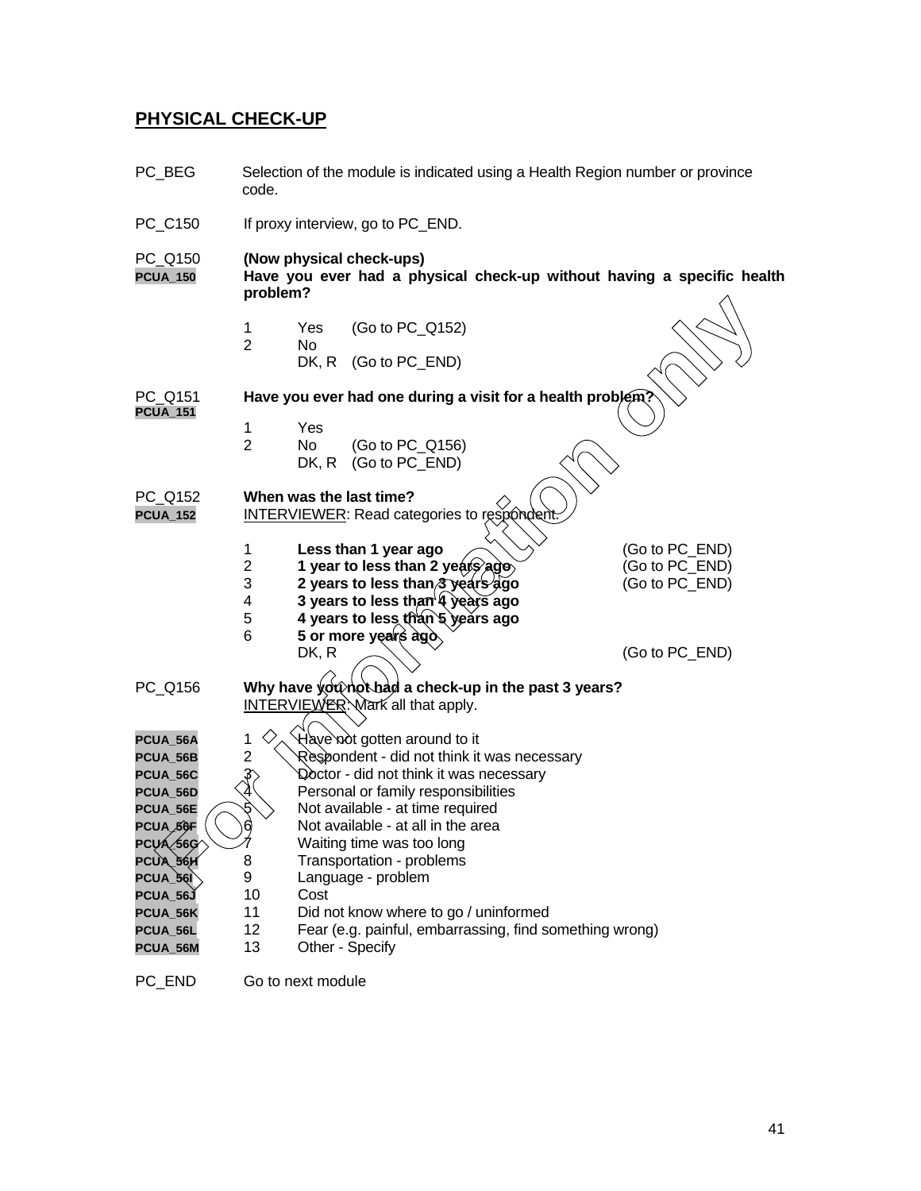## PHYSICAL CHECK-UP

PC_BEG Selection of the module is indicated using a Health Region number or province code.

PC_C150 If proxy interview, go to PC_END.

PC_Q150 **(Now physical check-ups)**
PCUA_150 **Have you ever had a physical check-up without having a specific health problem?**

1 Yes (Go to PC_Q152)
2 No
DK, R (Go to PC_END)

PC_Q151 **Have you ever had one during a visit for a health problem?**
PCUA_151

1 Yes
2 No (Go to PC_Q156)
DK, R (Go to PC_END)

PC_Q152 **When was the last time?**
PCUA_152 INTERVIEWER: Read categories to respondent.

| | | |
|---|---|---|
| 1 | **Less than 1 year ago** | (Go to PC_END) |
| 2 | **1 year to less than 2 years ago** | (Go to PC_END) |
| 3 | **2 years to less than 3 years ago** | (Go to PC_END) |
| 4 | **3 years to less than 4 years ago** | |
| 5 | **4 years to less than 5 years ago** | |
| 6 | **5 or more years ago** | |
| | DK, R | (Go to PC_END) |

PC_Q156 **Why have you not had a check-up in the past 3 years?**
INTERVIEWER: Mark all that apply.

| | | |
|---|---|---|
| PCUA_56A | 1 | Have not gotten around to it |
| PCUA_56B | 2 | Respondent - did not think it was necessary |
| PCUA_56C | 3 | Doctor - did not think it was necessary |
| PCUA_56D | 4 | Personal or family responsibilities |
| PCUA_56E | 5 | Not available - at time required |
| PCUA_56F | 6 | Not available - at all in the area |
| PCUA_56G | 7 | Waiting time was too long |
| PCUA_56H | 8 | Transportation - problems |
| PCUA_56I | 9 | Language - problem |
| PCUA_56J | 10 | Cost |
| PCUA_56K | 11 | Did not know where to go / uninformed |
| PCUA_56L | 12 | Fear (e.g. painful, embarrassing, find something wrong) |
| PCUA_56M | 13 | Other - Specify |

PC_END Go to next module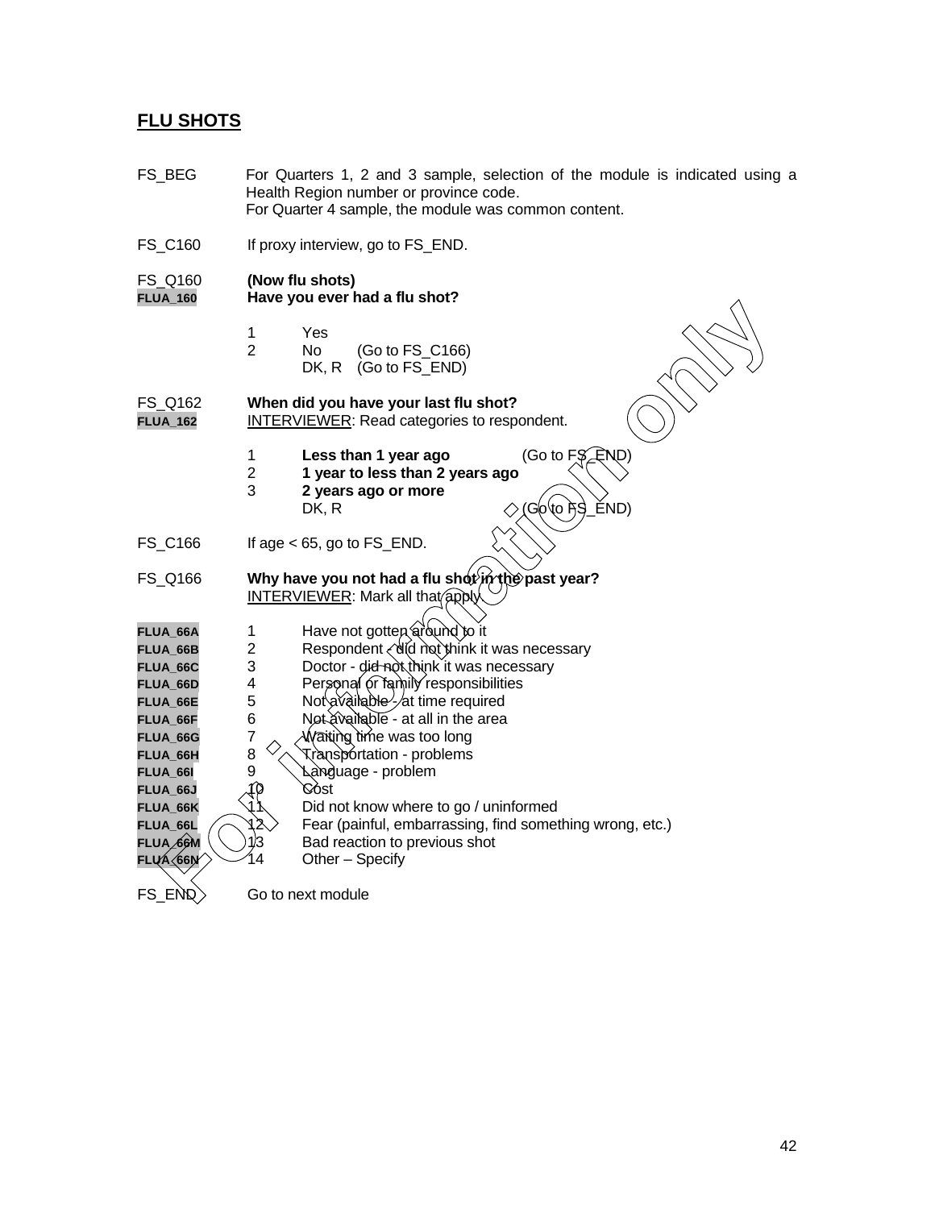## FLU SHOTS

FS_BEG For Quarters 1, 2 and 3 sample, selection of the module is indicated using a Health Region number or province code.
For Quarter 4 sample, the module was common content.

FS_C160 If proxy interview, go to FS_END.

FS_Q160 **(Now flu shots)**
FLUA_160 **Have you ever had a flu shot?**

1 Yes
2 No (Go to FS_C166)
DK, R (Go to FS_END)

FS_Q162 **When did you have your last flu shot?**
FLUA_162 INTERVIEWER: Read categories to respondent.

1 **Less than 1 year ago** (Go to FS_END)
2 **1 year to less than 2 years ago**
3 **2 years ago or more**
DK, R (Go to FS_END)

FS_C166 If age < 65, go to FS_END.

FS_Q166 **Why have you not had a flu shot in the past year?**
INTERVIEWER: Mark all that apply.

FLUA_66A 1 Have not gotten around to it
FLUA_66B 2 Respondent - did not think it was necessary
FLUA_66C 3 Doctor - did not think it was necessary
FLUA_66D 4 Personal or family responsibilities
FLUA_66E 5 Not available - at time required
FLUA_66F 6 Not available - at all in the area
FLUA_66G 7 Waiting time was too long
FLUA_66H 8 Transportation - problems
FLUA_66I 9 Language - problem
FLUA_66J 10 Cost
FLUA_66K 11 Did not know where to go / uninformed
FLUA_66L 12 Fear (painful, embarrassing, find something wrong, etc.)
FLUA_66M 13 Bad reaction to previous shot
FLUA_66N 14 Other – Specify

FS_END Go to next module

For information only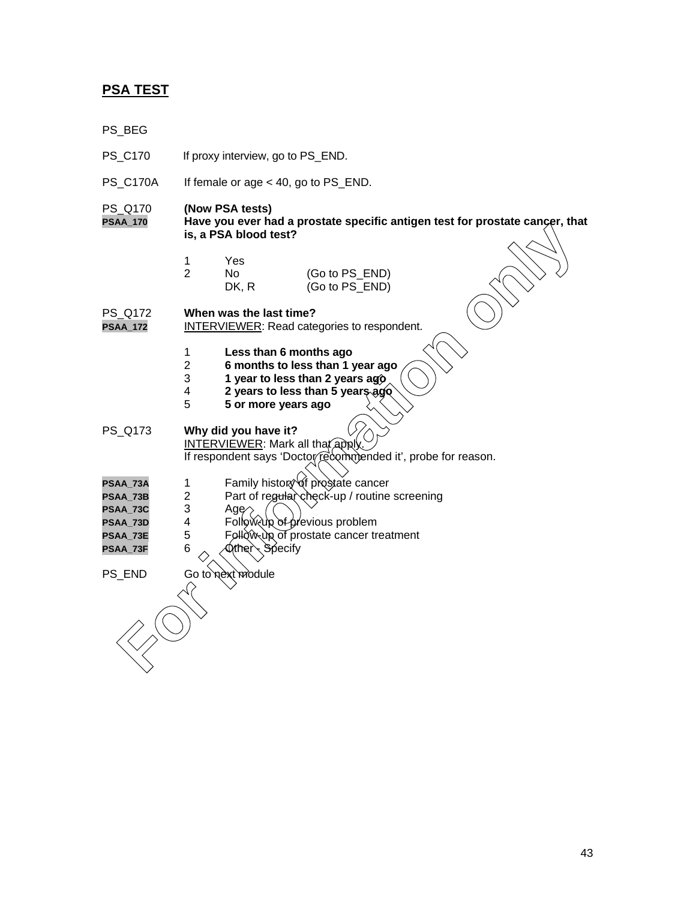## PSA TEST

PS_BEG

PS_C170 If proxy interview, go to PS_END.

PS_C170A If female or age < 40, go to PS_END.

PS_Q170
PSAA_170
**(Now PSA tests)**
**Have you ever had a prostate specific antigen test for prostate cancer, that is, a PSA blood test?**

1 Yes
2 No (Go to PS_END)
DK, R (Go to PS_END)

PS_Q172
PSAA_172
**When was the last time?**
INTERVIEWER: Read categories to respondent.

1 **Less than 6 months ago**
2 **6 months to less than 1 year ago**
3 **1 year to less than 2 years ago**
4 **2 years to less than 5 years ago**
5 **5 or more years ago**

PS_Q173
**Why did you have it?**
INTERVIEWER: Mark all that apply.
If respondent says 'Doctor recommended it', probe for reason.

PSAA_73A 1 Family history of prostate cancer
PSAA_73B 2 Part of regular check-up / routine screening
PSAA_73C 3 Age
PSAA_73D 4 Follow-up of previous problem
PSAA_73E 5 Follow-up of prostate cancer treatment
PSAA_73F 6 Other - Specify

PS_END Go to next module

For information only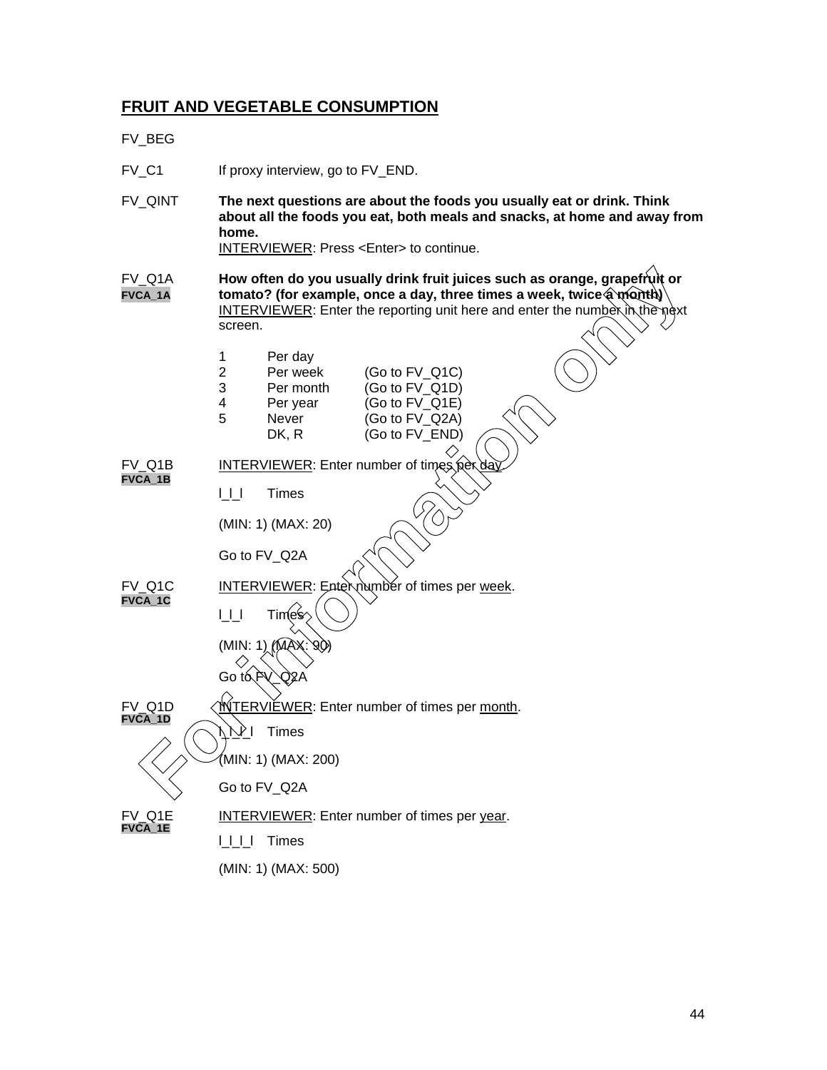## FRUIT AND VEGETABLE CONSUMPTION

FV_BEG

FV_C1 If proxy interview, go to FV_END.

FV_QINT **The next questions are about the foods you usually eat or drink. Think about all the foods you eat, both meals and snacks, at home and away from home.**
INTERVIEWER: Press <Enter> to continue.

FV_Q1A
FVCA_1A
**How often do you usually drink fruit juices such as orange, grapefruit or tomato? (for example, once a day, three times a week, twice a month)**
INTERVIEWER: Enter the reporting unit here and enter the number in the next screen.

1 Per day
2 Per week (Go to FV_Q1C)
3 Per month (Go to FV_Q1D)
4 Per year (Go to FV_Q1E)
5 Never (Go to FV_Q2A)
DK, R (Go to FV_END)

FV_Q1B
FVCA_1B
INTERVIEWER: Enter number of times per day.

|_|_| Times

(MIN: 1) (MAX: 20)

Go to FV_Q2A

FV_Q1C
FVCA_1C
INTERVIEWER: Enter number of times per week.

|_|_| Times

(MIN: 1) (MAX: 90)

Go to FV_Q2A

FV_Q1D
FVCA_1D
INTERVIEWER: Enter number of times per month.

|_|_|_| Times

(MIN: 1) (MAX: 200)

Go to FV_Q2A

FV_Q1E
FVCA_1E
INTERVIEWER: Enter number of times per year.

|_|_|_| Times

(MIN: 1) (MAX: 500)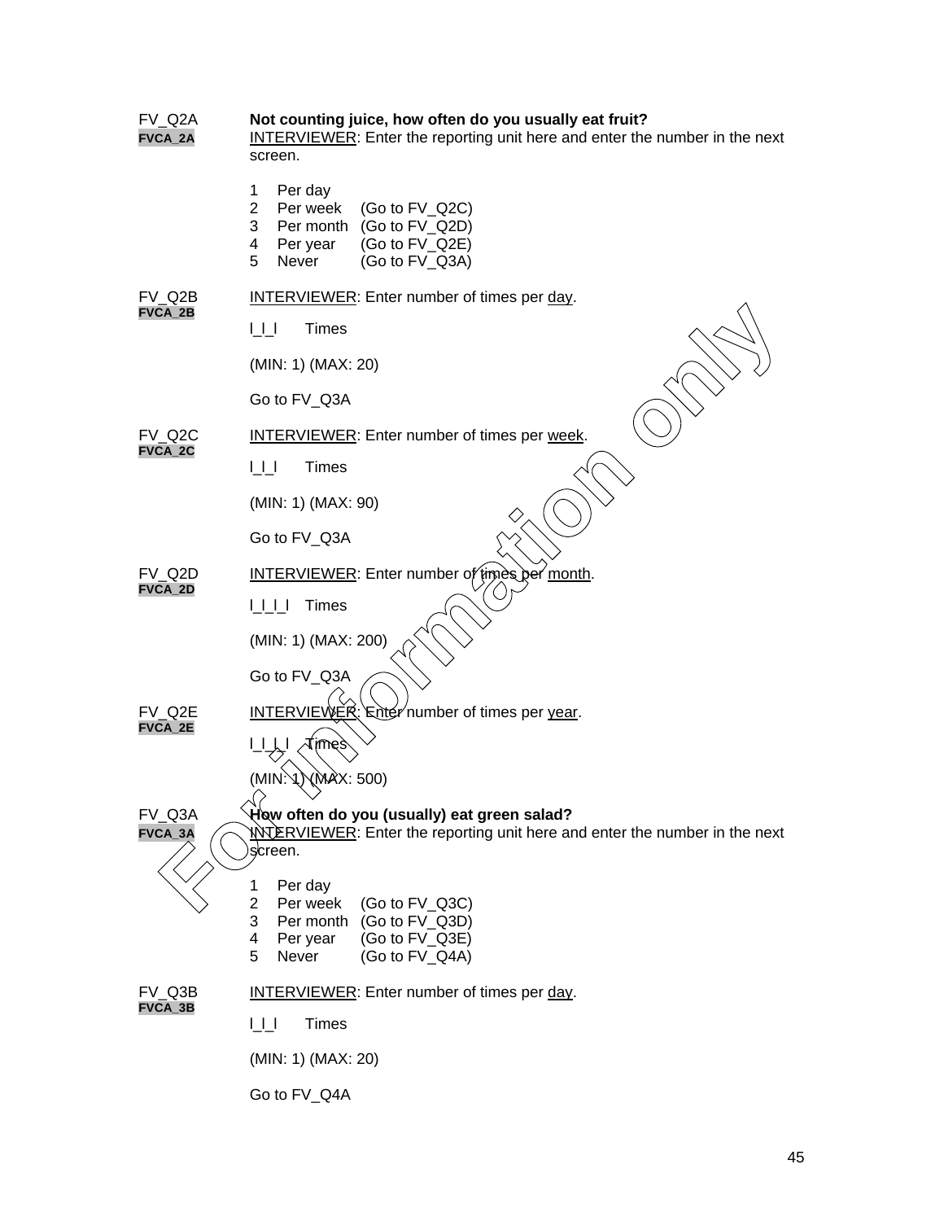FV_Q2A
**FVCA_2A**

**Not counting juice, how often do you usually eat fruit?**

INTERVIEWER: Enter the reporting unit here and enter the number in the next screen.

1 Per day
2 Per week (Go to FV_Q2C)
3 Per month (Go to FV_Q2D)
4 Per year (Go to FV_Q2E)
5 Never (Go to FV_Q3A)

FV_Q2B
**FVCA_2B**

INTERVIEWER: Enter number of times per day.

|_|_| Times

(MIN: 1) (MAX: 20)

Go to FV_Q3A

FV_Q2C
**FVCA_2C**

INTERVIEWER: Enter number of times per week.

|_|_| Times

(MIN: 1) (MAX: 90)

Go to FV_Q3A

FV_Q2D
**FVCA_2D**

INTERVIEWER: Enter number of times per month.

|_|_|_| Times

(MIN: 1) (MAX: 200)

Go to FV_Q3A

FV_Q2E
**FVCA_2E**

INTERVIEWER: Enter number of times per year.

|_|_|_| Times

(MIN: 1) (MAX: 500)

FV_Q3A
**FVCA_3A**

**How often do you (usually) eat green salad?**

INTERVIEWER: Enter the reporting unit here and enter the number in the next screen.

1 Per day
2 Per week (Go to FV_Q3C)
3 Per month (Go to FV_Q3D)
4 Per year (Go to FV_Q3E)
5 Never (Go to FV_Q4A)

FV_Q3B
**FVCA_3B**

INTERVIEWER: Enter number of times per day.

|_|_| Times

(MIN: 1) (MAX: 20)

Go to FV_Q4A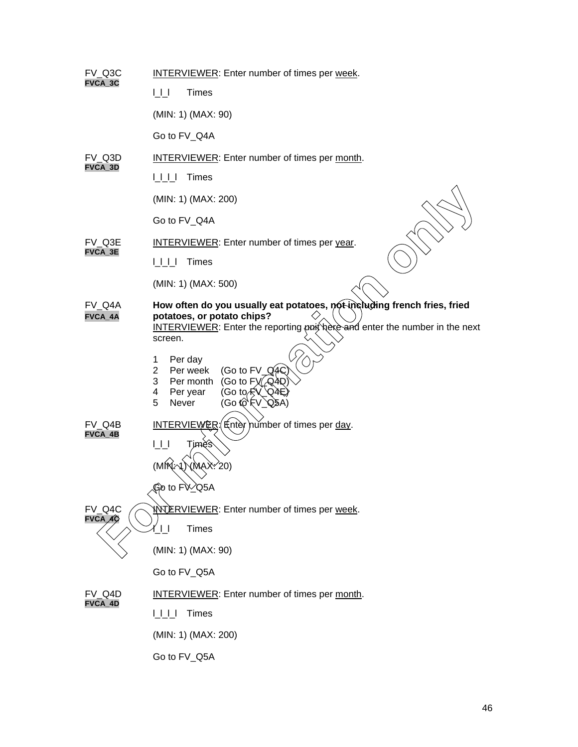FV_Q3C
**FVCA_3C**

INTERVIEWER: Enter number of times per week.

I_I_I Times

(MIN: 1) (MAX: 90)

Go to FV_Q4A

FV_Q3D
**FVCA_3D**

INTERVIEWER: Enter number of times per month.

I_I_I_I Times

(MIN: 1) (MAX: 200)

Go to FV_Q4A

FV_Q3E
**FVCA_3E**

INTERVIEWER: Enter number of times per year.

I_I_I_I Times

(MIN: 1) (MAX: 500)

FV_Q4A
**FVCA_4A**

**How often do you usually eat potatoes, not including french fries, fried potatoes, or potato chips?**
INTERVIEWER: Enter the reporting unit here and enter the number in the next screen.

1 Per day
2 Per week (Go to FV_Q4C)
3 Per month (Go to FV_Q4D)
4 Per year (Go to FV_Q4E)
5 Never (Go to FV_Q5A)

FV_Q4B
**FVCA_4B**

INTERVIEWER: Enter number of times per day.

I_I_I Times

(MIN: 1) (MAX: 20)

Go to FV_Q5A

FV_Q4C
**FVCA_4C**

INTERVIEWER: Enter number of times per week.

I_I_I Times

(MIN: 1) (MAX: 90)

Go to FV_Q5A

FV_Q4D
**FVCA_4D**

INTERVIEWER: Enter number of times per month.

I_I_I_I Times

(MIN: 1) (MAX: 200)

Go to FV_Q5A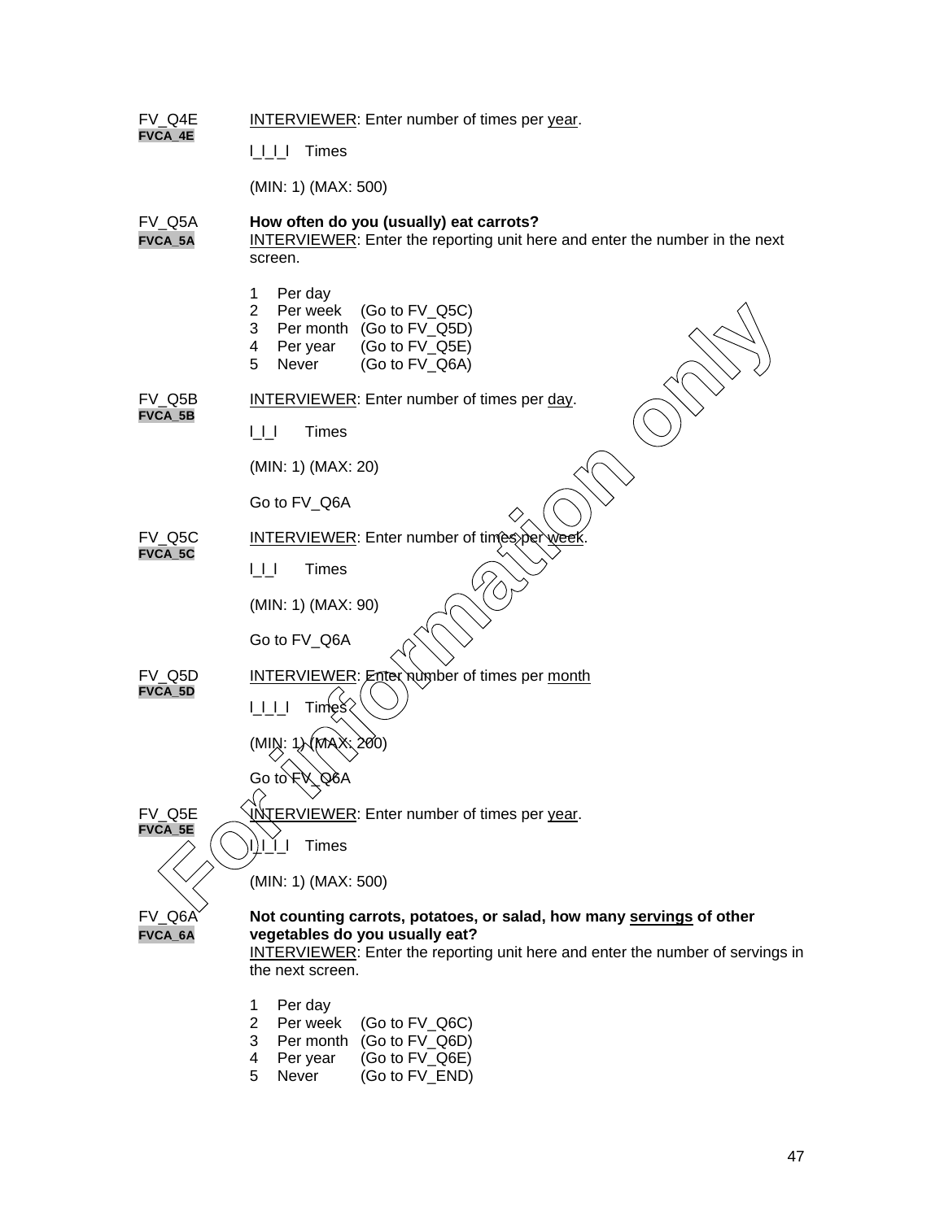FV_Q4E
**FVCA_4E**

INTERVIEWER: Enter number of times per year.

l_l_l_l Times

(MIN: 1) (MAX: 500)

FV_Q5A
**FVCA_5A**

**How often do you (usually) eat carrots?**
INTERVIEWER: Enter the reporting unit here and enter the number in the next screen.

1 Per day
2 Per week (Go to FV_Q5C)
3 Per month (Go to FV_Q5D)
4 Per year (Go to FV_Q5E)
5 Never (Go to FV_Q6A)

FV_Q5B
**FVCA_5B**

INTERVIEWER: Enter number of times per day.

l_l_l Times

(MIN: 1) (MAX: 20)

Go to FV_Q6A

FV_Q5C
**FVCA_5C**

INTERVIEWER: Enter number of times per week.

l_l_l Times

(MIN: 1) (MAX: 90)

Go to FV_Q6A

FV_Q5D
**FVCA_5D**

INTERVIEWER: Enter number of times per month

l_l_l_l Times

(MIN: 1) (MAX: 200)

Go to FV_Q6A

FV_Q5E
**FVCA_5E**

INTERVIEWER: Enter number of times per year.

l_l_l_l Times

(MIN: 1) (MAX: 500)

FV_Q6A
**FVCA_6A**

**Not counting carrots, potatoes, or salad, how many servings of other vegetables do you usually eat?**
INTERVIEWER: Enter the reporting unit here and enter the number of servings in the next screen.

1 Per day
2 Per week (Go to FV_Q6C)
3 Per month (Go to FV_Q6D)
4 Per year (Go to FV_Q6E)
5 Never (Go to FV_END)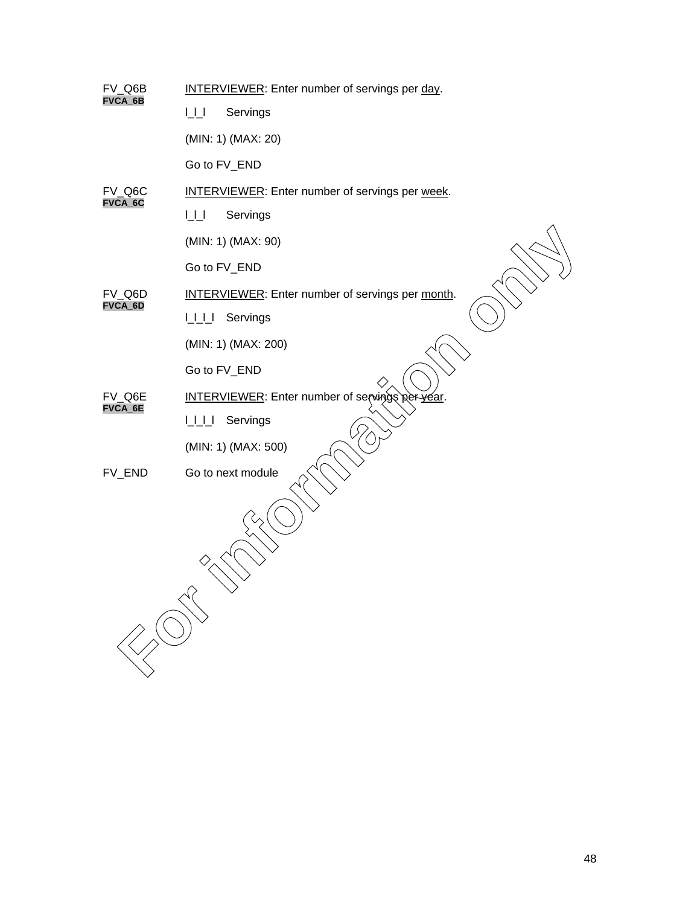FV_Q6B
**FVCA_6B**

INTERVIEWER: Enter number of servings per day.

|_|_| Servings

(MIN: 1) (MAX: 20)

Go to FV_END

FV_Q6C
**FVCA_6C**

INTERVIEWER: Enter number of servings per week.

|_|_| Servings

(MIN: 1) (MAX: 90)

Go to FV_END

FV_Q6D
**FVCA_6D**

INTERVIEWER: Enter number of servings per month.

|_|_|_| Servings

(MIN: 1) (MAX: 200)

Go to FV_END

FV_Q6E
**FVCA_6E**

INTERVIEWER: Enter number of servings per year.

|_|_|_| Servings

(MIN: 1) (MAX: 500)

FV_END Go to next module

For information only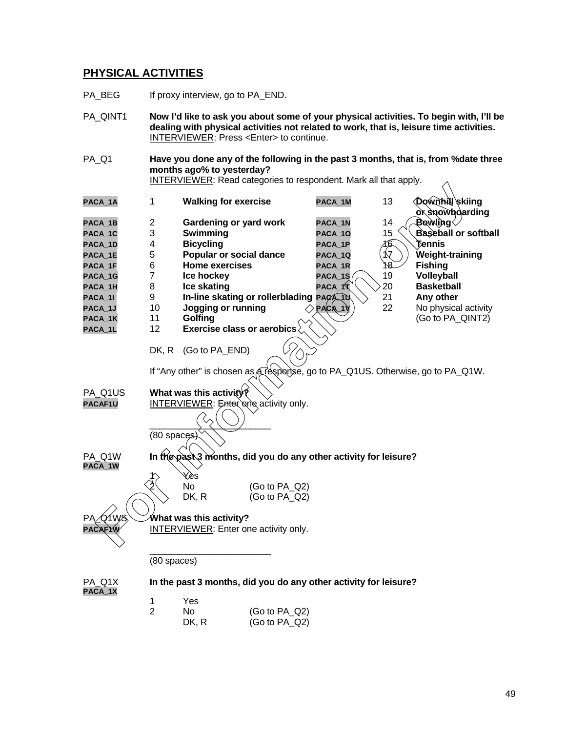## PHYSICAL ACTIVITIES

PA_BEG If proxy interview, go to PA_END.

PA_QINT1 **Now I'd like to ask you about some of your physical activities. To begin with, I'll be dealing with physical activities not related to work, that is, leisure time activities.**
INTERVIEWER: Press <Enter> to continue.

PA_Q1 **Have you done any of the following in the past 3 months, that is, from %date three months ago% to yesterday?**
INTERVIEWER: Read categories to respondent. Mark all that apply.

| | | | | | |
|---|---|---|---|---|---|
| PACA_1A | 1 | **Walking for exercise** | PACA_1M | 13 | **Downhill skiing or snowboarding** |
| PACA_1B | 2 | **Gardening or yard work** | PACA_1N | 14 | **Bowling** |
| PACA_1C | 3 | **Swimming** | PACA_1O | 15 | **Baseball or softball** |
| PACA_1D | 4 | **Bicycling** | PACA_1P | 16 | **Tennis** |
| PACA_1E | 5 | **Popular or social dance** | PACA_1Q | 17 | **Weight-training** |
| PACA_1F | 6 | **Home exercises** | PACA_1R | 18 | **Fishing** |
| PACA_1G | 7 | **Ice hockey** | PACA_1S | 19 | **Volleyball** |
| PACA_1H | 8 | **Ice skating** | PACA_1T | 20 | **Basketball** |
| PACA_1I | 9 | **In-line skating or rollerblading** | PACA_1U | 21 | **Any other** |
| PACA_1J | 10 | **Jogging or running** | PACA_1V | 22 | No physical activity (Go to PA_QINT2) |
| PACA_1K | 11 | **Golfing** | | | |
| PACA_1L | 12 | **Exercise class or aerobics** | | | |

DK, R (Go to PA_END)

If "Any other" is chosen as a response, go to PA_Q1US. Otherwise, go to PA_Q1W.

PA_Q1US
PACAF1U **What was this activity?**
INTERVIEWER: Enter one activity only.

________________________
(80 spaces)

PA_Q1W
PACA_1W **In the past 3 months, did you do any other activity for leisure?**

1 Yes
2 No (Go to PA_Q2)
DK, R (Go to PA_Q2)

PA_Q1WS
PACAF1W **What was this activity?**
INTERVIEWER: Enter one activity only.

________________________
(80 spaces)

PA_Q1X
PACA_1X **In the past 3 months, did you do any other activity for leisure?**

1 Yes
2 No (Go to PA_Q2)
DK, R (Go to PA_Q2)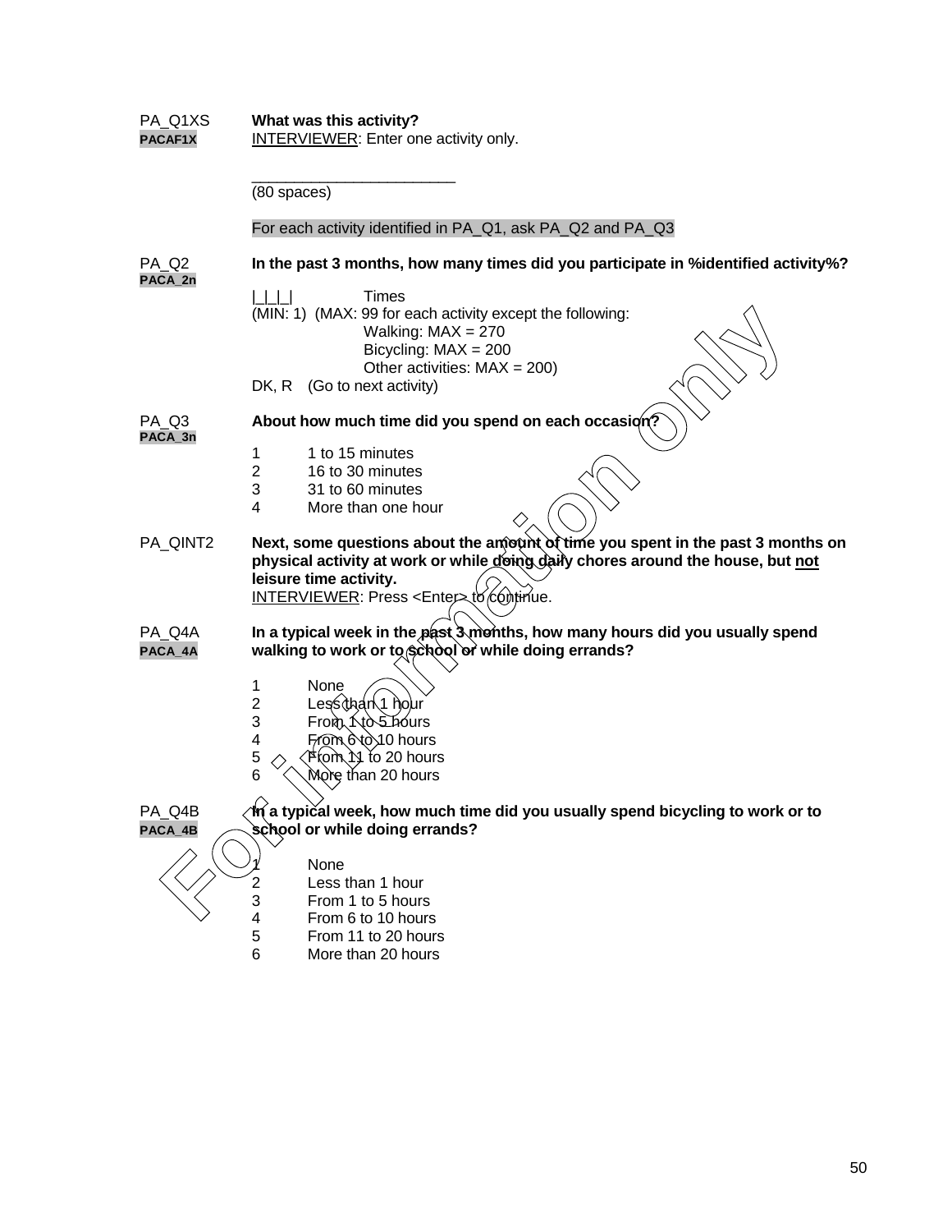PA_Q1XS
**PACAF1X**

**What was this activity?**
INTERVIEWER: Enter one activity only.

________________________
(80 spaces)

For each activity identified in PA_Q1, ask PA_Q2 and PA_Q3

PA_Q2
**PACA_2n**

**In the past 3 months, how many times did you participate in %identified activity%?**

|_|_|_| Times
(MIN: 1) (MAX: 99 for each activity except the following:
Walking: MAX = 270
Bicycling: MAX = 200
Other activities: MAX = 200)
DK, R (Go to next activity)

PA_Q3
**PACA_3n**

**About how much time did you spend on each occasion?**

1 1 to 15 minutes
2 16 to 30 minutes
3 31 to 60 minutes
4 More than one hour

PA_QINT2

**Next, some questions about the amount of time you spent in the past 3 months on physical activity at work or while doing daily chores around the house, but not leisure time activity.**
INTERVIEWER: Press <Enter> to continue.

PA_Q4A
**PACA_4A**

**In a typical week in the past 3 months, how many hours did you usually spend walking to work or to school or while doing errands?**

1 None
2 Less than 1 hour
3 From 1 to 5 hours
4 From 6 to 10 hours
5 From 11 to 20 hours
6 More than 20 hours

PA_Q4B
**PACA_4B**

**In a typical week, how much time did you usually spend bicycling to work or to school or while doing errands?**

1 None
2 Less than 1 hour
3 From 1 to 5 hours
4 From 6 to 10 hours
5 From 11 to 20 hours
6 More than 20 hours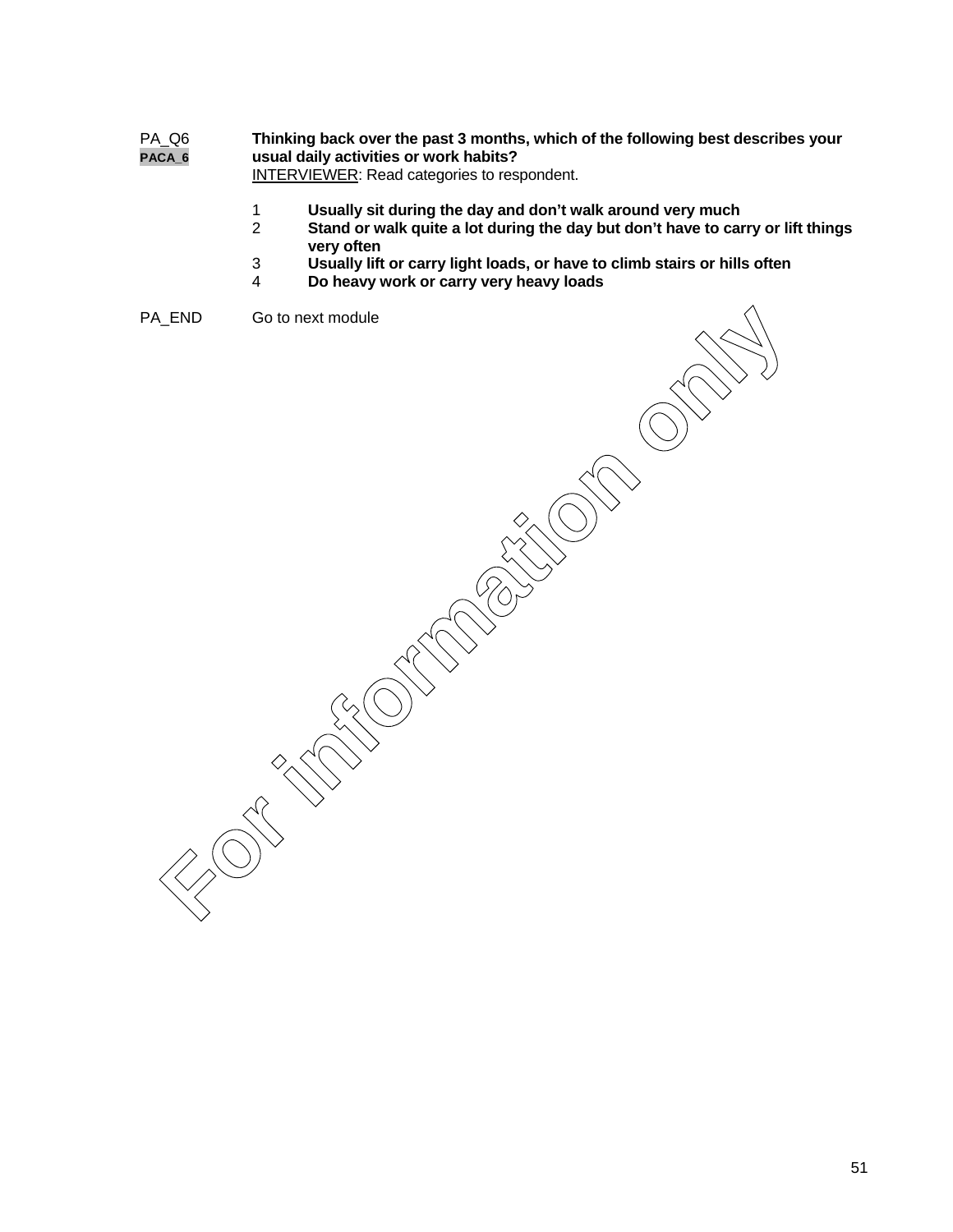PA_Q6 **Thinking back over the past 3 months, which of the following best describes your**
PACA_6 **usual daily activities or work habits?**
INTERVIEWER: Read categories to respondent.

1 **Usually sit during the day and don't walk around very much**
2 **Stand or walk quite a lot during the day but don't have to carry or lift things very often**
3 **Usually lift or carry light loads, or have to climb stairs or hills often**
4 **Do heavy work or carry very heavy loads**

PA_END Go to next module

For information only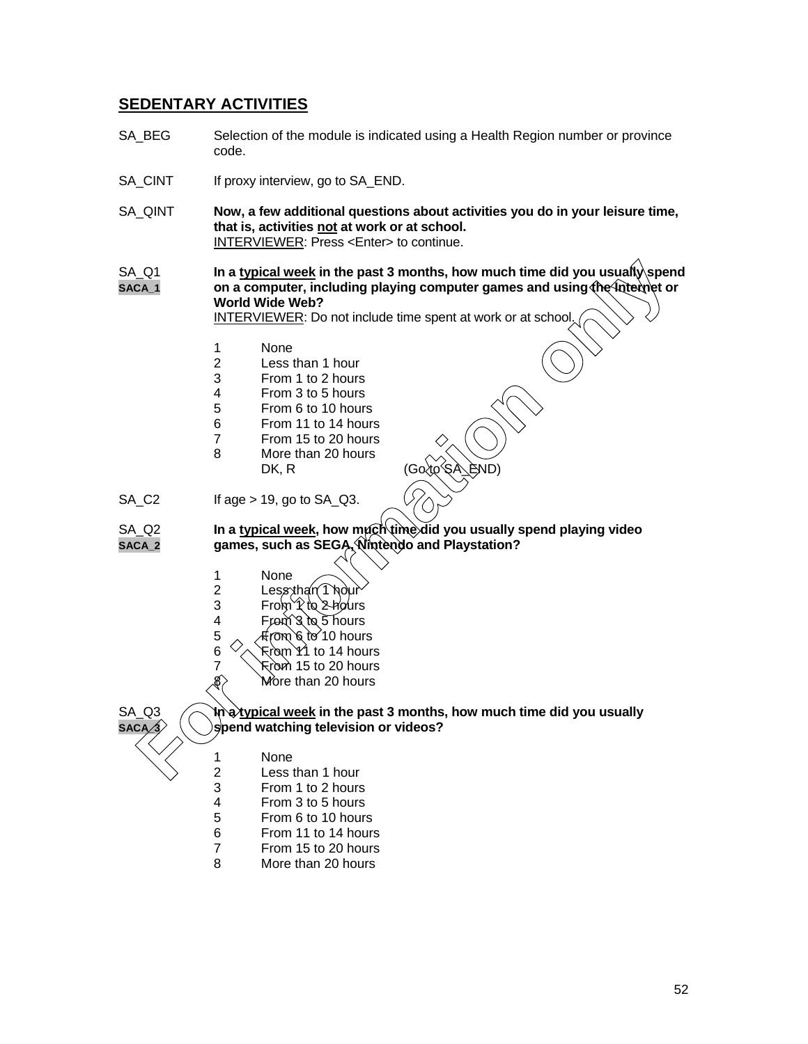## SEDENTARY ACTIVITIES

SA_BEG Selection of the module is indicated using a Health Region number or province code.

SA_CINT If proxy interview, go to SA_END.

SA_QINT **Now, a few additional questions about activities you do in your leisure time, that is, activities not at work or at school.**
INTERVIEWER: Press <Enter> to continue.

SA_Q1
SACA_1
**In a typical week in the past 3 months, how much time did you usually spend on a computer, including playing computer games and using the Internet or World Wide Web?**
INTERVIEWER: Do not include time spent at work or at school.

1 None
2 Less than 1 hour
3 From 1 to 2 hours
4 From 3 to 5 hours
5 From 6 to 10 hours
6 From 11 to 14 hours
7 From 15 to 20 hours
8 More than 20 hours
DK, R (Go to SA_END)

SA_C2 If age > 19, go to SA_Q3.

SA_Q2
SACA_2
**In a typical week, how much time did you usually spend playing video games, such as SEGA, Nintendo and Playstation?**

1 None
2 Less than 1 hour
3 From 1 to 2 hours
4 From 3 to 5 hours
5 From 6 to 10 hours
6 From 11 to 14 hours
7 From 15 to 20 hours
8 More than 20 hours

SA_Q3
SACA_3
**In a typical week in the past 3 months, how much time did you usually spend watching television or videos?**

1 None
2 Less than 1 hour
3 From 1 to 2 hours
4 From 3 to 5 hours
5 From 6 to 10 hours
6 From 11 to 14 hours
7 From 15 to 20 hours
8 More than 20 hours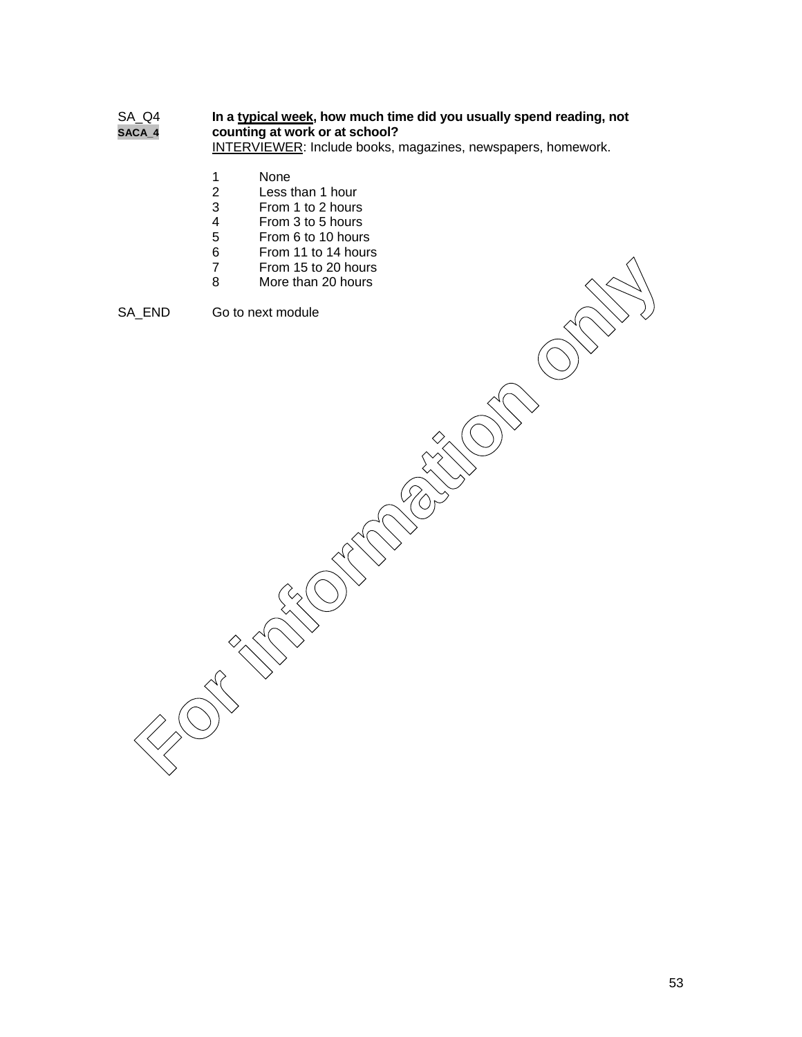SA_Q4
SACA_4

**In a typical week, how much time did you usually spend reading, not counting at work or at school?**

INTERVIEWER: Include books, magazines, newspapers, homework.

1 None
2 Less than 1 hour
3 From 1 to 2 hours
4 From 3 to 5 hours
5 From 6 to 10 hours
6 From 11 to 14 hours
7 From 15 to 20 hours
8 More than 20 hours

SA_END Go to next module

For information only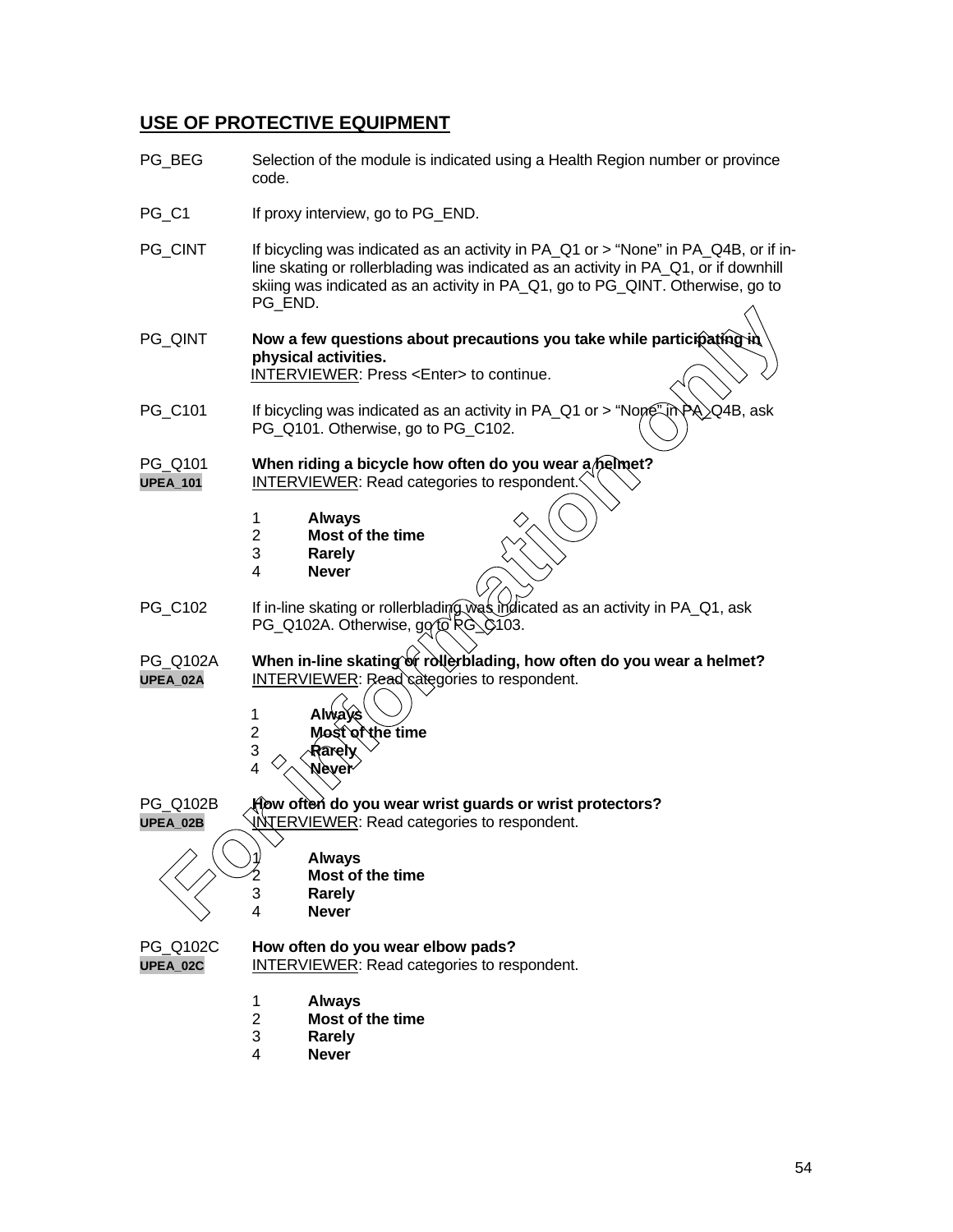## USE OF PROTECTIVE EQUIPMENT

PG_BEG    Selection of the module is indicated using a Health Region number or province code.

PG_C1    If proxy interview, go to PG_END.

PG_CINT    If bicycling was indicated as an activity in PA_Q1 or > “None” in PA_Q4B, or if in-line skating or rollerblading was indicated as an activity in PA_Q1, or if downhill skiing was indicated as an activity in PA_Q1, go to PG_QINT. Otherwise, go to PG_END.

PG_QINT    **Now a few questions about precautions you take while participating in physical activities.**
INTERVIEWER: Press <Enter> to continue.

PG_C101    If bicycling was indicated as an activity in PA_Q1 or > “None” in PA_Q4B, ask PG_Q101. Otherwise, go to PG_C102.

PG_Q101    **When riding a bicycle how often do you wear a helmet?**
UPEA_101    INTERVIEWER: Read categories to respondent.

1 **Always**
2 **Most of the time**
3 **Rarely**
4 **Never**

PG_C102    If in-line skating or rollerblading was indicated as an activity in PA_Q1, ask PG_Q102A. Otherwise, go to PG_C103.

PG_Q102A    **When in-line skating or rollerblading, how often do you wear a helmet?**
UPEA_02A    INTERVIEWER: Read categories to respondent.

1 **Always**
2 **Most of the time**
3 **Rarely**
4 **Never**

PG_Q102B    **How often do you wear wrist guards or wrist protectors?**
UPEA_02B    INTERVIEWER: Read categories to respondent.

1 **Always**
2 **Most of the time**
3 **Rarely**
4 **Never**

PG_Q102C    **How often do you wear elbow pads?**
UPEA_02C    INTERVIEWER: Read categories to respondent.

1 **Always**
2 **Most of the time**
3 **Rarely**
4 **Never**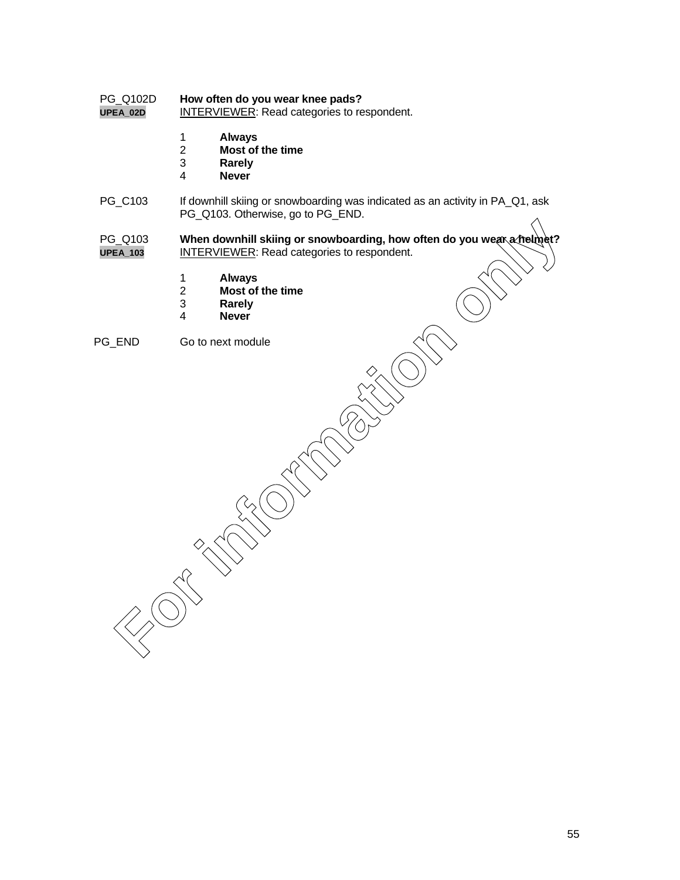PG_Q102D **How often do you wear knee pads?**
UPEA_02D INTERVIEWER: Read categories to respondent.

1 **Always**
2 **Most of the time**
3 **Rarely**
4 **Never**

PG_C103 If downhill skiing or snowboarding was indicated as an activity in PA_Q1, ask PG_Q103. Otherwise, go to PG_END.

PG_Q103 **When downhill skiing or snowboarding, how often do you wear a helmet?**
UPEA_103 INTERVIEWER: Read categories to respondent.

1 **Always**
2 **Most of the time**
3 **Rarely**
4 **Never**

PG_END Go to next module

For information only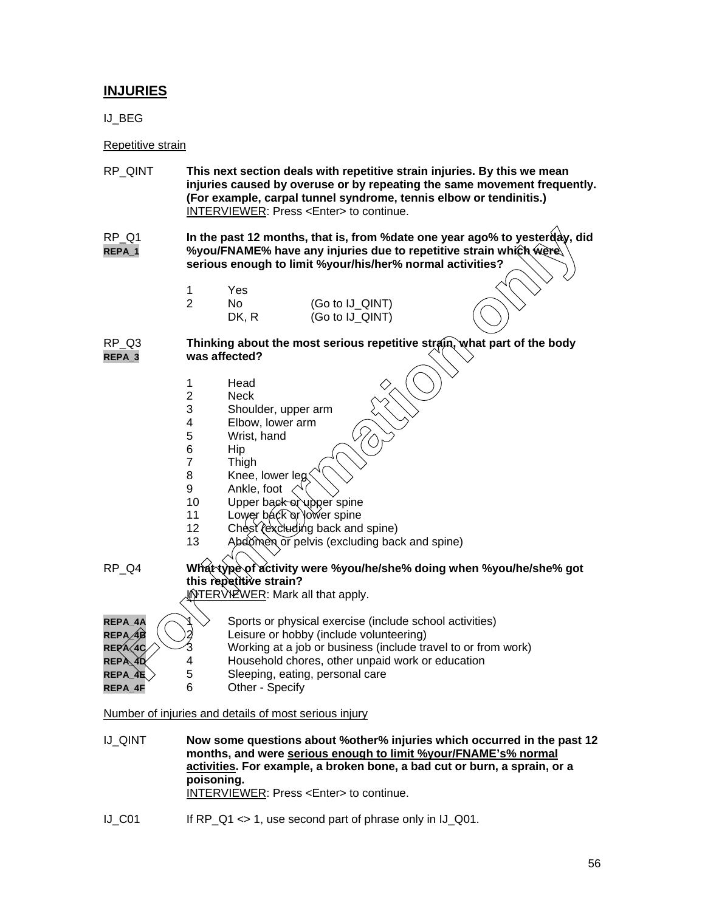## INJURIES

IJ_BEG

Repetitive strain

RP_QINT **This next section deals with repetitive strain injuries. By this we mean injuries caused by overuse or by repeating the same movement frequently. (For example, carpal tunnel syndrome, tennis elbow or tendinitis.)**
INTERVIEWER: Press <Enter> to continue.

RP_Q1
REPA_1 **In the past 12 months, that is, from %date one year ago% to yesterday, did %you/FNAME% have any injuries due to repetitive strain which were serious enough to limit %your/his/her% normal activities?**

| | | |
|---|---|---|
| 1 | Yes | |
| 2 | No | (Go to IJ_QINT) |
| | DK, R | (Go to IJ_QINT) |

RP_Q3
REPA_3 **Thinking about the most serious repetitive strain, what part of the body was affected?**

1 Head
2 Neck
3 Shoulder, upper arm
4 Elbow, lower arm
5 Wrist, hand
6 Hip
7 Thigh
8 Knee, lower leg
9 Ankle, foot
10 Upper back or upper spine
11 Lower back or lower spine
12 Chest (excluding back and spine)
13 Abdomen or pelvis (excluding back and spine)

RP_Q4 **What type of activity were %you/he/she% doing when %you/he/she% got this repetitive strain?**
INTERVIEWER: Mark all that apply.

| | | |
|---|---|---|
| REPA_4A | 1 | Sports or physical exercise (include school activities) |
| REPA_4B | 2 | Leisure or hobby (include volunteering) |
| REPA_4C | 3 | Working at a job or business (include travel to or from work) |
| REPA_4D | 4 | Household chores, other unpaid work or education |
| REPA_4E | 5 | Sleeping, eating, personal care |
| REPA_4F | 6 | Other - Specify |

Number of injuries and details of most serious injury

IJ_QINT **Now some questions about %other% injuries which occurred in the past 12 months, and were serious enough to limit %your/FNAME's% normal activities. For example, a broken bone, a bad cut or burn, a sprain, or a poisoning.**
INTERVIEWER: Press <Enter> to continue.

IJ_C01 If RP_Q1 <> 1, use second part of phrase only in IJ_Q01.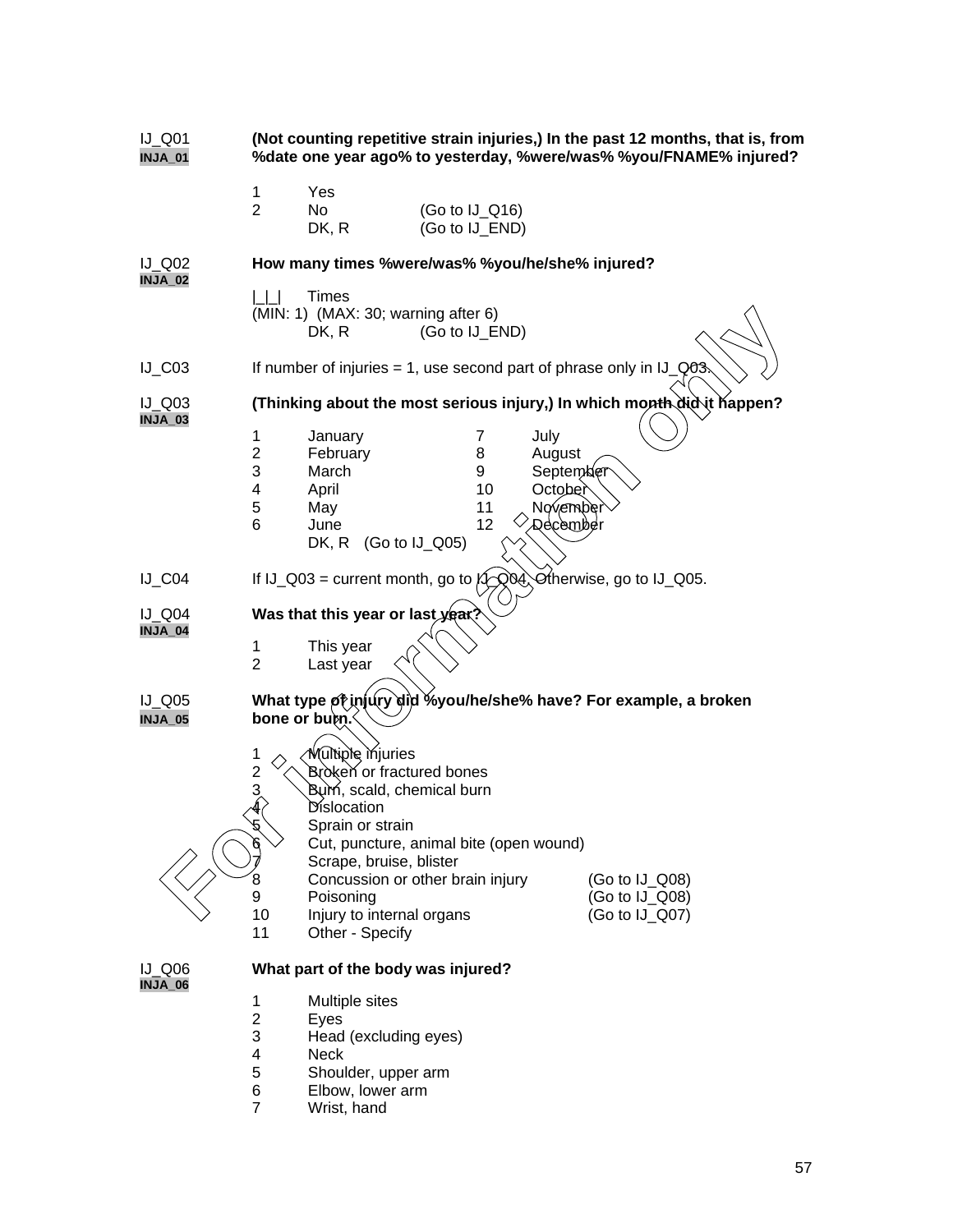IJ_Q01 **(Not counting repetitive strain injuries,) In the past 12 months, that is, from %date one year ago% to yesterday, %were/was% %you/FNAME% injured?**
INJA_01

1 Yes
2 No (Go to IJ_Q16)
DK, R (Go to IJ_END)

IJ_Q02 **How many times %were/was% %you/he/she% injured?**
INJA_02

|_|_| Times
(MIN: 1) (MAX: 30; warning after 6)
DK, R (Go to IJ_END)

IJ_C03 If number of injuries = 1, use second part of phrase only in IJ_Q03.

IJ_Q03 **(Thinking about the most serious injury,) In which month did it happen?**
INJA_03

| | | | |
|---|---|---|---|
| 1 | January | 7 | July |
| 2 | February | 8 | August |
| 3 | March | 9 | September |
| 4 | April | 10 | October |
| 5 | May | 11 | November |
| 6 | June | 12 | December |

DK, R (Go to IJ_Q05)

IJ_C04 If IJ_Q03 = current month, go to IJ_Q04. Otherwise, go to IJ_Q05.

IJ_Q04 **Was that this year or last year?**
INJA_04

1 This year
2 Last year

IJ_Q05 **What type of injury did %you/he/she% have? For example, a broken bone or burn.**
INJA_05

1 Multiple injuries
2 Broken or fractured bones
3 Burn, scald, chemical burn
4 Dislocation
5 Sprain or strain
6 Cut, puncture, animal bite (open wound)
7 Scrape, bruise, blister
8 Concussion or other brain injury (Go to IJ_Q08)
9 Poisoning (Go to IJ_Q08)
10 Injury to internal organs (Go to IJ_Q07)
11 Other - Specify

IJ_Q06 **What part of the body was injured?**
INJA_06

1 Multiple sites
2 Eyes
3 Head (excluding eyes)
4 Neck
5 Shoulder, upper arm
6 Elbow, lower arm
7 Wrist, hand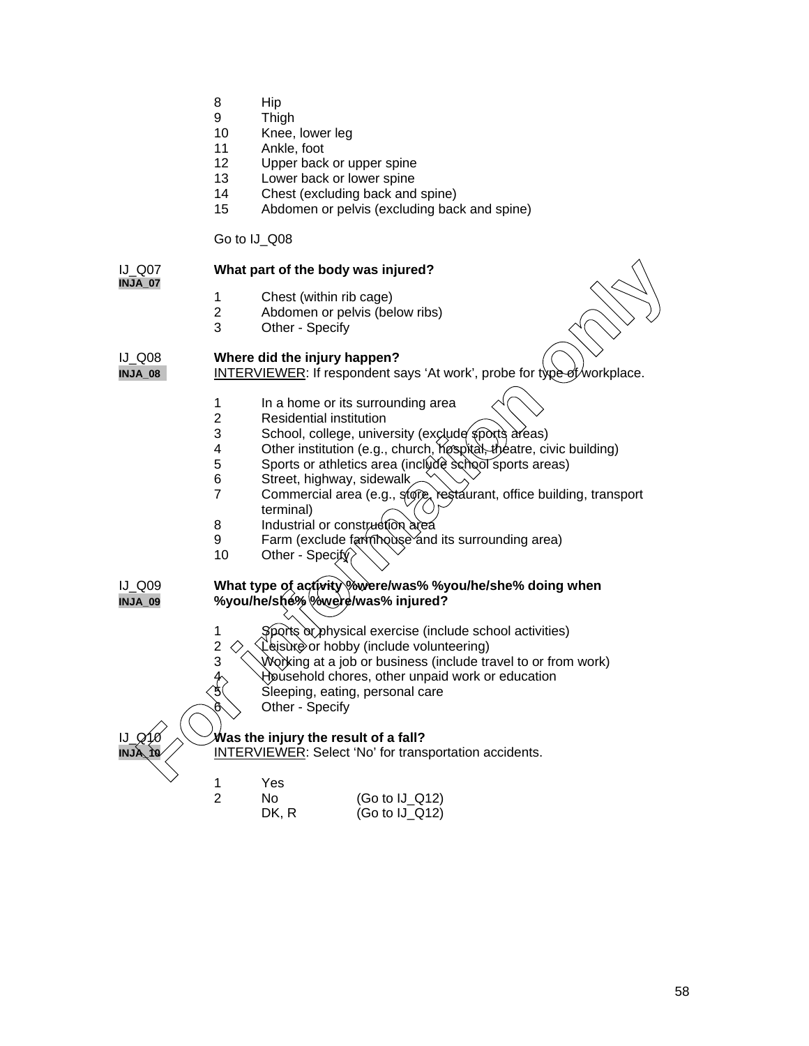8 Hip
9 Thigh
10 Knee, lower leg
11 Ankle, foot
12 Upper back or upper spine
13 Lower back or lower spine
14 Chest (excluding back and spine)
15 Abdomen or pelvis (excluding back and spine)

Go to IJ_Q08

IJ_Q07
INJA_07

**What part of the body was injured?**

1 Chest (within rib cage)
2 Abdomen or pelvis (below ribs)
3 Other - Specify

IJ_Q08
INJA_08

**Where did the injury happen?**
INTERVIEWER: If respondent says 'At work', probe for type of workplace.

1 In a home or its surrounding area
2 Residential institution
3 School, college, university (exclude sports areas)
4 Other institution (e.g., church, hospital, theatre, civic building)
5 Sports or athletics area (include school sports areas)
6 Street, highway, sidewalk
7 Commercial area (e.g., store, restaurant, office building, transport terminal)
8 Industrial or construction area
9 Farm (exclude farmhouse and its surrounding area)
10 Other - Specify

IJ_Q09
INJA_09

**What type of activity %were/was% %you/he/she% doing when %you/he/she% %were/was% injured?**

1 Sports or physical exercise (include school activities)
2 Leisure or hobby (include volunteering)
3 Working at a job or business (include travel to or from work)
4 Household chores, other unpaid work or education
5 Sleeping, eating, personal care
6 Other - Specify

IJ_Q10
INJA_10

**Was the injury the result of a fall?**
INTERVIEWER: Select 'No' for transportation accidents.

1 Yes
2 No (Go to IJ_Q12)
DK, R (Go to IJ_Q12)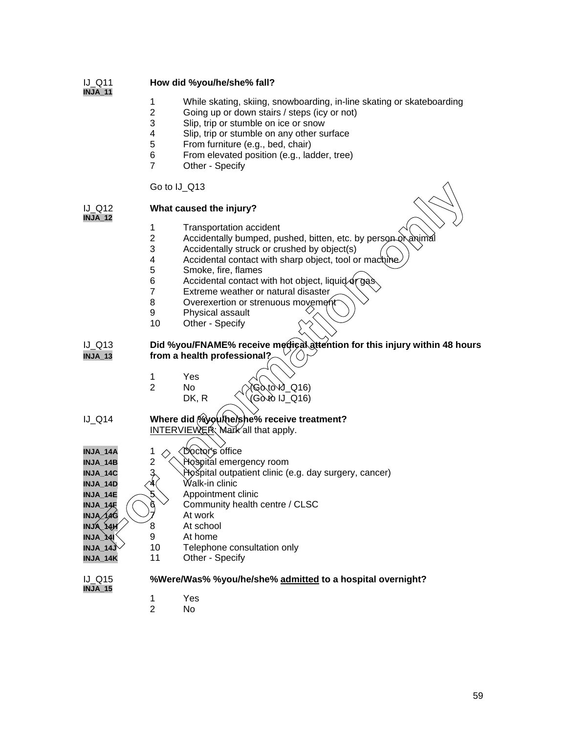IJ_Q11
INJA_11

**How did %you/he/she% fall?**

1 While skating, skiing, snowboarding, in-line skating or skateboarding
2 Going up or down stairs / steps (icy or not)
3 Slip, trip or stumble on ice or snow
4 Slip, trip or stumble on any other surface
5 From furniture (e.g., bed, chair)
6 From elevated position (e.g., ladder, tree)
7 Other - Specify

Go to IJ_Q13

IJ_Q12
INJA_12

**What caused the injury?**

1 Transportation accident
2 Accidentally bumped, pushed, bitten, etc. by person or animal
3 Accidentally struck or crushed by object(s)
4 Accidental contact with sharp object, tool or machine
5 Smoke, fire, flames
6 Accidental contact with hot object, liquid or gas
7 Extreme weather or natural disaster
8 Overexertion or strenuous movement
9 Physical assault
10 Other - Specify

IJ_Q13
INJA_13

**Did %you/FNAME% receive medical attention for this injury within 48 hours from a health professional?**

1 Yes
2 No (Go to IJ_Q16)
DK, R (Go to IJ_Q16)

IJ_Q14

**Where did %you/he/she% receive treatment?**
INTERVIEWER: Mark all that apply.

INJA_14A 1 Doctor's office
INJA_14B 2 Hospital emergency room
INJA_14C 3 Hospital outpatient clinic (e.g. day surgery, cancer)
INJA_14D 4 Walk-in clinic
INJA_14E 5 Appointment clinic
INJA_14F 6 Community health centre / CLSC
INJA_14G 7 At work
INJA_14H 8 At school
INJA_14I 9 At home
INJA_14J 10 Telephone consultation only
INJA_14K 11 Other - Specify

IJ_Q15
INJA_15

**%Were/Was% %you/he/she% admitted to a hospital overnight?**

1 Yes
2 No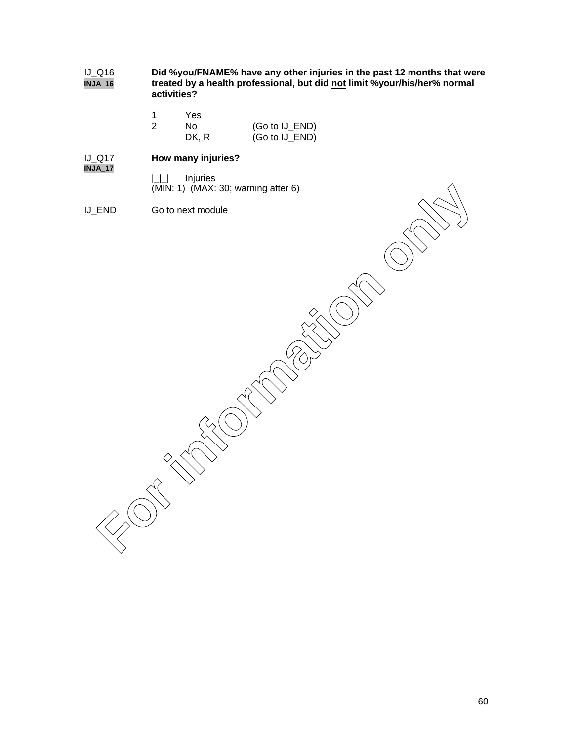IJ_Q16
**INJA_16**

**Did %you/FNAME% have any other injuries in the past 12 months that were treated by a health professional, but did not limit %your/his/her% normal activities?**

1 Yes
2 No (Go to IJ_END)
DK, R (Go to IJ_END)

IJ_Q17
**INJA_17**

**How many injuries?**

|_|_| Injuries
(MIN: 1) (MAX: 30; warning after 6)

IJ_END Go to next module

For information only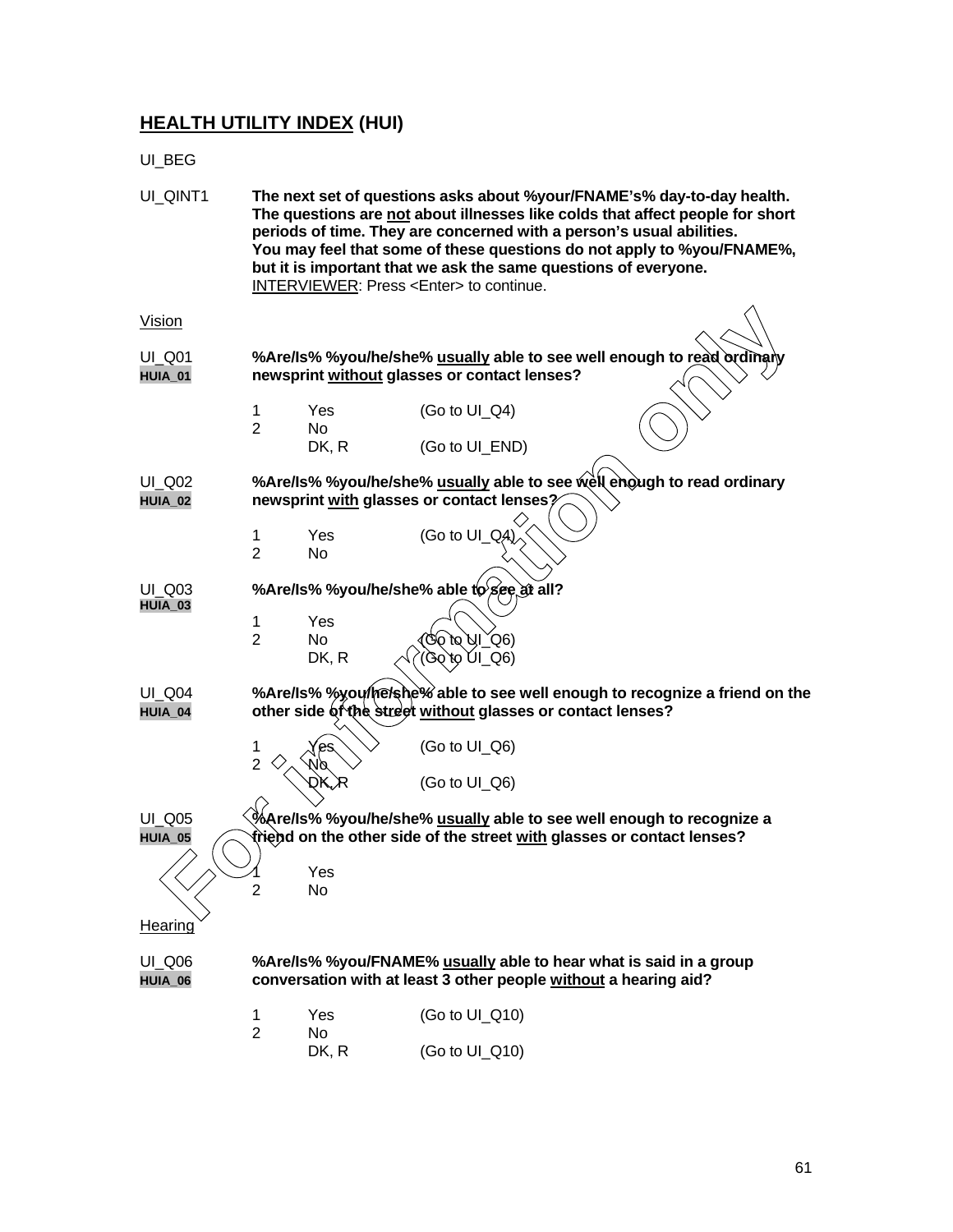## **HEALTH UTILITY INDEX (HUI)**

UI_BEG

UI_QINT1 **The next set of questions asks about %your/FNAME's% day-to-day health. The questions are not about illnesses like colds that affect people for short periods of time. They are concerned with a person's usual abilities. You may feel that some of these questions do not apply to %you/FNAME%, but it is important that we ask the same questions of everyone.**
INTERVIEWER: Press <Enter> to continue.

Vision

UI_Q01
HUIA_01

**%Are/Is% %you/he/she% usually able to see well enough to read ordinary newsprint without glasses or contact lenses?**

| | | |
|---|---|---|
| 1 | Yes | (Go to UI_Q4) |
| 2 | No | |
| | DK, R | (Go to UI_END) |

UI_Q02
HUIA_02

**%Are/Is% %you/he/she% usually able to see well enough to read ordinary newsprint with glasses or contact lenses?**

| | | |
|---|---|---|
| 1 | Yes | (Go to UI_Q4) |
| 2 | No | |

UI_Q03
HUIA_03

**%Are/Is% %you/he/she% able to see at all?**

| | | |
|---|---|---|
| 1 | Yes | |
| 2 | No | (Go to UI_Q6) |
| | DK, R | (Go to UI_Q6) |

UI_Q04
HUIA_04

**%Are/Is% %you/he/she% able to see well enough to recognize a friend on the other side of the street without glasses or contact lenses?**

| | | |
|---|---|---|
| 1 | Yes | (Go to UI_Q6) |
| 2 | No | |
| | DK, R | (Go to UI_Q6) |

UI_Q05
HUIA_05

**%Are/Is% %you/he/she% usually able to see well enough to recognize a friend on the other side of the street with glasses or contact lenses?**

| | |
|---|---|
| 1 | Yes |
| 2 | No |

Hearing

UI_Q06
HUIA_06

**%Are/Is% %you/FNAME% usually able to hear what is said in a group conversation with at least 3 other people without a hearing aid?**

| | | |
|---|---|---|
| 1 | Yes | (Go to UI_Q10) |
| 2 | No | |
| | DK, R | (Go to UI_Q10) |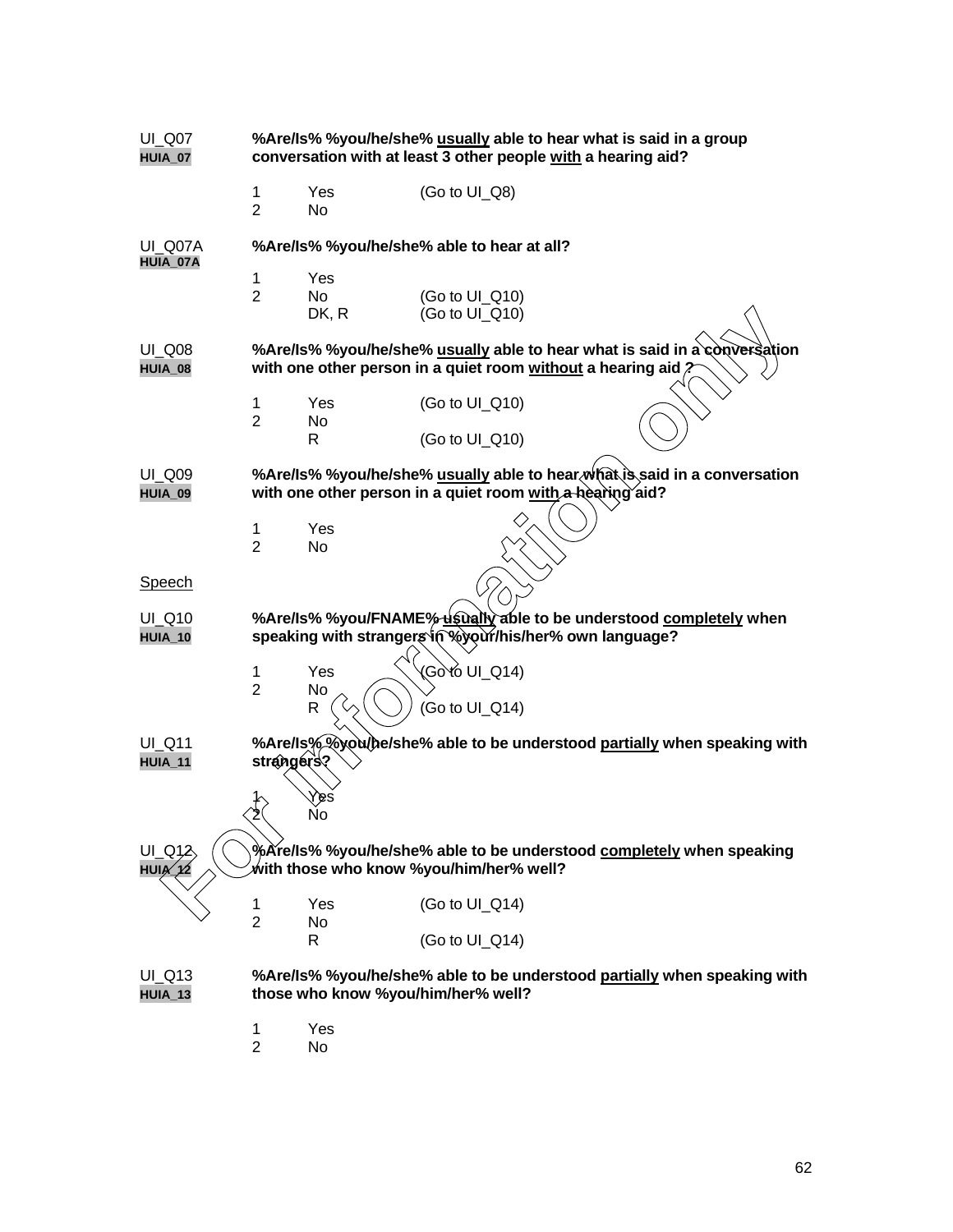UI_Q07
**HUIA_07**

**%Are/Is% %you/he/she% <u>usually</u> able to hear what is said in a group conversation with at least 3 other people <u>with</u> a hearing aid?**

1 Yes (Go to UI_Q8)
2 No

UI_Q07A
**HUIA_07A**

**%Are/Is% %you/he/she% able to hear at all?**

1 Yes
2 No (Go to UI_Q10)
DK, R (Go to UI_Q10)

UI_Q08
**HUIA_08**

**%Are/Is% %you/he/she% <u>usually</u> able to hear what is said in a conversation with one other person in a quiet room <u>without</u> a hearing aid ?**

1 Yes (Go to UI_Q10)
2 No
R (Go to UI_Q10)

UI_Q09
**HUIA_09**

**%Are/Is% %you/he/she% <u>usually</u> able to hear what is said in a conversation with one other person in a quiet room <u>with</u> a hearing aid?**

1 Yes
2 No

<u>Speech</u>

UI_Q10
**HUIA_10**

**%Are/Is% %you/FNAME% <u>usually</u> able to be understood <u>completely</u> when speaking with strangers in %your/his/her% own language?**

1 Yes (Go to UI_Q14)
2 No
R (Go to UI_Q14)

UI_Q11
**HUIA_11**

**%Are/Is% %you/he/she% able to be understood <u>partially</u> when speaking with strangers?**

1 Yes
2 No

UI_Q12
**HUIA_12**

**%Are/Is% %you/he/she% able to be understood <u>completely</u> when speaking with those who know %you/him/her% well?**

1 Yes (Go to UI_Q14)
2 No
R (Go to UI_Q14)

UI_Q13
**HUIA_13**

**%Are/Is% %you/he/she% able to be understood <u>partially</u> when speaking with those who know %you/him/her% well?**

1 Yes
2 No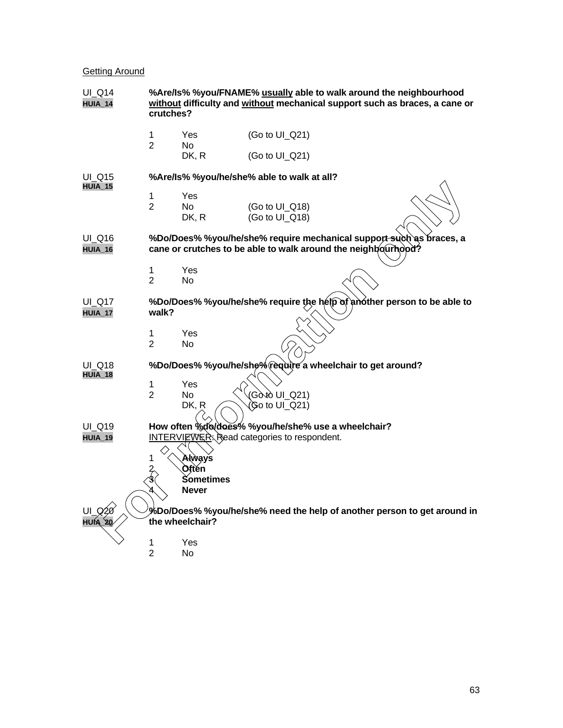Getting Around

**UI_Q14**
**HUIA_14**

**%Are/Is% %you/FNAME% usually able to walk around the neighbourhood without difficulty and without mechanical support such as braces, a cane or crutches?**

1 Yes (Go to UI_Q21)
2 No
DK, R (Go to UI_Q21)

**UI_Q15**
**HUIA_15**

**%Are/Is% %you/he/she% able to walk at all?**

1 Yes
2 No (Go to UI_Q18)
DK, R (Go to UI_Q18)

**UI_Q16**
**HUIA_16**

**%Do/Does% %you/he/she% require mechanical support such as braces, a cane or crutches to be able to walk around the neighbourhood?**

1 Yes
2 No

**UI_Q17**
**HUIA_17**

**%Do/Does% %you/he/she% require the help of another person to be able to walk?**

1 Yes
2 No

**UI_Q18**
**HUIA_18**

**%Do/Does% %you/he/she% require a wheelchair to get around?**

1 Yes
2 No (Go to UI_Q21)
DK, R (Go to UI_Q21)

**UI_Q19**
**HUIA_19**

**How often %do/does% %you/he/she% use a wheelchair?**
INTERVIEWER: Read categories to respondent.

1 **Always**
2 **Often**
3 **Sometimes**
4 **Never**

**UI_Q20**
**HUIA_20**

**%Do/Does% %you/he/she% need the help of another person to get around in the wheelchair?**

1 Yes
2 No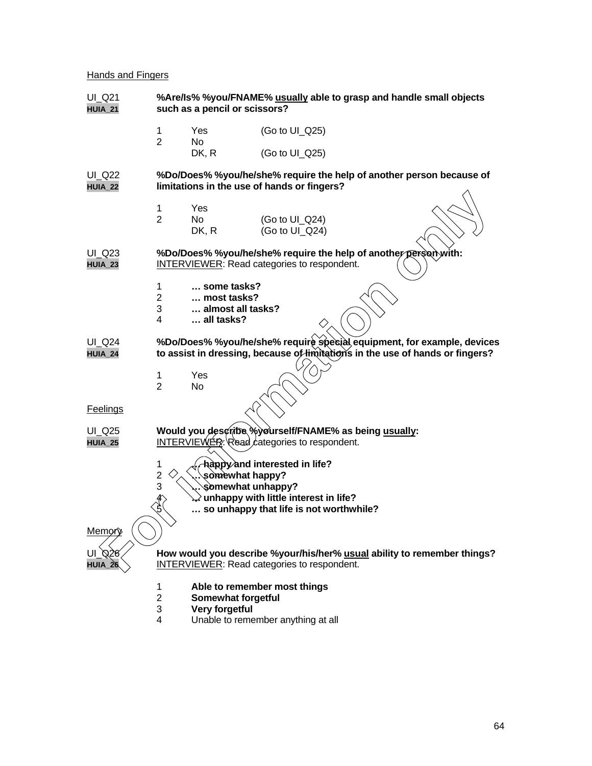Hands and Fingers

UI_Q21
HUIA_21

**%Are/Is% %you/FNAME% usually able to grasp and handle small objects such as a pencil or scissors?**

1 Yes (Go to UI_Q25)
2 No
DK, R (Go to UI_Q25)

UI_Q22
HUIA_22

**%Do/Does% %you/he/she% require the help of another person because of limitations in the use of hands or fingers?**

1 Yes
2 No (Go to UI_Q24)
DK, R (Go to UI_Q24)

UI_Q23
HUIA_23

**%Do/Does% %you/he/she% require the help of another person with:**
INTERVIEWER: Read categories to respondent.

1 **… some tasks?**
2 **… most tasks?**
3 **… almost all tasks?**
4 **… all tasks?**

UI_Q24
HUIA_24

**%Do/Does% %you/he/she% require special equipment, for example, devices to assist in dressing, because of limitations in the use of hands or fingers?**

1 Yes
2 No

Feelings

UI_Q25
HUIA_25

**Would you describe %yourself/FNAME% as being usually:**
INTERVIEWER: Read categories to respondent.

1 **… happy and interested in life?**
2 **… somewhat happy?**
3 **… somewhat unhappy?**
4 **… unhappy with little interest in life?**
5 **… so unhappy that life is not worthwhile?**

Memory

UI_Q26
HUIA_26

**How would you describe %your/his/her% usual ability to remember things?**
INTERVIEWER: Read categories to respondent.

1 **Able to remember most things**
2 **Somewhat forgetful**
3 **Very forgetful**
4 Unable to remember anything at all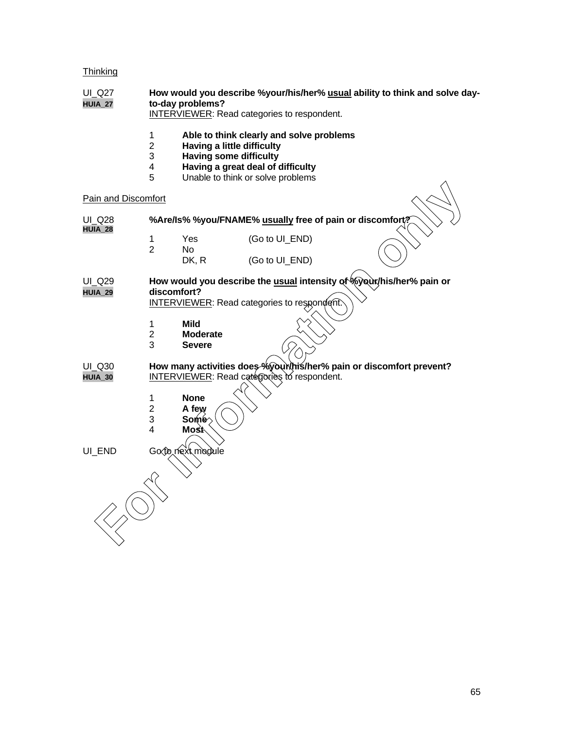Thinking

UI_Q27 **How would you describe %your/his/her% usual ability to think and solve day-to-day problems?**
HUIA_27
INTERVIEWER: Read categories to respondent.

1 **Able to think clearly and solve problems**
2 **Having a little difficulty**
3 **Having some difficulty**
4 **Having a great deal of difficulty**
5 Unable to think or solve problems

Pain and Discomfort

UI_Q28 **%Are/Is% %you/FNAME% usually free of pain or discomfort?**
HUIA_28

1 Yes (Go to UI_END)
2 No
DK, R (Go to UI_END)

UI_Q29 **How would you describe the usual intensity of %your/his/her% pain or discomfort?**
HUIA_29
INTERVIEWER: Read categories to respondent.

1 **Mild**
2 **Moderate**
3 **Severe**

UI_Q30 **How many activities does %your/his/her% pain or discomfort prevent?**
HUIA_30
INTERVIEWER: Read categories to respondent.

1 **None**
2 **A few**
3 **Some**
4 **Most**

UI_END Go to next module

For information only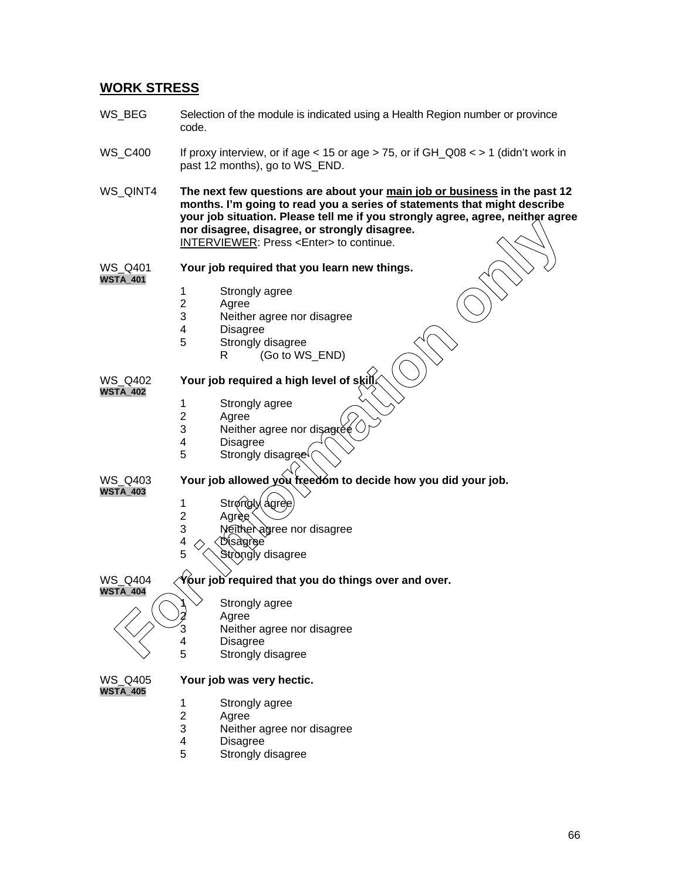## WORK STRESS

WS_BEG — Selection of the module is indicated using a Health Region number or province code.

WS_C400 — If proxy interview, or if age < 15 or age > 75, or if GH_Q08 < > 1 (didn't work in past 12 months), go to WS_END.

WS_QINT4 — **The next few questions are about your <u>main job or business</u> in the past 12 months. I'm going to read you a series of statements that might describe your job situation. Please tell me if you strongly agree, agree, neither agree nor disagree, disagree, or strongly disagree.**
<u>INTERVIEWER</u>: Press <Enter> to continue.

WS_Q401
WSTA_401 — **Your job required that you learn new things.**

1 Strongly agree
2 Agree
3 Neither agree nor disagree
4 Disagree
5 Strongly disagree
R (Go to WS_END)

WS_Q402
WSTA_402 — **Your job required a high level of skill.**

1 Strongly agree
2 Agree
3 Neither agree nor disagree
4 Disagree
5 Strongly disagree

WS_Q403
WSTA_403 — **Your job allowed you freedom to decide how you did your job.**

1 Strongly agree
2 Agree
3 Neither agree nor disagree
4 Disagree
5 Strongly disagree

WS_Q404
WSTA_404 — **Your job required that you do things over and over.**

1 Strongly agree
2 Agree
3 Neither agree nor disagree
4 Disagree
5 Strongly disagree

WS_Q405
WSTA_405 — **Your job was very hectic.**

1 Strongly agree
2 Agree
3 Neither agree nor disagree
4 Disagree
5 Strongly disagree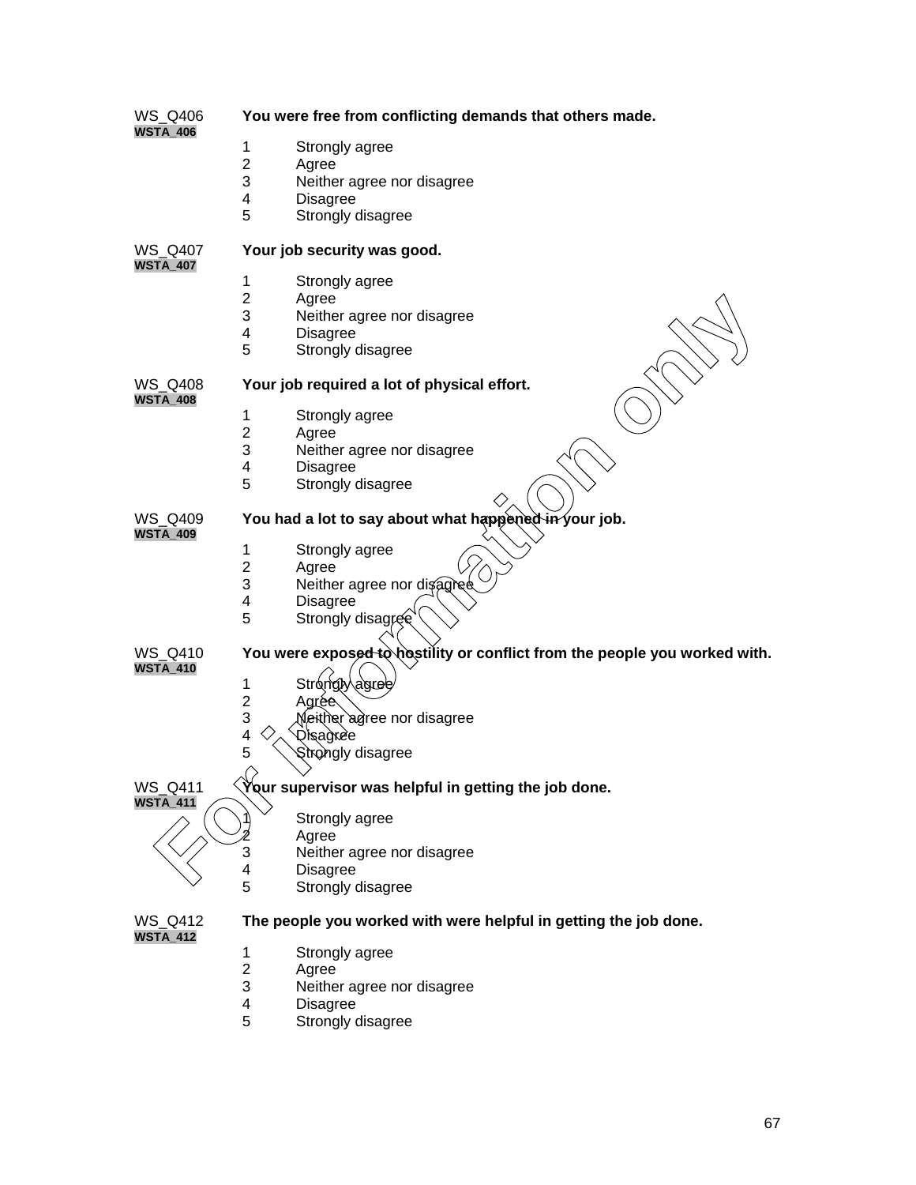WS_Q406
**WSTA_406**

**You were free from conflicting demands that others made.**

1 Strongly agree
2 Agree
3 Neither agree nor disagree
4 Disagree
5 Strongly disagree

WS_Q407
**WSTA_407**

**Your job security was good.**

1 Strongly agree
2 Agree
3 Neither agree nor disagree
4 Disagree
5 Strongly disagree

WS_Q408
**WSTA_408**

**Your job required a lot of physical effort.**

1 Strongly agree
2 Agree
3 Neither agree nor disagree
4 Disagree
5 Strongly disagree

WS_Q409
**WSTA_409**

**You had a lot to say about what happened in your job.**

1 Strongly agree
2 Agree
3 Neither agree nor disagree
4 Disagree
5 Strongly disagree

WS_Q410
**WSTA_410**

**You were exposed to hostility or conflict from the people you worked with.**

1 Strongly agree
2 Agree
3 Neither agree nor disagree
4 Disagree
5 Strongly disagree

WS_Q411
**WSTA_411**

**Your supervisor was helpful in getting the job done.**

1 Strongly agree
2 Agree
3 Neither agree nor disagree
4 Disagree
5 Strongly disagree

WS_Q412
**WSTA_412**

**The people you worked with were helpful in getting the job done.**

1 Strongly agree
2 Agree
3 Neither agree nor disagree
4 Disagree
5 Strongly disagree

For information only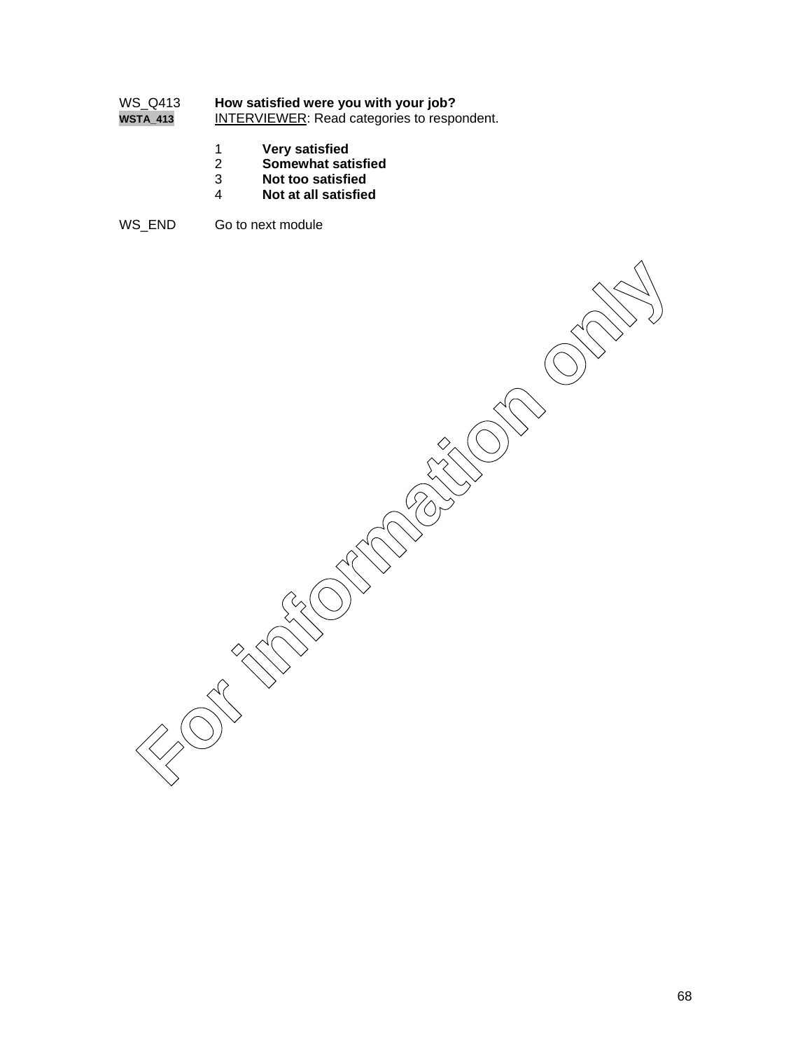WS_Q413 **How satisfied were you with your job?**
WSTA_413 INTERVIEWER: Read categories to respondent.

1 **Very satisfied**
2 **Somewhat satisfied**
3 **Not too satisfied**
4 **Not at all satisfied**

WS_END Go to next module

For information only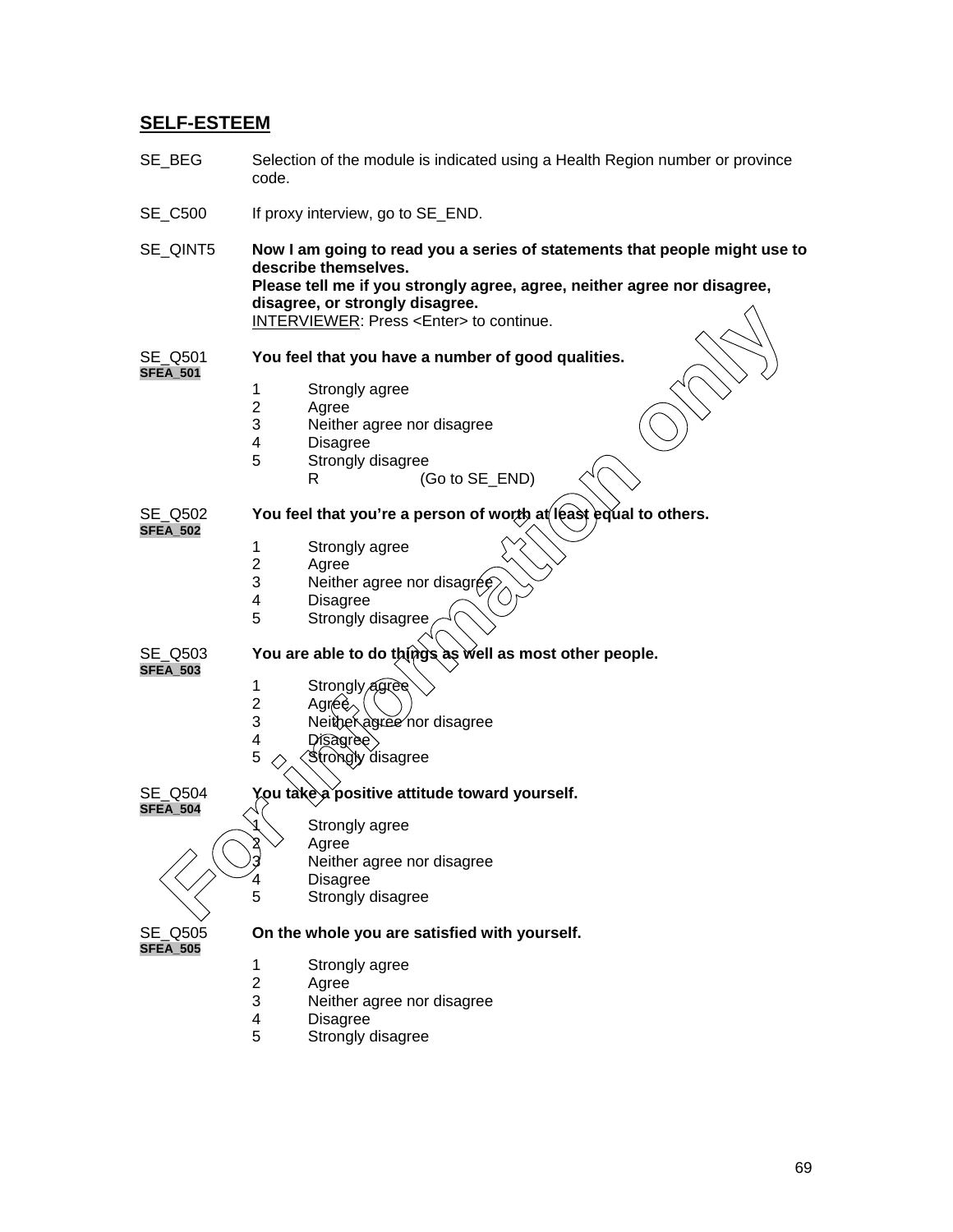## SELF-ESTEEM

SE_BEG Selection of the module is indicated using a Health Region number or province code.

SE_C500 If proxy interview, go to SE_END.

SE_QINT5 **Now I am going to read you a series of statements that people might use to describe themselves.**
**Please tell me if you strongly agree, agree, neither agree nor disagree, disagree, or strongly disagree.**
INTERVIEWER: Press <Enter> to continue.

SE_Q501 **You feel that you have a number of good qualities.**
**SFEA_501**

1 Strongly agree
2 Agree
3 Neither agree nor disagree
4 Disagree
5 Strongly disagree
R (Go to SE_END)

SE_Q502 **You feel that you're a person of worth at least equal to others.**
**SFEA_502**

1 Strongly agree
2 Agree
3 Neither agree nor disagree
4 Disagree
5 Strongly disagree

SE_Q503 **You are able to do things as well as most other people.**
**SFEA_503**

1 Strongly agree
2 Agree
3 Neither agree nor disagree
4 Disagree
5 Strongly disagree

SE_Q504 **You take a positive attitude toward yourself.**
**SFEA_504**

1 Strongly agree
2 Agree
3 Neither agree nor disagree
4 Disagree
5 Strongly disagree

SE_Q505 **On the whole you are satisfied with yourself.**
**SFEA_505**

1 Strongly agree
2 Agree
3 Neither agree nor disagree
4 Disagree
5 Strongly disagree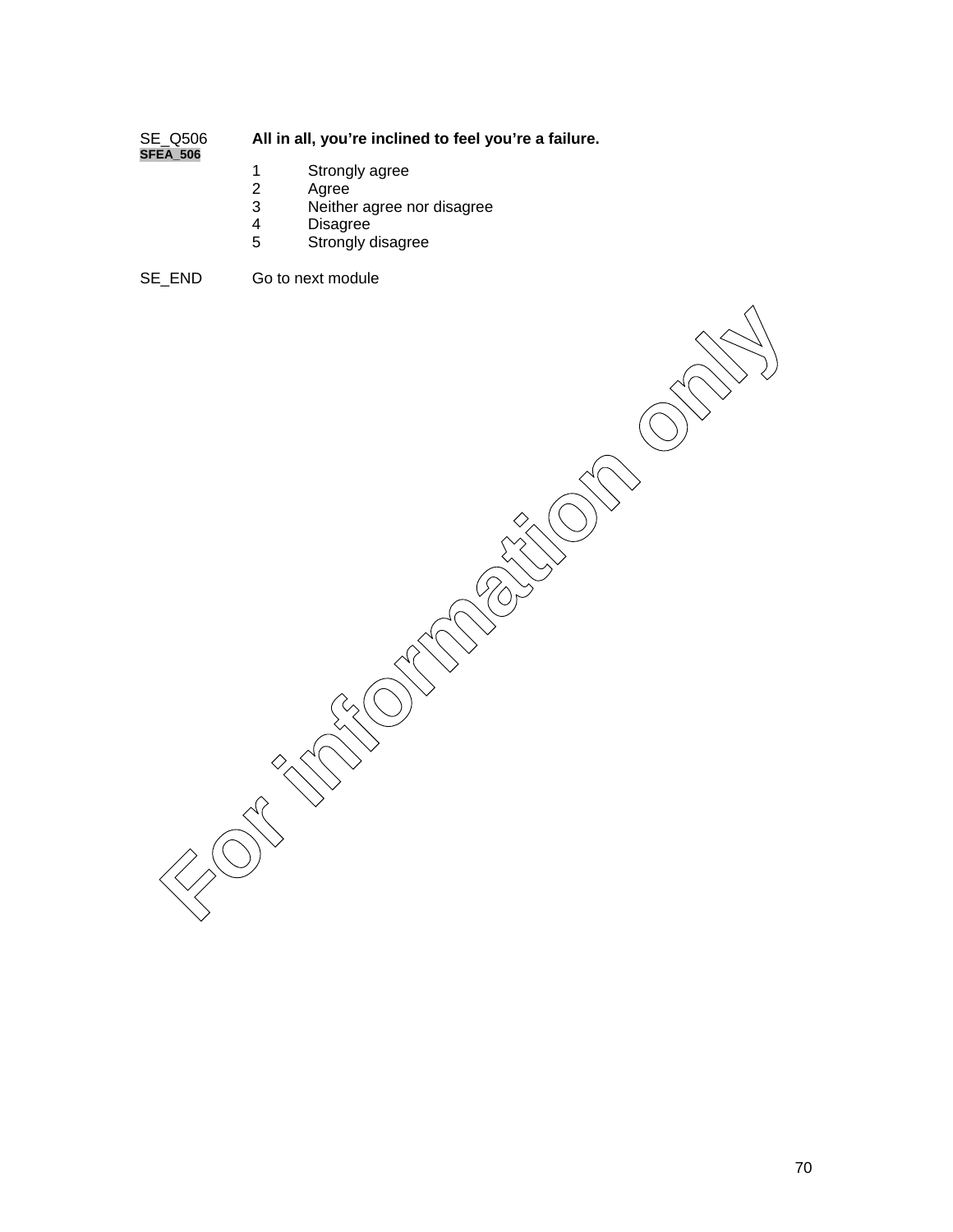SE_Q506 **All in all, you're inclined to feel you're a failure.**
**SFEA_506**

1 Strongly agree
2 Agree
3 Neither agree nor disagree
4 Disagree
5 Strongly disagree

SE_END Go to next module

For information only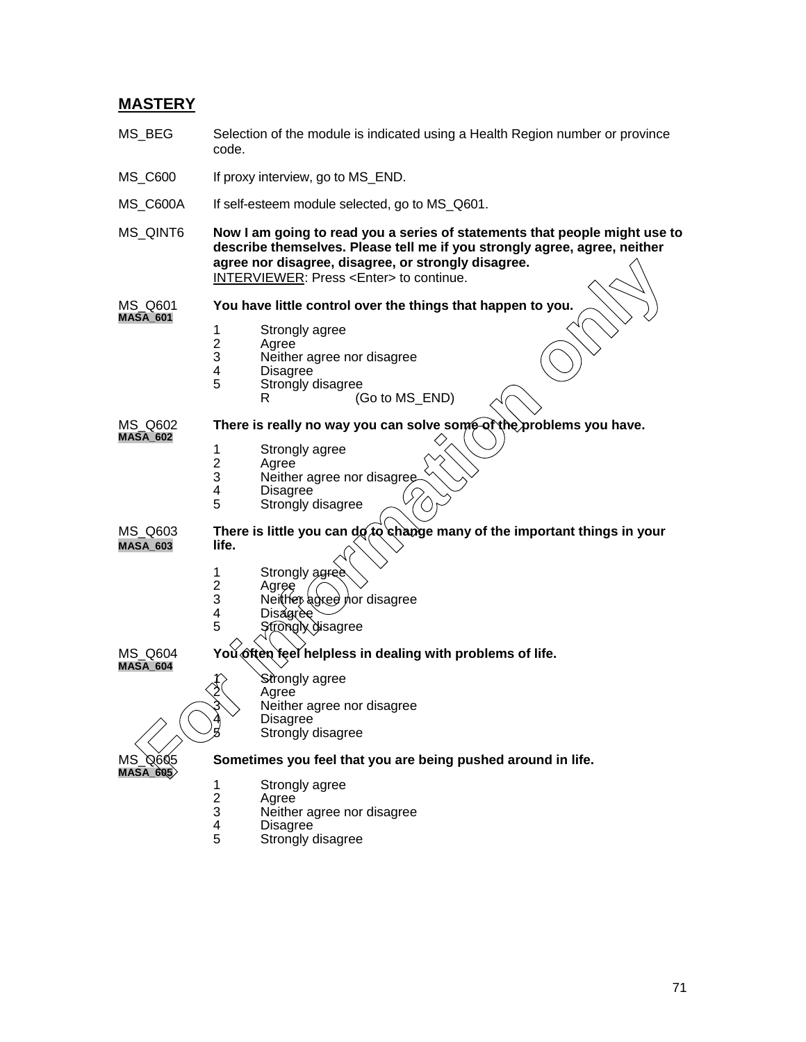## MASTERY

MS_BEG Selection of the module is indicated using a Health Region number or province code.

MS_C600 If proxy interview, go to MS_END.

MS_C600A If self-esteem module selected, go to MS_Q601.

MS_QINT6 **Now I am going to read you a series of statements that people might use to describe themselves. Please tell me if you strongly agree, agree, neither agree nor disagree, disagree, or strongly disagree.**
INTERVIEWER: Press <Enter> to continue.

MS_Q601 **You have little control over the things that happen to you.**
**MASA_601**

1 Strongly agree
2 Agree
3 Neither agree nor disagree
4 Disagree
5 Strongly disagree
R (Go to MS_END)

MS_Q602 **There is really no way you can solve some of the problems you have.**
**MASA_602**

1 Strongly agree
2 Agree
3 Neither agree nor disagree
4 Disagree
5 Strongly disagree

MS_Q603 **There is little you can do to change many of the important things in your life.**
**MASA_603**

1 Strongly agree
2 Agree
3 Neither agree nor disagree
4 Disagree
5 Strongly disagree

MS_Q604 **You often feel helpless in dealing with problems of life.**
**MASA_604**

1 Strongly agree
2 Agree
3 Neither agree nor disagree
4 Disagree
5 Strongly disagree

MS_Q605 **Sometimes you feel that you are being pushed around in life.**
**MASA_605**

1 Strongly agree
2 Agree
3 Neither agree nor disagree
4 Disagree
5 Strongly disagree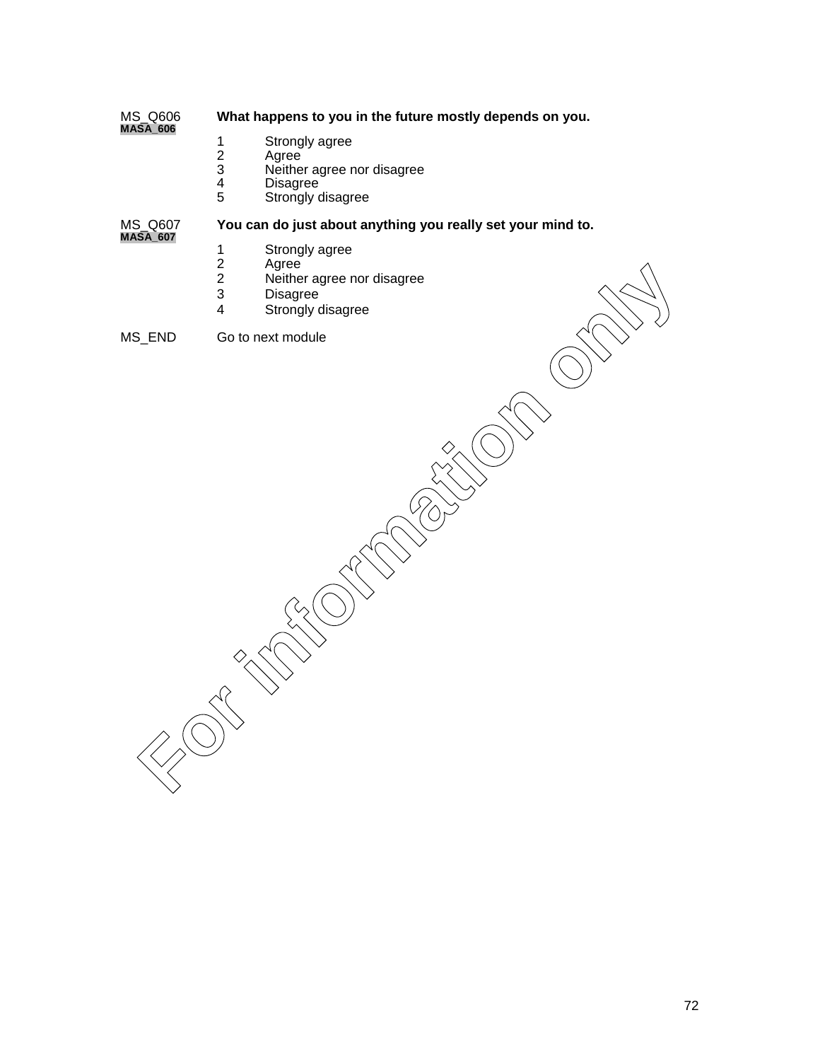MS_Q606 **What happens to you in the future mostly depends on you.**
**MASA_606**

1 Strongly agree
2 Agree
3 Neither agree nor disagree
4 Disagree
5 Strongly disagree

MS_Q607 **You can do just about anything you really set your mind to.**
**MASA_607**

1 Strongly agree
2 Agree
2 Neither agree nor disagree
3 Disagree
4 Strongly disagree

MS_END Go to next module

For information only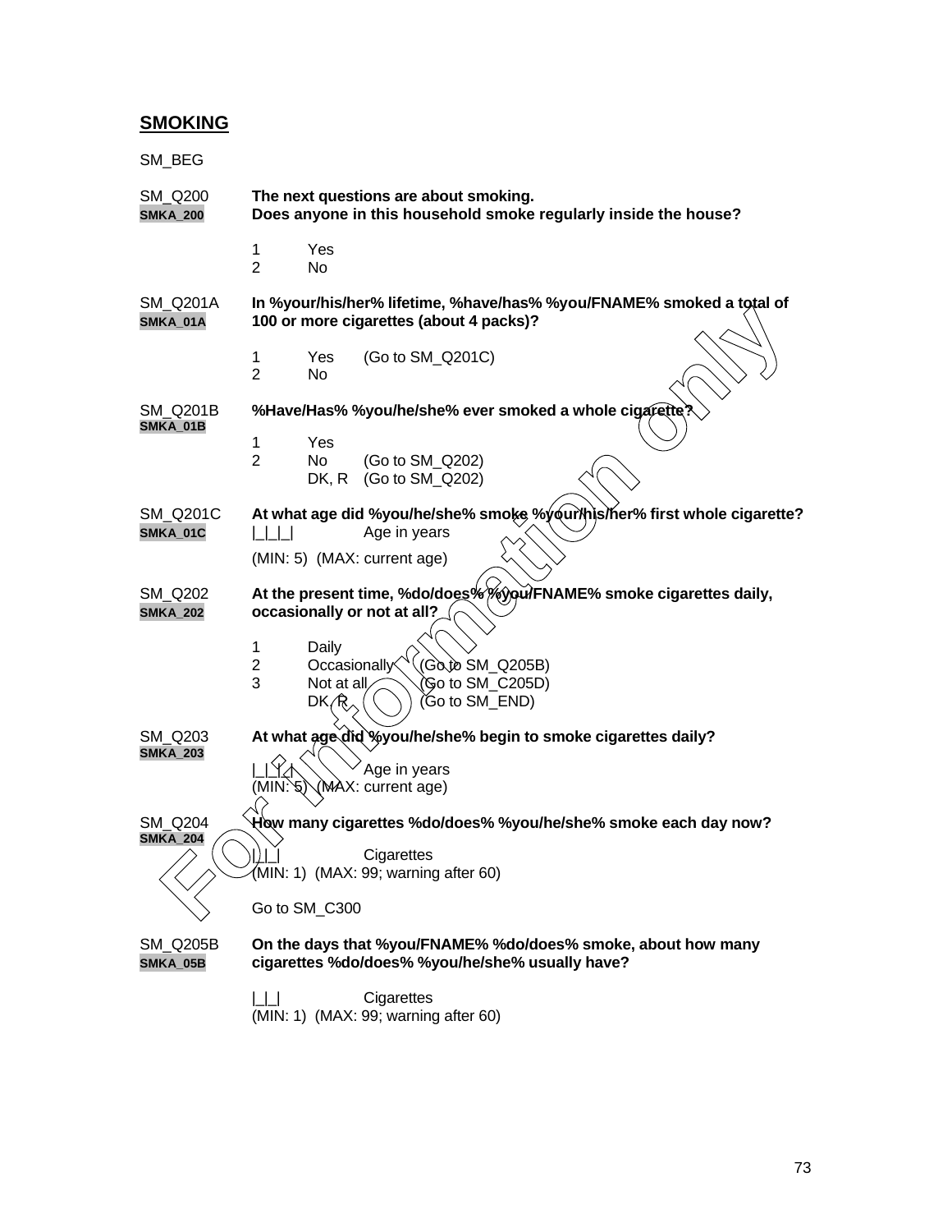## SMOKING

SM_BEG

SM_Q200
**SMKA_200**

**The next questions are about smoking.**
**Does anyone in this household smoke regularly inside the house?**

1 Yes
2 No

SM_Q201A
**SMKA_01A**

**In %your/his/her% lifetime, %have/has% %you/FNAME% smoked a total of 100 or more cigarettes (about 4 packs)?**

1 Yes (Go to SM_Q201C)
2 No

SM_Q201B
**SMKA_01B**

**%Have/Has% %you/he/she% ever smoked a whole cigarette?**

1 Yes
2 No (Go to SM_Q202)
DK, R (Go to SM_Q202)

SM_Q201C
**SMKA_01C**

**At what age did %you/he/she% smoke %your/his/her% first whole cigarette?**

|_|_|_| Age in years

(MIN: 5) (MAX: current age)

SM_Q202
**SMKA_202**

**At the present time, %do/does% %you/FNAME% smoke cigarettes daily, occasionally or not at all?**

1 Daily
2 Occasionally (Go to SM_Q205B)
3 Not at all (Go to SM_C205D)
DK, R (Go to SM_END)

SM_Q203
**SMKA_203**

**At what age did %you/he/she% begin to smoke cigarettes daily?**

|_|_|_| Age in years
(MIN: 5) (MAX: current age)

SM_Q204
**SMKA_204**

**How many cigarettes %do/does% %you/he/she% smoke each day now?**

|_|_| Cigarettes
(MIN: 1) (MAX: 99; warning after 60)

Go to SM_C300

SM_Q205B
**SMKA_05B**

**On the days that %you/FNAME% %do/does% smoke, about how many cigarettes %do/does% %you/he/she% usually have?**

|_|_| Cigarettes
(MIN: 1) (MAX: 99; warning after 60)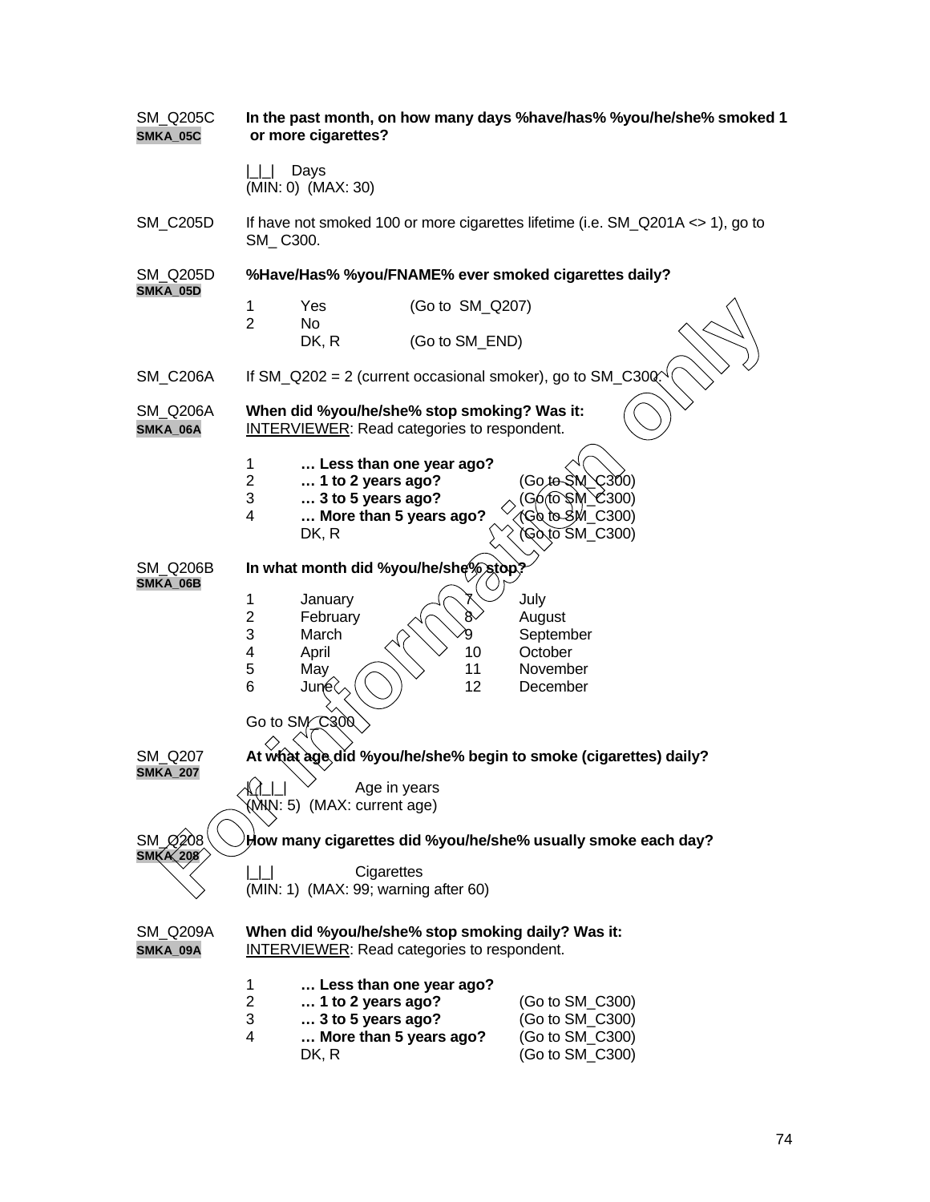SM_Q205C **In the past month, on how many days %have/has% %you/he/she% smoked 1 or more cigarettes?**
SMKA_05C

|_|_| Days
(MIN: 0) (MAX: 30)

SM_C205D If have not smoked 100 or more cigarettes lifetime (i.e. SM_Q201A <> 1), go to SM_ C300.

SM_Q205D **%Have/Has% %you/FNAME% ever smoked cigarettes daily?**
SMKA_05D

1 Yes (Go to SM_Q207)
2 No
DK, R (Go to SM_END)

SM_C206A If SM_Q202 = 2 (current occasional smoker), go to SM_C300.

SM_Q206A **When did %you/he/she% stop smoking? Was it:**
SMKA_06A
INTERVIEWER: Read categories to respondent.

1 **… Less than one year ago?**
2 **… 1 to 2 years ago?** (Go to SM_C300)
3 **… 3 to 5 years ago?** (Go to SM_C300)
4 **… More than 5 years ago?** (Go to SM_C300)
DK, R (Go to SM_C300)

SM_Q206B **In what month did %you/he/she% stop?**
SMKA_06B

1 January
2 February
3 March
4 April
5 May
6 June
7 July
8 August
9 September
10 October
11 November
12 December

Go to SM_C300

SM_Q207 **At what age did %you/he/she% begin to smoke (cigarettes) daily?**
SMKA_207

|_|_|_| Age in years
(MIN: 5) (MAX: current age)

SM_Q208 **How many cigarettes did %you/he/she% usually smoke each day?**
SMKA_208

|_|_| Cigarettes
(MIN: 1) (MAX: 99; warning after 60)

SM_Q209A **When did %you/he/she% stop smoking daily? Was it:**
SMKA_09A
INTERVIEWER: Read categories to respondent.

1 **… Less than one year ago?**
2 **… 1 to 2 years ago?** (Go to SM_C300)
3 **… 3 to 5 years ago?** (Go to SM_C300)
4 **… More than 5 years ago?** (Go to SM_C300)
DK, R (Go to SM_C300)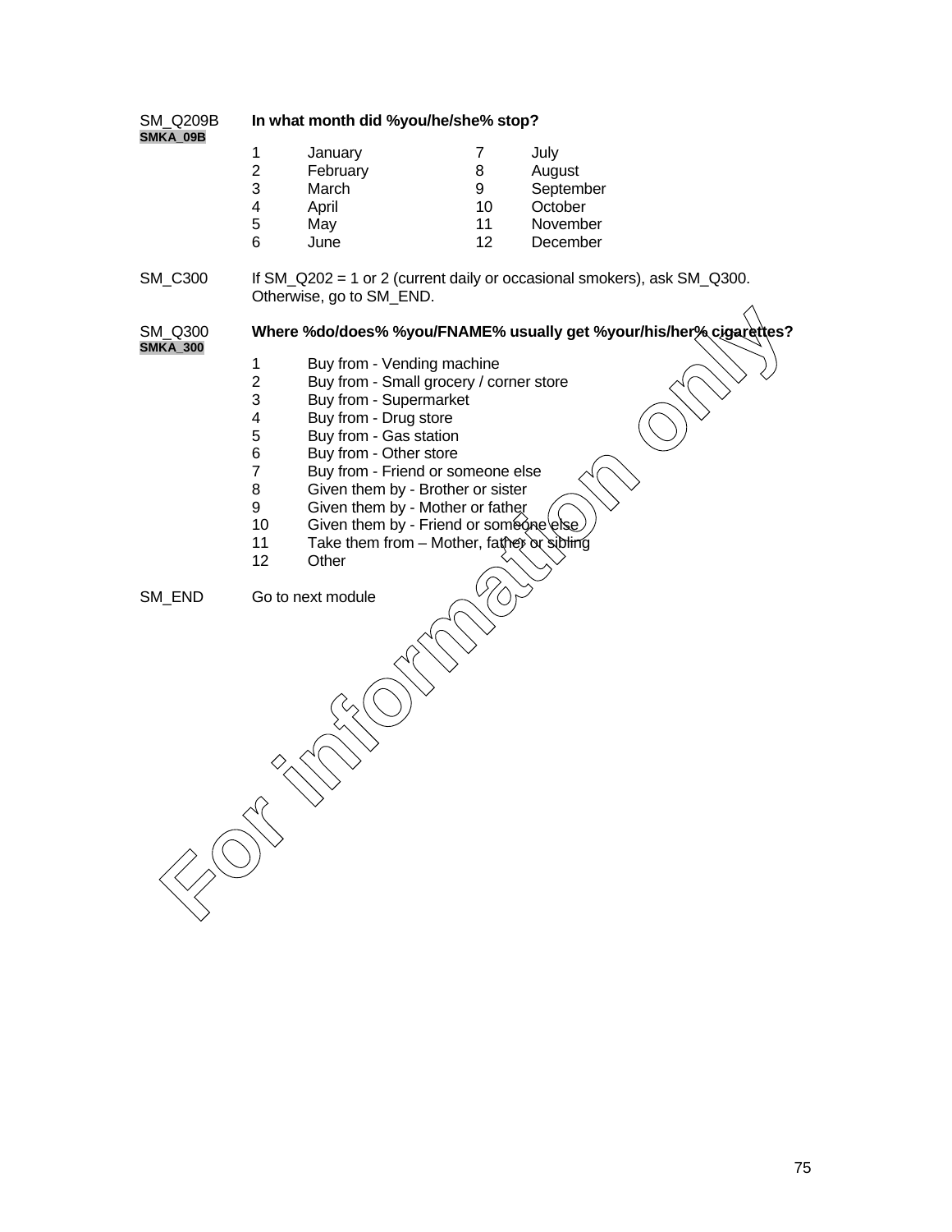SM_Q209B **In what month did %you/he/she% stop?**
SMKA_09B

| | | | |
|---|---|---|---|
| 1 | January | 7 | July |
| 2 | February | 8 | August |
| 3 | March | 9 | September |
| 4 | April | 10 | October |
| 5 | May | 11 | November |
| 6 | June | 12 | December |

SM_C300 If SM_Q202 = 1 or 2 (current daily or occasional smokers), ask SM_Q300. Otherwise, go to SM_END.

SM_Q300 **Where %do/does% %you/FNAME% usually get %your/his/her% cigarettes?**
SMKA_300

1 Buy from - Vending machine
2 Buy from - Small grocery / corner store
3 Buy from - Supermarket
4 Buy from - Drug store
5 Buy from - Gas station
6 Buy from - Other store
7 Buy from - Friend or someone else
8 Given them by - Brother or sister
9 Given them by - Mother or father
10 Given them by - Friend or someone else
11 Take them from – Mother, father or sibling
12 Other

SM_END Go to next module

For information only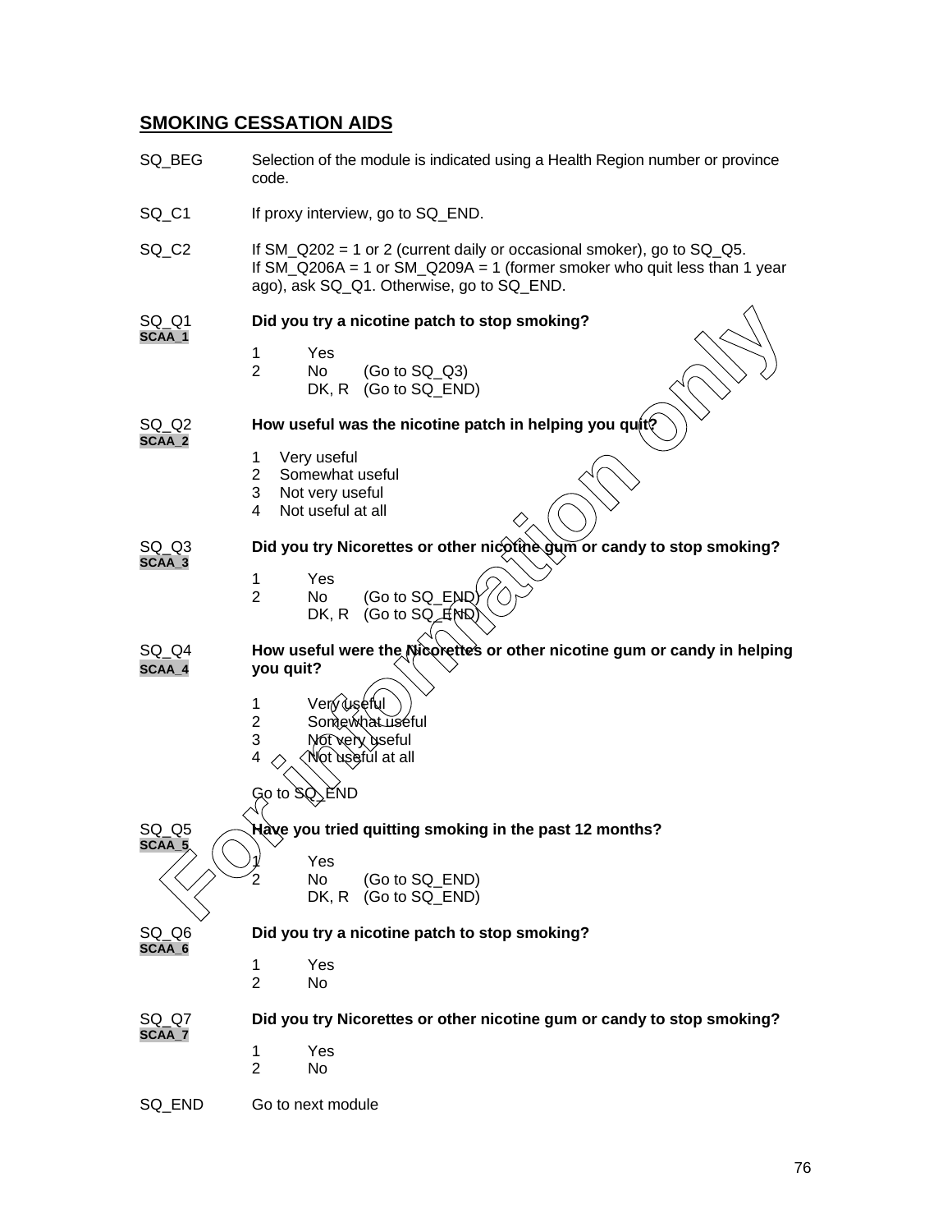## SMOKING CESSATION AIDS

SQ_BEG Selection of the module is indicated using a Health Region number or province code.

SQ_C1 If proxy interview, go to SQ_END.

SQ_C2 If SM_Q202 = 1 or 2 (current daily or occasional smoker), go to SQ_Q5.
If SM_Q206A = 1 or SM_Q209A = 1 (former smoker who quit less than 1 year ago), ask SQ_Q1. Otherwise, go to SQ_END.

SQ_Q1 **Did you try a nicotine patch to stop smoking?**
SCAA_1

1 Yes
2 No (Go to SQ_Q3)
DK, R (Go to SQ_END)

SQ_Q2 **How useful was the nicotine patch in helping you quit?**
SCAA_2

1 Very useful
2 Somewhat useful
3 Not very useful
4 Not useful at all

SQ_Q3 **Did you try Nicorettes or other nicotine gum or candy to stop smoking?**
SCAA_3

1 Yes
2 No (Go to SQ_END)
DK, R (Go to SQ_END)

SQ_Q4 **How useful were the Nicorettes or other nicotine gum or candy in helping you quit?**
SCAA_4

1 Very useful
2 Somewhat useful
3 Not very useful
4 Not useful at all

Go to SQ_END

SQ_Q5 **Have you tried quitting smoking in the past 12 months?**
SCAA_5

1 Yes
2 No (Go to SQ_END)
DK, R (Go to SQ_END)

SQ_Q6 **Did you try a nicotine patch to stop smoking?**
SCAA_6

1 Yes
2 No

SQ_Q7 **Did you try Nicorettes or other nicotine gum or candy to stop smoking?**
SCAA_7

1 Yes
2 No

SQ_END Go to next module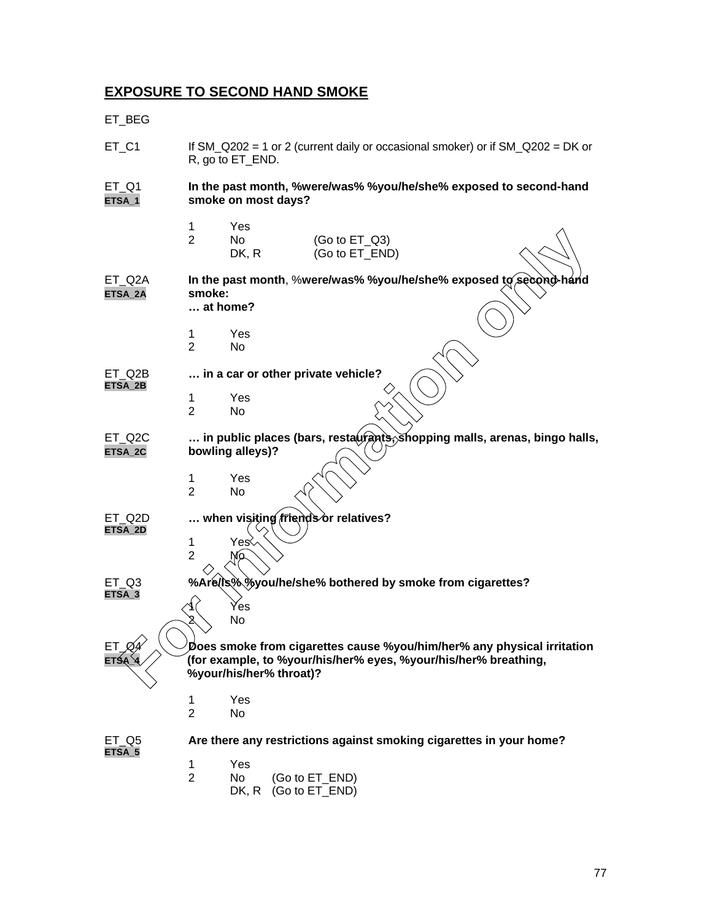## EXPOSURE TO SECOND HAND SMOKE

ET_BEG

ET_C1 If SM_Q202 = 1 or 2 (current daily or occasional smoker) or if SM_Q202 = DK or R, go to ET_END.

ET_Q1
ETSA_1
**In the past month, %were/was% %you/he/she% exposed to second-hand smoke on most days?**

1 Yes
2 No (Go to ET_Q3)
DK, R (Go to ET_END)

ET_Q2A
ETSA_2A
**In the past month**, %**were/was% %you/he/she% exposed to second-hand smoke:**
**… at home?**

1 Yes
2 No

ET_Q2B
ETSA_2B
**… in a car or other private vehicle?**

1 Yes
2 No

ET_Q2C
ETSA_2C
**… in public places (bars, restaurants, shopping malls, arenas, bingo halls, bowling alleys)?**

1 Yes
2 No

ET_Q2D
ETSA_2D
**… when visiting friends or relatives?**

1 Yes
2 No

ET_Q3
ETSA_3
**%Are/Is% %you/he/she% bothered by smoke from cigarettes?**

1 Yes
2 No

ET_Q4
ETSA_4
**Does smoke from cigarettes cause %you/him/her% any physical irritation (for example, to %your/his/her% eyes, %your/his/her% breathing, %your/his/her% throat)?**

1 Yes
2 No

ET_Q5
ETSA_5
**Are there any restrictions against smoking cigarettes in your home?**

1 Yes
2 No (Go to ET_END)
DK, R (Go to ET_END)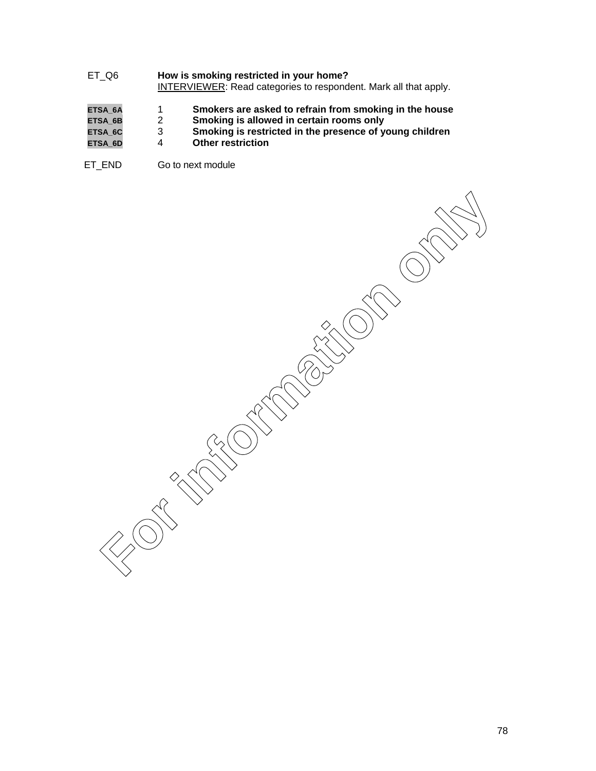ET_Q6 **How is smoking restricted in your home?**

INTERVIEWER: Read categories to respondent. Mark all that apply.

| | | |
|---|---|---|
| ETSA_6A | 1 | **Smokers are asked to refrain from smoking in the house** |
| ETSA_6B | 2 | **Smoking is allowed in certain rooms only** |
| ETSA_6C | 3 | **Smoking is restricted in the presence of young children** |
| ETSA_6D | 4 | **Other restriction** |

ET_END Go to next module

For information only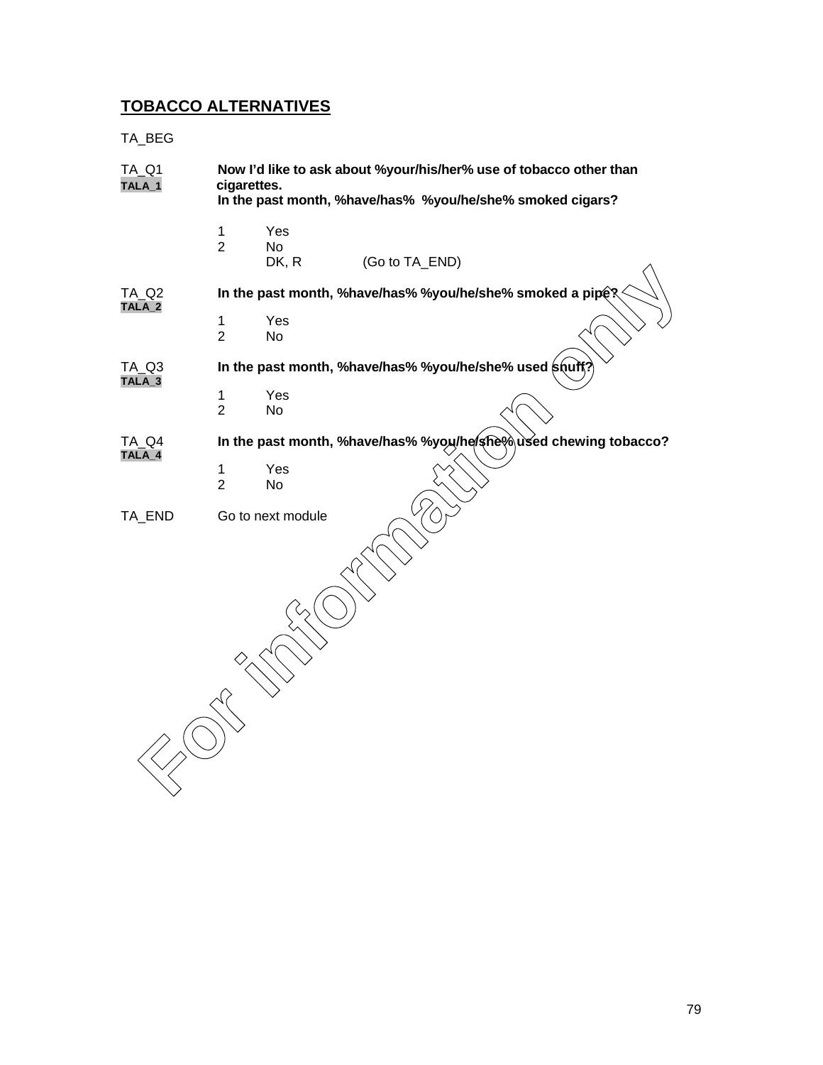## TOBACCO ALTERNATIVES

TA_BEG

TA_Q1
TALA_1

**Now I'd like to ask about %your/his/her% use of tobacco other than cigarettes.**
**In the past month, %have/has% %you/he/she% smoked cigars?**

1 Yes
2 No
DK, R (Go to TA_END)

TA_Q2
TALA_2

**In the past month, %have/has% %you/he/she% smoked a pipe?**

1 Yes
2 No

TA_Q3
TALA_3

**In the past month, %have/has% %you/he/she% used snuff?**

1 Yes
2 No

TA_Q4
TALA_4

**In the past month, %have/has% %you/he/she% used chewing tobacco?**

1 Yes
2 No

TA_END Go to next module

For information only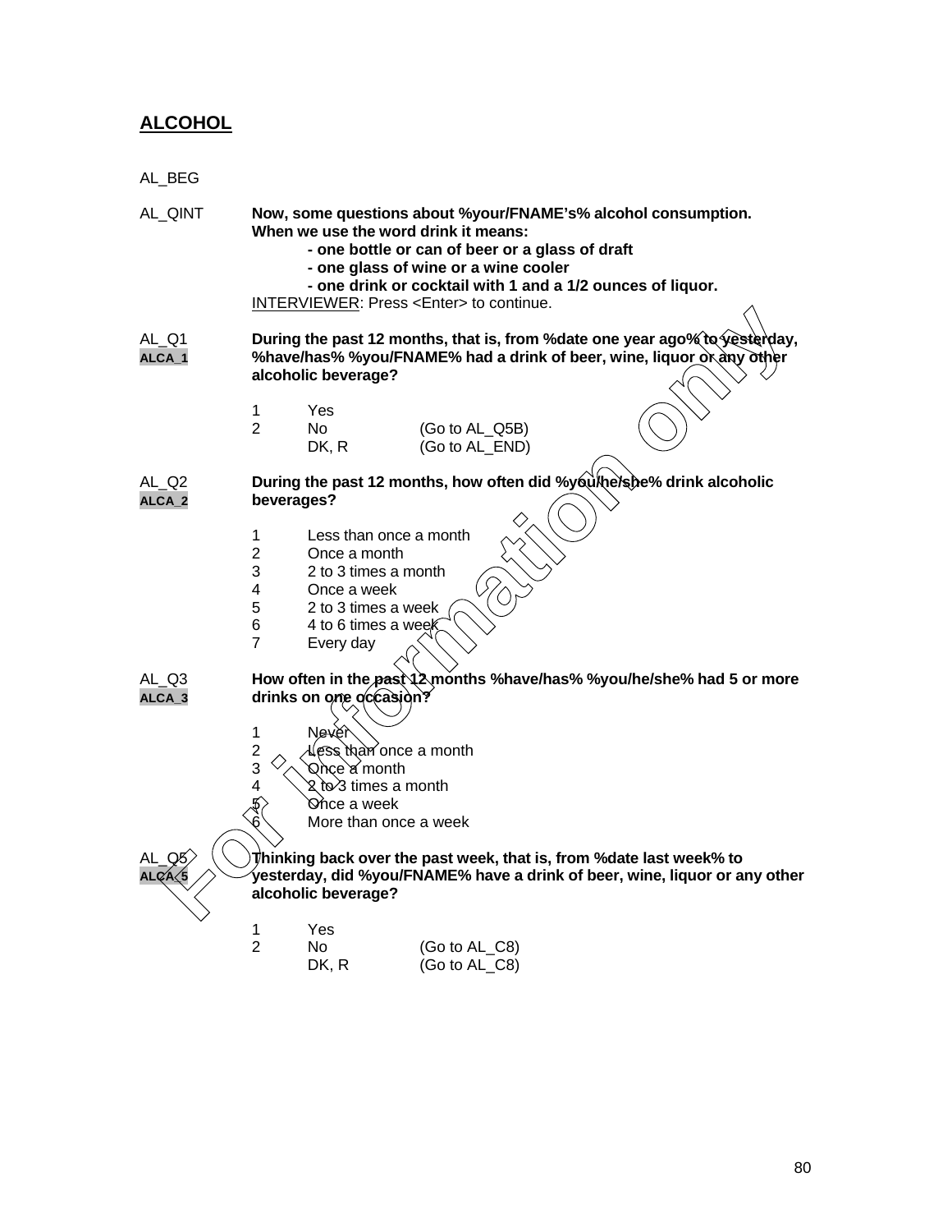## ALCOHOL

AL_BEG

AL_QINT **Now, some questions about %your/FNAME's% alcohol consumption. When we use the word drink it means:**

- **one bottle or can of beer or a glass of draft**
- **one glass of wine or a wine cooler**
- **one drink or cocktail with 1 and a 1/2 ounces of liquor.**

INTERVIEWER: Press <Enter> to continue.

AL_Q1
ALCA_1

**During the past 12 months, that is, from %date one year ago% to yesterday, %have/has% %you/FNAME% had a drink of beer, wine, liquor or any other alcoholic beverage?**

| | | |
|---|---|---|
| 1 | Yes | |
| 2 | No | (Go to AL_Q5B) |
| | DK, R | (Go to AL_END) |

AL_Q2
ALCA_2

**During the past 12 months, how often did %you/he/she% drink alcoholic beverages?**

1. Less than once a month
2. Once a month
3. 2 to 3 times a month
4. Once a week
5. 2 to 3 times a week
6. 4 to 6 times a week
7. Every day

AL_Q3
ALCA_3

**How often in the past 12 months %have/has% %you/he/she% had 5 or more drinks on one occasion?**

1. Never
2. Less than once a month
3. Once a month
4. 2 to 3 times a month
5. Once a week
6. More than once a week

AL_Q5
ALCA_5

**Thinking back over the past week, that is, from %date last week% to yesterday, did %you/FNAME% have a drink of beer, wine, liquor or any other alcoholic beverage?**

| | | |
|---|---|---|
| 1 | Yes | |
| 2 | No | (Go to AL_C8) |
| | DK, R | (Go to AL_C8) |

For information only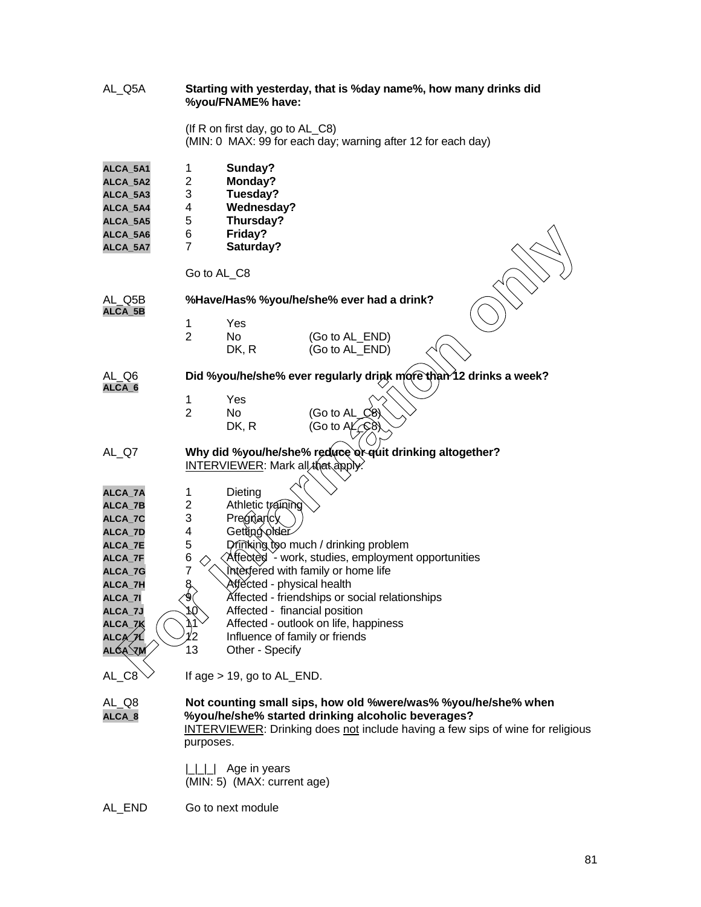AL_Q5A **Starting with yesterday, that is %day name%, how many drinks did %you/FNAME% have:**

(If R on first day, go to AL_C8)
(MIN: 0 MAX: 99 for each day; warning after 12 for each day)

| | | |
|---|---|---|
| ALCA_5A1 | 1 | **Sunday?** |
| ALCA_5A2 | 2 | **Monday?** |
| ALCA_5A3 | 3 | **Tuesday?** |
| ALCA_5A4 | 4 | **Wednesday?** |
| ALCA_5A5 | 5 | **Thursday?** |
| ALCA_5A6 | 6 | **Friday?** |
| ALCA_5A7 | 7 | **Saturday?** |

Go to AL_C8

AL_Q5B
ALCA_5B **%Have/Has% %you/he/she% ever had a drink?**

| | | |
|---|---|---|
| 1 | Yes | |
| 2 | No | (Go to AL_END) |
| | DK, R | (Go to AL_END) |

AL_Q6
ALCA_6 **Did %you/he/she% ever regularly drink more than 12 drinks a week?**

| | | |
|---|---|---|
| 1 | Yes | |
| 2 | No | (Go to AL_C8) |
| | DK, R | (Go to AL_C8) |

AL_Q7 **Why did %you/he/she% reduce or quit drinking altogether?**
INTERVIEWER: Mark all that apply.

| | | |
|---|---|---|
| ALCA_7A | 1 | Dieting |
| ALCA_7B | 2 | Athletic training |
| ALCA_7C | 3 | Pregnancy |
| ALCA_7D | 4 | Getting older |
| ALCA_7E | 5 | Drinking too much / drinking problem |
| ALCA_7F | 6 | Affected - work, studies, employment opportunities |
| ALCA_7G | 7 | Interfered with family or home life |
| ALCA_7H | 8 | Affected - physical health |
| ALCA_7I | 9 | Affected - friendships or social relationships |
| ALCA_7J | 10 | Affected - financial position |
| ALCA_7K | 11 | Affected - outlook on life, happiness |
| ALCA_7L | 12 | Influence of family or friends |
| ALCA_7M | 13 | Other - Specify |

AL_C8 If age > 19, go to AL_END.

AL_Q8
ALCA_8 **Not counting small sips, how old %were/was% %you/he/she% when %you/he/she% started drinking alcoholic beverages?**
INTERVIEWER: Drinking does not include having a few sips of wine for religious purposes.

|_|_|_| Age in years
(MIN: 5) (MAX: current age)

AL_END Go to next module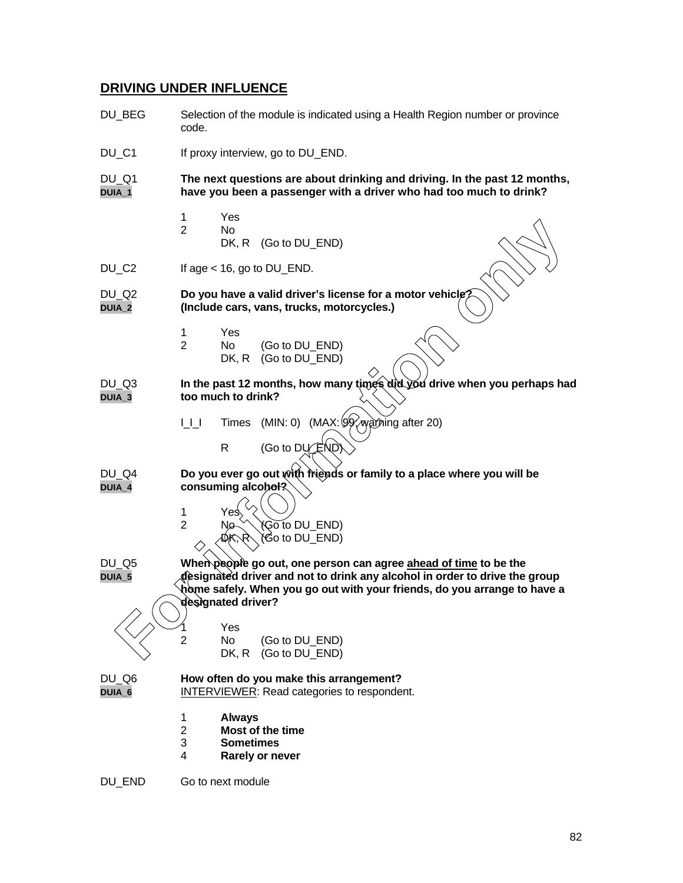## DRIVING UNDER INFLUENCE

DU_BEG Selection of the module is indicated using a Health Region number or province code.

DU_C1 If proxy interview, go to DU_END.

DU_Q1 **The next questions are about drinking and driving. In the past 12 months,**
DUIA_1 **have you been a passenger with a driver who had too much to drink?**

1 Yes
2 No
DK, R (Go to DU_END)

DU_C2 If age < 16, go to DU_END.

DU_Q2 **Do you have a valid driver's license for a motor vehicle?**
DUIA_2 **(Include cars, vans, trucks, motorcycles.)**

1 Yes
2 No (Go to DU_END)
DK, R (Go to DU_END)

DU_Q3 **In the past 12 months, how many times did you drive when you perhaps had**
DUIA_3 **too much to drink?**

I_I_I Times (MIN: 0) (MAX: 99; warning after 20)

R (Go to DU_END)

DU_Q4 **Do you ever go out with friends or family to a place where you will be**
DUIA_4 **consuming alcohol?**

1 Yes
2 No (Go to DU_END)
DK, R (Go to DU_END)

DU_Q5 **When people go out, one person can agree <u>ahead of time</u> to be the**
DUIA_5 **designated driver and not to drink any alcohol in order to drive the group home safely. When you go out with your friends, do you arrange to have a designated driver?**

1 Yes
2 No (Go to DU_END)
DK, R (Go to DU_END)

DU_Q6 **How often do you make this arrangement?**
DUIA_6 <u>INTERVIEWER</u>: Read categories to respondent.

1 **Always**
2 **Most of the time**
3 **Sometimes**
4 **Rarely or never**

DU_END Go to next module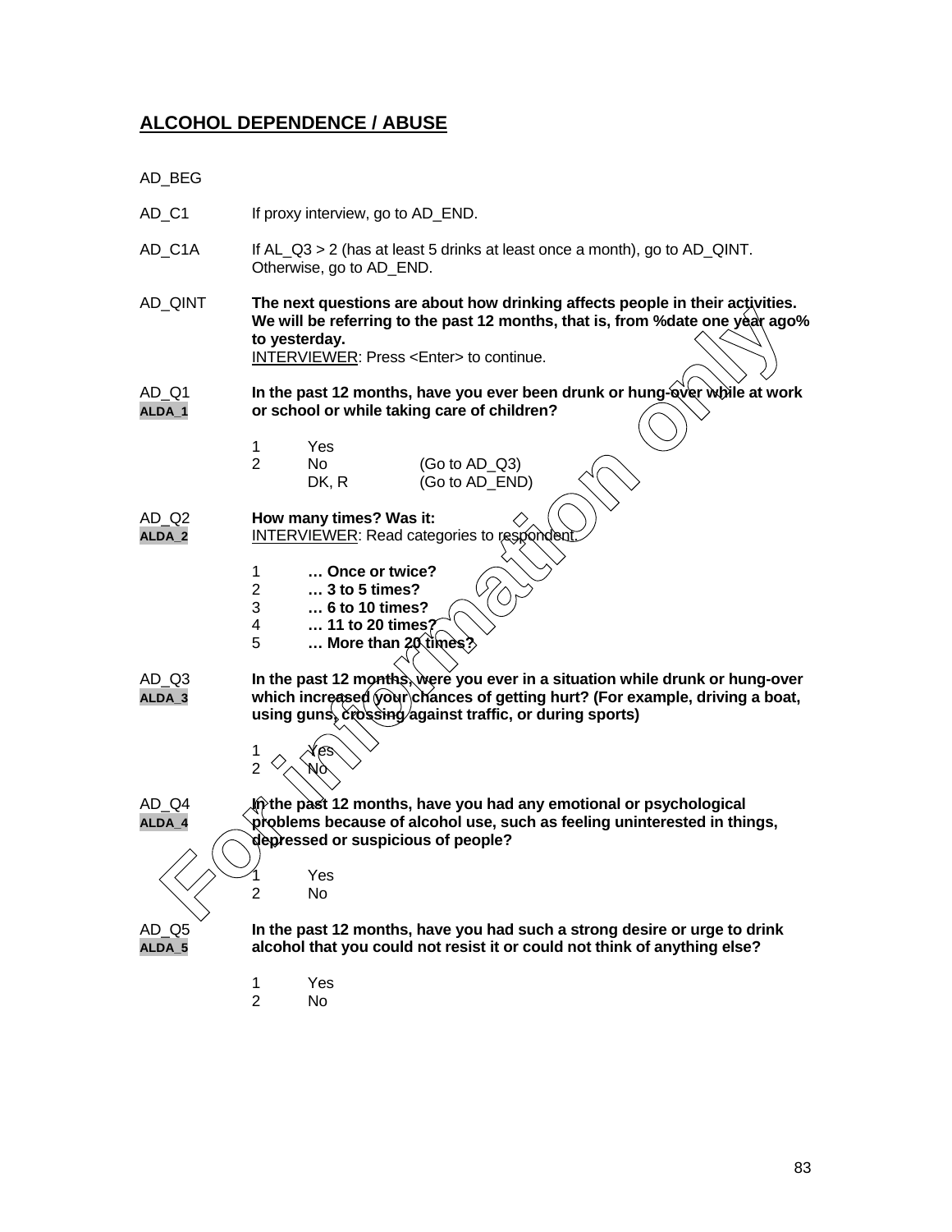## ALCOHOL DEPENDENCE / ABUSE

AD_BEG

AD_C1 If proxy interview, go to AD_END.

AD_C1A If AL_Q3 > 2 (has at least 5 drinks at least once a month), go to AD_QINT. Otherwise, go to AD_END.

AD_QINT **The next questions are about how drinking affects people in their activities. We will be referring to the past 12 months, that is, from %date one year ago% to yesterday.**
INTERVIEWER: Press <Enter> to continue.

AD_Q1
ALDA_1
**In the past 12 months, have you ever been drunk or hung-over while at work or school or while taking care of children?**

1 Yes
2 No (Go to AD_Q3)
DK, R (Go to AD_END)

AD_Q2
ALDA_2
**How many times? Was it:**
INTERVIEWER: Read categories to respondent.

1 **… Once or twice?**
2 **… 3 to 5 times?**
3 **… 6 to 10 times?**
4 **… 11 to 20 times?**
5 **… More than 20 times?**

AD_Q3
ALDA_3
**In the past 12 months, were you ever in a situation while drunk or hung-over which increased your chances of getting hurt? (For example, driving a boat, using guns, crossing against traffic, or during sports)**

1 Yes
2 No

AD_Q4
ALDA_4
**In the past 12 months, have you had any emotional or psychological problems because of alcohol use, such as feeling uninterested in things, depressed or suspicious of people?**

1 Yes
2 No

AD_Q5
ALDA_5
**In the past 12 months, have you had such a strong desire or urge to drink alcohol that you could not resist it or could not think of anything else?**

1 Yes
2 No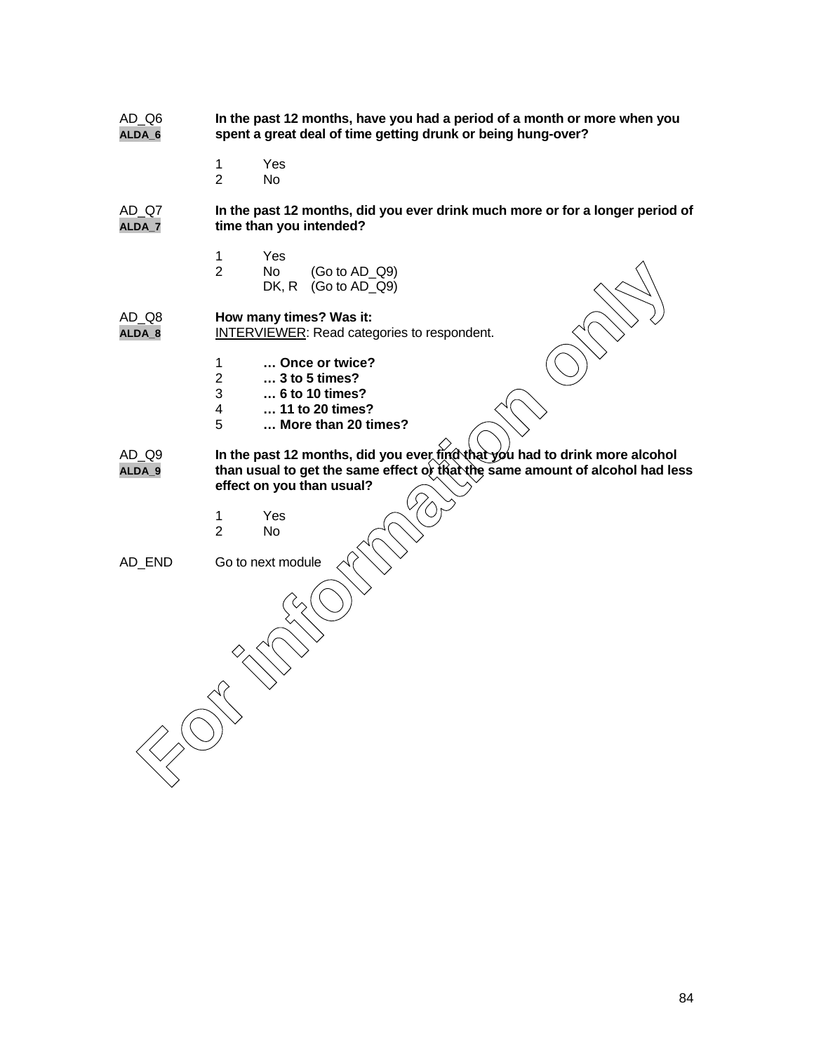AD_Q6
ALDA_6

**In the past 12 months, have you had a period of a month or more when you spent a great deal of time getting drunk or being hung-over?**

1 Yes
2 No

AD_Q7
ALDA_7

**In the past 12 months, did you ever drink much more or for a longer period of time than you intended?**

1 Yes
2 No (Go to AD_Q9)
DK, R (Go to AD_Q9)

AD_Q8
ALDA_8

**How many times? Was it:**
INTERVIEWER: Read categories to respondent.

1 **… Once or twice?**
2 **… 3 to 5 times?**
3 **… 6 to 10 times?**
4 **… 11 to 20 times?**
5 **… More than 20 times?**

AD_Q9
ALDA_9

**In the past 12 months, did you ever find that you had to drink more alcohol than usual to get the same effect or that the same amount of alcohol had less effect on you than usual?**

1 Yes
2 No

AD_END Go to next module

For information only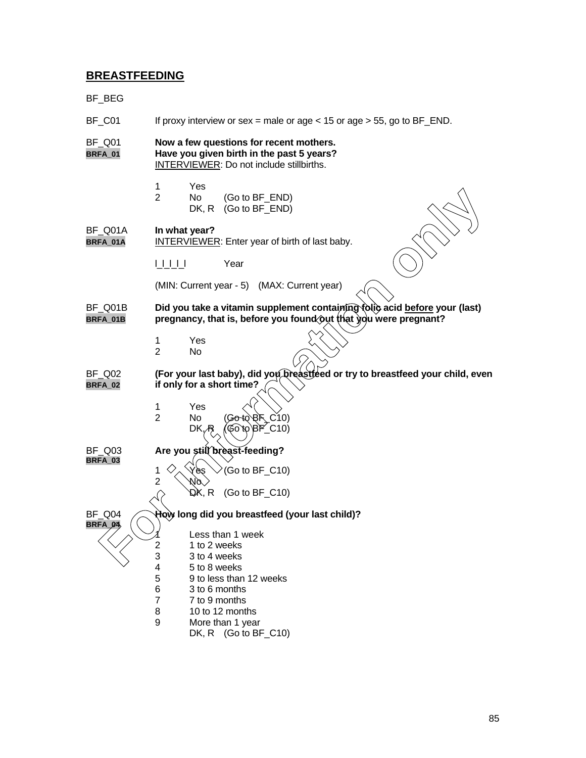## BREASTFEEDING

BF_BEG

BF_C01 If proxy interview or sex = male or age < 15 or age > 55, go to BF_END.

BF_Q01 **Now a few questions for recent mothers.**
BRFA_01 **Have you given birth in the past 5 years?**
INTERVIEWER: Do not include stillbirths.

1 Yes
2 No (Go to BF_END)
DK, R (Go to BF_END)

BF_Q01A **In what year?**
BRFA_01A INTERVIEWER: Enter year of birth of last baby.

|_|_|_|_| Year

(MIN: Current year - 5) (MAX: Current year)

BF_Q01B **Did you take a vitamin supplement containing folic acid before your (last)**
BRFA_01B **pregnancy, that is, before you found out that you were pregnant?**

1 Yes
2 No

BF_Q02 **(For your last baby), did you breastfeed or try to breastfeed your child, even**
BRFA_02 **if only for a short time?**

1 Yes
2 No (Go to BF_C10)
DK, R (Go to BF_C10)

BF_Q03 **Are you still breast-feeding?**
BRFA_03

1 Yes (Go to BF_C10)
2 No
DK, R (Go to BF_C10)

BF_Q04 **How long did you breastfeed (your last child)?**
BRFA_04

1 Less than 1 week
2 1 to 2 weeks
3 3 to 4 weeks
4 5 to 8 weeks
5 9 to less than 12 weeks
6 3 to 6 months
7 7 to 9 months
8 10 to 12 months
9 More than 1 year
DK, R (Go to BF_C10)

For information only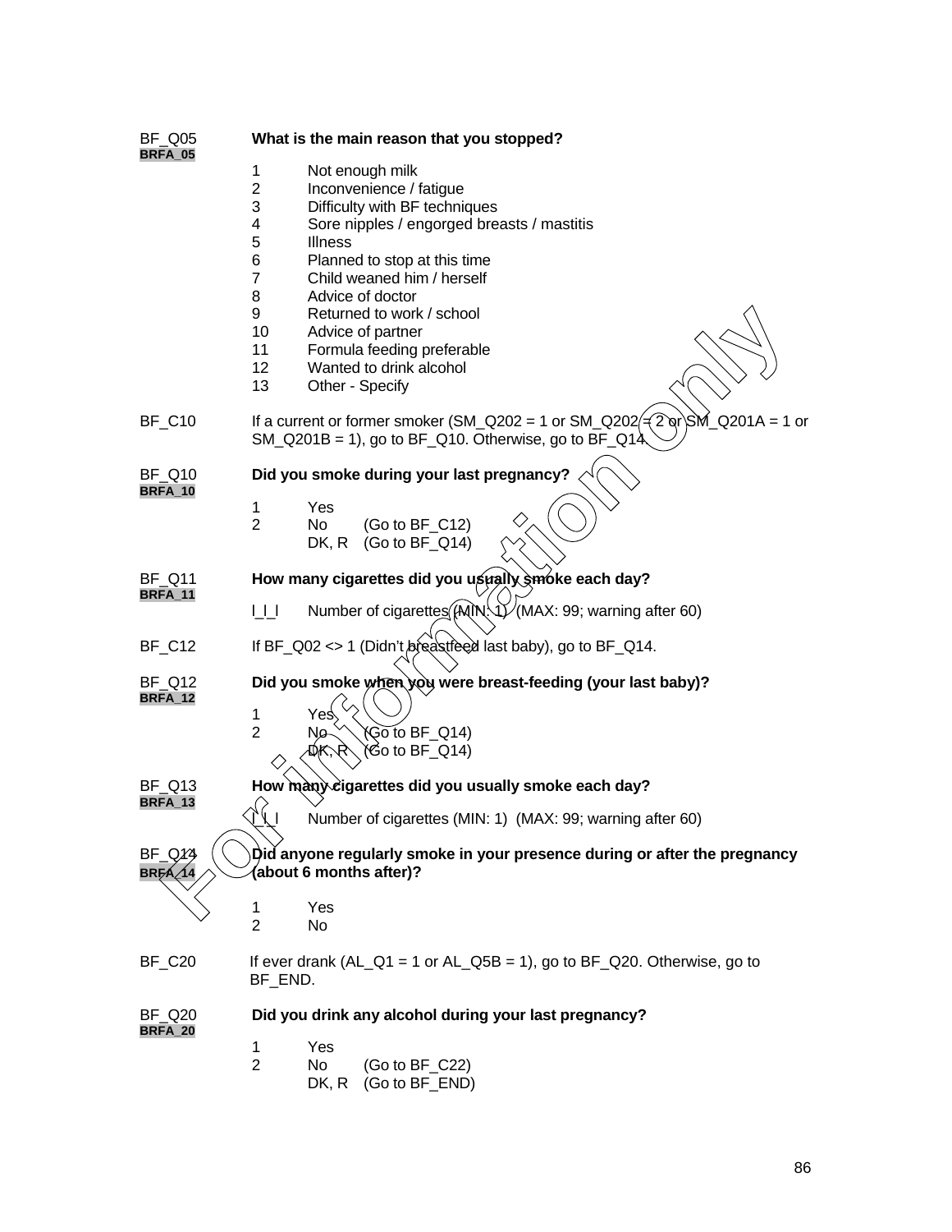BF_Q05 **What is the main reason that you stopped?**
**BRFA_05**

1 Not enough milk
2 Inconvenience / fatigue
3 Difficulty with BF techniques
4 Sore nipples / engorged breasts / mastitis
5 Illness
6 Planned to stop at this time
7 Child weaned him / herself
8 Advice of doctor
9 Returned to work / school
10 Advice of partner
11 Formula feeding preferable
12 Wanted to drink alcohol
13 Other - Specify

BF_C10 If a current or former smoker (SM_Q202 = 1 or SM_Q202 = 2 or SM_Q201A = 1 or SM_Q201B = 1), go to BF_Q10. Otherwise, go to BF_Q14.

BF_Q10 **Did you smoke during your last pregnancy?**
**BRFA_10**

1 Yes
2 No (Go to BF_C12)
DK, R (Go to BF_Q14)

BF_Q11 **How many cigarettes did you usually smoke each day?**
**BRFA_11**

l_l_l Number of cigarettes (MIN: 1) (MAX: 99; warning after 60)

BF_C12 If BF_Q02 <> 1 (Didn't breastfeed last baby), go to BF_Q14.

BF_Q12 **Did you smoke when you were breast-feeding (your last baby)?**
**BRFA_12**

1 Yes
2 No (Go to BF_Q14)
DK, R (Go to BF_Q14)

BF_Q13 **How many cigarettes did you usually smoke each day?**
**BRFA_13**

l_l_l Number of cigarettes (MIN: 1) (MAX: 99; warning after 60)

BF_Q14 **Did anyone regularly smoke in your presence during or after the pregnancy (about 6 months after)?**
**BRFA_14**

1 Yes
2 No

BF_C20 If ever drank (AL_Q1 = 1 or AL_Q5B = 1), go to BF_Q20. Otherwise, go to BF_END.

BF_Q20 **Did you drink any alcohol during your last pregnancy?**
**BRFA_20**

1 Yes
2 No (Go to BF_C22)
DK, R (Go to BF_END)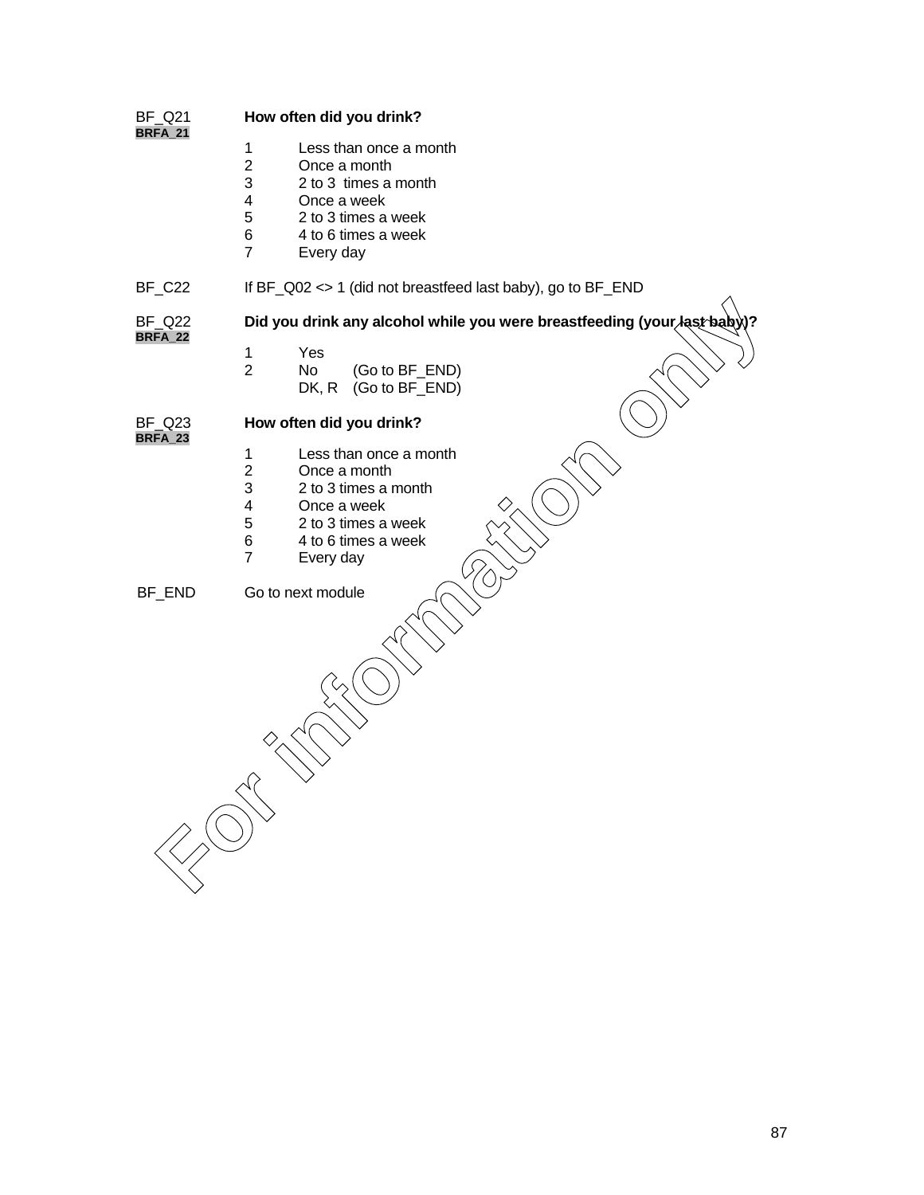BF_Q21 **How often did you drink?**
BRFA_21

1 Less than once a month
2 Once a month
3 2 to 3 times a month
4 Once a week
5 2 to 3 times a week
6 4 to 6 times a week
7 Every day

BF_C22 If BF_Q02 <> 1 (did not breastfeed last baby), go to BF_END

BF_Q22 **Did you drink any alcohol while you were breastfeeding (your last baby)?**
BRFA_22

1 Yes
2 No (Go to BF_END)
DK, R (Go to BF_END)

BF_Q23 **How often did you drink?**
BRFA_23

1 Less than once a month
2 Once a month
3 2 to 3 times a month
4 Once a week
5 2 to 3 times a week
6 4 to 6 times a week
7 Every day

BF_END Go to next module

For information only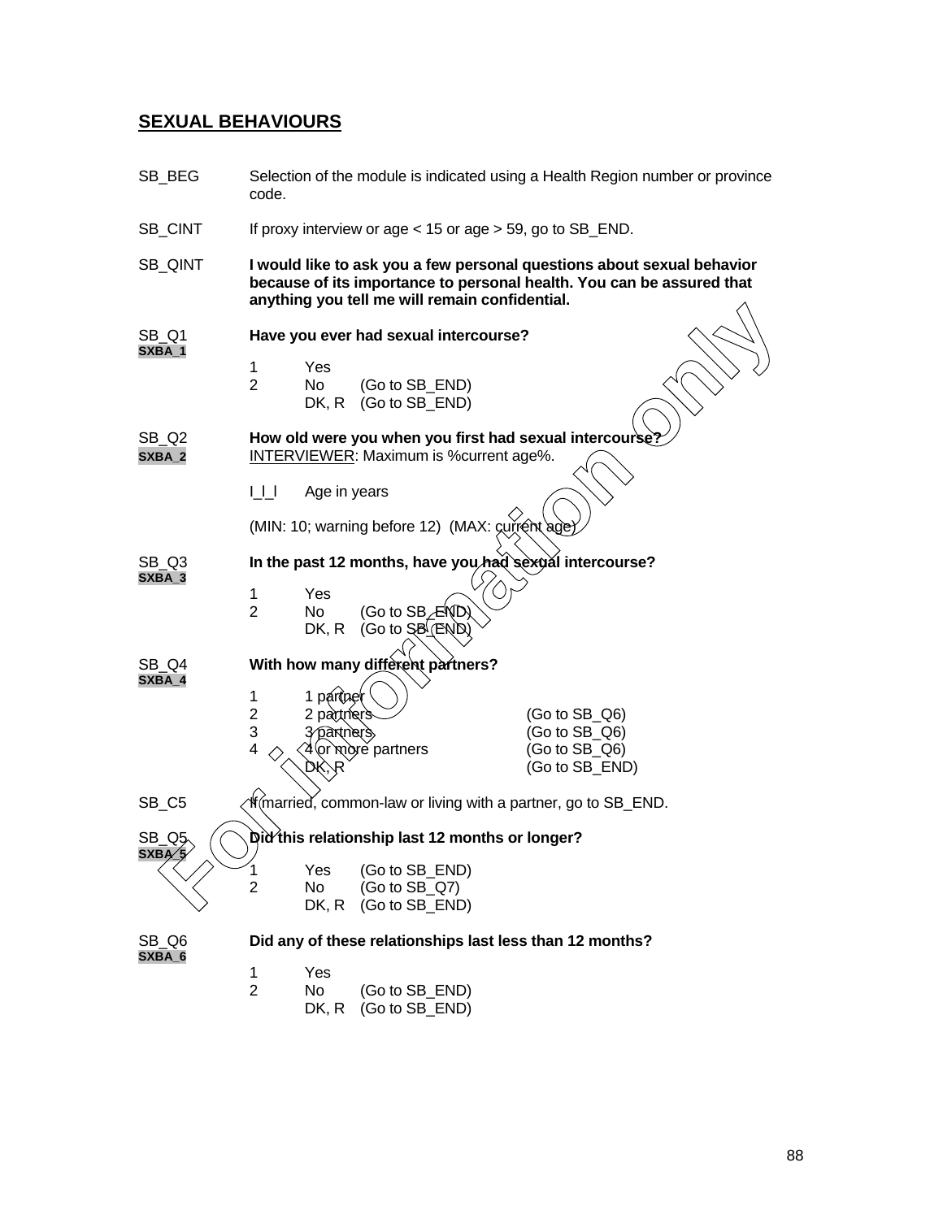## SEXUAL BEHAVIOURS

SB_BEG Selection of the module is indicated using a Health Region number or province code.

SB_CINT If proxy interview or age < 15 or age > 59, go to SB_END.

SB_QINT **I would like to ask you a few personal questions about sexual behavior because of its importance to personal health. You can be assured that anything you tell me will remain confidential.**

SB_Q1
SXBA_1
**Have you ever had sexual intercourse?**

1 Yes
2 No (Go to SB_END)
DK, R (Go to SB_END)

SB_Q2
SXBA_2
**How old were you when you first had sexual intercourse?**
INTERVIEWER: Maximum is %current age%.

I_I_I Age in years

(MIN: 10; warning before 12) (MAX: current age)

SB_Q3
SXBA_3
**In the past 12 months, have you had sexual intercourse?**

1 Yes
2 No (Go to SB_END)
DK, R (Go to SB_END)

SB_Q4
SXBA_4
**With how many different partners?**

1 1 partner
2 2 partners (Go to SB_Q6)
3 3 partners (Go to SB_Q6)
4 4 or more partners (Go to SB_Q6)
DK, R (Go to SB_END)

SB_C5 If married, common-law or living with a partner, go to SB_END.

SB_Q5
SXBA_5
**Did this relationship last 12 months or longer?**

1 Yes (Go to SB_END)
2 No (Go to SB_Q7)
DK, R (Go to SB_END)

SB_Q6
SXBA_6
**Did any of these relationships last less than 12 months?**

1 Yes
2 No (Go to SB_END)
DK, R (Go to SB_END)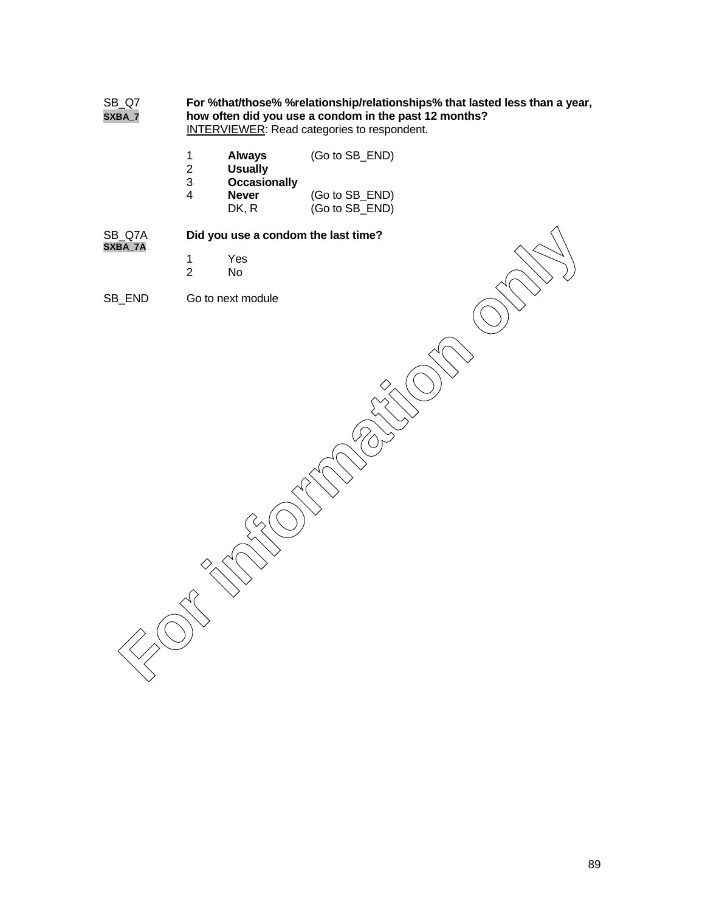SB_Q7
SXBA_7

**For %that/those% %relationship/relationships% that lasted less than a year, how often did you use a condom in the past 12 months?**
INTERVIEWER: Read categories to respondent.

| | | |
|---|---|---|
| 1 | **Always** | (Go to SB_END) |
| 2 | **Usually** | |
| 3 | **Occasionally** | |
| 4 | **Never** | (Go to SB_END) |
| | DK, R | (Go to SB_END) |

SB_Q7A
SXBA_7A

**Did you use a condom the last time?**

| | |
|---|---|
| 1 | Yes |
| 2 | No |

SB_END Go to next module

For information only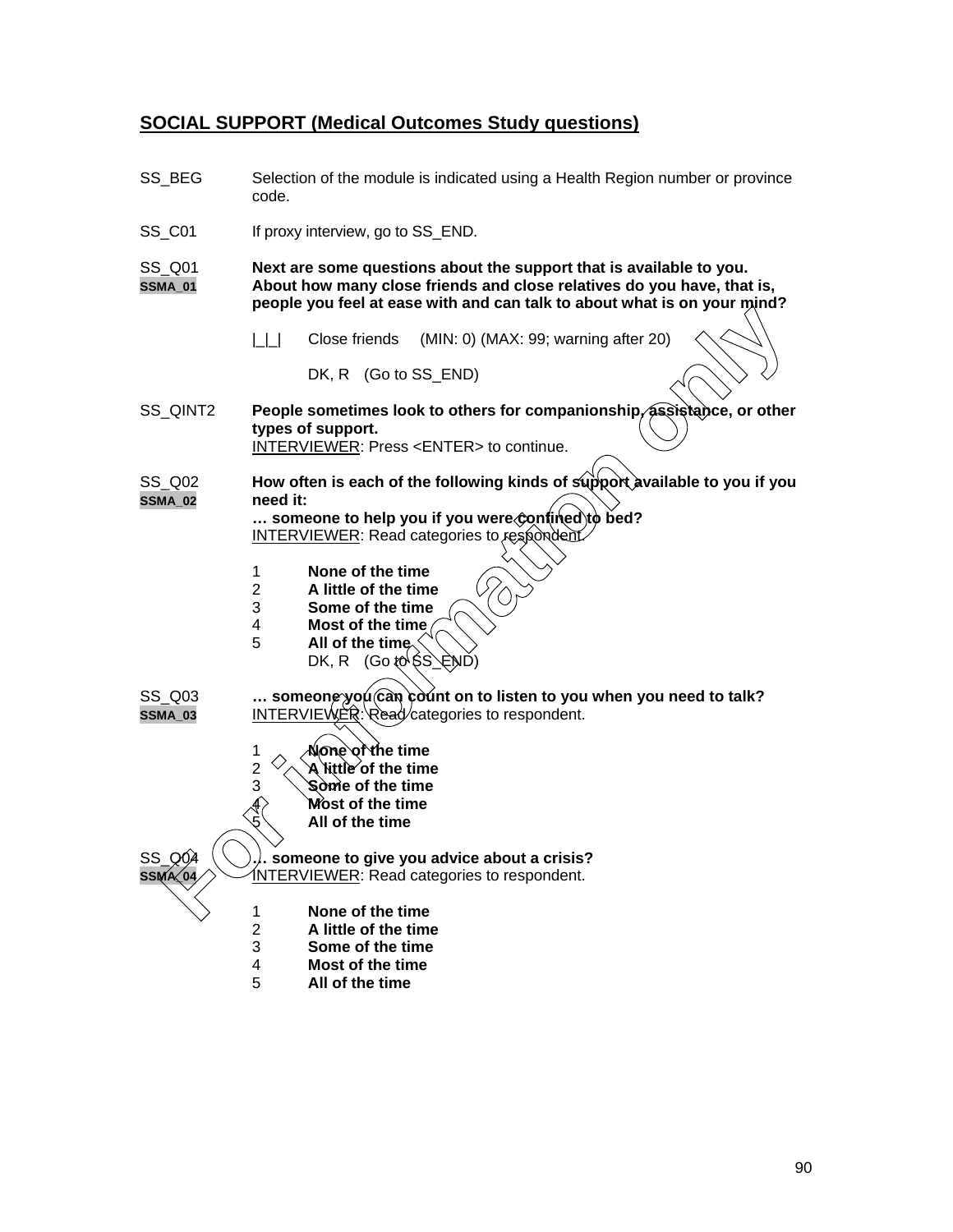## SOCIAL SUPPORT (Medical Outcomes Study questions)

SS_BEG Selection of the module is indicated using a Health Region number or province code.

SS_C01 If proxy interview, go to SS_END.

SS_Q01
SSMA_01
**Next are some questions about the support that is available to you. About how many close friends and close relatives do you have, that is, people you feel at ease with and can talk to about what is on your mind?**

|_|_| Close friends (MIN: 0) (MAX: 99; warning after 20)

DK, R (Go to SS_END)

SS_QINT2 **People sometimes look to others for companionship, assistance, or other types of support.**
INTERVIEWER: Press <ENTER> to continue.

SS_Q02
SSMA_02
**How often is each of the following kinds of support available to you if you need it:**
**… someone to help you if you were confined to bed?**
INTERVIEWER: Read categories to respondent.

1 **None of the time**
2 **A little of the time**
3 **Some of the time**
4 **Most of the time**
5 **All of the time**
DK, R (Go to SS_END)

SS_Q03
SSMA_03
**… someone you can count on to listen to you when you need to talk?**
INTERVIEWER: Read categories to respondent.

1 **None of the time**
2 **A little of the time**
3 **Some of the time**
4 **Most of the time**
5 **All of the time**

SS_Q04
SSMA_04
**… someone to give you advice about a crisis?**
INTERVIEWER: Read categories to respondent.

1 **None of the time**
2 **A little of the time**
3 **Some of the time**
4 **Most of the time**
5 **All of the time**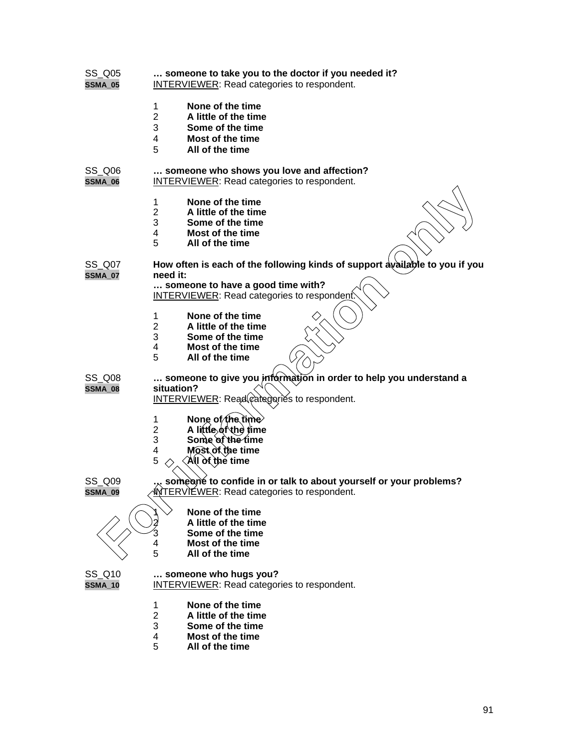SS_Q05 **SSMA_05**

**… someone to take you to the doctor if you needed it?**
INTERVIEWER: Read categories to respondent.

1 **None of the time**
2 **A little of the time**
3 **Some of the time**
4 **Most of the time**
5 **All of the time**

SS_Q06 **SSMA_06**

**… someone who shows you love and affection?**
INTERVIEWER: Read categories to respondent.

1 **None of the time**
2 **A little of the time**
3 **Some of the time**
4 **Most of the time**
5 **All of the time**

SS_Q07 **SSMA_07**

**How often is each of the following kinds of support available to you if you need it:**
**… someone to have a good time with?**
INTERVIEWER: Read categories to respondent.

1 **None of the time**
2 **A little of the time**
3 **Some of the time**
4 **Most of the time**
5 **All of the time**

SS_Q08 **SSMA_08**

**… someone to give you information in order to help you understand a situation?**
INTERVIEWER: Read categories to respondent.

1 **None of the time**
2 **A little of the time**
3 **Some of the time**
4 **Most of the time**
5 **All of the time**

SS_Q09 **SSMA_09**

**… someone to confide in or talk to about yourself or your problems?**
INTERVIEWER: Read categories to respondent.

1 **None of the time**
2 **A little of the time**
3 **Some of the time**
4 **Most of the time**
5 **All of the time**

SS_Q10 **SSMA_10**

**… someone who hugs you?**
INTERVIEWER: Read categories to respondent.

1 **None of the time**
2 **A little of the time**
3 **Some of the time**
4 **Most of the time**
5 **All of the time**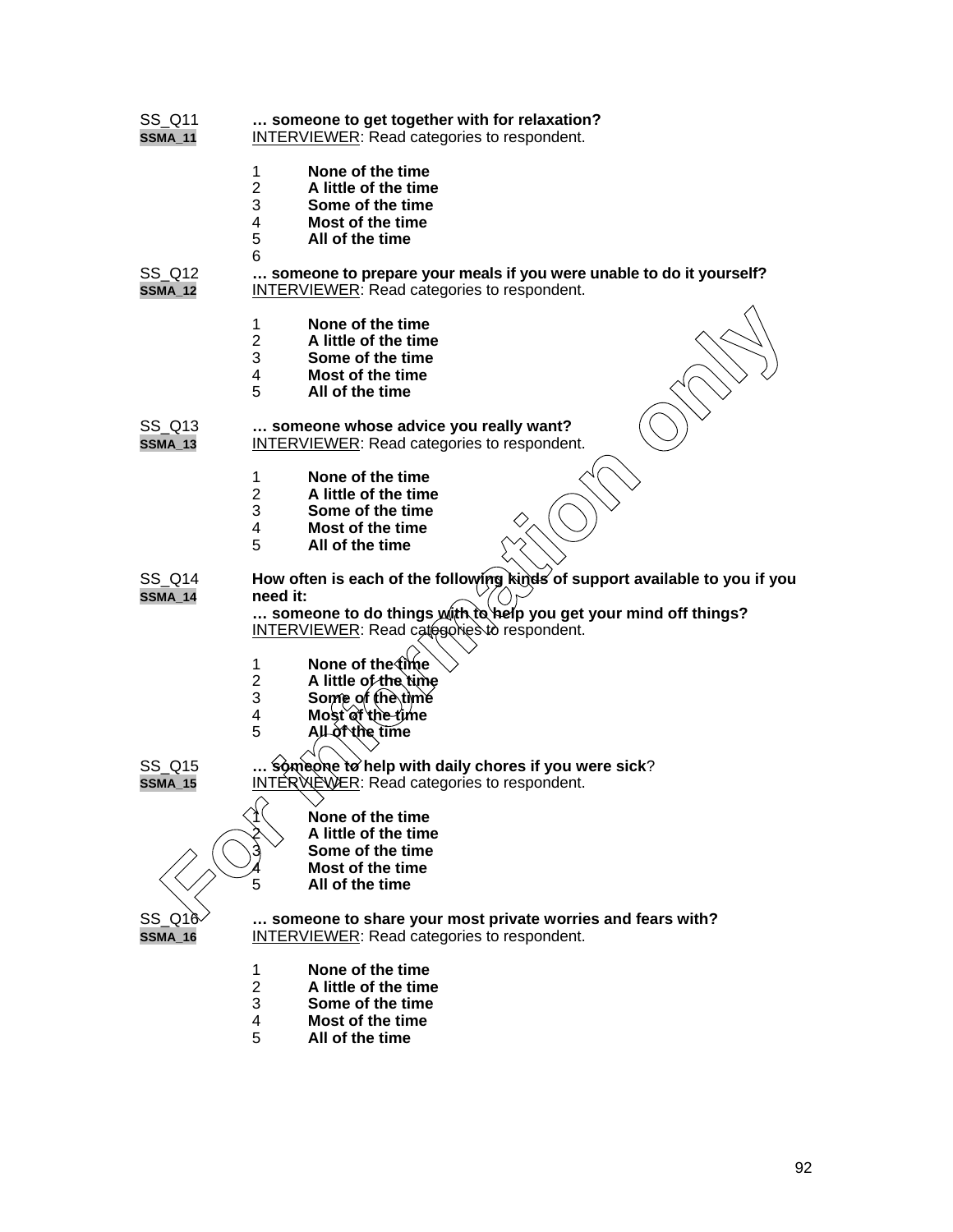SS_Q11 **… someone to get together with for relaxation?**
SSMA_11 INTERVIEWER: Read categories to respondent.

1 **None of the time**
2 **A little of the time**
3 **Some of the time**
4 **Most of the time**
5 **All of the time**
6

SS_Q12 **… someone to prepare your meals if you were unable to do it yourself?**
SSMA_12 INTERVIEWER: Read categories to respondent.

1 **None of the time**
2 **A little of the time**
3 **Some of the time**
4 **Most of the time**
5 **All of the time**

SS_Q13 **… someone whose advice you really want?**
SSMA_13 INTERVIEWER: Read categories to respondent.

1 **None of the time**
2 **A little of the time**
3 **Some of the time**
4 **Most of the time**
5 **All of the time**

SS_Q14 **How often is each of the following kinds of support available to you if you need it:**
SSMA_14 **… someone to do things with to help you get your mind off things?**
INTERVIEWER: Read categories to respondent.

1 **None of the time**
2 **A little of the time**
3 **Some of the time**
4 **Most of the time**
5 **All of the time**

SS_Q15 **… someone to help with daily chores if you were sick**?
SSMA_15 INTERVIEWER: Read categories to respondent.

1 **None of the time**
2 **A little of the time**
3 **Some of the time**
4 **Most of the time**
5 **All of the time**

SS_Q16 **… someone to share your most private worries and fears with?**
SSMA_16 INTERVIEWER: Read categories to respondent.

1 **None of the time**
2 **A little of the time**
3 **Some of the time**
4 **Most of the time**
5 **All of the time**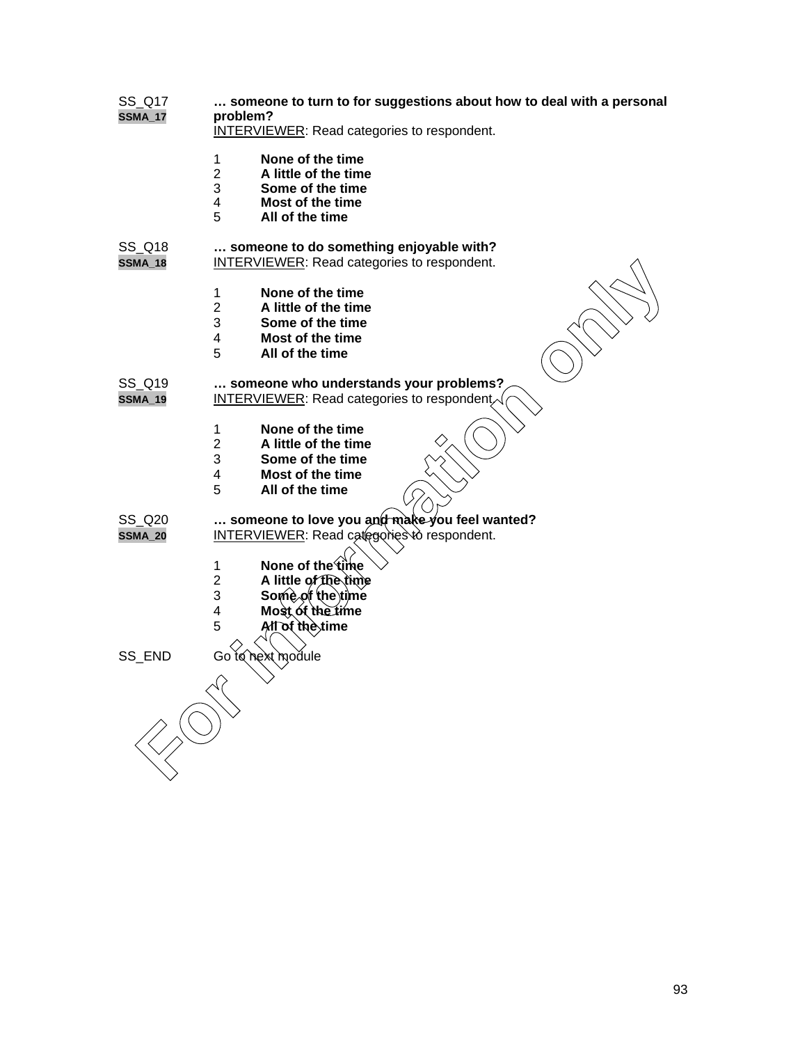SS_Q17 **… someone to turn to for suggestions about how to deal with a personal problem?**
SSMA_17
INTERVIEWER: Read categories to respondent.

1 **None of the time**
2 **A little of the time**
3 **Some of the time**
4 **Most of the time**
5 **All of the time**

SS_Q18 **… someone to do something enjoyable with?**
SSMA_18
INTERVIEWER: Read categories to respondent.

1 **None of the time**
2 **A little of the time**
3 **Some of the time**
4 **Most of the time**
5 **All of the time**

SS_Q19 **… someone who understands your problems?**
SSMA_19
INTERVIEWER: Read categories to respondent.

1 **None of the time**
2 **A little of the time**
3 **Some of the time**
4 **Most of the time**
5 **All of the time**

SS_Q20 **… someone to love you and make you feel wanted?**
SSMA_20
INTERVIEWER: Read categories to respondent.

1 **None of the time**
2 **A little of the time**
3 **Some of the time**
4 **Most of the time**
5 **All of the time**

SS_END Go to next module

For information only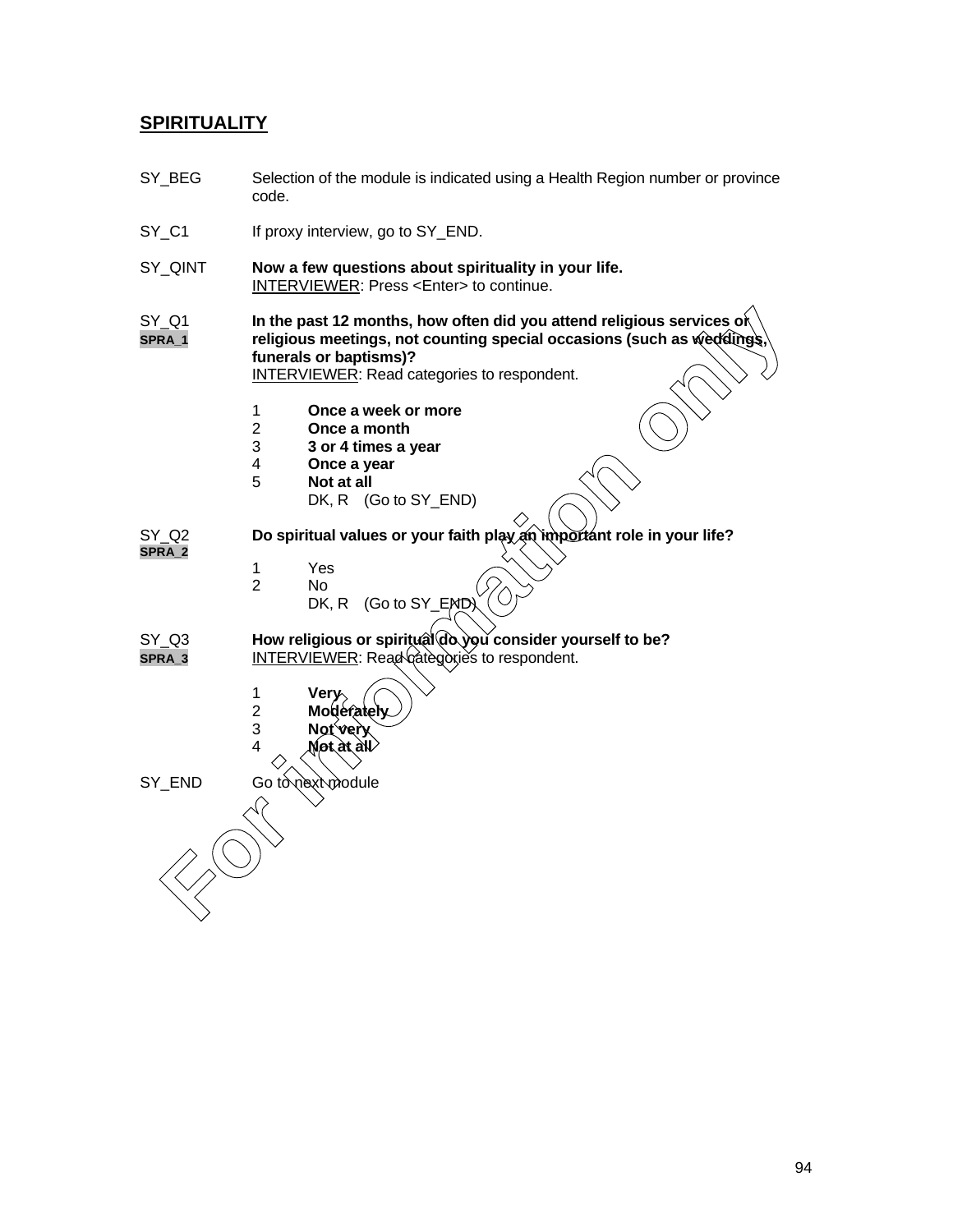## SPIRITUALITY

SY_BEG Selection of the module is indicated using a Health Region number or province code.

SY_C1 If proxy interview, go to SY_END.

SY_QINT **Now a few questions about spirituality in your life.**
INTERVIEWER: Press <Enter> to continue.

SY_Q1
SPRA_1
**In the past 12 months, how often did you attend religious services or religious meetings, not counting special occasions (such as weddings, funerals or baptisms)?**
INTERVIEWER: Read categories to respondent.

1 **Once a week or more**
2 **Once a month**
3 **3 or 4 times a year**
4 **Once a year**
5 **Not at all**
DK, R (Go to SY_END)

SY_Q2
SPRA_2
**Do spiritual values or your faith play an important role in your life?**

1 Yes
2 No
DK, R (Go to SY_END)

SY_Q3
SPRA_3
**How religious or spiritual do you consider yourself to be?**
INTERVIEWER: Read categories to respondent.

1 **Very**
2 **Moderately**
3 **Not very**
4 **Not at all**

SY_END Go to next module

For information only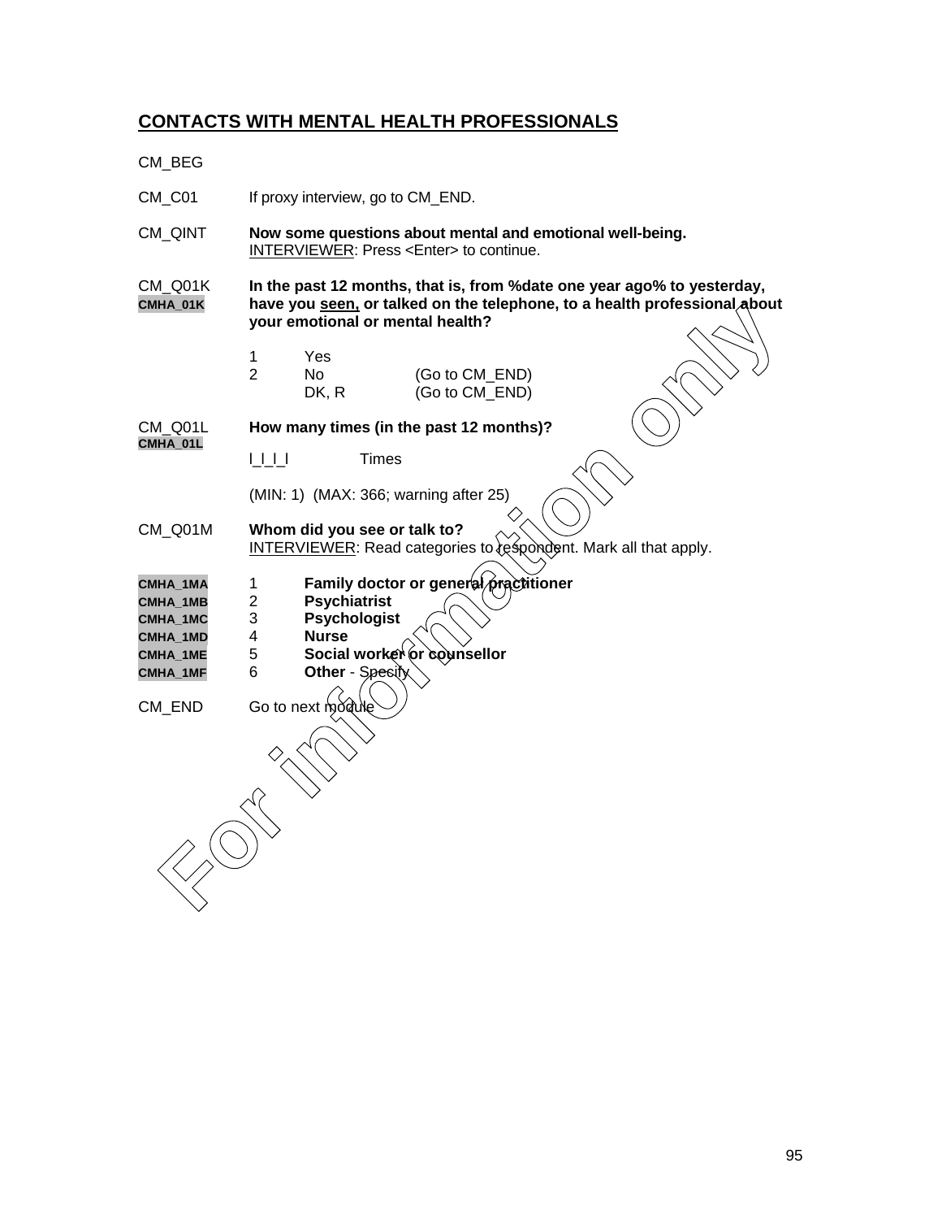## CONTACTS WITH MENTAL HEALTH PROFESSIONALS

CM_BEG

CM_C01 If proxy interview, go to CM_END.

CM_QINT **Now some questions about mental and emotional well-being.**
INTERVIEWER: Press <Enter> to continue.

CM_Q01K
CMHA_01K
**In the past 12 months, that is, from %date one year ago% to yesterday, have you seen, or talked on the telephone, to a health professional about your emotional or mental health?**

1 Yes
2 No (Go to CM_END)
DK, R (Go to CM_END)

CM_Q01L
CMHA_01L
**How many times (in the past 12 months)?**

I_I_I_I Times

(MIN: 1) (MAX: 366; warning after 25)

CM_Q01M **Whom did you see or talk to?**
INTERVIEWER: Read categories to respondent. Mark all that apply.

CMHA_1MA 1 **Family doctor or general practitioner**
CMHA_1MB 2 **Psychiatrist**
CMHA_1MC 3 **Psychologist**
CMHA_1MD 4 **Nurse**
CMHA_1ME 5 **Social worker or counsellor**
CMHA_1MF 6 **Other** - Specify

CM_END Go to next module

For information only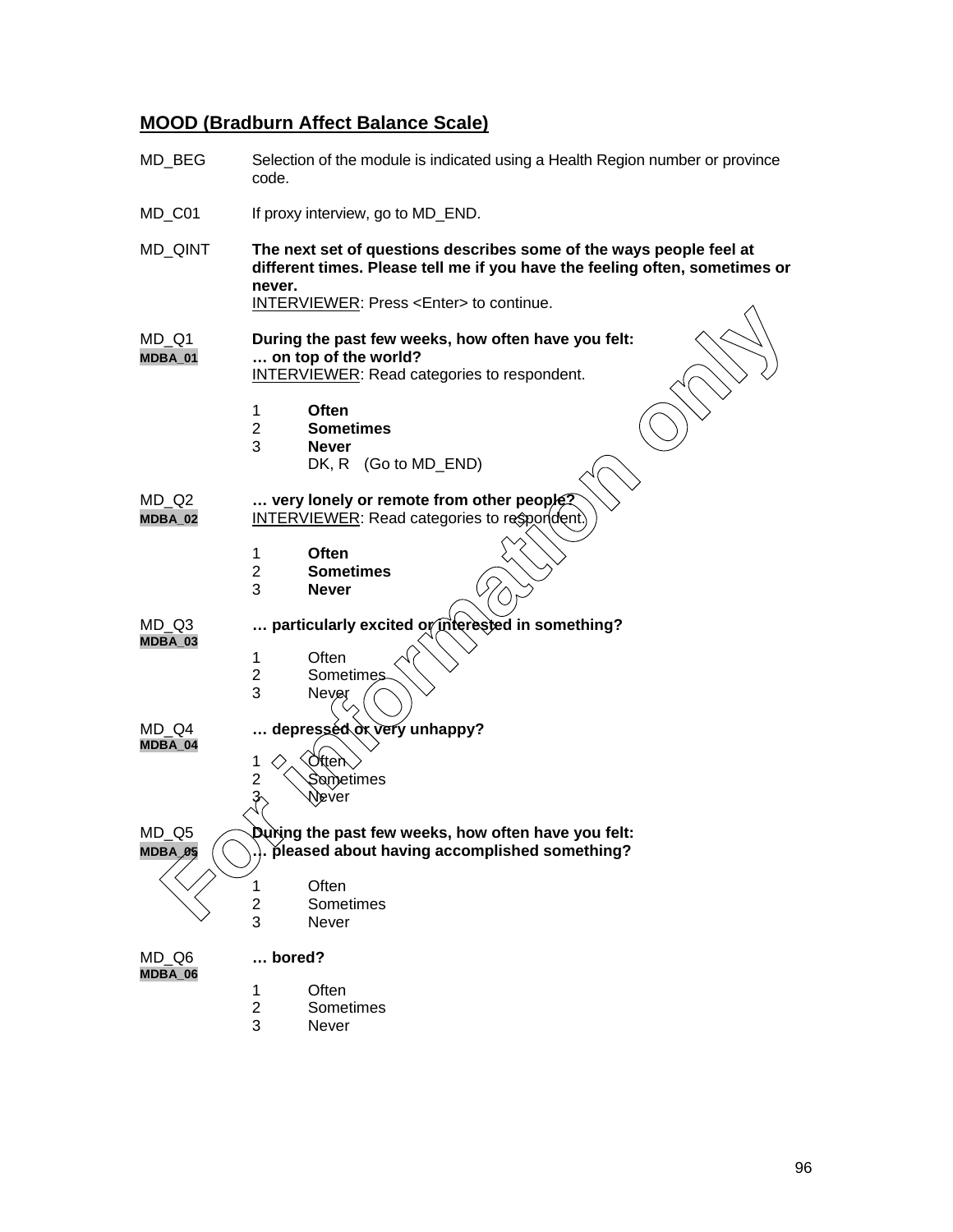## MOOD (Bradburn Affect Balance Scale)

MD_BEG	Selection of the module is indicated using a Health Region number or province code.

MD_C01	If proxy interview, go to MD_END.

MD_QINT	**The next set of questions describes some of the ways people feel at different times. Please tell me if you have the feeling often, sometimes or never.**
INTERVIEWER: Press <Enter> to continue.

MD_Q1 **MDBA_01**	**During the past few weeks, how often have you felt:**
**… on top of the world?**
INTERVIEWER: Read categories to respondent.

1	**Often**
2	**Sometimes**
3	**Never**
	DK, R	(Go to MD_END)

MD_Q2 **MDBA_02**	**… very lonely or remote from other people?**
INTERVIEWER: Read categories to respondent.

1	**Often**
2	**Sometimes**
3	**Never**

MD_Q3 **MDBA_03**	**… particularly excited or interested in something?**

1	Often
2	Sometimes
3	Never

MD_Q4 **MDBA_04**	**… depressed or very unhappy?**

1	Often
2	Sometimes
3	Never

MD_Q5 **MDBA_05**	**During the past few weeks, how often have you felt:**
**… pleased about having accomplished something?**

1	Often
2	Sometimes
3	Never

MD_Q6 **MDBA_06**	**… bored?**

1	Often
2	Sometimes
3	Never

For information only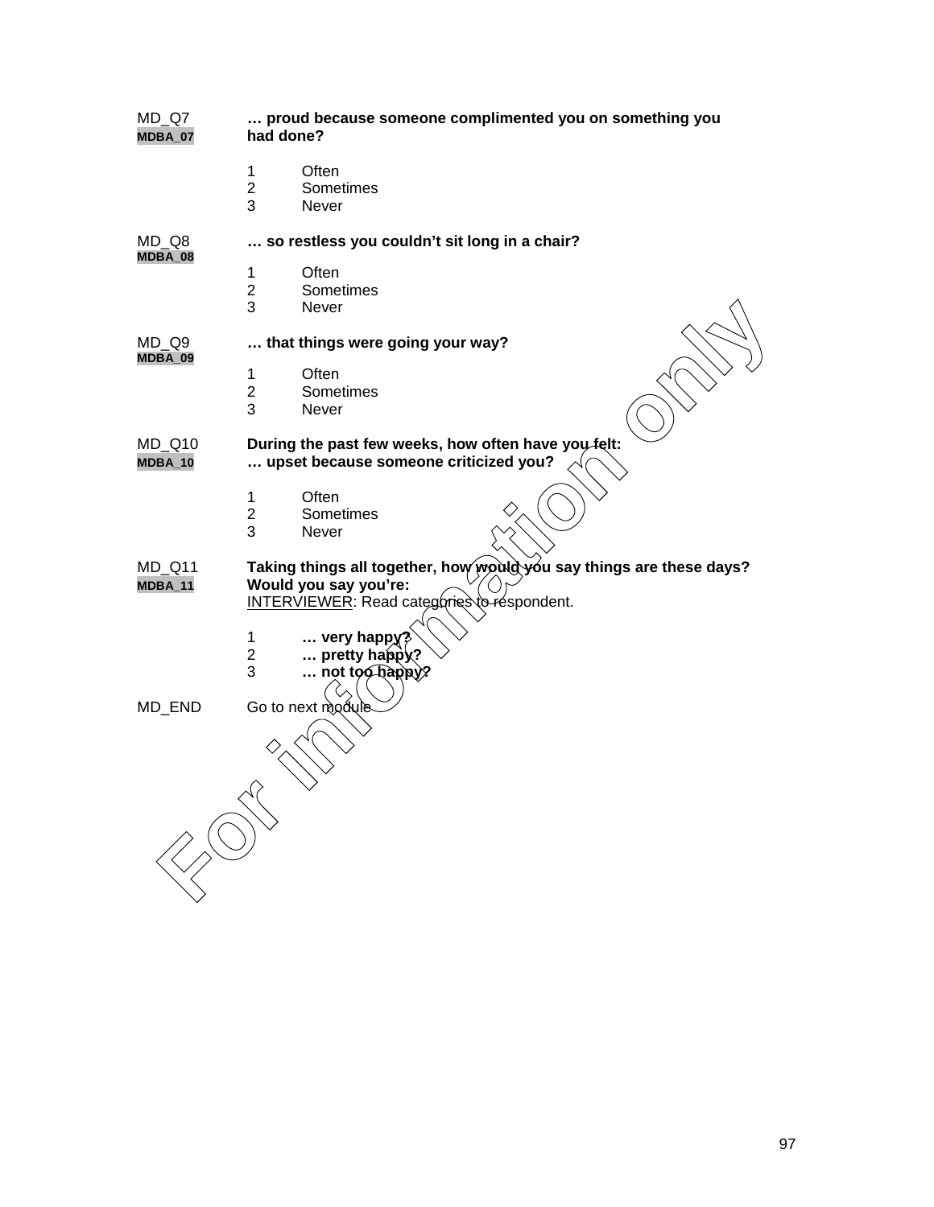MD_Q7 **… proud because someone complimented you on something you had done?**
MDBA_07

1 Often
2 Sometimes
3 Never

MD_Q8 **… so restless you couldn't sit long in a chair?**
MDBA_08

1 Often
2 Sometimes
3 Never

MD_Q9 **… that things were going your way?**
MDBA_09

1 Often
2 Sometimes
3 Never

MD_Q10 **During the past few weeks, how often have you felt:**
MDBA_10 **… upset because someone criticized you?**

1 Often
2 Sometimes
3 Never

MD_Q11 **Taking things all together, how would you say things are these days? Would you say you're:**
MDBA_11
INTERVIEWER: Read categories to respondent.

1 **… very happy?**
2 **… pretty happy?**
3 **… not too happy?**

MD_END Go to next module

For information only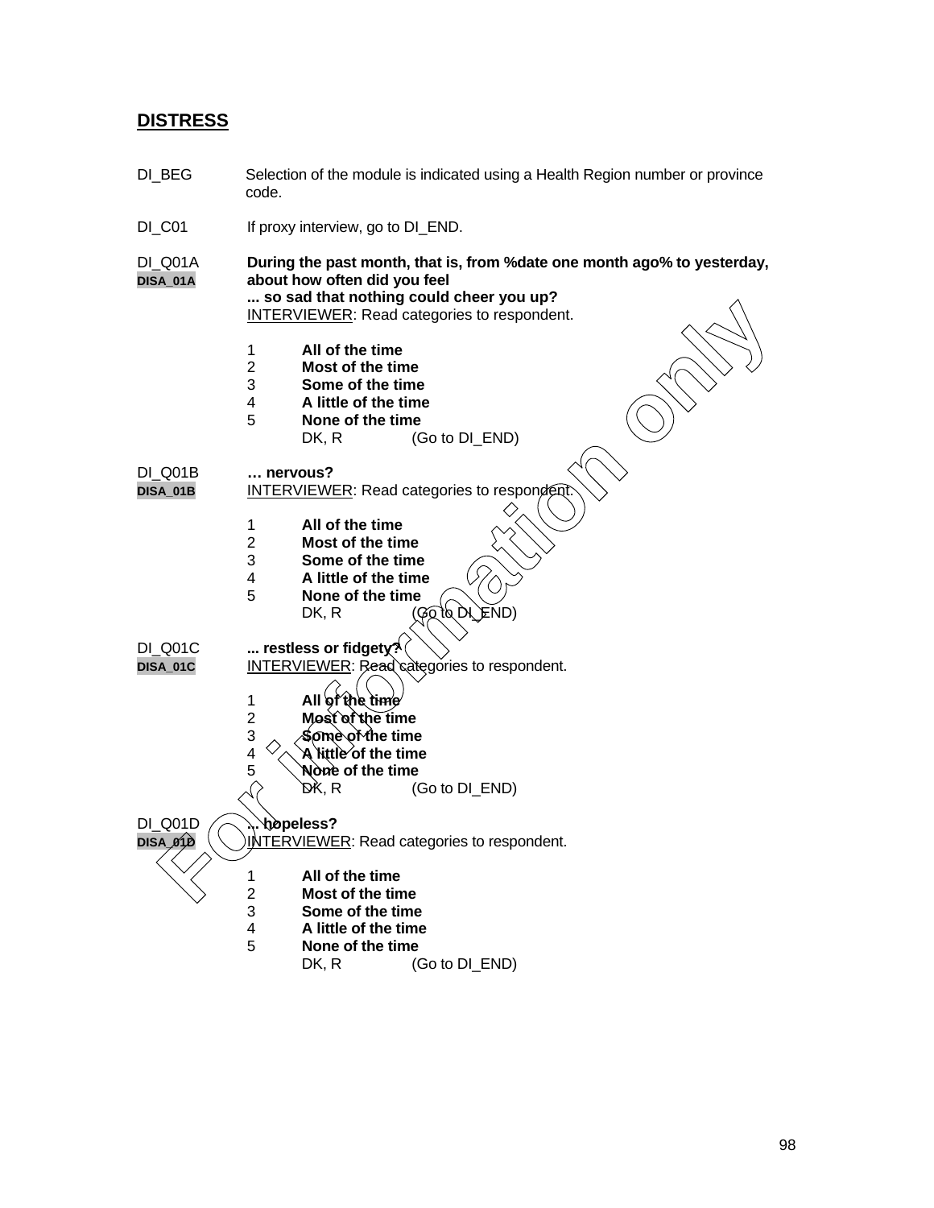# DISTRESS

DI_BEG Selection of the module is indicated using a Health Region number or province code.

DI_C01 If proxy interview, go to DI_END.

DI_Q01A
DISA_01A
**During the past month, that is, from %date one month ago% to yesterday, about how often did you feel**
**... so sad that nothing could cheer you up?**
INTERVIEWER: Read categories to respondent.

1 **All of the time**
2 **Most of the time**
3 **Some of the time**
4 **A little of the time**
5 **None of the time**
DK, R (Go to DI_END)

DI_Q01B
DISA_01B
**… nervous?**
INTERVIEWER: Read categories to respondent.

1 **All of the time**
2 **Most of the time**
3 **Some of the time**
4 **A little of the time**
5 **None of the time**
DK, R (Go to DI_END)

DI_Q01C
DISA_01C
**... restless or fidgety?**
INTERVIEWER: Read categories to respondent.

1 **All of the time**
2 **Most of the time**
3 **Some of the time**
4 **A little of the time**
5 **None of the time**
DK, R (Go to DI_END)

DI_Q01D
DISA_01D
**... hopeless?**
INTERVIEWER: Read categories to respondent.

1 **All of the time**
2 **Most of the time**
3 **Some of the time**
4 **A little of the time**
5 **None of the time**
DK, R (Go to DI_END)

For information only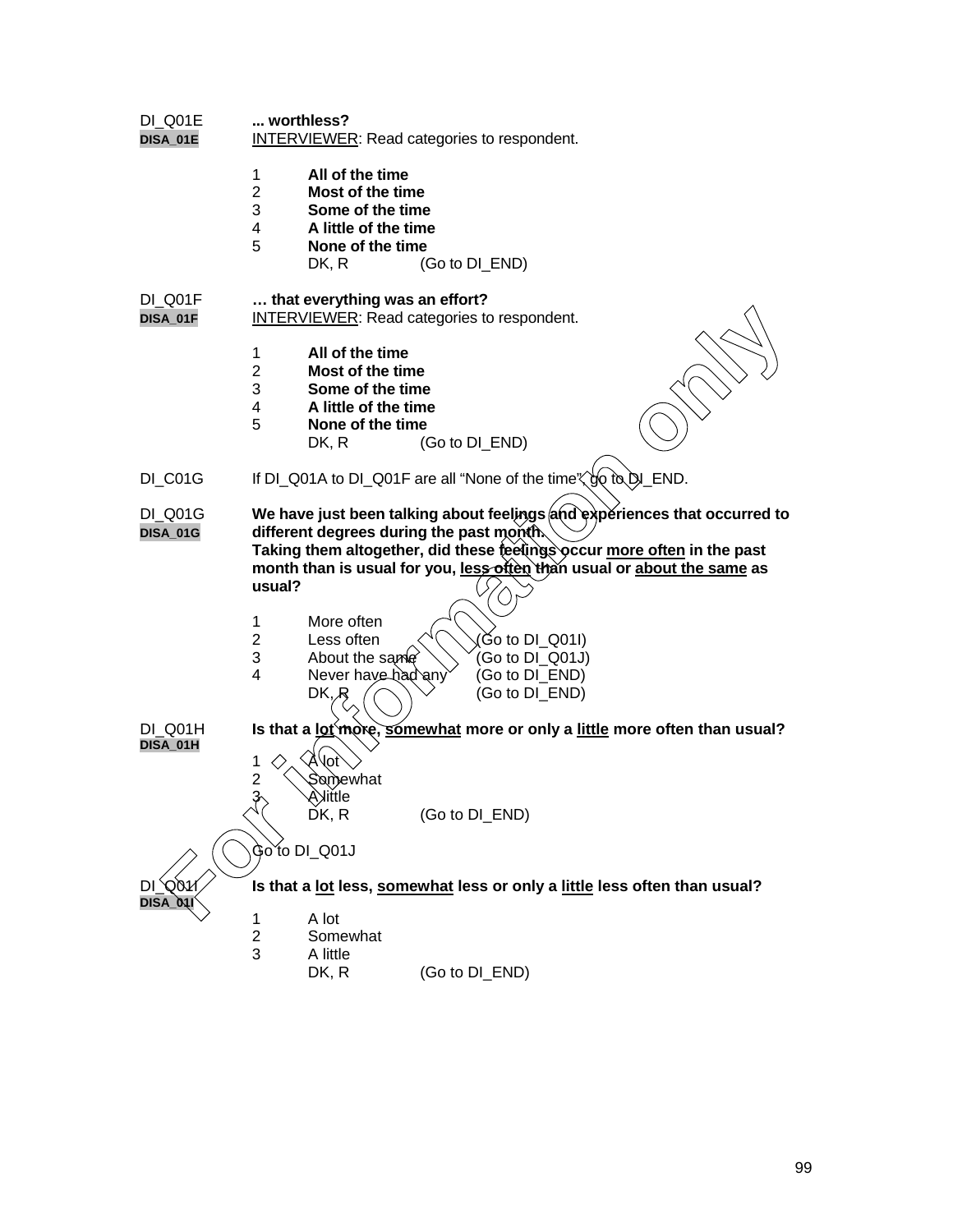DI_Q01E **... worthless?**
**DISA_01E** INTERVIEWER: Read categories to respondent.

1 **All of the time**
2 **Most of the time**
3 **Some of the time**
4 **A little of the time**
5 **None of the time**
DK, R (Go to DI_END)

DI_Q01F **… that everything was an effort?**
**DISA_01F** INTERVIEWER: Read categories to respondent.

1 **All of the time**
2 **Most of the time**
3 **Some of the time**
4 **A little of the time**
5 **None of the time**
DK, R (Go to DI_END)

DI_C01G If DI_Q01A to DI_Q01F are all "None of the time", go to DI_END.

DI_Q01G **We have just been talking about feelings and experiences that occurred to different degrees during the past month.**
**DISA_01G** **Taking them altogether, did these feelings occur more often in the past month than is usual for you, less often than usual or about the same as usual?**

1 More often
2 Less often (Go to DI_Q01I)
3 About the same (Go to DI_Q01J)
4 Never have had any (Go to DI_END)
DK, R (Go to DI_END)

DI_Q01H **Is that a lot more, somewhat more or only a little more often than usual?**
**DISA_01H**

1 A lot
2 Somewhat
3 A little
DK, R (Go to DI_END)

Go to DI_Q01J

DI_Q01I **Is that a lot less, somewhat less or only a little less often than usual?**
**DISA_01I**

1 A lot
2 Somewhat
3 A little
DK, R (Go to DI_END)

For information only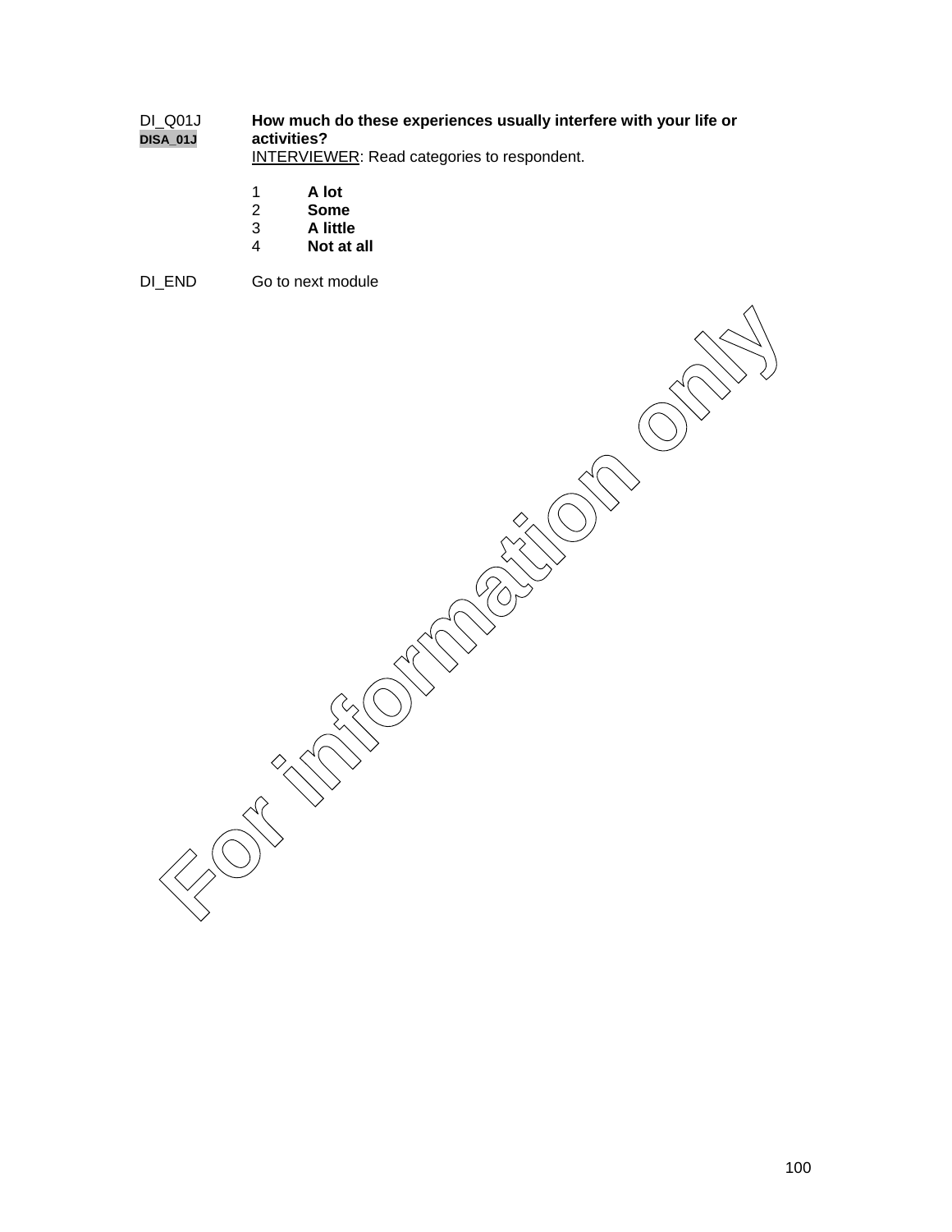DI_Q01J
DISA_01J

**How much do these experiences usually interfere with your life or activities?**

INTERVIEWER: Read categories to respondent.

1 **A lot**
2 **Some**
3 **A little**
4 **Not at all**

DI_END Go to next module

For information only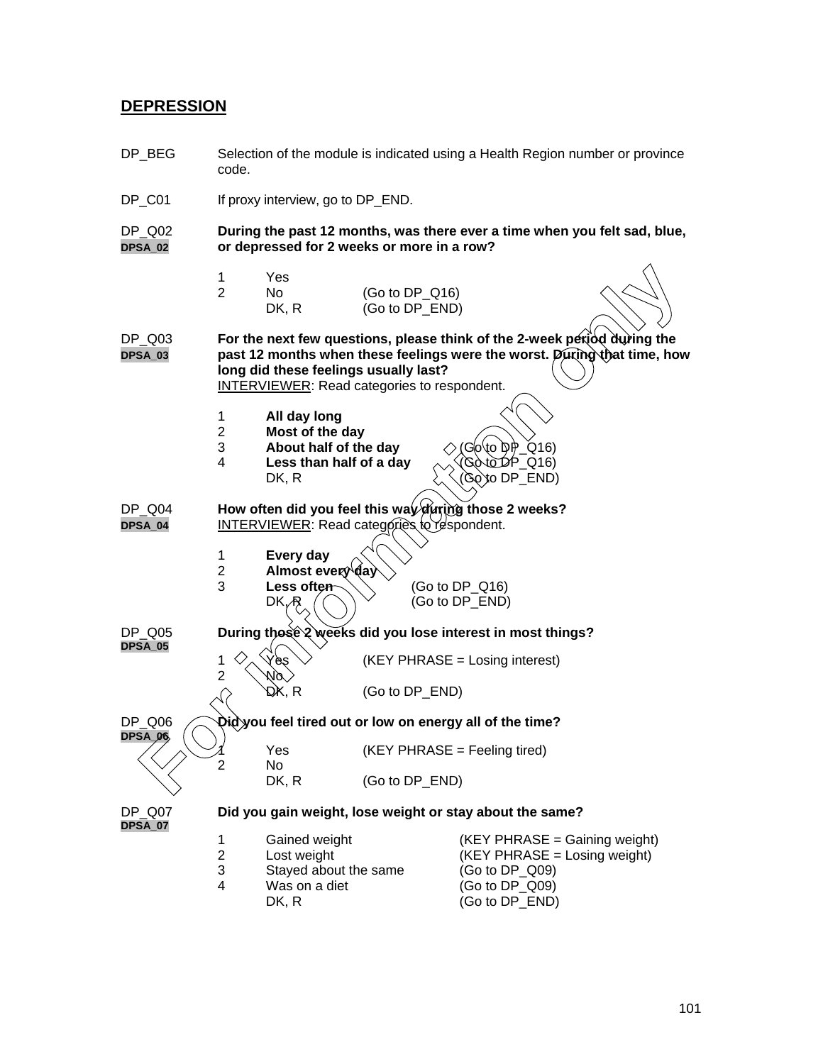## DEPRESSION

DP_BEG — Selection of the module is indicated using a Health Region number or province code.

DP_C01 — If proxy interview, go to DP_END.

DP_Q02
DPSA_02
**During the past 12 months, was there ever a time when you felt sad, blue, or depressed for 2 weeks or more in a row?**

| | | |
|---|---|---|
| 1 | Yes | |
| 2 | No | (Go to DP_Q16) |
| | DK, R | (Go to DP_END) |

DP_Q03
DPSA_03
**For the next few questions, please think of the 2-week period during the past 12 months when these feelings were the worst. During that time, how long did these feelings usually last?**
INTERVIEWER: Read categories to respondent.

| | | |
|---|---|---|
| 1 | **All day long** | |
| 2 | **Most of the day** | |
| 3 | **About half of the day** | (Go to DP_Q16) |
| 4 | **Less than half of a day** | (Go to DP_Q16) |
| | DK, R | (Go to DP_END) |

DP_Q04
DPSA_04
**How often did you feel this way during those 2 weeks?**
INTERVIEWER: Read categories to respondent.

| | | |
|---|---|---|
| 1 | **Every day** | |
| 2 | **Almost every day** | |
| 3 | **Less often** | (Go to DP_Q16) |
| | DK, R | (Go to DP_END) |

DP_Q05
DPSA_05
**During those 2 weeks did you lose interest in most things?**

| | | |
|---|---|---|
| 1 | Yes | (KEY PHRASE = Losing interest) |
| 2 | No | |
| | DK, R | (Go to DP_END) |

DP_Q06
DPSA_06
**Did you feel tired out or low on energy all of the time?**

| | | |
|---|---|---|
| 1 | Yes | (KEY PHRASE = Feeling tired) |
| 2 | No | |
| | DK, R | (Go to DP_END) |

DP_Q07
DPSA_07
**Did you gain weight, lose weight or stay about the same?**

| | | |
|---|---|---|
| 1 | Gained weight | (KEY PHRASE = Gaining weight) |
| 2 | Lost weight | (KEY PHRASE = Losing weight) |
| 3 | Stayed about the same | (Go to DP_Q09) |
| 4 | Was on a diet | (Go to DP_Q09) |
| | DK, R | (Go to DP_END) |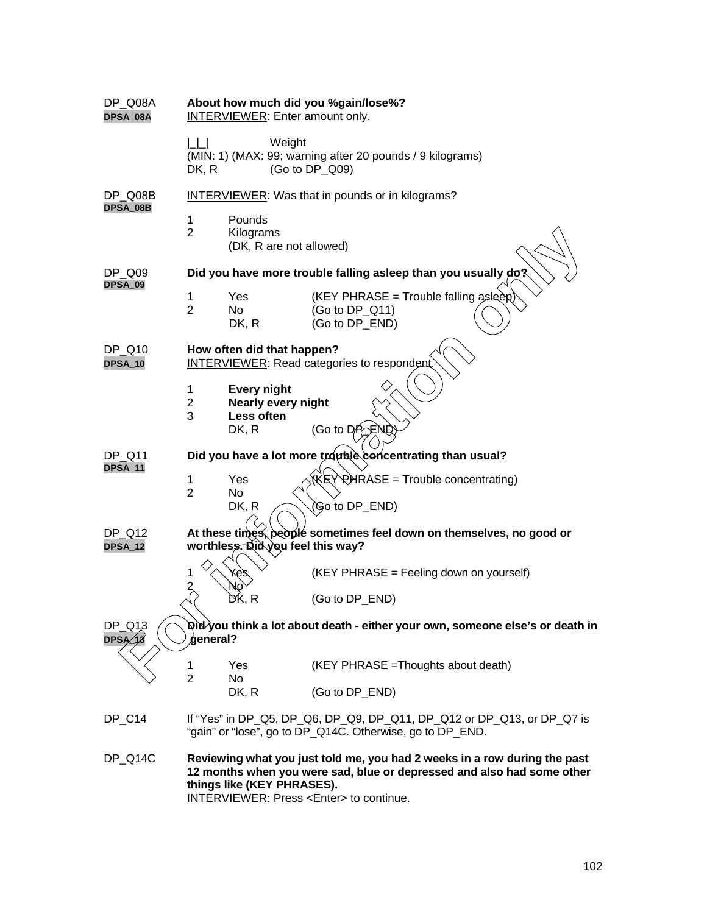DP_Q08A **About how much did you %gain/lose%?**
DPSA_08A INTERVIEWER: Enter amount only.

|_|_| Weight
(MIN: 1) (MAX: 99; warning after 20 pounds / 9 kilograms)
DK, R (Go to DP_Q09)

DP_Q08B INTERVIEWER: Was that in pounds or in kilograms?
DPSA_08B

1 Pounds
2 Kilograms
(DK, R are not allowed)

DP_Q09 **Did you have more trouble falling asleep than you usually do?**
DPSA_09

1 Yes (KEY PHRASE = Trouble falling asleep)
2 No (Go to DP_Q11)
DK, R (Go to DP_END)

DP_Q10 **How often did that happen?**
DPSA_10 INTERVIEWER: Read categories to respondent.

1 **Every night**
2 **Nearly every night**
3 **Less often**
DK, R (Go to DP_END)

DP_Q11 **Did you have a lot more trouble concentrating than usual?**
DPSA_11

1 Yes (KEY PHRASE = Trouble concentrating)
2 No
DK, R (Go to DP_END)

DP_Q12 **At these times, people sometimes feel down on themselves, no good or worthless. Did you feel this way?**
DPSA_12

1 Yes (KEY PHRASE = Feeling down on yourself)
2 No
DK, R (Go to DP_END)

DP_Q13 **Did you think a lot about death - either your own, someone else's or death in general?**
DPSA_13

1 Yes (KEY PHRASE =Thoughts about death)
2 No
DK, R (Go to DP_END)

DP_C14 If "Yes" in DP_Q5, DP_Q6, DP_Q9, DP_Q11, DP_Q12 or DP_Q13, or DP_Q7 is "gain" or "lose", go to DP_Q14C. Otherwise, go to DP_END.

DP_Q14C **Reviewing what you just told me, you had 2 weeks in a row during the past 12 months when you were sad, blue or depressed and also had some other things like (KEY PHRASES).**
INTERVIEWER: Press <Enter> to continue.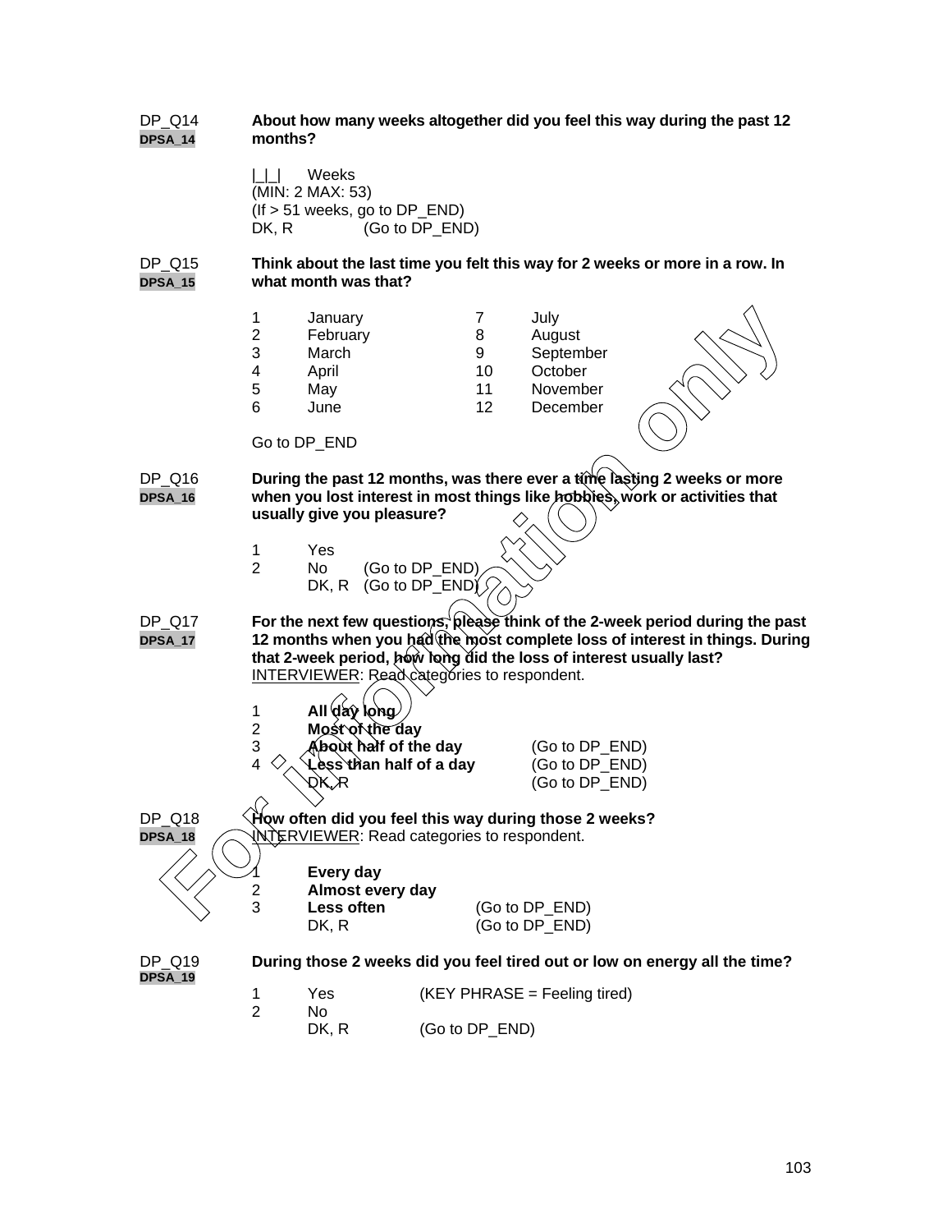DP_Q14 **About how many weeks altogether did you feel this way during the past 12 months?**
DPSA_14

|_|_| Weeks
(MIN: 2 MAX: 53)
(If > 51 weeks, go to DP_END)
DK, R (Go to DP_END)

DP_Q15 **Think about the last time you felt this way for 2 weeks or more in a row. In what month was that?**
DPSA_15

| | | | |
|---|---|---|---|
| 1 | January | 7 | July |
| 2 | February | 8 | August |
| 3 | March | 9 | September |
| 4 | April | 10 | October |
| 5 | May | 11 | November |
| 6 | June | 12 | December |

Go to DP_END

DP_Q16 **During the past 12 months, was there ever a time lasting 2 weeks or more when you lost interest in most things like hobbies, work or activities that usually give you pleasure?**
DPSA_16

1 Yes
2 No (Go to DP_END)
DK, R (Go to DP_END)

DP_Q17 **For the next few questions, please think of the 2-week period during the past 12 months when you had the most complete loss of interest in things. During that 2-week period, how long did the loss of interest usually last?**
DPSA_17
INTERVIEWER: Read categories to respondent.

1 **All day long**
2 **Most of the day**
3 **About half of the day** (Go to DP_END)
4 **Less than half of a day** (Go to DP_END)
DK, R (Go to DP_END)

DP_Q18 **How often did you feel this way during those 2 weeks?**
DPSA_18
INTERVIEWER: Read categories to respondent.

1 **Every day**
2 **Almost every day**
3 **Less often** (Go to DP_END)
DK, R (Go to DP_END)

DP_Q19 **During those 2 weeks did you feel tired out or low on energy all the time?**
DPSA_19

1 Yes (KEY PHRASE = Feeling tired)
2 No
DK, R (Go to DP_END)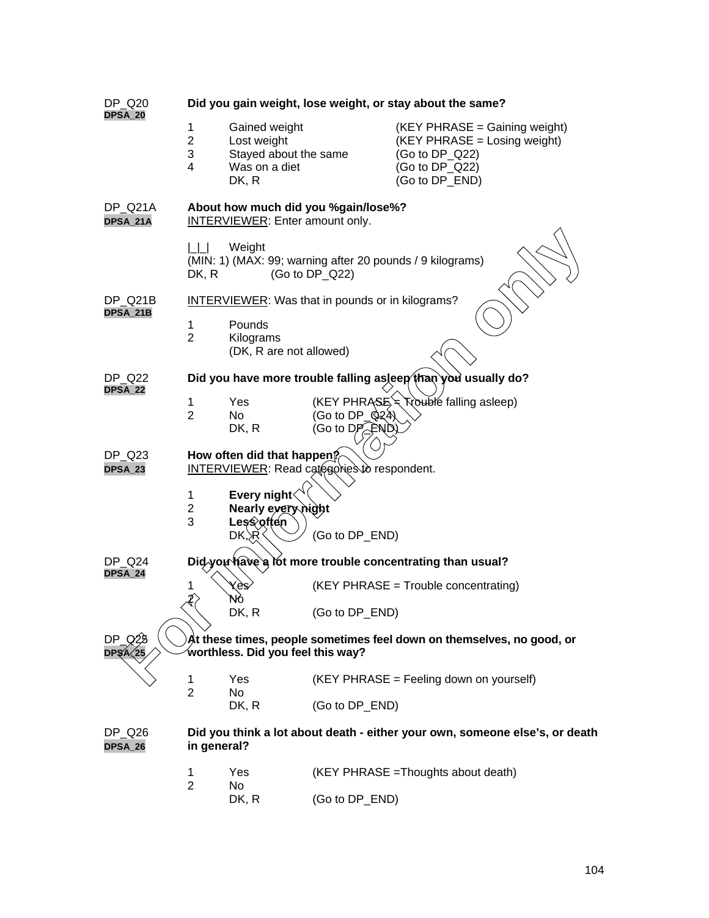**DP_Q20** **DPSA_20**

**Did you gain weight, lose weight, or stay about the same?**

| | | |
|---|---|---|
| 1 | Gained weight | (KEY PHRASE = Gaining weight) |
| 2 | Lost weight | (KEY PHRASE = Losing weight) |
| 3 | Stayed about the same | (Go to DP_Q22) |
| 4 | Was on a diet | (Go to DP_Q22) |
| | DK, R | (Go to DP_END) |

**DP_Q21A** **DPSA_21A**

**About how much did you %gain/lose%?**
INTERVIEWER: Enter amount only.

|_|_| Weight
(MIN: 1) (MAX: 99; warning after 20 pounds / 9 kilograms)
DK, R (Go to DP_Q22)

**DP_Q21B** **DPSA_21B**

INTERVIEWER: Was that in pounds or in kilograms?

1 Pounds
2 Kilograms
(DK, R are not allowed)

**DP_Q22** **DPSA_22**

**Did you have more trouble falling asleep than you usually do?**

| | | |
|---|---|---|
| 1 | Yes | (KEY PHRASE = Trouble falling asleep) |
| 2 | No | (Go to DP_Q24) |
| | DK, R | (Go to DP_END) |

**DP_Q23** **DPSA_23**

**How often did that happen?**
INTERVIEWER: Read categories to respondent.

| | | |
|---|---|---|
| 1 | **Every night** | |
| 2 | **Nearly every night** | |
| 3 | **Less often** | |
| | DK, R | (Go to DP_END) |

**DP_Q24** **DPSA_24**

**Did you have a lot more trouble concentrating than usual?**

| | | |
|---|---|---|
| 1 | Yes | (KEY PHRASE = Trouble concentrating) |
| 2 | No | |
| | DK, R | (Go to DP_END) |

**DP_Q25** **DPSA_25**

**At these times, people sometimes feel down on themselves, no good, or worthless. Did you feel this way?**

| | | |
|---|---|---|
| 1 | Yes | (KEY PHRASE = Feeling down on yourself) |
| 2 | No | |
| | DK, R | (Go to DP_END) |

**DP_Q26** **DPSA_26**

**Did you think a lot about death - either your own, someone else's, or death in general?**

| | | |
|---|---|---|
| 1 | Yes | (KEY PHRASE =Thoughts about death) |
| 2 | No | |
| | DK, R | (Go to DP_END) |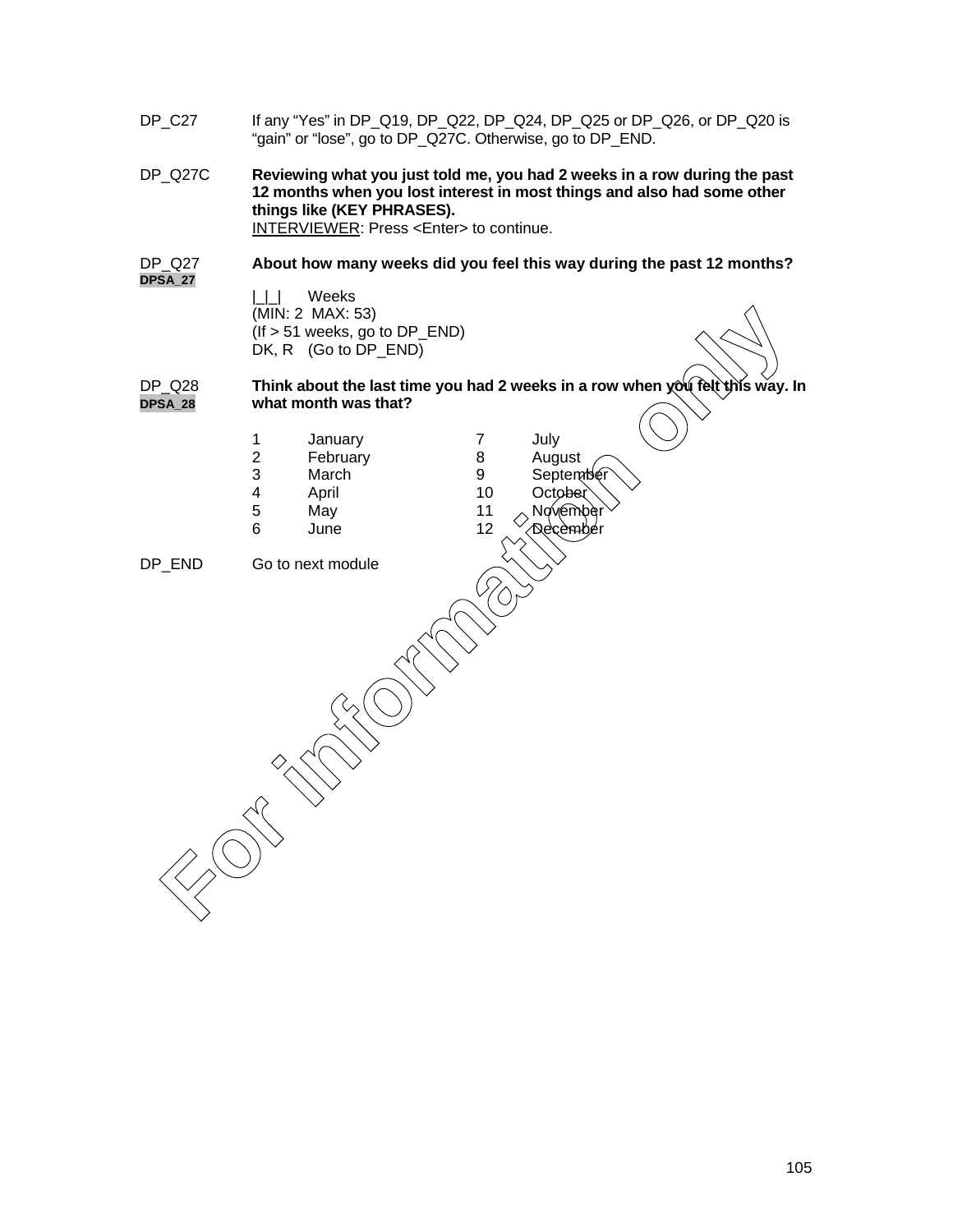DP_C27 If any "Yes" in DP_Q19, DP_Q22, DP_Q24, DP_Q25 or DP_Q26, or DP_Q20 is "gain" or "lose", go to DP_Q27C. Otherwise, go to DP_END.

DP_Q27C **Reviewing what you just told me, you had 2 weeks in a row during the past 12 months when you lost interest in most things and also had some other things like (KEY PHRASES).**
INTERVIEWER: Press <Enter> to continue.

DP_Q27 **About how many weeks did you feel this way during the past 12 months?**
**DPSA_27**

|_|_| Weeks
(MIN: 2 MAX: 53)
(If > 51 weeks, go to DP_END)
DK, R (Go to DP_END)

DP_Q28 **Think about the last time you had 2 weeks in a row when you felt this way. In what month was that?**
**DPSA_28**

| | | | |
|---|---|---|---|
| 1 | January | 7 | July |
| 2 | February | 8 | August |
| 3 | March | 9 | September |
| 4 | April | 10 | October |
| 5 | May | 11 | November |
| 6 | June | 12 | December |

DP_END Go to next module

For information only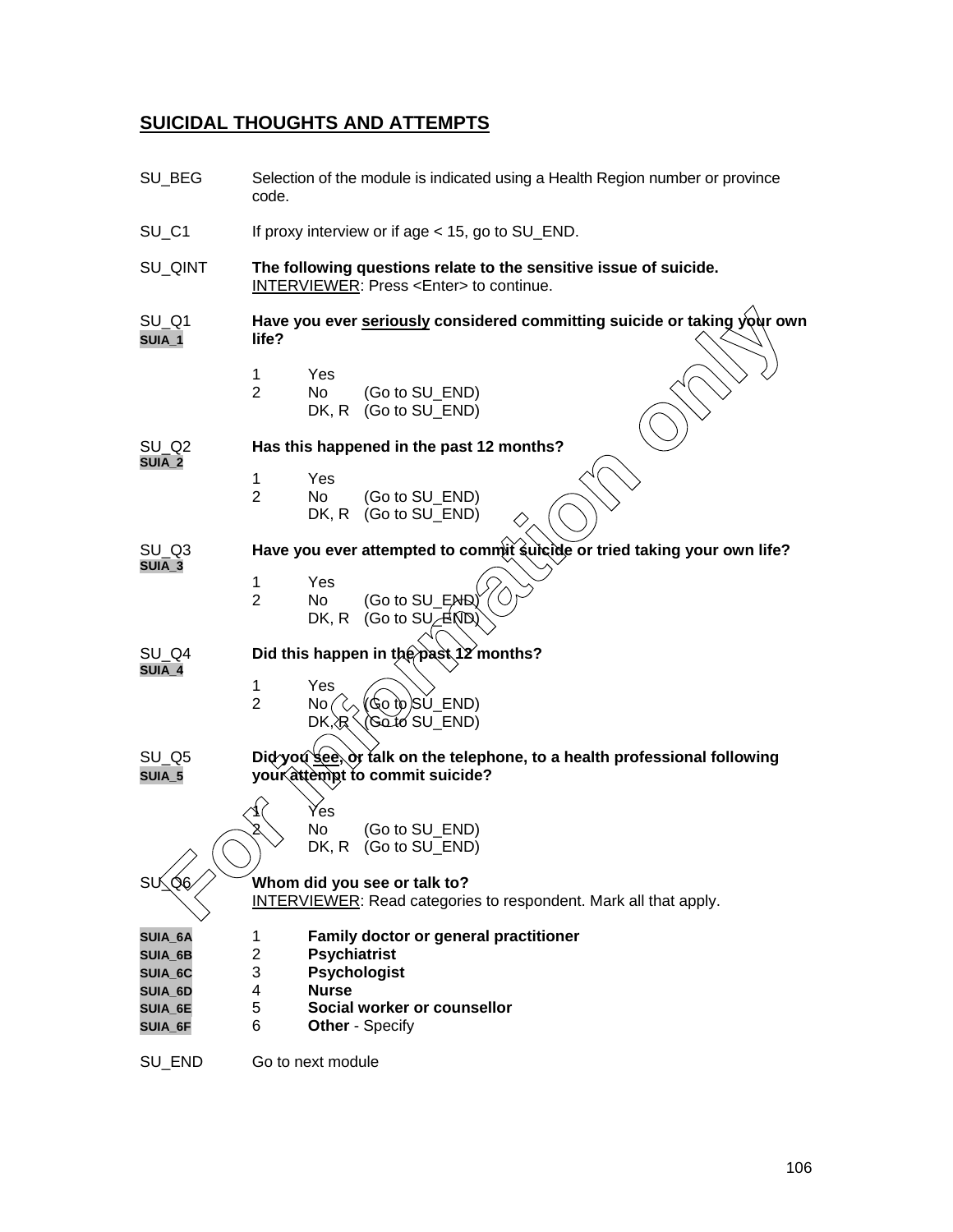## SUICIDAL THOUGHTS AND ATTEMPTS

SU_BEG — Selection of the module is indicated using a Health Region number or province code.

SU_C1 — If proxy interview or if age < 15, go to SU_END.

SU_QINT — **The following questions relate to the sensitive issue of suicide.**
INTERVIEWER: Press <Enter> to continue.

SU_Q1
SUIA_1 — **Have you ever seriously considered committing suicide or taking your own life?**

1 Yes
2 No (Go to SU_END)
DK, R (Go to SU_END)

SU_Q2
SUIA_2 — **Has this happened in the past 12 months?**

1 Yes
2 No (Go to SU_END)
DK, R (Go to SU_END)

SU_Q3
SUIA_3 — **Have you ever attempted to commit suicide or tried taking your own life?**

1 Yes
2 No (Go to SU_END)
DK, R (Go to SU_END)

SU_Q4
SUIA_4 — **Did this happen in the past 12 months?**

1 Yes
2 No (Go to SU_END)
DK, R (Go to SU_END)

SU_Q5
SUIA_5 — **Did you see, or talk on the telephone, to a health professional following your attempt to commit suicide?**

1 Yes
2 No (Go to SU_END)
DK, R (Go to SU_END)

SU_Q6 — **Whom did you see or talk to?**
INTERVIEWER: Read categories to respondent. Mark all that apply.

SUIA_6A 1 **Family doctor or general practitioner**
SUIA_6B 2 **Psychiatrist**
SUIA_6C 3 **Psychologist**
SUIA_6D 4 **Nurse**
SUIA_6E 5 **Social worker or counsellor**
SUIA_6F 6 **Other** - Specify

SU_END — Go to next module

For information only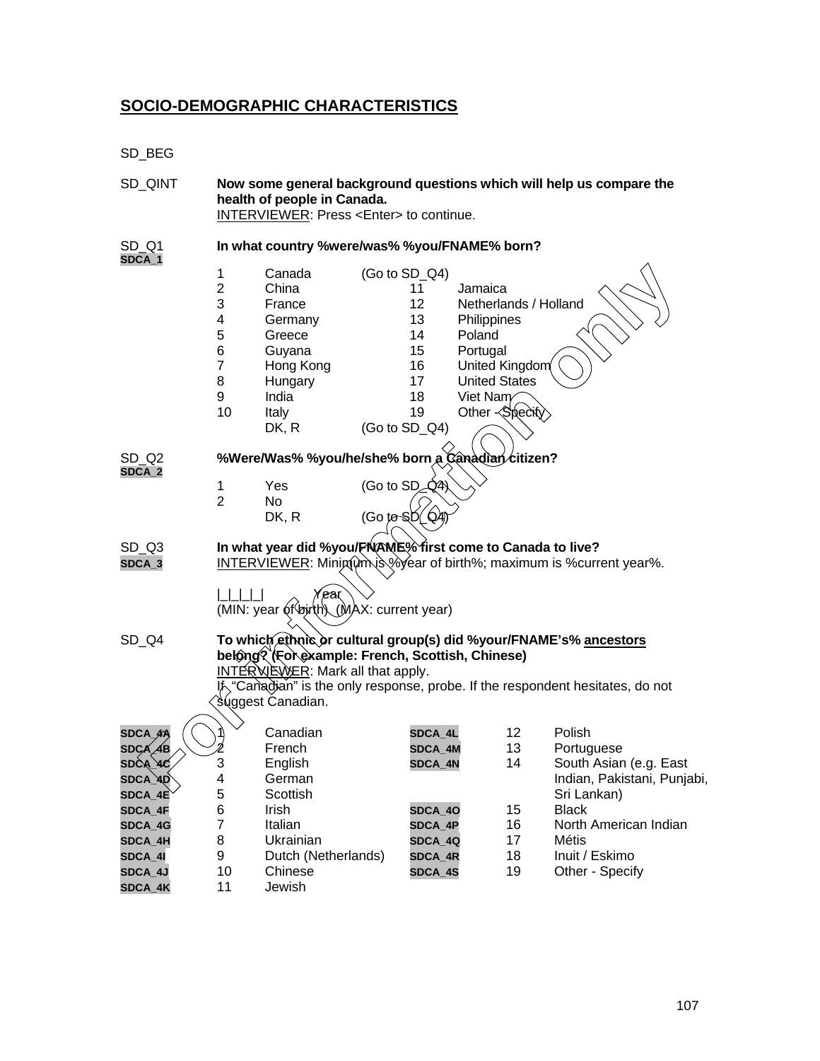## SOCIO-DEMOGRAPHIC CHARACTERISTICS

SD_BEG

SD_QINT **Now some general background questions which will help us compare the health of people in Canada.**
INTERVIEWER: Press <Enter> to continue.

SD_Q1 **In what country %were/was% %you/FNAME% born?**
SDCA_1

| | | | | |
|---|---|---|---|---|
| 1 | Canada | (Go to SD_Q4) | | |
| 2 | China | | 11 | Jamaica |
| 3 | France | | 12 | Netherlands / Holland |
| 4 | Germany | | 13 | Philippines |
| 5 | Greece | | 14 | Poland |
| 6 | Guyana | | 15 | Portugal |
| 7 | Hong Kong | | 16 | United Kingdom |
| 8 | Hungary | | 17 | United States |
| 9 | India | | 18 | Viet Nam |
| 10 | Italy | | 19 | Other - Specify |
| | DK, R | (Go to SD_Q4) | | |

SD_Q2 **%Were/Was% %you/he/she% born a Canadian citizen?**
SDCA_2

| | | |
|---|---|---|
| 1 | Yes | (Go to SD_Q4) |
| 2 | No | |
| | DK, R | (Go to SD_Q4) |

SD_Q3 **In what year did %you/FNAME% first come to Canada to live?**
SDCA_3 INTERVIEWER: Minimum is %year of birth%; maximum is %current year%.

|_|_|_|_| Year
(MIN: year of birth) (MAX: current year)

SD_Q4 **To which ethnic or cultural group(s) did %your/FNAME's% ancestors belong? (For example: French, Scottish, Chinese)**
INTERVIEWER: Mark all that apply.
If "Canadian" is the only response, probe. If the respondent hesitates, do not suggest Canadian.

| | | | | | |
|---|---|---|---|---|---|
| SDCA_4A | 1 | Canadian | SDCA_4L | 12 | Polish |
| SDCA_4B | 2 | French | SDCA_4M | 13 | Portuguese |
| SDCA_4C | 3 | English | SDCA_4N | 14 | South Asian (e.g. East Indian, Pakistani, Punjabi, Sri Lankan) |
| SDCA_4D | 4 | German | | | |
| SDCA_4E | 5 | Scottish | | | |
| SDCA_4F | 6 | Irish | SDCA_4O | 15 | Black |
| SDCA_4G | 7 | Italian | SDCA_4P | 16 | North American Indian |
| SDCA_4H | 8 | Ukrainian | SDCA_4Q | 17 | Métis |
| SDCA_4I | 9 | Dutch (Netherlands) | SDCA_4R | 18 | Inuit / Eskimo |
| SDCA_4J | 10 | Chinese | SDCA_4S | 19 | Other - Specify |
| SDCA_4K | 11 | Jewish | | | |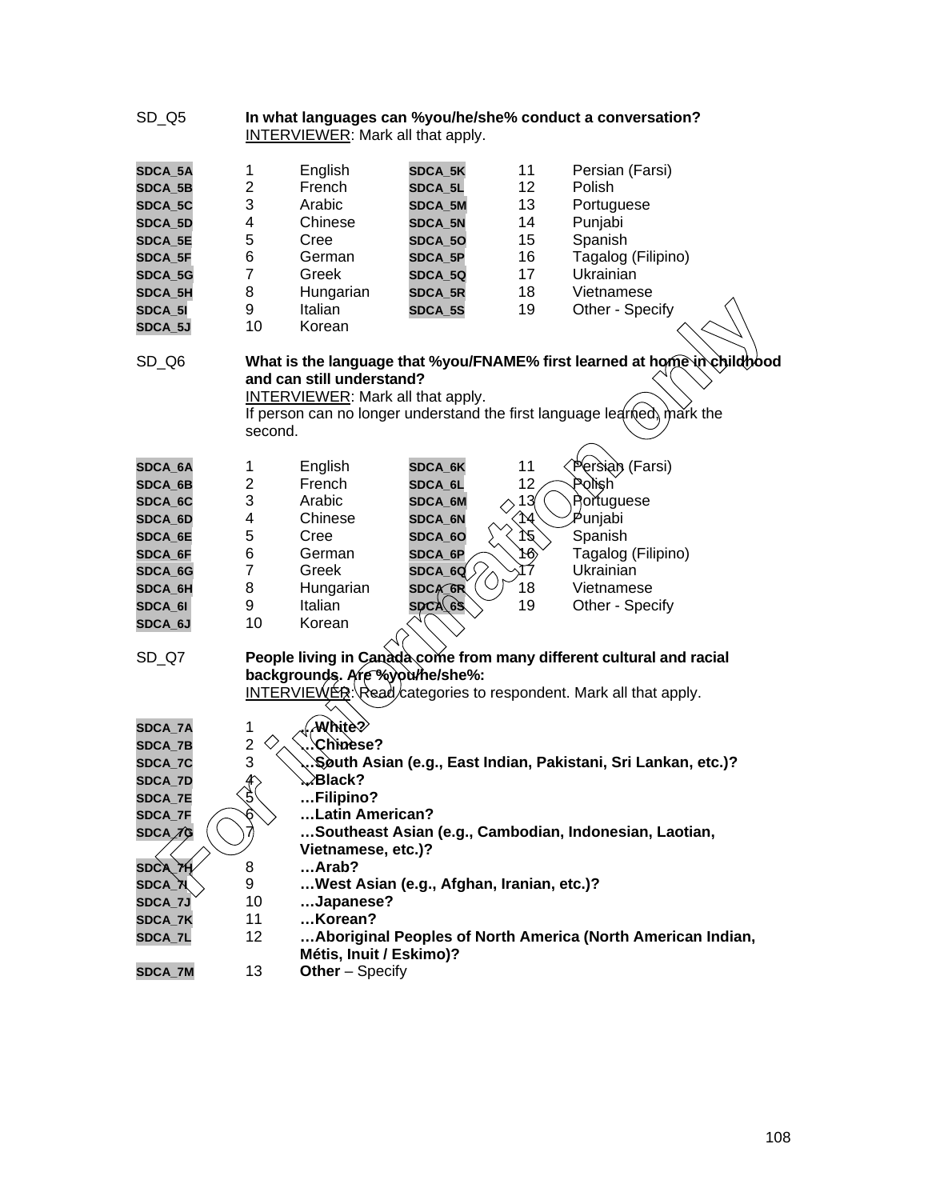SD_Q5 **In what languages can %you/he/she% conduct a conversation?**
INTERVIEWER: Mark all that apply.

| | | | | | |
|---|---|---|---|---|---|
| SDCA_5A | 1 | English | SDCA_5K | 11 | Persian (Farsi) |
| SDCA_5B | 2 | French | SDCA_5L | 12 | Polish |
| SDCA_5C | 3 | Arabic | SDCA_5M | 13 | Portuguese |
| SDCA_5D | 4 | Chinese | SDCA_5N | 14 | Punjabi |
| SDCA_5E | 5 | Cree | SDCA_5O | 15 | Spanish |
| SDCA_5F | 6 | German | SDCA_5P | 16 | Tagalog (Filipino) |
| SDCA_5G | 7 | Greek | SDCA_5Q | 17 | Ukrainian |
| SDCA_5H | 8 | Hungarian | SDCA_5R | 18 | Vietnamese |
| SDCA_5I | 9 | Italian | SDCA_5S | 19 | Other - Specify |
| SDCA_5J | 10 | Korean | | | |

SD_Q6 **What is the language that %you/FNAME% first learned at home in childhood and can still understand?**
INTERVIEWER: Mark all that apply.
If person can no longer understand the first language learned, mark the second.

| | | | | | |
|---|---|---|---|---|---|
| SDCA_6A | 1 | English | SDCA_6K | 11 | Persian (Farsi) |
| SDCA_6B | 2 | French | SDCA_6L | 12 | Polish |
| SDCA_6C | 3 | Arabic | SDCA_6M | 13 | Portuguese |
| SDCA_6D | 4 | Chinese | SDCA_6N | 14 | Punjabi |
| SDCA_6E | 5 | Cree | SDCA_6O | 15 | Spanish |
| SDCA_6F | 6 | German | SDCA_6P | 16 | Tagalog (Filipino) |
| SDCA_6G | 7 | Greek | SDCA_6Q | 17 | Ukrainian |
| SDCA_6H | 8 | Hungarian | SDCA_6R | 18 | Vietnamese |
| SDCA_6I | 9 | Italian | SDCA_6S | 19 | Other - Specify |
| SDCA_6J | 10 | Korean | | | |

SD_Q7 **People living in Canada come from many different cultural and racial backgrounds. Are %you/he/she%:**
INTERVIEWER: Read categories to respondent. Mark all that apply.

| | | |
|---|---|---|
| SDCA_7A | 1 | **…White?** |
| SDCA_7B | 2 | **…Chinese?** |
| SDCA_7C | 3 | **…South Asian (e.g., East Indian, Pakistani, Sri Lankan, etc.)?** |
| SDCA_7D | 4 | **…Black?** |
| SDCA_7E | 5 | **…Filipino?** |
| SDCA_7F | 6 | **…Latin American?** |
| SDCA_7G | 7 | **…Southeast Asian (e.g., Cambodian, Indonesian, Laotian, Vietnamese, etc.)?** |
| SDCA_7H | 8 | **…Arab?** |
| SDCA_7I | 9 | **…West Asian (e.g., Afghan, Iranian, etc.)?** |
| SDCA_7J | 10 | **…Japanese?** |
| SDCA_7K | 11 | **…Korean?** |
| SDCA_7L | 12 | **…Aboriginal Peoples of North America (North American Indian, Métis, Inuit / Eskimo)?** |
| SDCA_7M | 13 | **Other** – Specify |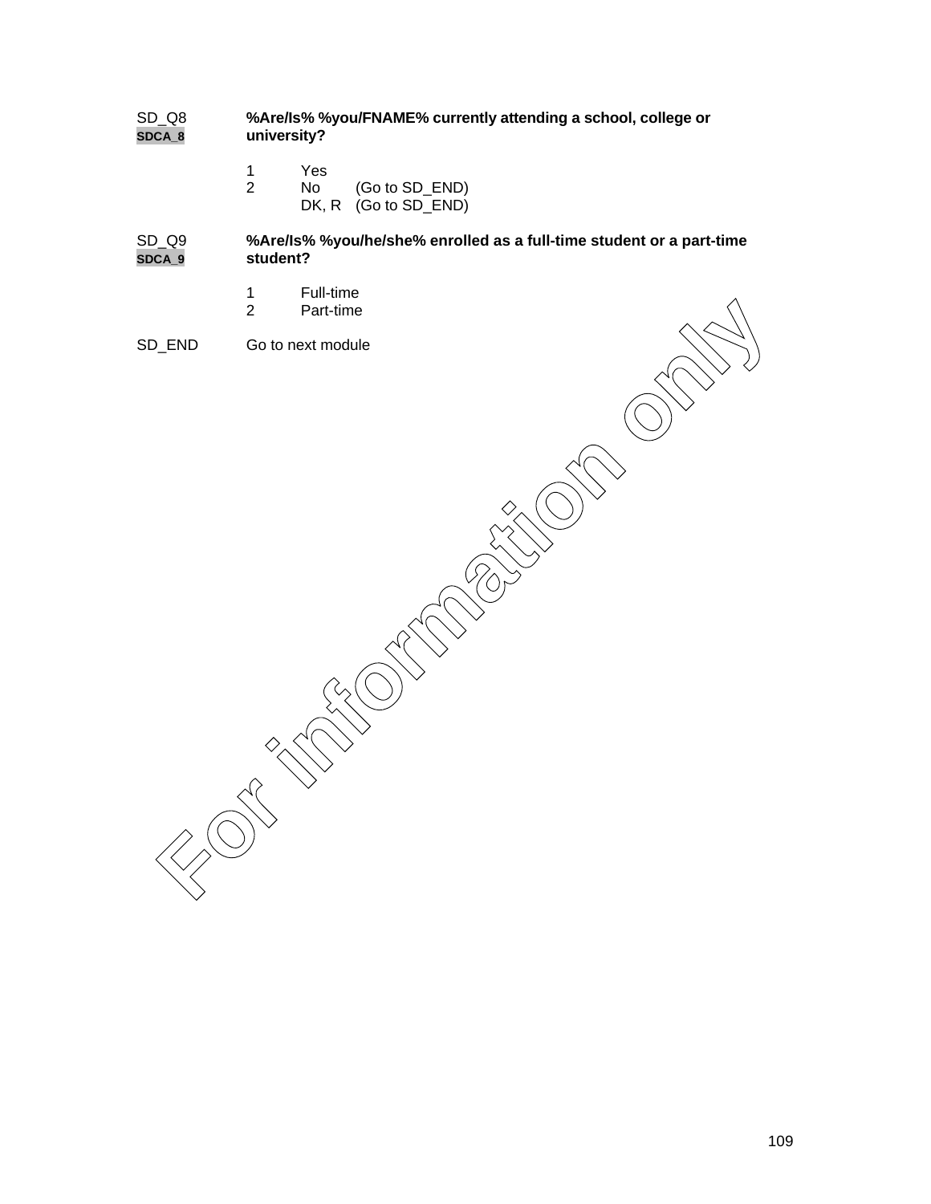SD_Q8 **%Are/Is% %you/FNAME% currently attending a school, college or university?**
SDCA_8

1 Yes
2 No (Go to SD_END)
DK, R (Go to SD_END)

SD_Q9 **%Are/Is% %you/he/she% enrolled as a full-time student or a part-time student?**
SDCA_9

1 Full-time
2 Part-time

SD_END Go to next module

For information only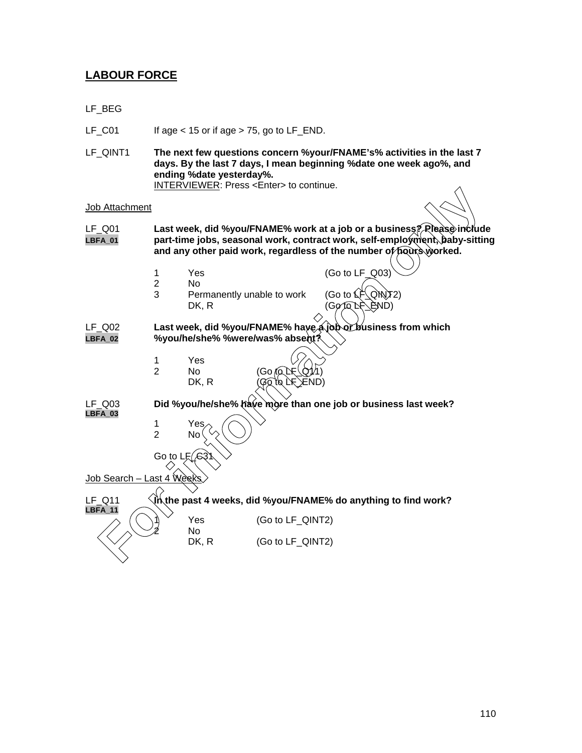## LABOUR FORCE

LF_BEG

LF_C01 If age < 15 or if age > 75, go to LF_END.

LF_QINT1 **The next few questions concern %your/FNAME's% activities in the last 7 days. By the last 7 days, I mean beginning %date one week ago%, and ending %date yesterday%.**
INTERVIEWER: Press <Enter> to continue.

Job Attachment

LF_Q01
LBFA_01
**Last week, did %you/FNAME% work at a job or a business? Please include part-time jobs, seasonal work, contract work, self-employment, baby-sitting and any other paid work, regardless of the number of hours worked.**

1 Yes (Go to LF_Q03)
2 No
3 Permanently unable to work (Go to LF_QINT2)
DK, R (Go to LF_END)

LF_Q02
LBFA_02
**Last week, did %you/FNAME% have a job or business from which %you/he/she% %were/was% absent?**

1 Yes
2 No (Go to LF_Q11)
DK, R (Go to LF_END)

LF_Q03
LBFA_03
**Did %you/he/she% have more than one job or business last week?**

1 Yes
2 No

Go to LF_C31

Job Search – Last 4 Weeks

LF_Q11
LBFA_11
**In the past 4 weeks, did %you/FNAME% do anything to find work?**

1 Yes (Go to LF_QINT2)
2 No
DK, R (Go to LF_QINT2)

For information only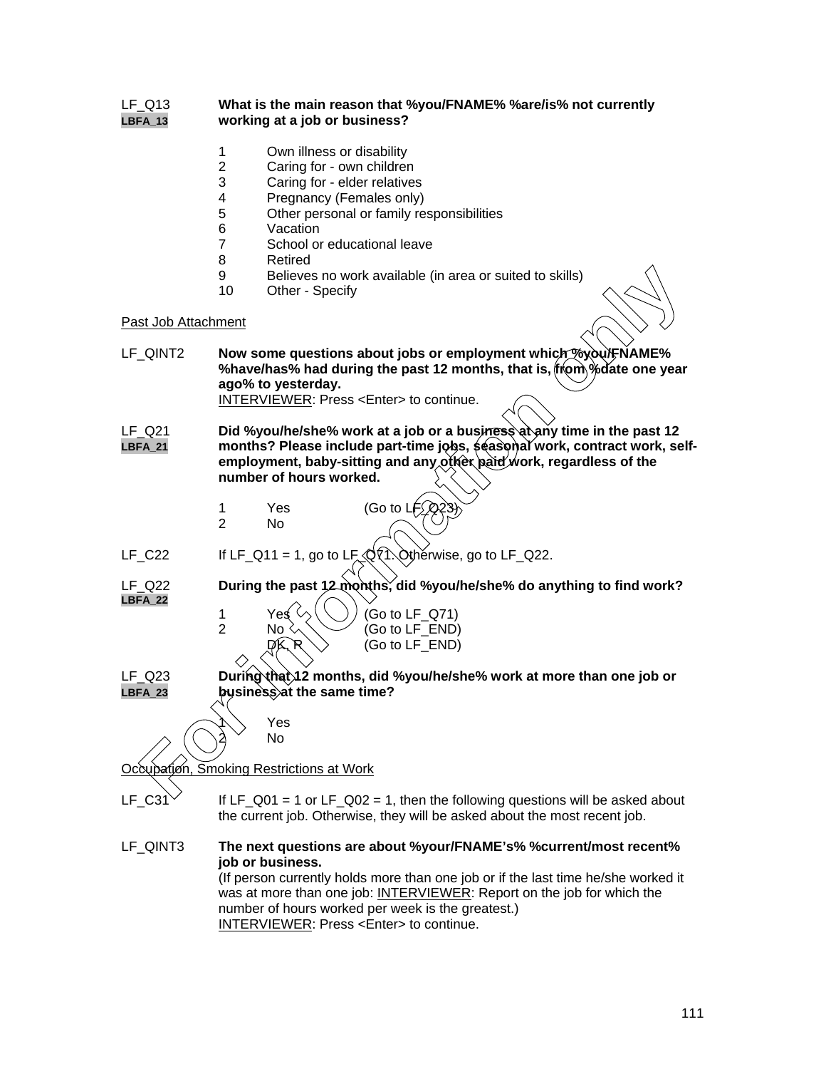LF_Q13
**LBFA_13**

**What is the main reason that %you/FNAME% %are/is% not currently working at a job or business?**

1 Own illness or disability
2 Caring for - own children
3 Caring for - elder relatives
4 Pregnancy (Females only)
5 Other personal or family responsibilities
6 Vacation
7 School or educational leave
8 Retired
9 Believes no work available (in area or suited to skills)
10 Other - Specify

Past Job Attachment

LF_QINT2 **Now some questions about jobs or employment which %you/FNAME% %have/has% had during the past 12 months, that is, from %date one year ago% to yesterday.**
INTERVIEWER: Press <Enter> to continue.

LF_Q21
**LBFA_21**

**Did %you/he/she% work at a job or a business at any time in the past 12 months? Please include part-time jobs, seasonal work, contract work, self-employment, baby-sitting and any other paid work, regardless of the number of hours worked.**

1 Yes (Go to LF_Q23)
2 No

LF_C22 If LF_Q11 = 1, go to LF_Q71. Otherwise, go to LF_Q22.

LF_Q22
**LBFA_22**

**During the past 12 months, did %you/he/she% do anything to find work?**

1 Yes (Go to LF_Q71)
2 No (Go to LF_END)
DK, R (Go to LF_END)

LF_Q23
**LBFA_23**

**During that 12 months, did %you/he/she% work at more than one job or business at the same time?**

1 Yes
2 No

Occupation, Smoking Restrictions at Work

LF_C31 If LF_Q01 = 1 or LF_Q02 = 1, then the following questions will be asked about the current job. Otherwise, they will be asked about the most recent job.

LF_QINT3 **The next questions are about %your/FNAME's% %current/most recent% job or business.**
(If person currently holds more than one job or if the last time he/she worked it was at more than one job: INTERVIEWER: Report on the job for which the number of hours worked per week is the greatest.)
INTERVIEWER: Press <Enter> to continue.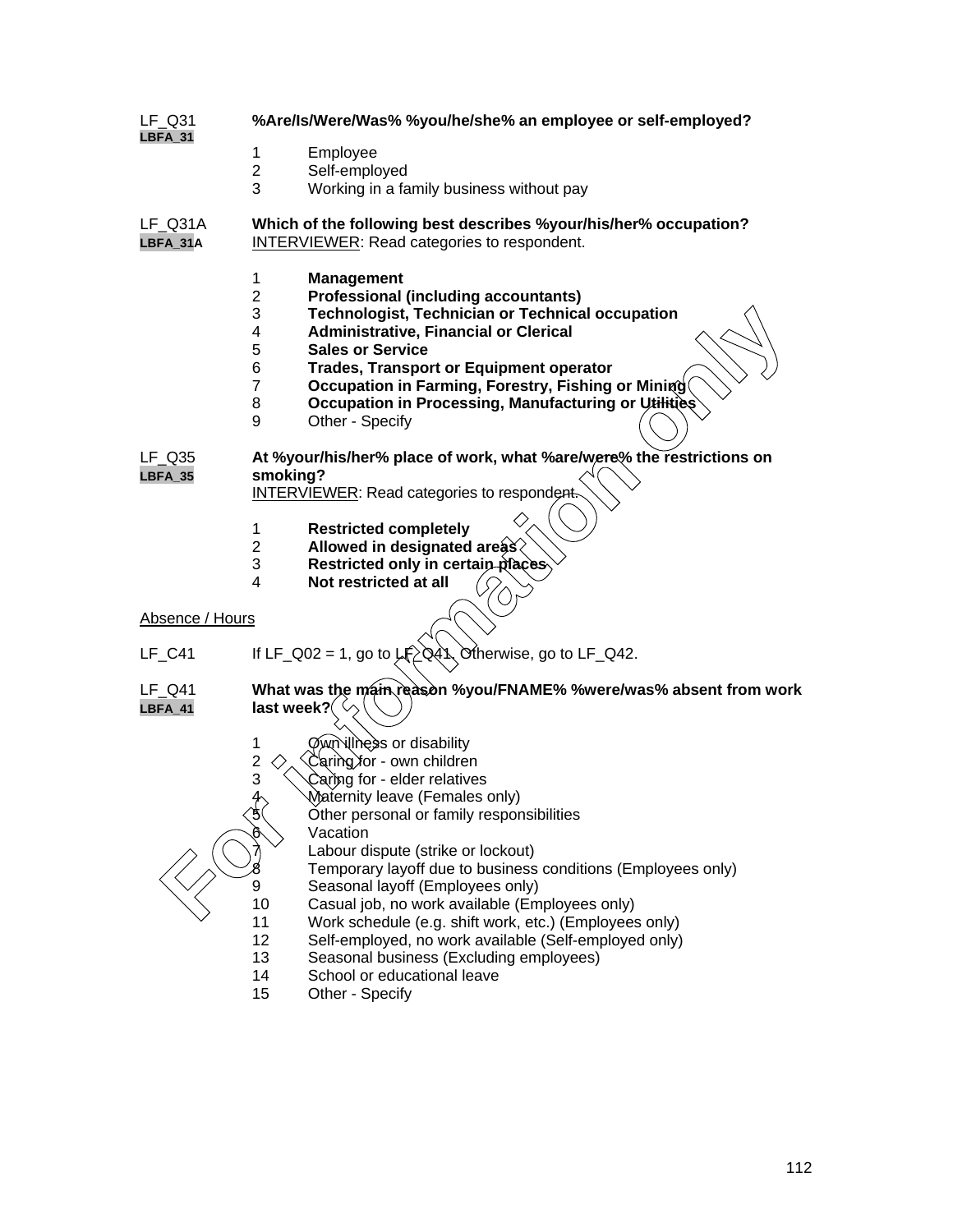LF_Q31 **%Are/Is/Were/Was% %you/he/she% an employee or self-employed?**
LBFA_31

1 Employee
2 Self-employed
3 Working in a family business without pay

LF_Q31A **Which of the following best describes %your/his/her% occupation?**
LBFA_31A INTERVIEWER: Read categories to respondent.

1 **Management**
2 **Professional (including accountants)**
3 **Technologist, Technician or Technical occupation**
4 **Administrative, Financial or Clerical**
5 **Sales or Service**
6 **Trades, Transport or Equipment operator**
7 **Occupation in Farming, Forestry, Fishing or Mining**
8 **Occupation in Processing, Manufacturing or Utilities**
9 Other - Specify

LF_Q35 **At %your/his/her% place of work, what %are/were% the restrictions on smoking?**
LBFA_35 INTERVIEWER: Read categories to respondent.

1 **Restricted completely**
2 **Allowed in designated areas**
3 **Restricted only in certain places**
4 **Not restricted at all**

Absence / Hours

LF_C41 If LF_Q02 = 1, go to LF_Q41. Otherwise, go to LF_Q42.

LF_Q41 **What was the main reason %you/FNAME% %were/was% absent from work last week?**
LBFA_41

1 Own illness or disability
2 Caring for - own children
3 Caring for - elder relatives
4 Maternity leave (Females only)
5 Other personal or family responsibilities
6 Vacation
7 Labour dispute (strike or lockout)
8 Temporary layoff due to business conditions (Employees only)
9 Seasonal layoff (Employees only)
10 Casual job, no work available (Employees only)
11 Work schedule (e.g. shift work, etc.) (Employees only)
12 Self-employed, no work available (Self-employed only)
13 Seasonal business (Excluding employees)
14 School or educational leave
15 Other - Specify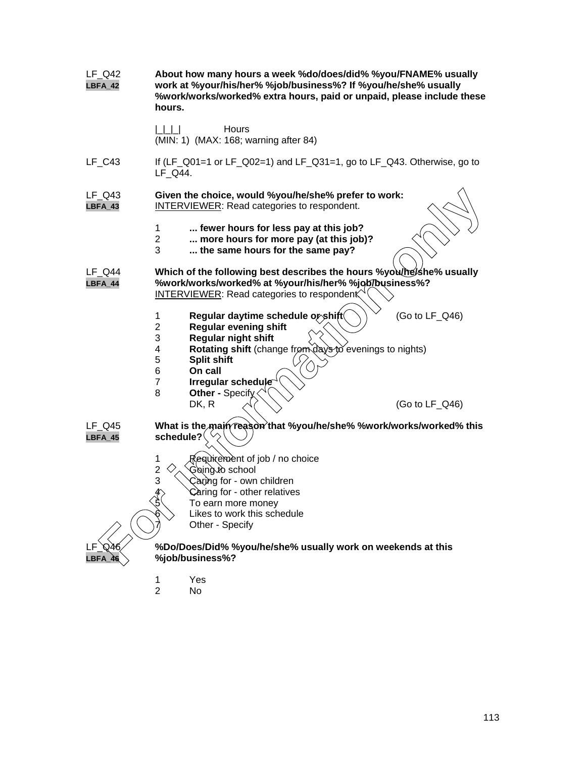LF_Q42
LBFA_42

**About how many hours a week %do/does/did% %you/FNAME% usually work at %your/his/her% %job/business%? If %you/he/she% usually %work/works/worked% extra hours, paid or unpaid, please include these hours.**

|_|_|_| Hours
(MIN: 1) (MAX: 168; warning after 84)

LF_C43 If (LF_Q01=1 or LF_Q02=1) and LF_Q31=1, go to LF_Q43. Otherwise, go to LF_Q44.

LF_Q43
LBFA_43

**Given the choice, would %you/he/she% prefer to work:**
INTERVIEWER: Read categories to respondent.

1 **... fewer hours for less pay at this job?**
2 **... more hours for more pay (at this job)?**
3 **... the same hours for the same pay?**

LF_Q44
LBFA_44

**Which of the following best describes the hours %you/he/she% usually %work/works/worked% at %your/his/her% %job/business%?**
INTERVIEWER: Read categories to respondent.

1 **Regular daytime schedule or shift** (Go to LF_Q46)
2 **Regular evening shift**
3 **Regular night shift**
4 **Rotating shift** (change from days to evenings to nights)
5 **Split shift**
6 **On call**
7 **Irregular schedule**
8 **Other -** Specify
DK, R (Go to LF_Q46)

LF_Q45
LBFA_45

**What is the main reason that %you/he/she% %work/works/worked% this schedule?**

1 Requirement of job / no choice
2 Going to school
3 Caring for - own children
4 Caring for - other relatives
5 To earn more money
6 Likes to work this schedule
7 Other - Specify

LF_Q46
LBFA_46

**%Do/Does/Did% %you/he/she% usually work on weekends at this %job/business%?**

1 Yes
2 No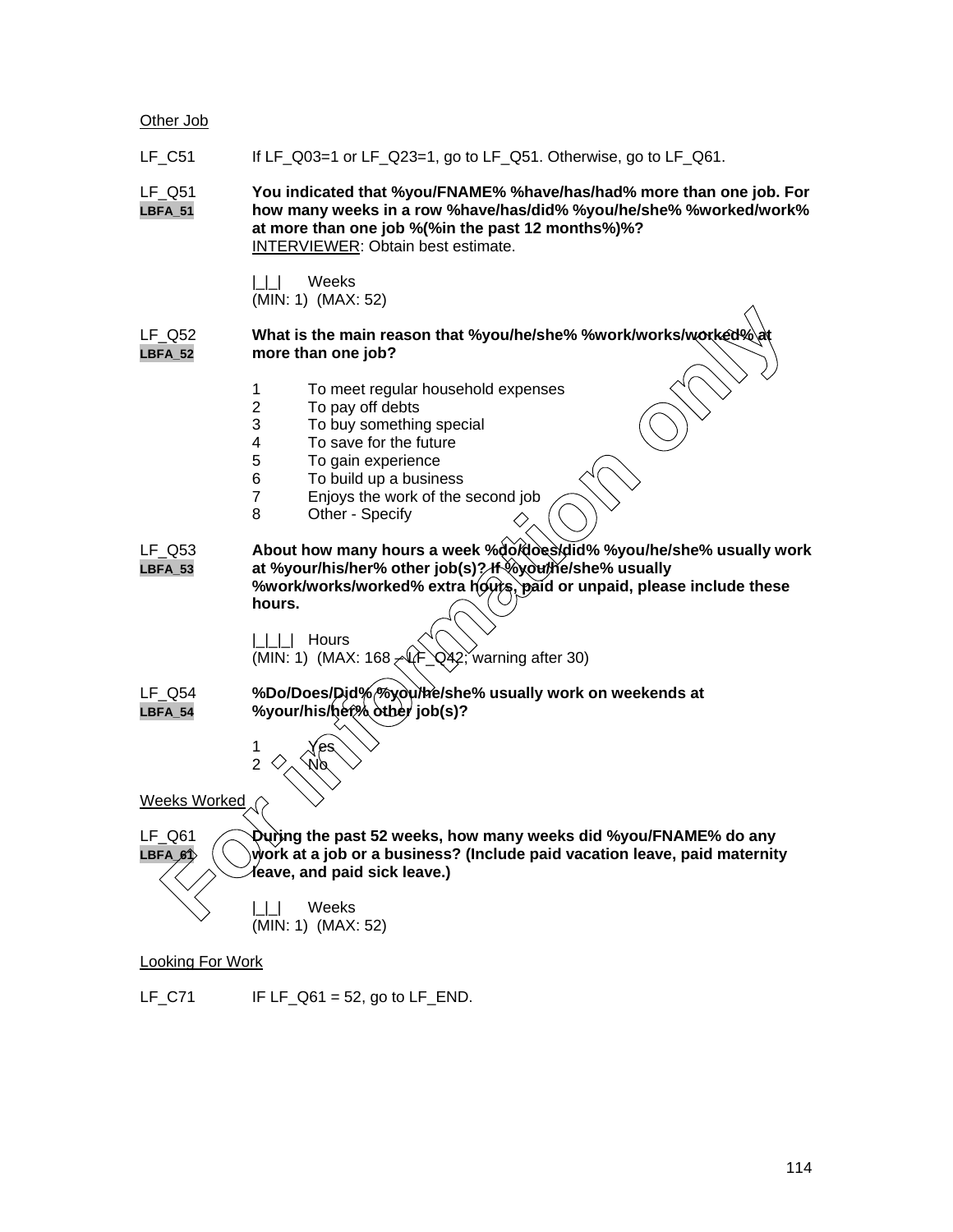Other Job

LF_C51 If LF_Q03=1 or LF_Q23=1, go to LF_Q51. Otherwise, go to LF_Q61.

LF_Q51
LBFA_51
**You indicated that %you/FNAME% %have/has/had% more than one job. For how many weeks in a row %have/has/did% %you/he/she% %worked/work% at more than one job %(%in the past 12 months%)%?**
INTERVIEWER: Obtain best estimate.

|_|_| Weeks
(MIN: 1) (MAX: 52)

LF_Q52
LBFA_52
**What is the main reason that %you/he/she% %work/works/worked% at more than one job?**

1 To meet regular household expenses
2 To pay off debts
3 To buy something special
4 To save for the future
5 To gain experience
6 To build up a business
7 Enjoys the work of the second job
8 Other - Specify

LF_Q53
LBFA_53
**About how many hours a week %do/does/did% %you/he/she% usually work at %your/his/her% other job(s)? If %you/he/she% usually %work/works/worked% extra hours, paid or unpaid, please include these hours.**

|_|_|_| Hours
(MIN: 1) (MAX: 168 – LF_Q42; warning after 30)

LF_Q54
LBFA_54
**%Do/Does/Did% %you/he/she% usually work on weekends at %your/his/her% other job(s)?**

1 Yes
2 No

Weeks Worked

LF_Q61
LBFA_61
**During the past 52 weeks, how many weeks did %you/FNAME% do any work at a job or a business? (Include paid vacation leave, paid maternity leave, and paid sick leave.)**

|_|_| Weeks
(MIN: 1) (MAX: 52)

Looking For Work

LF_C71 IF LF_Q61 = 52, go to LF_END.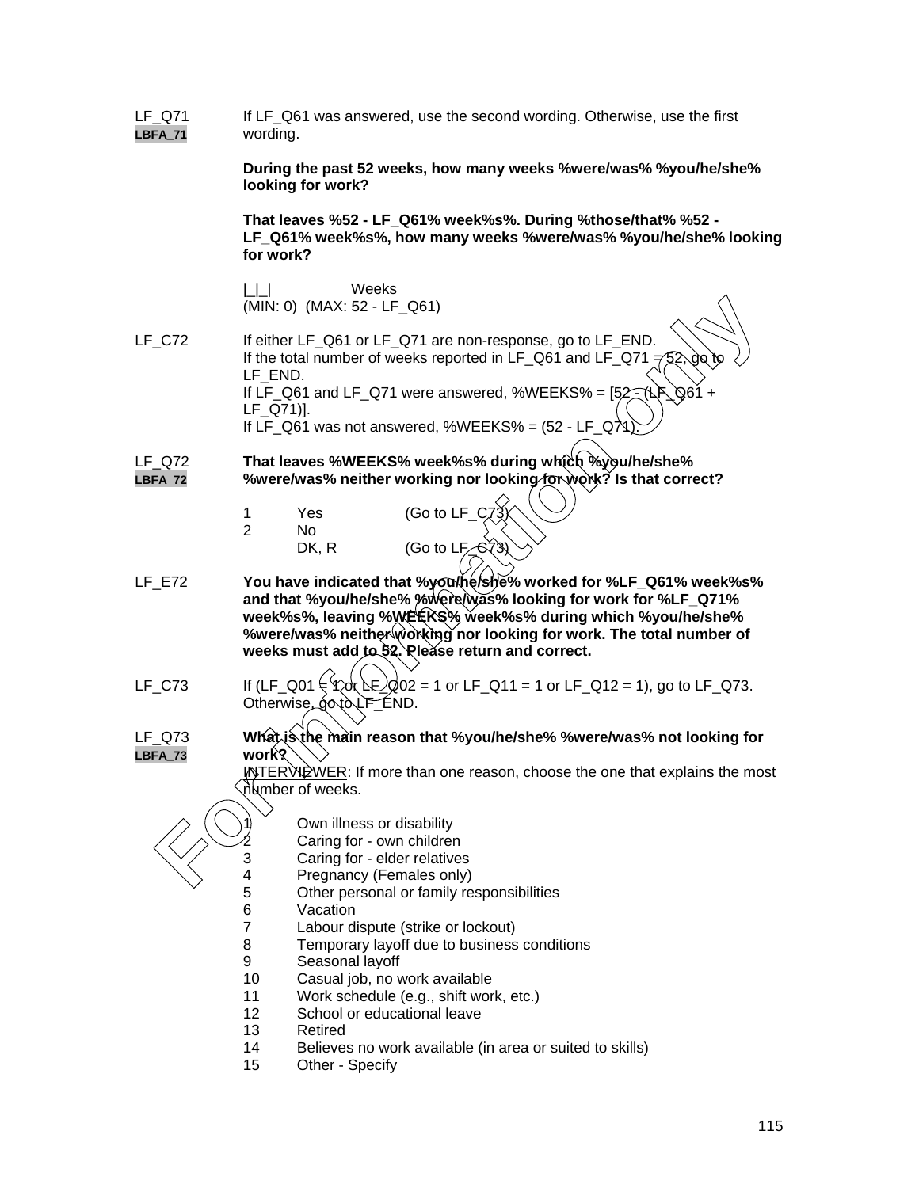LF_Q71
LBFA_71

If LF_Q61 was answered, use the second wording. Otherwise, use the first wording.

**During the past 52 weeks, how many weeks %were/was% %you/he/she% looking for work?**

**That leaves %52 - LF_Q61% week%s%. During %those/that% %52 - LF_Q61% week%s%, how many weeks %were/was% %you/he/she% looking for work?**

|_|_| Weeks
(MIN: 0) (MAX: 52 - LF_Q61)

LF_C72

If either LF_Q61 or LF_Q71 are non-response, go to LF_END.
If the total number of weeks reported in LF_Q61 and LF_Q71 = 52, go to LF_END.
If LF_Q61 and LF_Q71 were answered, %WEEKS% = [52 - (LF_Q61 + LF_Q71)].
If LF_Q61 was not answered, %WEEKS% = (52 - LF_Q71).

LF_Q72
LBFA_72

**That leaves %WEEKS% week%s% during which %you/he/she% %were/was% neither working nor looking for work? Is that correct?**

| | | |
|---|---|---|
| 1 | Yes | (Go to LF_C73) |
| 2 | No | |
| | DK, R | (Go to LF_C73) |

LF_E72

**You have indicated that %you/he/she% worked for %LF_Q61% week%s% and that %you/he/she% %were/was% looking for work for %LF_Q71% week%s%, leaving %WEEKS% week%s% during which %you/he/she% %were/was% neither working nor looking for work. The total number of weeks must add to 52. Please return and correct.**

LF_C73

If (LF_Q01 = 1 or LF_Q02 = 1 or LF_Q11 = 1 or LF_Q12 = 1), go to LF_Q73.
Otherwise, go to LF_END.

LF_Q73
LBFA_73

**What is the main reason that %you/he/she% %were/was% not looking for work?**

INTERVIEWER: If more than one reason, choose the one that explains the most number of weeks.

| | |
|---|---|
| 1 | Own illness or disability |
| 2 | Caring for - own children |
| 3 | Caring for - elder relatives |
| 4 | Pregnancy (Females only) |
| 5 | Other personal or family responsibilities |
| 6 | Vacation |
| 7 | Labour dispute (strike or lockout) |
| 8 | Temporary layoff due to business conditions |
| 9 | Seasonal layoff |
| 10 | Casual job, no work available |
| 11 | Work schedule (e.g., shift work, etc.) |
| 12 | School or educational leave |
| 13 | Retired |
| 14 | Believes no work available (in area or suited to skills) |
| 15 | Other - Specify |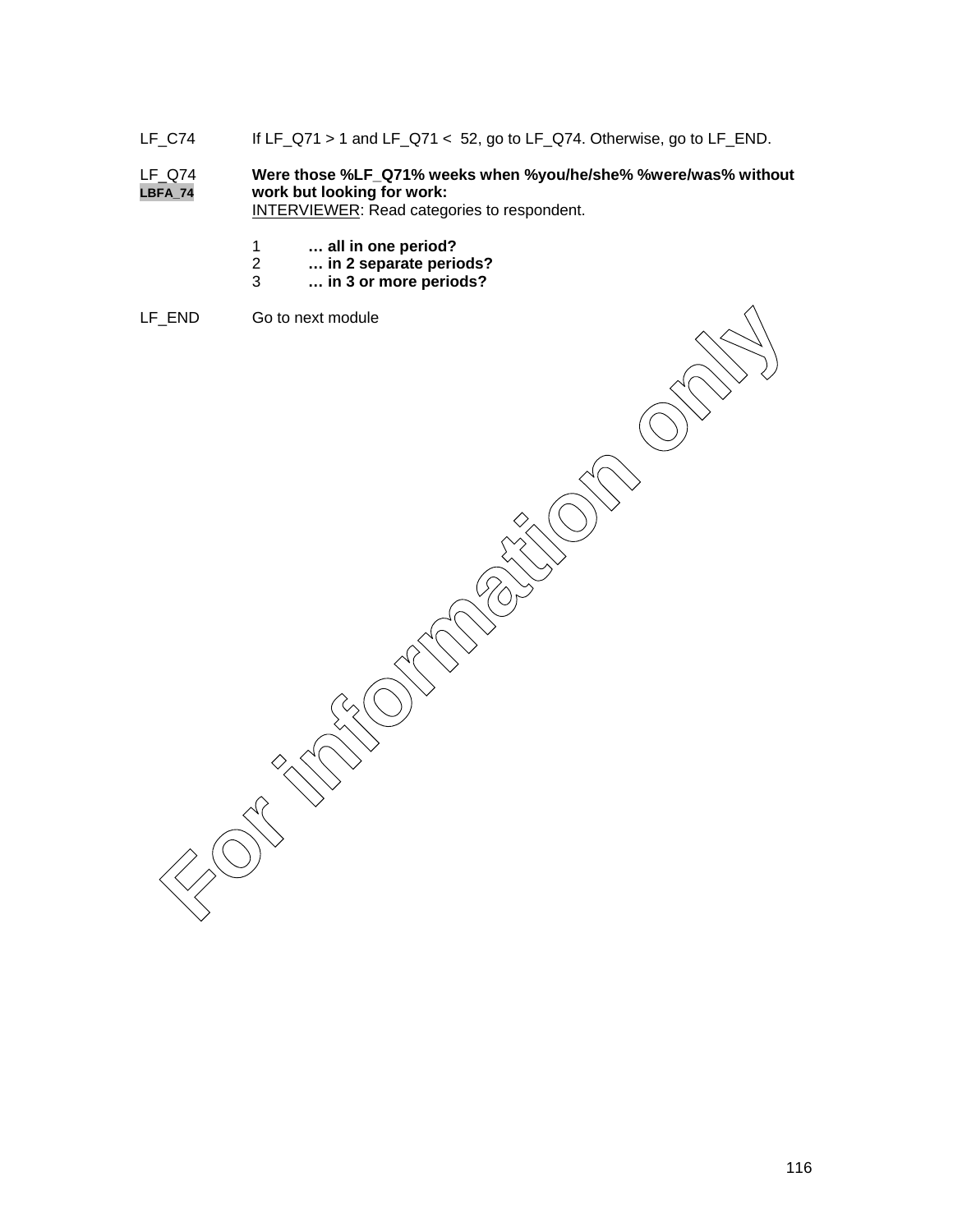LF_C74 If LF_Q71 > 1 and LF_Q71 < 52, go to LF_Q74. Otherwise, go to LF_END.

LF_Q74 **Were those %LF_Q71% weeks when %you/he/she% %were/was% without work but looking for work:**
LBFA_74 INTERVIEWER: Read categories to respondent.

1 **… all in one period?**
2 **… in 2 separate periods?**
3 **… in 3 or more periods?**

LF_END Go to next module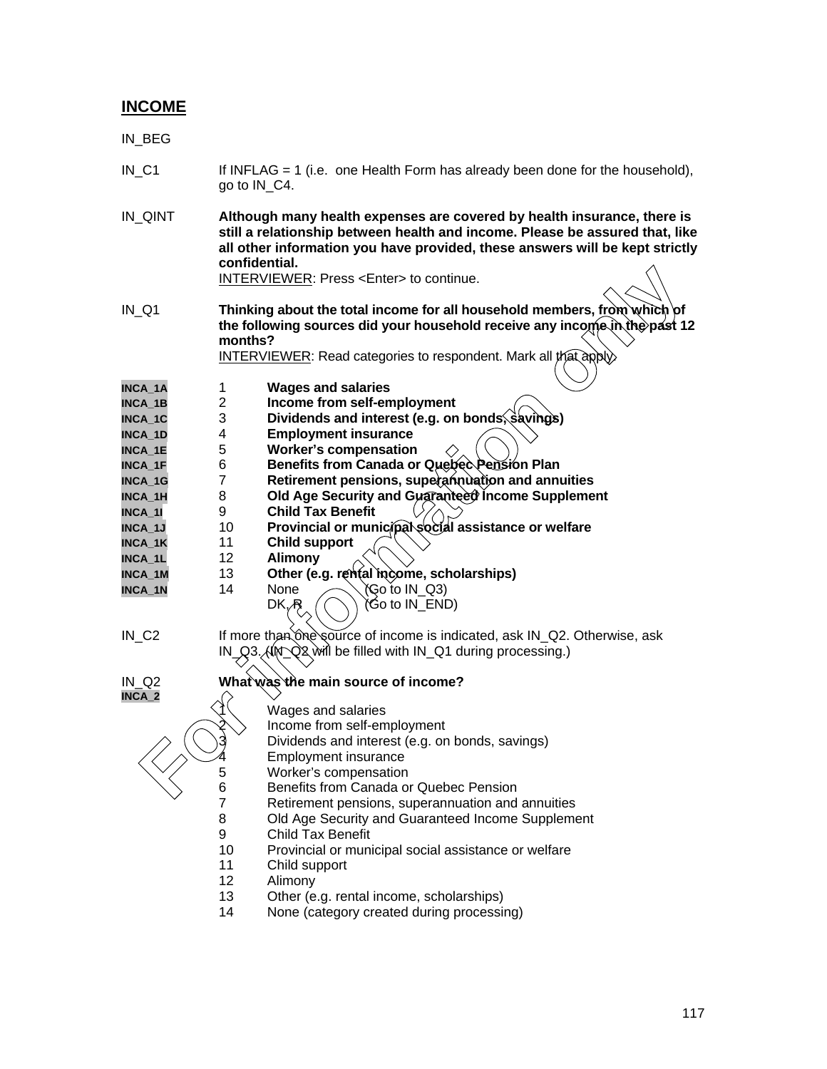## INCOME

IN_BEG

IN_C1 If INFLAG = 1 (i.e. one Health Form has already been done for the household), go to IN_C4.

IN_QINT **Although many health expenses are covered by health insurance, there is still a relationship between health and income. Please be assured that, like all other information you have provided, these answers will be kept strictly confidential.**
INTERVIEWER: Press <Enter> to continue.

IN_Q1 **Thinking about the total income for all household members, from which of the following sources did your household receive any income in the past 12 months?**
INTERVIEWER: Read categories to respondent. Mark all that apply.

| | | |
|---|---|---|
| INCA_1A | 1 | **Wages and salaries** |
| INCA_1B | 2 | **Income from self-employment** |
| INCA_1C | 3 | **Dividends and interest (e.g. on bonds, savings)** |
| INCA_1D | 4 | **Employment insurance** |
| INCA_1E | 5 | **Worker's compensation** |
| INCA_1F | 6 | **Benefits from Canada or Quebec Pension Plan** |
| INCA_1G | 7 | **Retirement pensions, superannuation and annuities** |
| INCA_1H | 8 | **Old Age Security and Guaranteed Income Supplement** |
| INCA_1I | 9 | **Child Tax Benefit** |
| INCA_1J | 10 | **Provincial or municipal social assistance or welfare** |
| INCA_1K | 11 | **Child support** |
| INCA_1L | 12 | **Alimony** |
| INCA_1M | 13 | **Other (e.g. rental income, scholarships)** |
| INCA_1N | 14 | None (Go to IN_Q3) |
| | | DK, R (Go to IN_END) |

IN_C2 If more than one source of income is indicated, ask IN_Q2. Otherwise, ask IN_Q3. (IN_Q2 will be filled with IN_Q1 during processing.)

IN_Q2 **What was the main source of income?**
INCA_2

1 Wages and salaries
2 Income from self-employment
3 Dividends and interest (e.g. on bonds, savings)
4 Employment insurance
5 Worker's compensation
6 Benefits from Canada or Quebec Pension
7 Retirement pensions, superannuation and annuities
8 Old Age Security and Guaranteed Income Supplement
9 Child Tax Benefit
10 Provincial or municipal social assistance or welfare
11 Child support
12 Alimony
13 Other (e.g. rental income, scholarships)
14 None (category created during processing)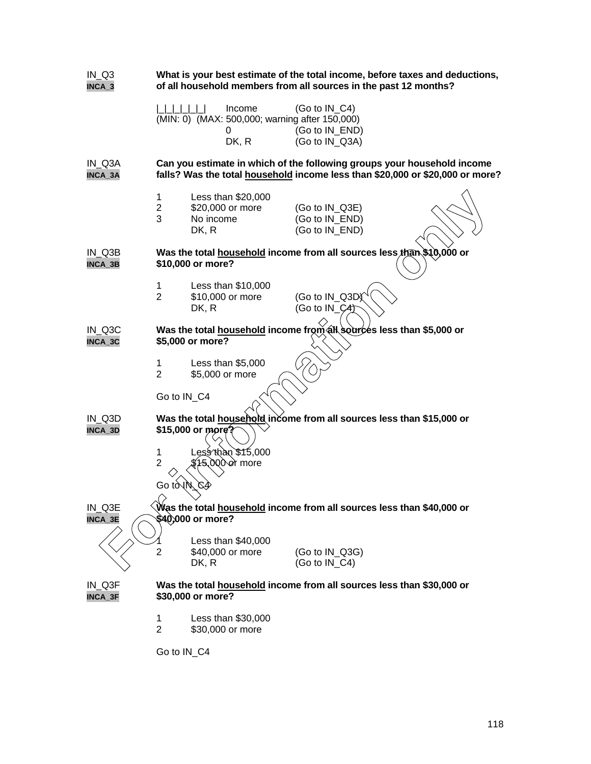IN_Q3
**INCA_3**

**What is your best estimate of the total income, before taxes and deductions, of all household members from all sources in the past 12 months?**

|_|_|_|_|_|_| Income (Go to IN_C4)
(MIN: 0) (MAX: 500,000; warning after 150,000)
0 (Go to IN_END)
DK, R (Go to IN_Q3A)

IN_Q3A
**INCA_3A**

**Can you estimate in which of the following groups your household income falls? Was the total household income less than $20,000 or $20,000 or more?**

1 Less than $20,000
2 $20,000 or more (Go to IN_Q3E)
3 No income (Go to IN_END)
DK, R (Go to IN_END)

IN_Q3B
**INCA_3B**

**Was the total household income from all sources less than $10,000 or $10,000 or more?**

1 Less than $10,000
2 $10,000 or more (Go to IN_Q3D)
DK, R (Go to IN_C4)

IN_Q3C
**INCA_3C**

**Was the total household income from all sources less than $5,000 or $5,000 or more?**

1 Less than $5,000
2 $5,000 or more

Go to IN_C4

IN_Q3D
**INCA_3D**

**Was the total household income from all sources less than $15,000 or $15,000 or more?**

1 Less than $15,000
2 $15,000 or more

Go to IN_C4

IN_Q3E
**INCA_3E**

**Was the total household income from all sources less than $40,000 or $40,000 or more?**

1 Less than $40,000
2 $40,000 or more (Go to IN_Q3G)
DK, R (Go to IN_C4)

IN_Q3F
**INCA_3F**

**Was the total household income from all sources less than $30,000 or $30,000 or more?**

1 Less than $30,000
2 $30,000 or more

Go to IN_C4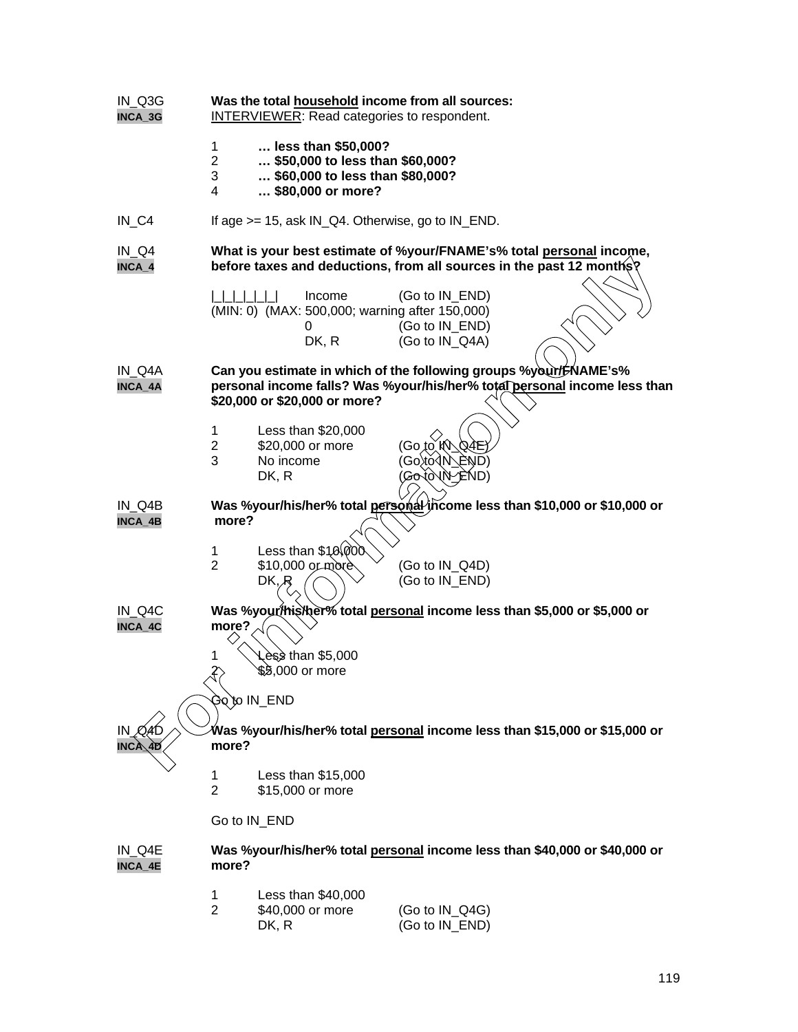IN_Q3G **Was the total household income from all sources:**
INCA_3G INTERVIEWER: Read categories to respondent.

1 **… less than $50,000?**
2 **… $50,000 to less than $60,000?**
3 **… $60,000 to less than $80,000?**
4 **… $80,000 or more?**

IN_C4 If age >= 15, ask IN_Q4. Otherwise, go to IN_END.

IN_Q4 **What is your best estimate of %your/FNAME's% total personal income,**
INCA_4 **before taxes and deductions, from all sources in the past 12 months?**

|_|_|_|_|_|_| Income (Go to IN_END)
(MIN: 0) (MAX: 500,000; warning after 150,000)
0 (Go to IN_END)
DK, R (Go to IN_Q4A)

IN_Q4A **Can you estimate in which of the following groups %your/FNAME's%**
INCA_4A **personal income falls? Was %your/his/her% total personal income less than $20,000 or $20,000 or more?**

1 Less than $20,000
2 $20,000 or more (Go to IN_Q4E)
3 No income (Go to IN_END)
DK, R (Go to IN_END)

IN_Q4B **Was %your/his/her% total personal income less than $10,000 or $10,000 or**
INCA_4B **more?**

1 Less than $10,000
2 $10,000 or more (Go to IN_Q4D)
DK, R (Go to IN_END)

IN_Q4C **Was %your/his/her% total personal income less than $5,000 or $5,000 or**
INCA_4C **more?**

1 Less than $5,000
2 $5,000 or more

Go to IN_END

IN_Q4D **Was %your/his/her% total personal income less than $15,000 or $15,000 or**
INCA_4D **more?**

1 Less than $15,000
2 $15,000 or more

Go to IN_END

IN_Q4E **Was %your/his/her% total personal income less than $40,000 or $40,000 or**
INCA_4E **more?**

1 Less than $40,000
2 $40,000 or more (Go to IN_Q4G)
DK, R (Go to IN_END)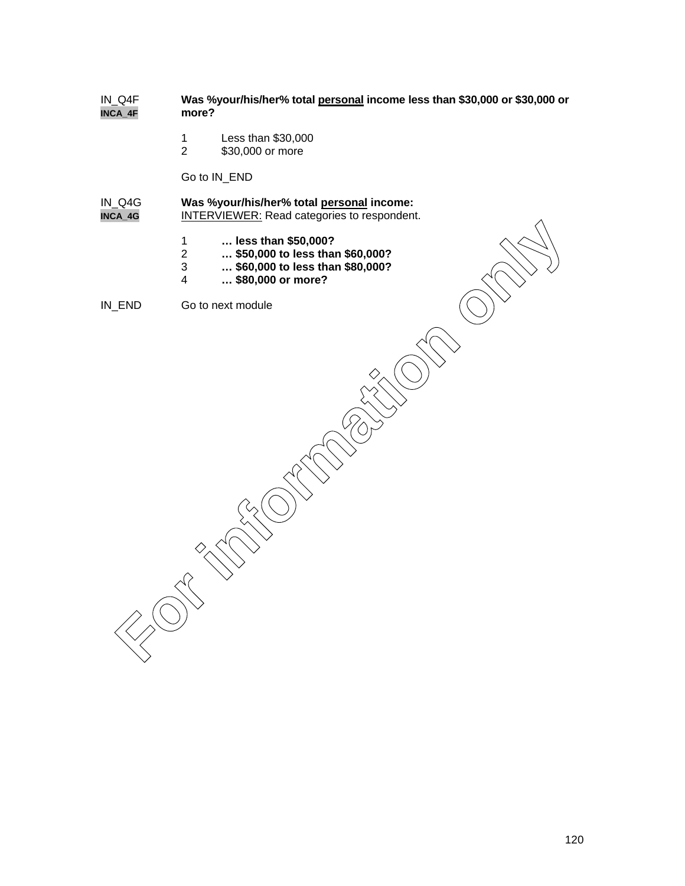IN_Q4F **Was %your/his/her% total personal income less than $30,000 or $30,000 or more?**
INCA_4F

1 Less than $30,000
2 $30,000 or more

Go to IN_END

IN_Q4G **Was %your/his/her% total personal income:**
INCA_4G INTERVIEWER: Read categories to respondent.

1 **… less than $50,000?**
2 **… $50,000 to less than $60,000?**
3 **… $60,000 to less than $80,000?**
4 **… $80,000 or more?**

IN_END Go to next module

For information only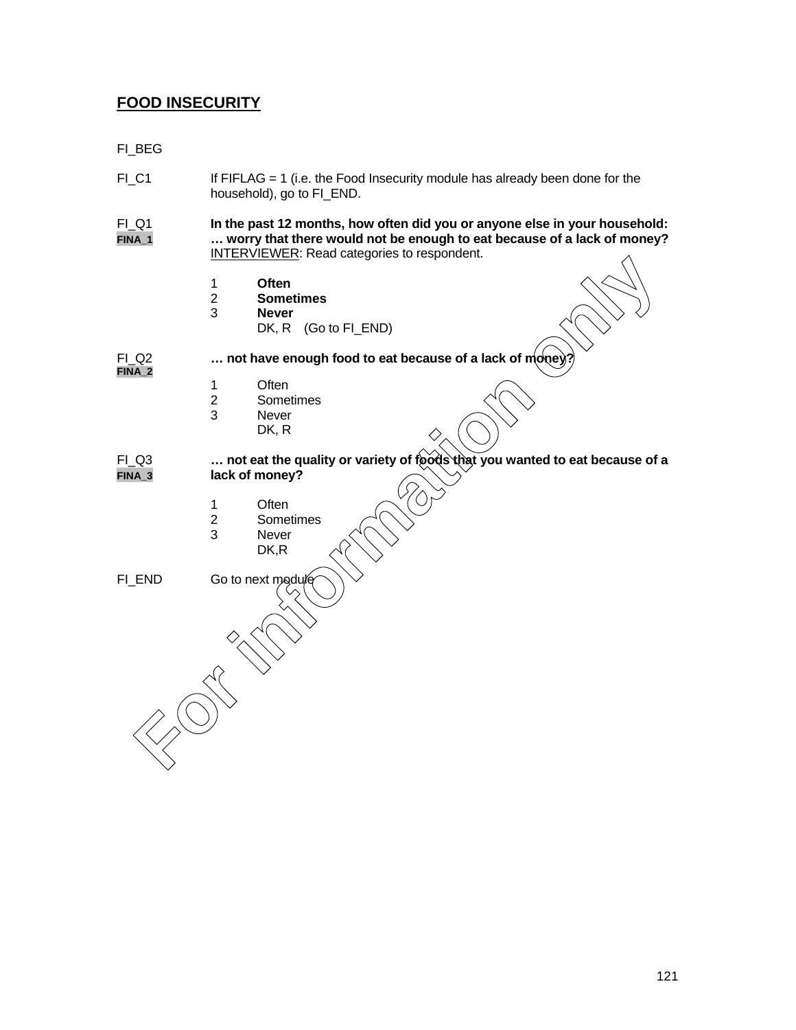## FOOD INSECURITY

FI_BEG

FI_C1 If FIFLAG = 1 (i.e. the Food Insecurity module has already been done for the household), go to FI_END.

FI_Q1
FINA_1
**In the past 12 months, how often did you or anyone else in your household:**
**… worry that there would not be enough to eat because of a lack of money?**
<u>INTERVIEWER</u>: Read categories to respondent.

1 **Often**
2 **Sometimes**
3 **Never**
DK, R (Go to FI_END)

FI_Q2
FINA_2
**… not have enough food to eat because of a lack of money?**

1 Often
2 Sometimes
3 Never
DK, R

FI_Q3
FINA_3
**… not eat the quality or variety of foods that you wanted to eat because of a lack of money?**

1 Often
2 Sometimes
3 Never
DK,R

FI_END Go to next module

For information only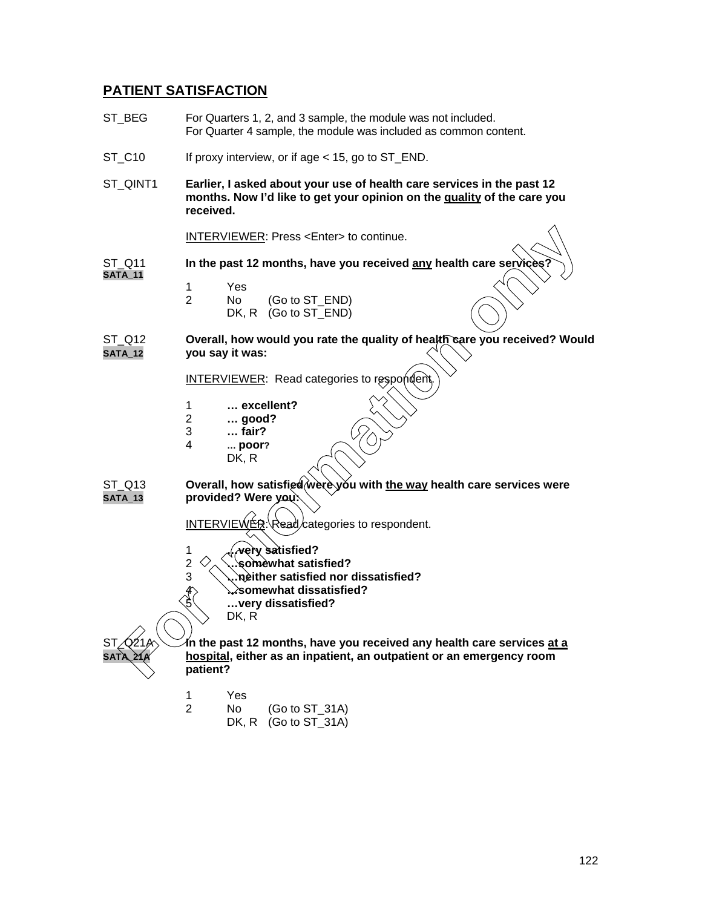## PATIENT SATISFACTION

ST_BEG For Quarters 1, 2, and 3 sample, the module was not included.
For Quarter 4 sample, the module was included as common content.

ST_C10 If proxy interview, or if age < 15, go to ST_END.

ST_QINT1 **Earlier, I asked about your use of health care services in the past 12 months. Now I'd like to get your opinion on the quality of the care you received.**

INTERVIEWER: Press <Enter> to continue.

ST_Q11
SATA_11
**In the past 12 months, have you received any health care services?**

1 Yes
2 No (Go to ST_END)
DK, R (Go to ST_END)

ST_Q12
SATA_12
**Overall, how would you rate the quality of health care you received? Would you say it was:**

INTERVIEWER: Read categories to respondent.

1 **… excellent?**
2 **… good?**
3 **… fair?**
4 **... poor?**
DK, R

ST_Q13
SATA_13
**Overall, how satisfied were you with the way health care services were provided? Were you:**

INTERVIEWER: Read categories to respondent.

1 **…very satisfied?**
2 **…somewhat satisfied?**
3 **…neither satisfied nor dissatisfied?**
4 **…somewhat dissatisfied?**
5 **…very dissatisfied?**
DK, R

ST_Q21A
SATA_21A
**In the past 12 months, have you received any health care services at a hospital, either as an inpatient, an outpatient or an emergency room patient?**

1 Yes
2 No (Go to ST_31A)
DK, R (Go to ST_31A)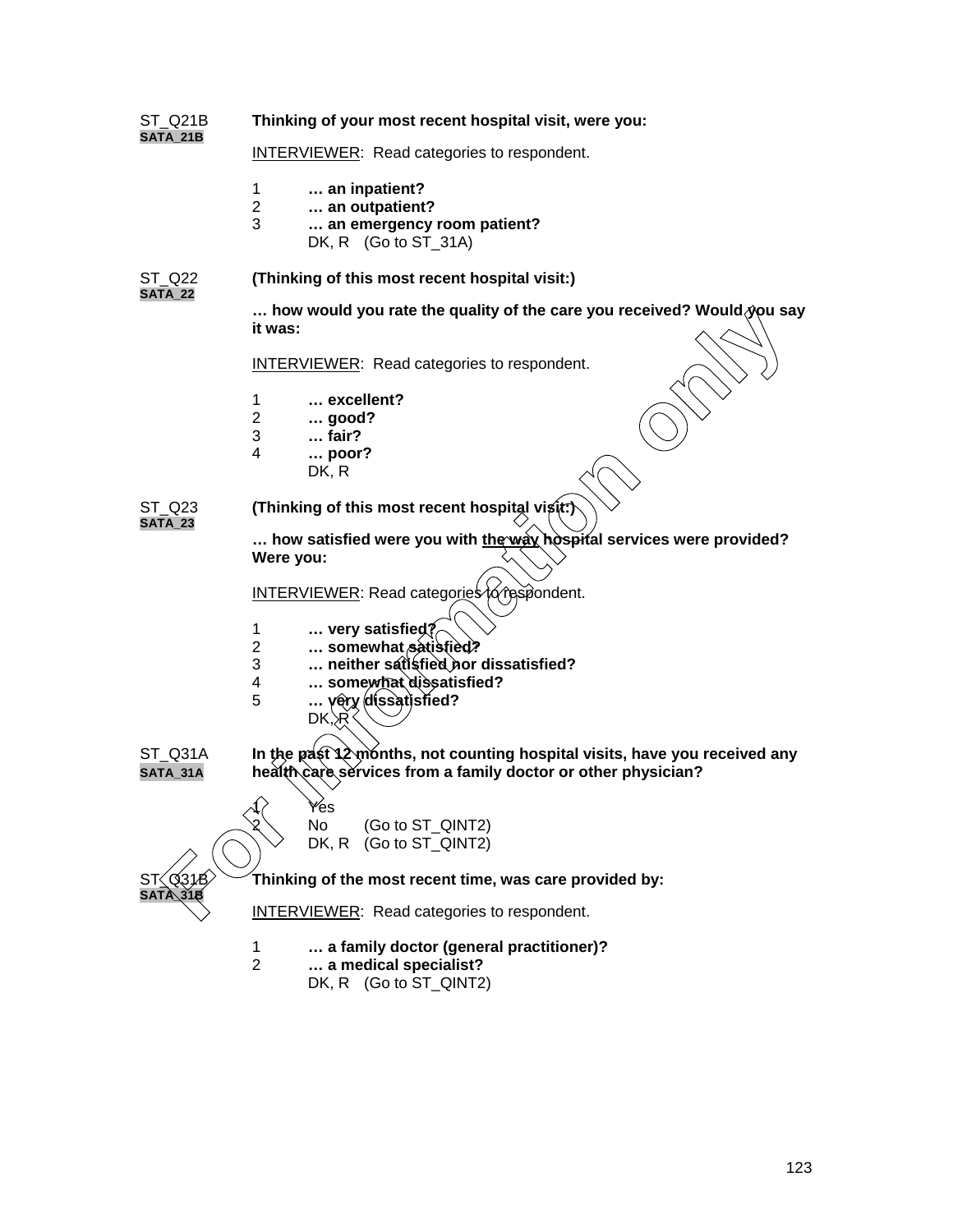ST_Q21B **Thinking of your most recent hospital visit, were you:**
**SATA_21B**

INTERVIEWER: Read categories to respondent.

1 **… an inpatient?**
2 **… an outpatient?**
3 **… an emergency room patient?**
DK, R (Go to ST_31A)

ST_Q22 **(Thinking of this most recent hospital visit:)**
**SATA_22**

**… how would you rate the quality of the care you received? Would you say it was:**

INTERVIEWER: Read categories to respondent.

1 **… excellent?**
2 **… good?**
3 **… fair?**
4 **… poor?**
DK, R

ST_Q23 **(Thinking of this most recent hospital visit:)**
**SATA_23**

**… how satisfied were you with the way hospital services were provided? Were you:**

INTERVIEWER: Read categories to respondent.

1 **… very satisfied?**
2 **… somewhat satisfied?**
3 **… neither satisfied nor dissatisfied?**
4 **… somewhat dissatisfied?**
5 **… very dissatisfied?**
DK, R

ST_Q31A **In the past 12 months, not counting hospital visits, have you received any health care services from a family doctor or other physician?**
**SATA_31A**

1 Yes
2 No (Go to ST_QINT2)
DK, R (Go to ST_QINT2)

ST_Q31B **Thinking of the most recent time, was care provided by:**
**SATA_31B**

INTERVIEWER: Read categories to respondent.

1 **… a family doctor (general practitioner)?**
2 **… a medical specialist?**
DK, R (Go to ST_QINT2)

For information only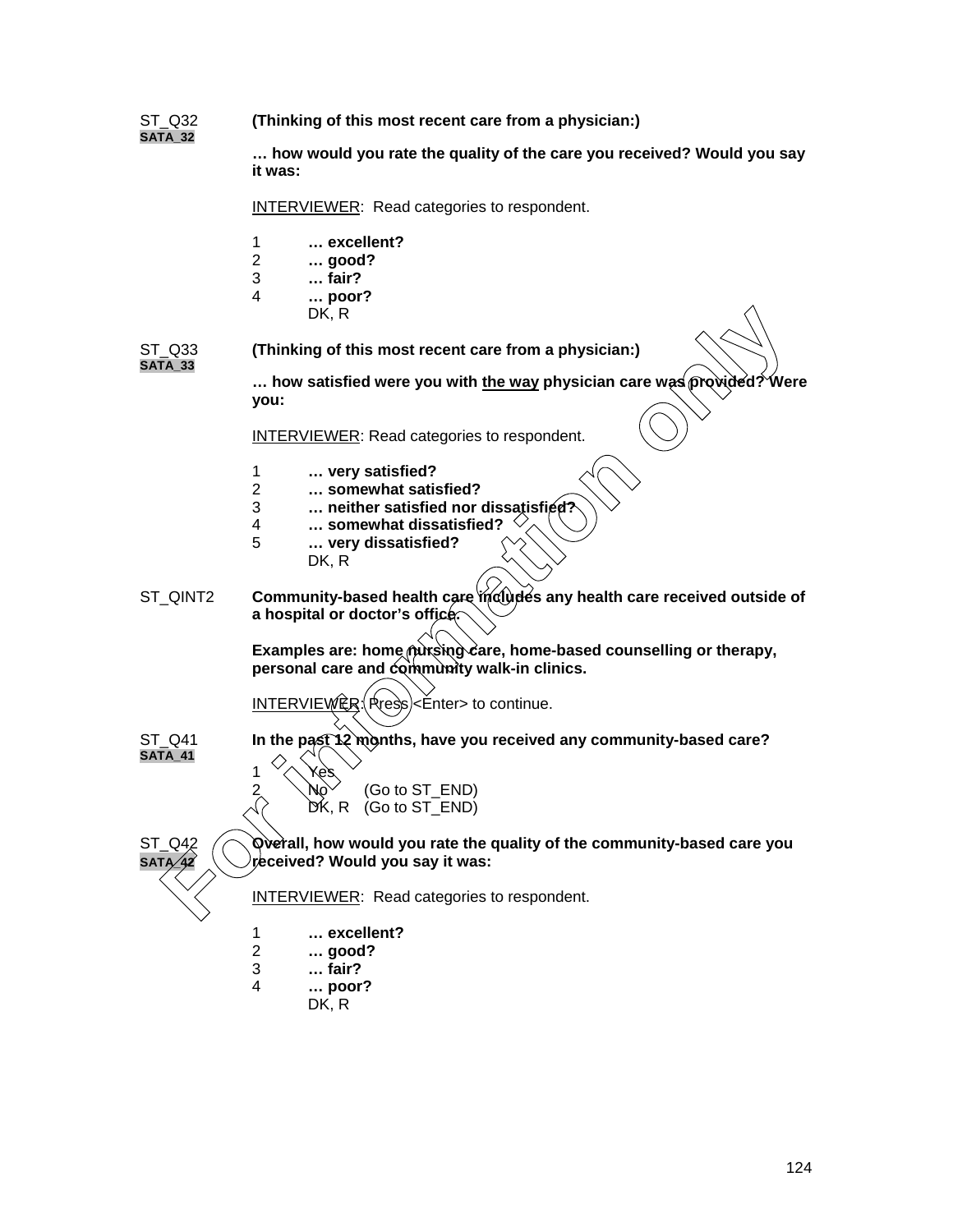ST_Q32 **(Thinking of this most recent care from a physician:)**
SATA_32

**… how would you rate the quality of the care you received? Would you say it was:**

INTERVIEWER: Read categories to respondent.

1 **… excellent?**
2 **… good?**
3 **… fair?**
4 **… poor?**
DK, R

ST_Q33 **(Thinking of this most recent care from a physician:)**
SATA_33

**… how satisfied were you with the way physician care was provided? Were you:**

INTERVIEWER: Read categories to respondent.

1 **… very satisfied?**
2 **… somewhat satisfied?**
3 **… neither satisfied nor dissatisfied?**
4 **… somewhat dissatisfied?**
5 **… very dissatisfied?**
DK, R

ST_QINT2 **Community-based health care includes any health care received outside of a hospital or doctor's office.**

**Examples are: home nursing care, home-based counselling or therapy, personal care and community walk-in clinics.**

INTERVIEWER: Press <Enter> to continue.

ST_Q41 **In the past 12 months, have you received any community-based care?**
SATA_41

1 Yes
2 No (Go to ST_END)
DK, R (Go to ST_END)

ST_Q42 **Overall, how would you rate the quality of the community-based care you received? Would you say it was:**
SATA_42

INTERVIEWER: Read categories to respondent.

1 **… excellent?**
2 **… good?**
3 **… fair?**
4 **… poor?**
DK, R

For information only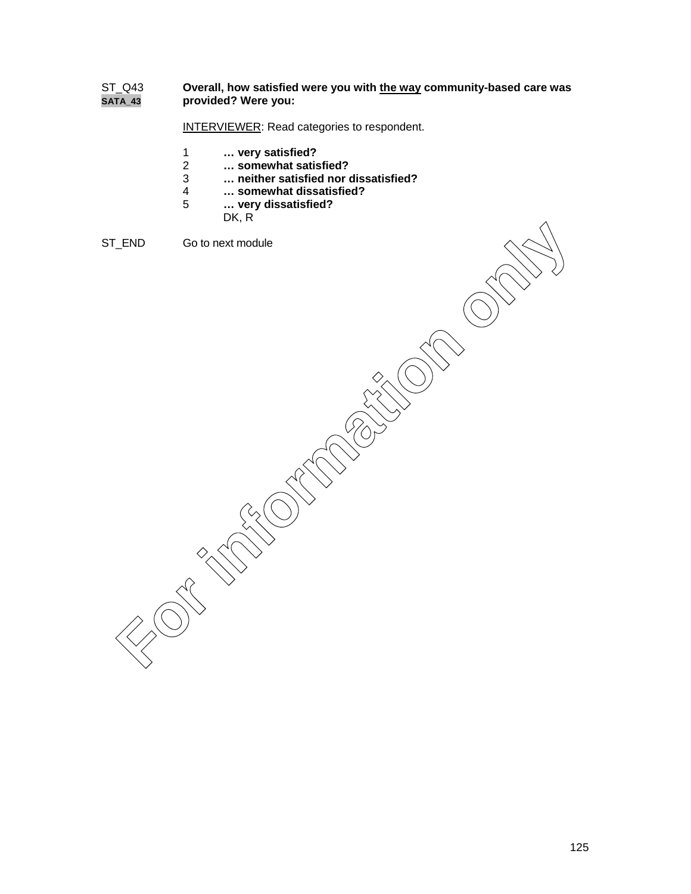ST_Q43
SATA_43

**Overall, how satisfied were you with the way community-based care was provided? Were you:**

INTERVIEWER: Read categories to respondent.

1 **… very satisfied?**
2 **… somewhat satisfied?**
3 **… neither satisfied nor dissatisfied?**
4 **… somewhat dissatisfied?**
5 **… very dissatisfied?**
DK, R

ST_END Go to next module

For information only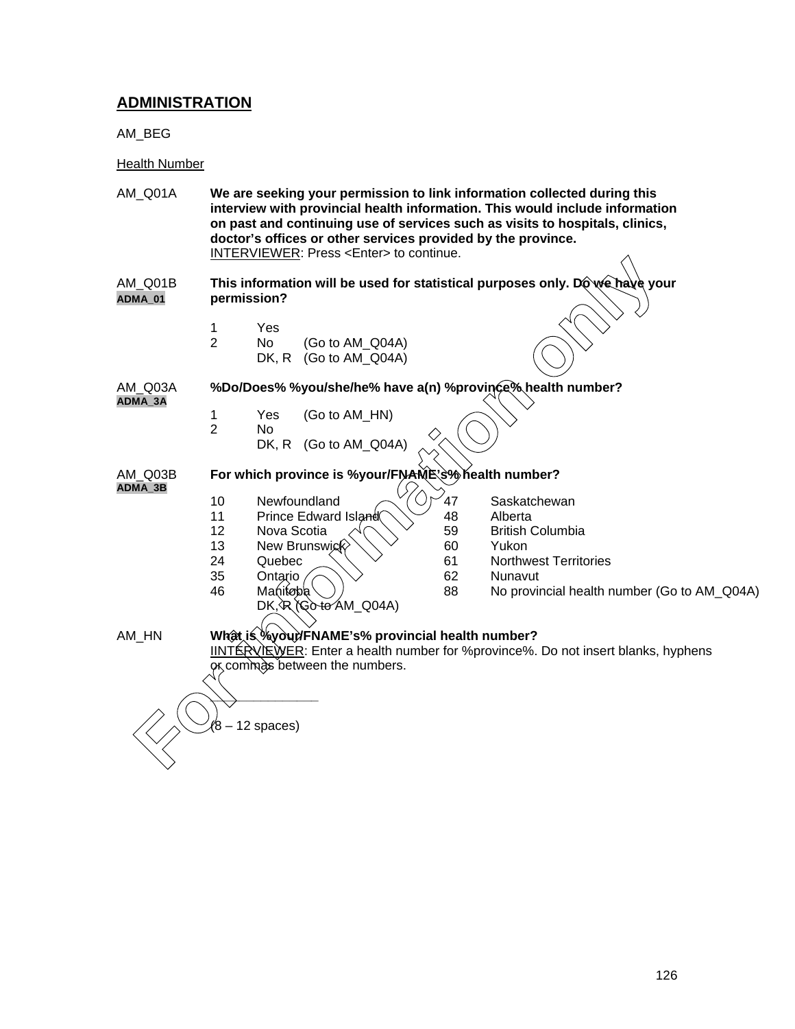## ADMINISTRATION

AM_BEG

Health Number

AM_Q01A **We are seeking your permission to link information collected during this interview with provincial health information. This would include information on past and continuing use of services such as visits to hospitals, clinics, doctor's offices or other services provided by the province.**
INTERVIEWER: Press <Enter> to continue.

AM_Q01B **This information will be used for statistical purposes only. Do we have your permission?**
ADMA_01

1 Yes
2 No (Go to AM_Q04A)
DK, R (Go to AM_Q04A)

AM_Q03A **%Do/Does% %you/she/he% have a(n) %province% health number?**
ADMA_3A

1 Yes (Go to AM_HN)
2 No
DK, R (Go to AM_Q04A)

AM_Q03B **For which province is %your/FNAME's% health number?**
ADMA_3B

| | | | |
|---|---|---|---|
| 10 | Newfoundland | 47 | Saskatchewan |
| 11 | Prince Edward Island | 48 | Alberta |
| 12 | Nova Scotia | 59 | British Columbia |
| 13 | New Brunswick | 60 | Yukon |
| 24 | Quebec | 61 | Northwest Territories |
| 35 | Ontario | 62 | Nunavut |
| 46 | Manitoba | 88 | No provincial health number (Go to AM_Q04A) |
| | DK, R (Go to AM_Q04A) | | |

AM_HN **What is %your/FNAME's% provincial health number?**
IINTERVIEWER: Enter a health number for %province%. Do not insert blanks, hyphens or commas between the numbers.

\_\_\_\_\_\_\_\_\_\_\_\_\_\_\_\_
(8 – 12 spaces)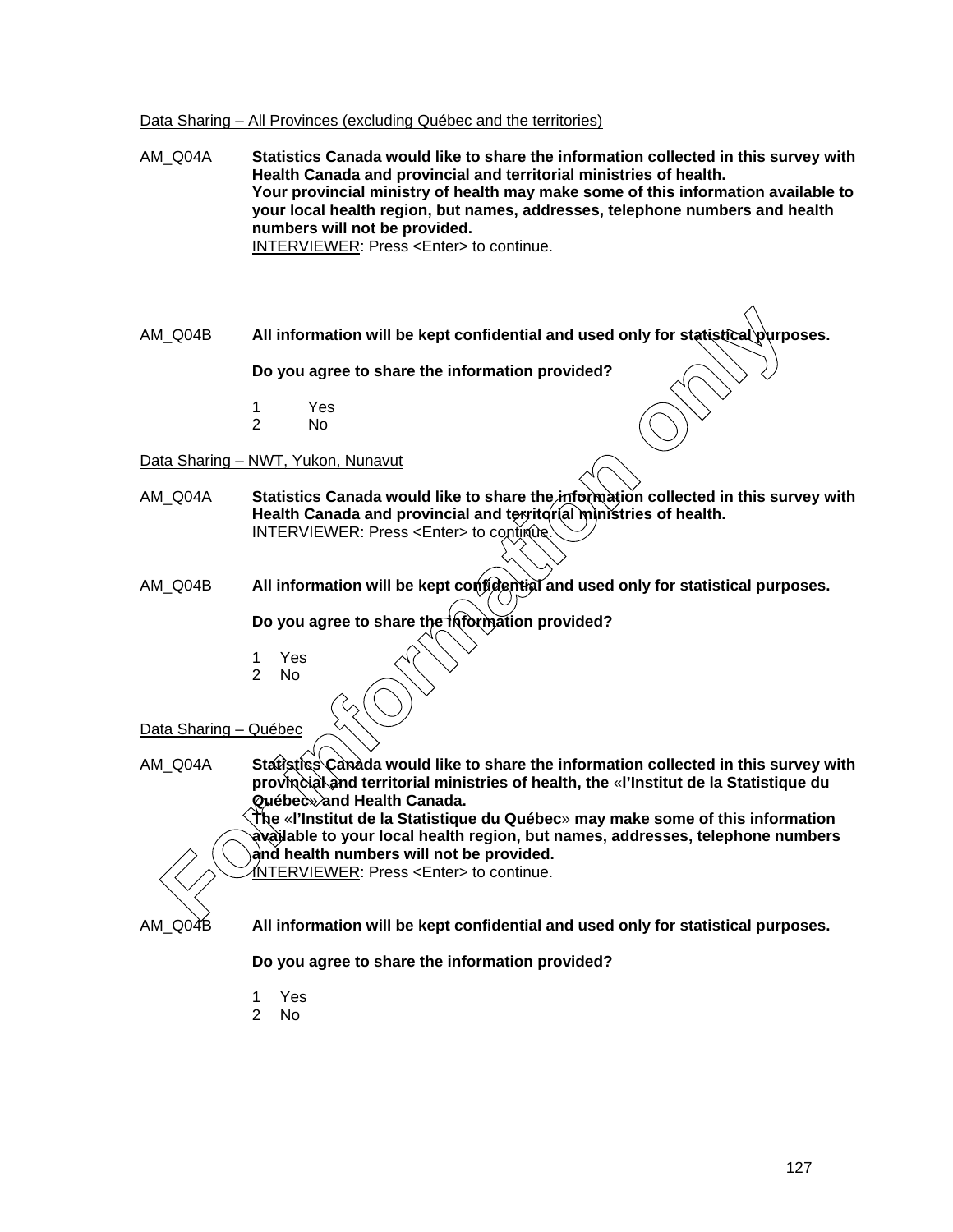Data Sharing – All Provinces (excluding Québec and the territories)

AM_Q04A **Statistics Canada would like to share the information collected in this survey with Health Canada and provincial and territorial ministries of health.**
**Your provincial ministry of health may make some of this information available to your local health region, but names, addresses, telephone numbers and health numbers will not be provided.**
INTERVIEWER: Press <Enter> to continue.

AM_Q04B **All information will be kept confidential and used only for statistical purposes.**

**Do you agree to share the information provided?**

1 Yes
2 No

Data Sharing – NWT, Yukon, Nunavut

AM_Q04A **Statistics Canada would like to share the information collected in this survey with Health Canada and provincial and territorial ministries of health.**
INTERVIEWER: Press <Enter> to continue.

AM_Q04B **All information will be kept confidential and used only for statistical purposes.**

**Do you agree to share the information provided?**

1 Yes
2 No

Data Sharing – Québec

AM_Q04A **Statistics Canada would like to share the information collected in this survey with provincial and territorial ministries of health, the «l'Institut de la Statistique du Québec» and Health Canada.**
**The «l'Institut de la Statistique du Québec» may make some of this information available to your local health region, but names, addresses, telephone numbers and health numbers will not be provided.**
INTERVIEWER: Press <Enter> to continue.

AM_Q04B **All information will be kept confidential and used only for statistical purposes.**

**Do you agree to share the information provided?**

1 Yes
2 No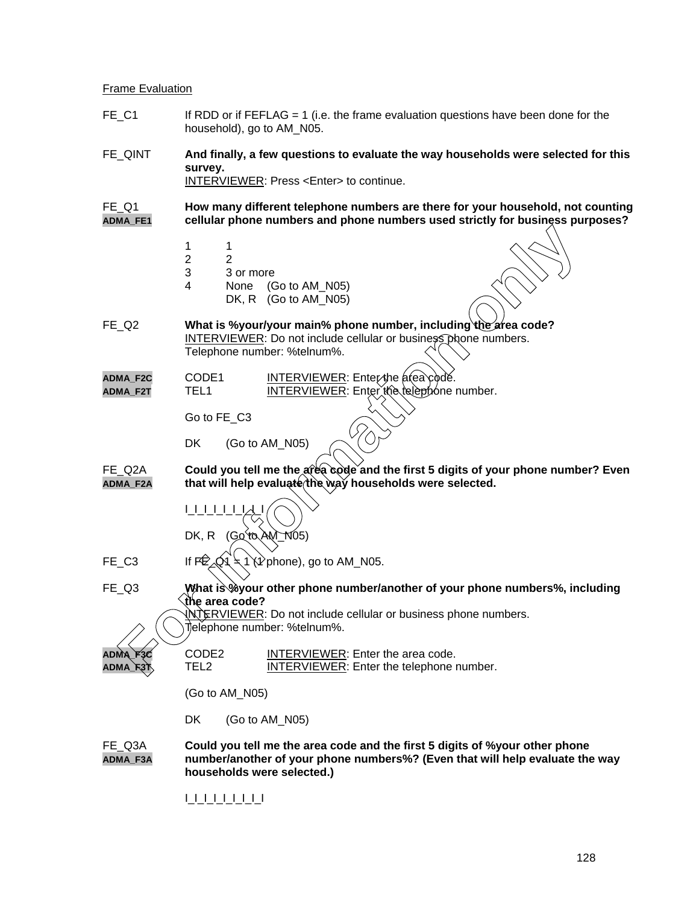Frame Evaluation

FE_C1 If RDD or if FEFLAG = 1 (i.e. the frame evaluation questions have been done for the household), go to AM_N05.

FE_QINT **And finally, a few questions to evaluate the way households were selected for this survey.**
INTERVIEWER: Press <Enter> to continue.

FE_Q1 **How many different telephone numbers are there for your household, not counting cellular phone numbers and phone numbers used strictly for business purposes?**
ADMA_FE1

1 1
2 2
3 3 or more
4 None (Go to AM_N05)
DK, R (Go to AM_N05)

FE_Q2 **What is %your/your main% phone number, including the area code?**
INTERVIEWER: Do not include cellular or business phone numbers.
Telephone number: %telnum%.

ADMA_F2C CODE1 INTERVIEWER: Enter the area code.
ADMA_F2T TEL1 INTERVIEWER: Enter the telephone number.

Go to FE_C3

DK (Go to AM_N05)

FE_Q2A **Could you tell me the area code and the first 5 digits of your phone number? Even that will help evaluate the way households were selected.**
ADMA_F2A

I_I_I_I_I_I_I_I_I

DK, R (Go to AM_N05)

FE_C3 If FE_Q1 = 1 (1 phone), go to AM_N05.

FE_Q3 **What is %your other phone number/another of your phone numbers%, including the area code?**
INTERVIEWER: Do not include cellular or business phone numbers.
Telephone number: %telnum%.

ADMA_F3C CODE2 INTERVIEWER: Enter the area code.
ADMA_F3T TEL2 INTERVIEWER: Enter the telephone number.

(Go to AM_N05)

DK (Go to AM_N05)

FE_Q3A **Could you tell me the area code and the first 5 digits of %your other phone number/another of your phone numbers%? (Even that will help evaluate the way households were selected.)**
ADMA_F3A

I_I_I_I_I_I_I_I_I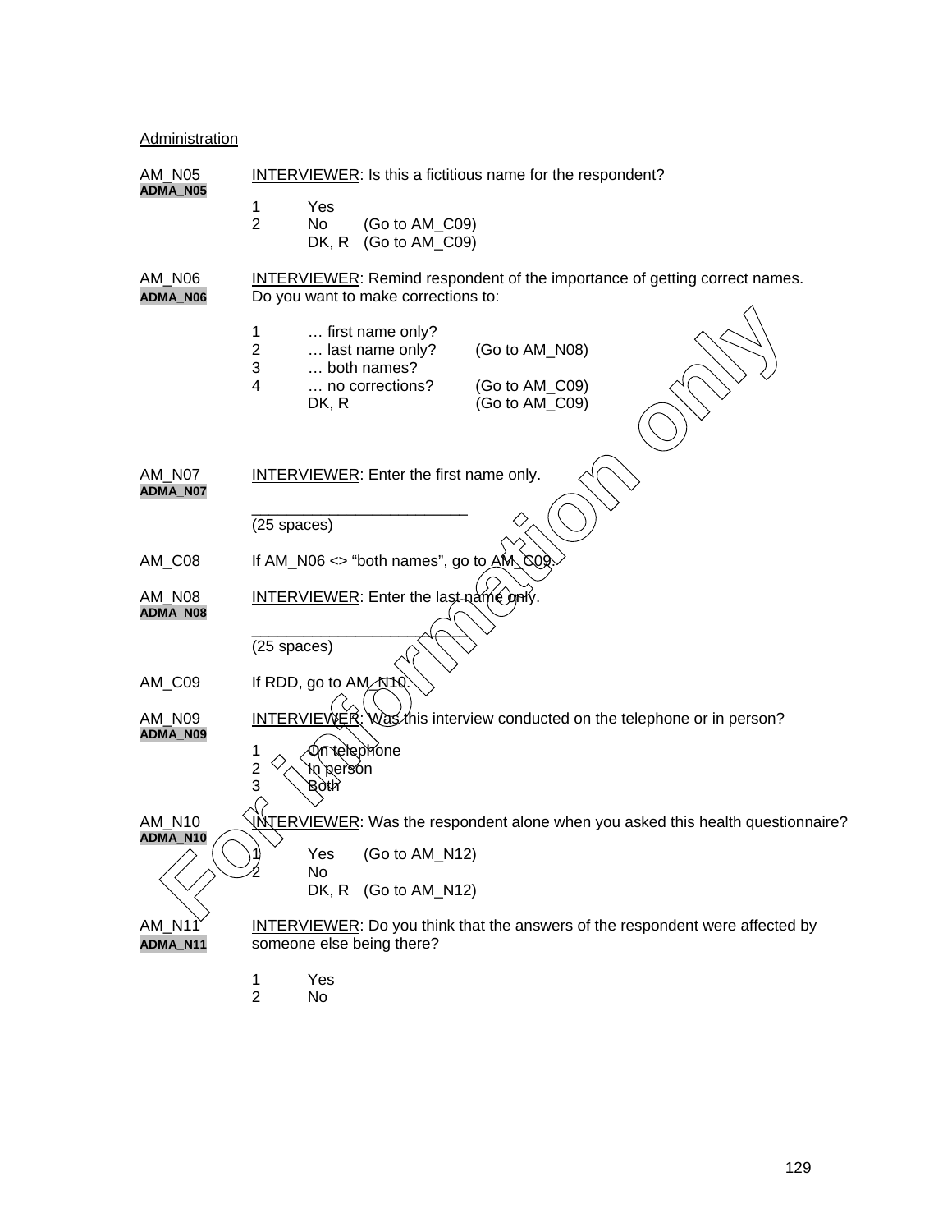Administration

AM_N05
**ADMA_N05**

INTERVIEWER: Is this a fictitious name for the respondent?

1 Yes
2 No (Go to AM_C09)
DK, R (Go to AM_C09)

AM_N06
**ADMA_N06**

INTERVIEWER: Remind respondent of the importance of getting correct names.
Do you want to make corrections to:

1 … first name only?
2 … last name only? (Go to AM_N08)
3 … both names?
4 … no corrections? (Go to AM_C09)
DK, R (Go to AM_C09)

AM_N07
**ADMA_N07**

INTERVIEWER: Enter the first name only.

_________________________
(25 spaces)

AM_C08 If AM_N06 <> "both names", go to AM_C09.

AM_N08
**ADMA_N08**

INTERVIEWER: Enter the last name only.

_________________________
(25 spaces)

AM_C09 If RDD, go to AM_N10.

AM_N09
**ADMA_N09**

INTERVIEWER: Was this interview conducted on the telephone or in person?

1 On telephone
2 In person
3 Both

AM_N10
**ADMA_N10**

INTERVIEWER: Was the respondent alone when you asked this health questionnaire?

1 Yes (Go to AM_N12)
2 No
DK, R (Go to AM_N12)

AM_N11
**ADMA_N11**

INTERVIEWER: Do you think that the answers of the respondent were affected by someone else being there?

1 Yes
2 No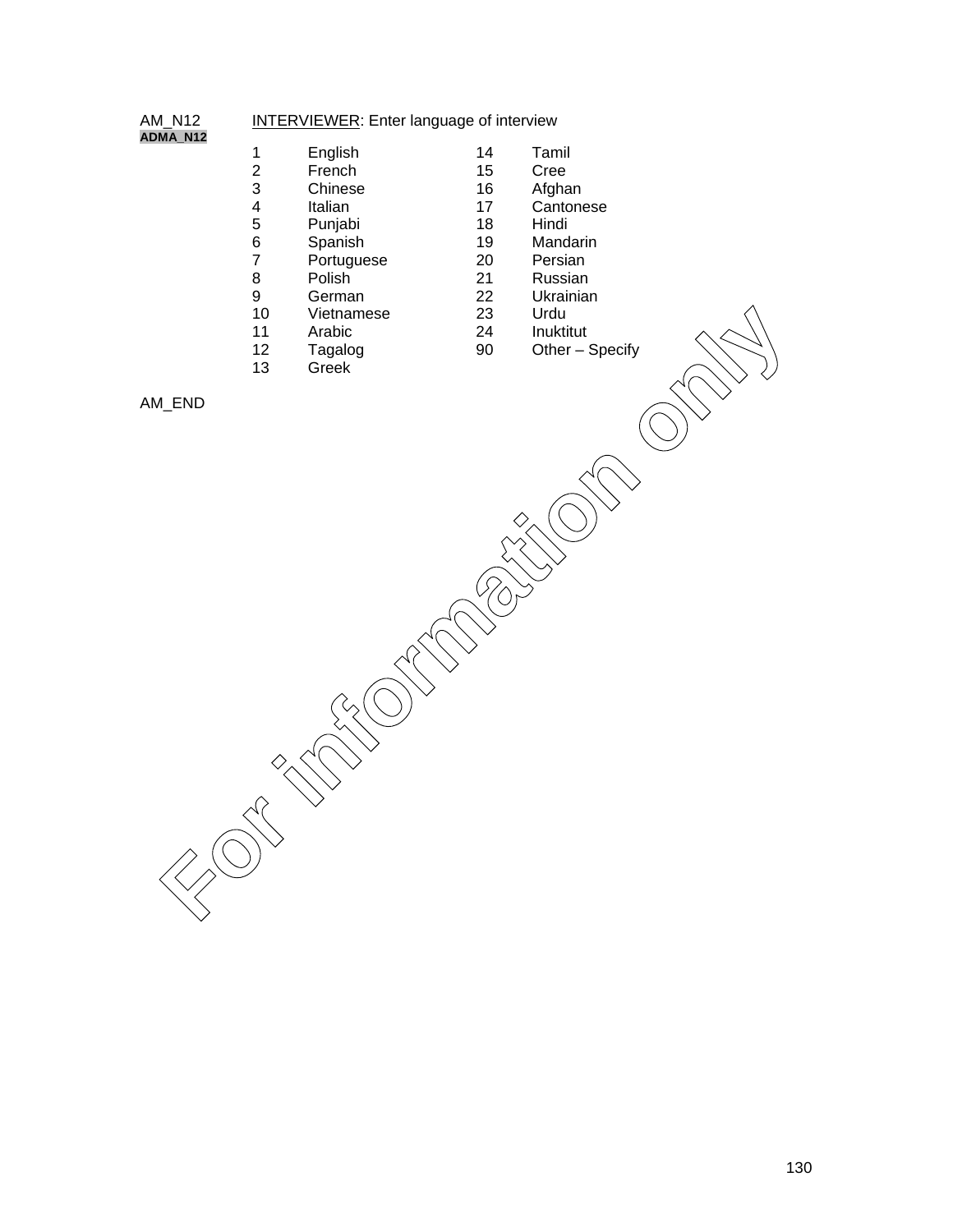AM_N12 **ADMA_N12**

INTERVIEWER: Enter language of interview

| | | | |
|---|---|---|---|
| 1 | English | 14 | Tamil |
| 2 | French | 15 | Cree |
| 3 | Chinese | 16 | Afghan |
| 4 | Italian | 17 | Cantonese |
| 5 | Punjabi | 18 | Hindi |
| 6 | Spanish | 19 | Mandarin |
| 7 | Portuguese | 20 | Persian |
| 8 | Polish | 21 | Russian |
| 9 | German | 22 | Ukrainian |
| 10 | Vietnamese | 23 | Urdu |
| 11 | Arabic | 24 | Inuktitut |
| 12 | Tagalog | 90 | Other – Specify |
| 13 | Greek | | |

AM_END

For information only